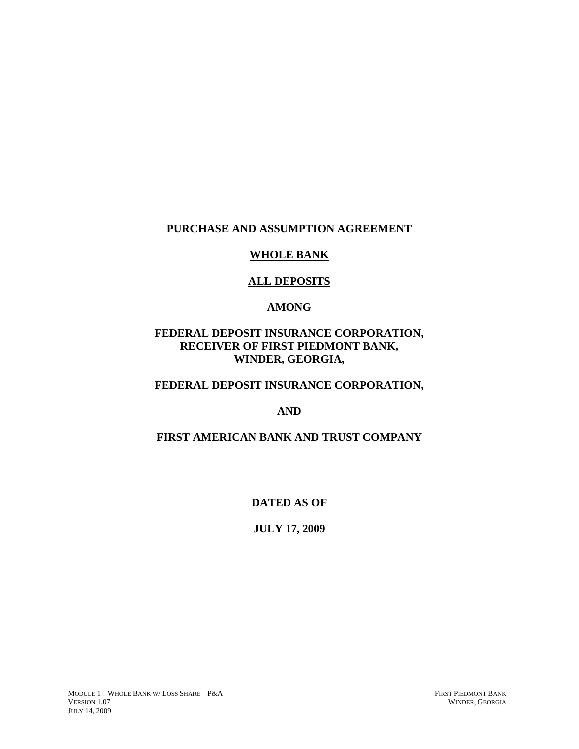# PURCHASE AND ASSUMPTION AGREEMENT

## WHOLE BANK

## ALL DEPOSITS

**AMONG**

**FEDERAL DEPOSIT INSURANCE CORPORATION,**
**RECEIVER OF FIRST PIEDMONT BANK,**
**WINDER, GEORGIA,**

**FEDERAL DEPOSIT INSURANCE CORPORATION,**

**AND**

**FIRST AMERICAN BANK AND TRUST COMPANY**

**DATED AS OF**

**JULY 17, 2009**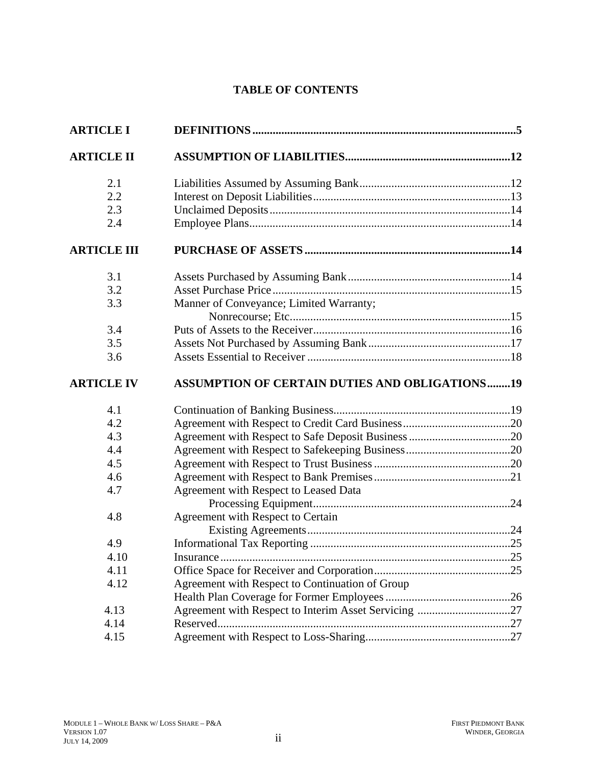# TABLE OF CONTENTS

| | | |
|---|---|---|
| **ARTICLE I** | **DEFINITIONS** | **5** |
| **ARTICLE II** | **ASSUMPTION OF LIABILITIES** | **12** |
| 2.1 | Liabilities Assumed by Assuming Bank | 12 |
| 2.2 | Interest on Deposit Liabilities | 13 |
| 2.3 | Unclaimed Deposits | 14 |
| 2.4 | Employee Plans | 14 |
| **ARTICLE III** | **PURCHASE OF ASSETS** | **14** |
| 3.1 | Assets Purchased by Assuming Bank | 14 |
| 3.2 | Asset Purchase Price | 15 |
| 3.3 | Manner of Conveyance; Limited Warranty; Nonrecourse; Etc. | 15 |
| 3.4 | Puts of Assets to the Receiver | 16 |
| 3.5 | Assets Not Purchased by Assuming Bank | 17 |
| 3.6 | Assets Essential to Receiver | 18 |
| **ARTICLE IV** | **ASSUMPTION OF CERTAIN DUTIES AND OBLIGATIONS** | **19** |
| 4.1 | Continuation of Banking Business | 19 |
| 4.2 | Agreement with Respect to Credit Card Business | 20 |
| 4.3 | Agreement with Respect to Safe Deposit Business | 20 |
| 4.4 | Agreement with Respect to Safekeeping Business | 20 |
| 4.5 | Agreement with Respect to Trust Business | 20 |
| 4.6 | Agreement with Respect to Bank Premises | 21 |
| 4.7 | Agreement with Respect to Leased Data Processing Equipment | 24 |
| 4.8 | Agreement with Respect to Certain Existing Agreements | 24 |
| 4.9 | Informational Tax Reporting | 25 |
| 4.10 | Insurance | 25 |
| 4.11 | Office Space for Receiver and Corporation | 25 |
| 4.12 | Agreement with Respect to Continuation of Group Health Plan Coverage for Former Employees | 26 |
| 4.13 | Agreement with Respect to Interim Asset Servicing | 27 |
| 4.14 | Reserved | 27 |
| 4.15 | Agreement with Respect to Loss-Sharing | 27 |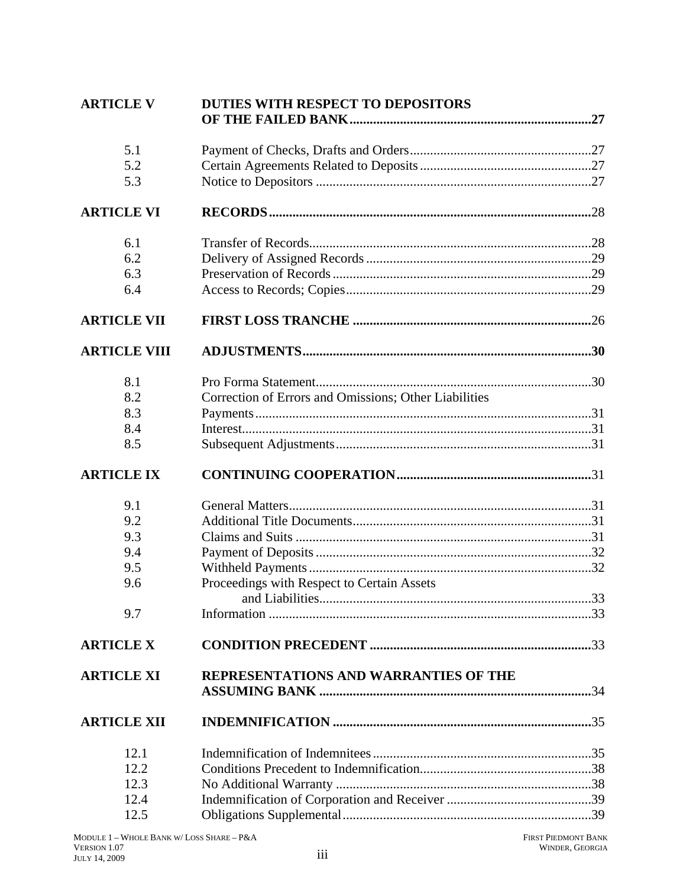| | | |
|---|---|---|
| **ARTICLE V** | **DUTIES WITH RESPECT TO DEPOSITORS OF THE FAILED BANK** | **27** |
| 5.1 | Payment of Checks, Drafts and Orders | 27 |
| 5.2 | Certain Agreements Related to Deposits | 27 |
| 5.3 | Notice to Depositors | 27 |
| **ARTICLE VI** | **RECORDS** | 28 |
| 6.1 | Transfer of Records | 28 |
| 6.2 | Delivery of Assigned Records | 29 |
| 6.3 | Preservation of Records | 29 |
| 6.4 | Access to Records; Copies | 29 |
| **ARTICLE VII** | **FIRST LOSS TRANCHE** | 26 |
| **ARTICLE VIII** | **ADJUSTMENTS** | **30** |
| 8.1 | Pro Forma Statement | 30 |
| 8.2 | Correction of Errors and Omissions; Other Liabilities | |
| 8.3 | Payments | 31 |
| 8.4 | Interest | 31 |
| 8.5 | Subsequent Adjustments | 31 |
| **ARTICLE IX** | **CONTINUING COOPERATION** | 31 |
| 9.1 | General Matters | 31 |
| 9.2 | Additional Title Documents | 31 |
| 9.3 | Claims and Suits | 31 |
| 9.4 | Payment of Deposits | 32 |
| 9.5 | Withheld Payments | 32 |
| 9.6 | Proceedings with Respect to Certain Assets and Liabilities | 33 |
| 9.7 | Information | 33 |
| **ARTICLE X** | **CONDITION PRECEDENT** | 33 |
| **ARTICLE XI** | **REPRESENTATIONS AND WARRANTIES OF THE ASSUMING BANK** | 34 |
| **ARTICLE XII** | **INDEMNIFICATION** | 35 |
| 12.1 | Indemnification of Indemnitees | 35 |
| 12.2 | Conditions Precedent to Indemnification | 38 |
| 12.3 | No Additional Warranty | 38 |
| 12.4 | Indemnification of Corporation and Receiver | 39 |
| 12.5 | Obligations Supplemental | 39 |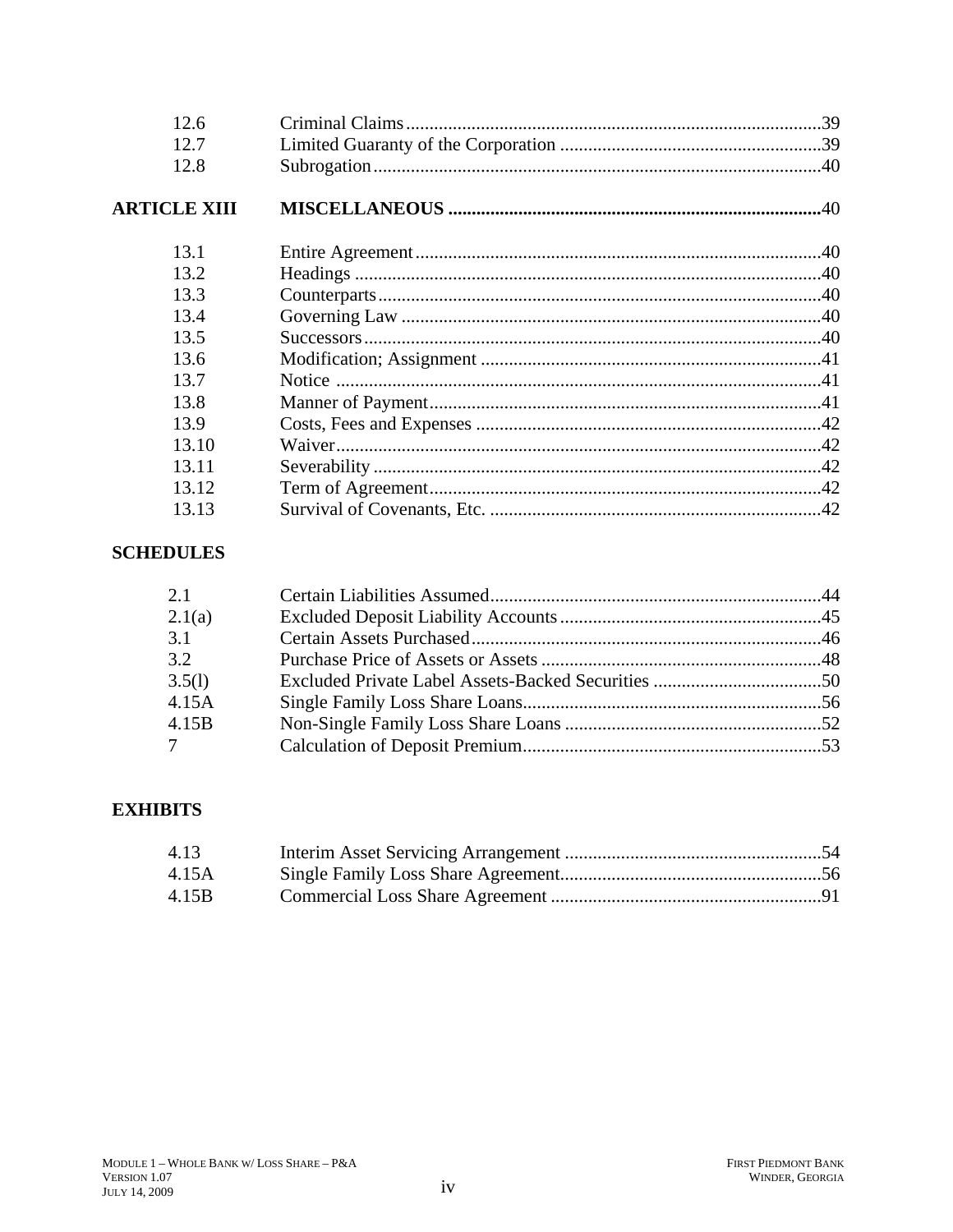| | | |
|---|---|---|
| 12.6 | Criminal Claims | 39 |
| 12.7 | Limited Guaranty of the Corporation | 39 |
| 12.8 | Subrogation | 40 |
| **ARTICLE XIII** | **MISCELLANEOUS** | 40 |
| 13.1 | Entire Agreement | 40 |
| 13.2 | Headings | 40 |
| 13.3 | Counterparts | 40 |
| 13.4 | Governing Law | 40 |
| 13.5 | Successors | 40 |
| 13.6 | Modification; Assignment | 41 |
| 13.7 | Notice | 41 |
| 13.8 | Manner of Payment | 41 |
| 13.9 | Costs, Fees and Expenses | 42 |
| 13.10 | Waiver | 42 |
| 13.11 | Severability | 42 |
| 13.12 | Term of Agreement | 42 |
| 13.13 | Survival of Covenants, Etc. | 42 |

**SCHEDULES**

| | | |
|---|---|---|
| 2.1 | Certain Liabilities Assumed | 44 |
| 2.1(a) | Excluded Deposit Liability Accounts | 45 |
| 3.1 | Certain Assets Purchased | 46 |
| 3.2 | Purchase Price of Assets or Assets | 48 |
| 3.5(l) | Excluded Private Label Assets-Backed Securities | 50 |
| 4.15A | Single Family Loss Share Loans | 56 |
| 4.15B | Non-Single Family Loss Share Loans | 52 |
| 7 | Calculation of Deposit Premium | 53 |

**EXHIBITS**

| | | |
|---|---|---|
| 4.13 | Interim Asset Servicing Arrangement | 54 |
| 4.15A | Single Family Loss Share Agreement | 56 |
| 4.15B | Commercial Loss Share Agreement | 91 |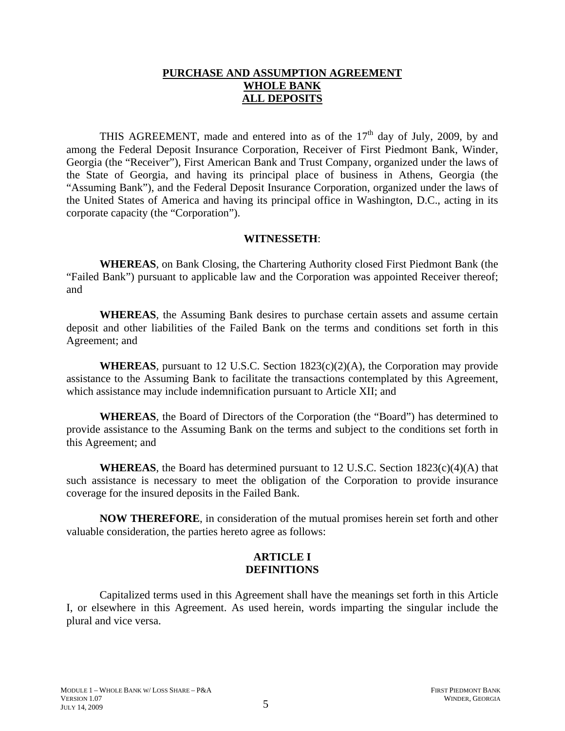# PURCHASE AND ASSUMPTION AGREEMENT
# WHOLE BANK
# ALL DEPOSITS

THIS AGREEMENT, made and entered into as of the 17th day of July, 2009, by and among the Federal Deposit Insurance Corporation, Receiver of First Piedmont Bank, Winder, Georgia (the "Receiver"), First American Bank and Trust Company, organized under the laws of the State of Georgia, and having its principal place of business in Athens, Georgia (the "Assuming Bank"), and the Federal Deposit Insurance Corporation, organized under the laws of the United States of America and having its principal office in Washington, D.C., acting in its corporate capacity (the "Corporation").

**WITNESSETH**:

**WHEREAS**, on Bank Closing, the Chartering Authority closed First Piedmont Bank (the "Failed Bank") pursuant to applicable law and the Corporation was appointed Receiver thereof; and

**WHEREAS**, the Assuming Bank desires to purchase certain assets and assume certain deposit and other liabilities of the Failed Bank on the terms and conditions set forth in this Agreement; and

**WHEREAS**, pursuant to 12 U.S.C. Section 1823(c)(2)(A), the Corporation may provide assistance to the Assuming Bank to facilitate the transactions contemplated by this Agreement, which assistance may include indemnification pursuant to Article XII; and

**WHEREAS**, the Board of Directors of the Corporation (the "Board") has determined to provide assistance to the Assuming Bank on the terms and subject to the conditions set forth in this Agreement; and

**WHEREAS**, the Board has determined pursuant to 12 U.S.C. Section 1823(c)(4)(A) that such assistance is necessary to meet the obligation of the Corporation to provide insurance coverage for the insured deposits in the Failed Bank.

**NOW THEREFORE**, in consideration of the mutual promises herein set forth and other valuable consideration, the parties hereto agree as follows:

## ARTICLE I
## DEFINITIONS

Capitalized terms used in this Agreement shall have the meanings set forth in this Article I, or elsewhere in this Agreement. As used herein, words imparting the singular include the plural and vice versa.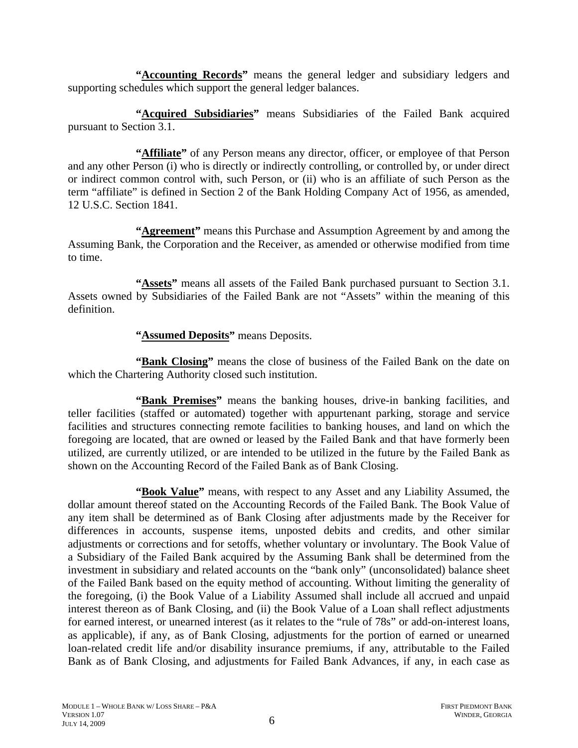**"Accounting Records"** means the general ledger and subsidiary ledgers and supporting schedules which support the general ledger balances.

**"Acquired Subsidiaries"** means Subsidiaries of the Failed Bank acquired pursuant to Section 3.1.

**"Affiliate"** of any Person means any director, officer, or employee of that Person and any other Person (i) who is directly or indirectly controlling, or controlled by, or under direct or indirect common control with, such Person, or (ii) who is an affiliate of such Person as the term "affiliate" is defined in Section 2 of the Bank Holding Company Act of 1956, as amended, 12 U.S.C. Section 1841.

**"Agreement"** means this Purchase and Assumption Agreement by and among the Assuming Bank, the Corporation and the Receiver, as amended or otherwise modified from time to time.

**"Assets"** means all assets of the Failed Bank purchased pursuant to Section 3.1. Assets owned by Subsidiaries of the Failed Bank are not "Assets" within the meaning of this definition.

**"Assumed Deposits"** means Deposits.

**"Bank Closing"** means the close of business of the Failed Bank on the date on which the Chartering Authority closed such institution.

**"Bank Premises"** means the banking houses, drive-in banking facilities, and teller facilities (staffed or automated) together with appurtenant parking, storage and service facilities and structures connecting remote facilities to banking houses, and land on which the foregoing are located, that are owned or leased by the Failed Bank and that have formerly been utilized, are currently utilized, or are intended to be utilized in the future by the Failed Bank as shown on the Accounting Record of the Failed Bank as of Bank Closing.

**"Book Value"** means, with respect to any Asset and any Liability Assumed, the dollar amount thereof stated on the Accounting Records of the Failed Bank. The Book Value of any item shall be determined as of Bank Closing after adjustments made by the Receiver for differences in accounts, suspense items, unposted debits and credits, and other similar adjustments or corrections and for setoffs, whether voluntary or involuntary. The Book Value of a Subsidiary of the Failed Bank acquired by the Assuming Bank shall be determined from the investment in subsidiary and related accounts on the "bank only" (unconsolidated) balance sheet of the Failed Bank based on the equity method of accounting. Without limiting the generality of the foregoing, (i) the Book Value of a Liability Assumed shall include all accrued and unpaid interest thereon as of Bank Closing, and (ii) the Book Value of a Loan shall reflect adjustments for earned interest, or unearned interest (as it relates to the "rule of 78s" or add-on-interest loans, as applicable), if any, as of Bank Closing, adjustments for the portion of earned or unearned loan-related credit life and/or disability insurance premiums, if any, attributable to the Failed Bank as of Bank Closing, and adjustments for Failed Bank Advances, if any, in each case as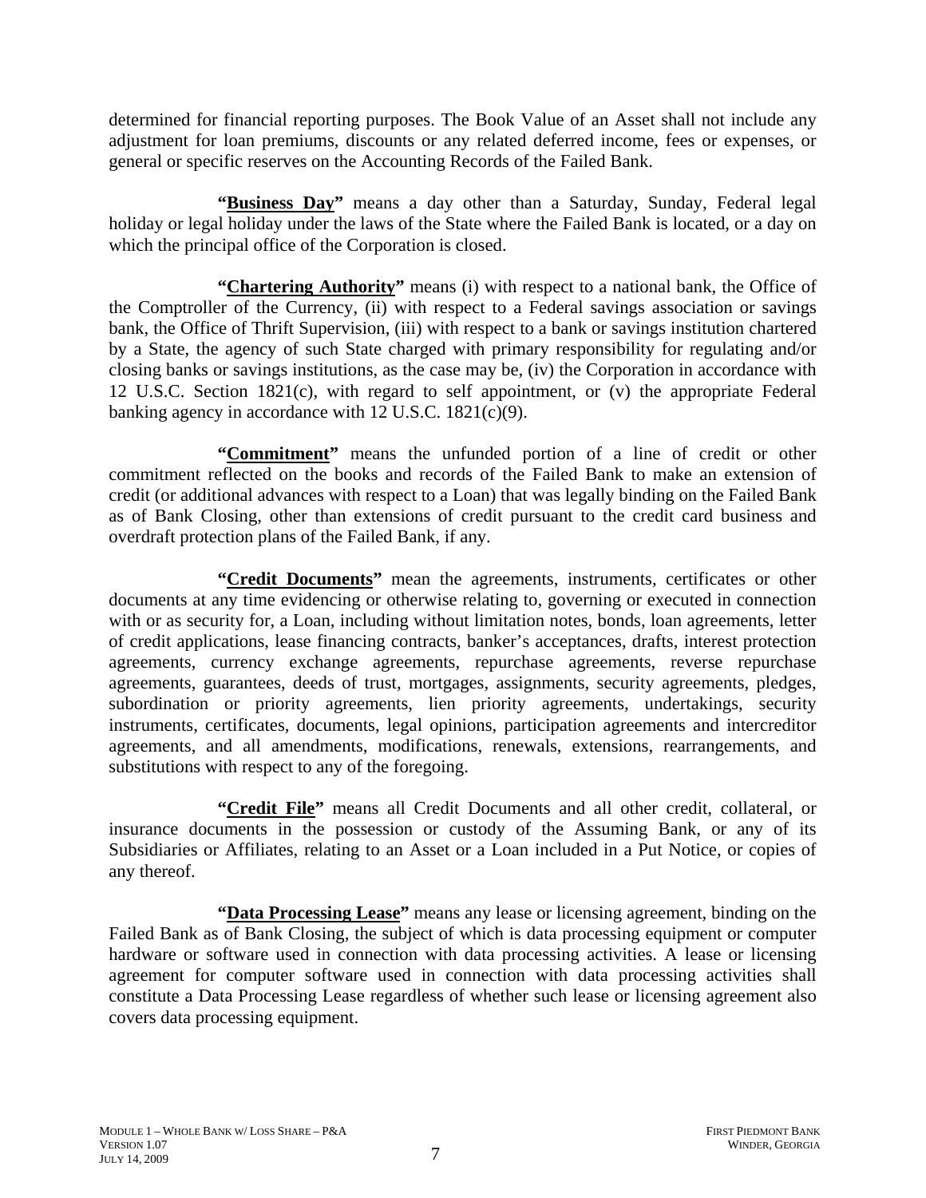determined for financial reporting purposes. The Book Value of an Asset shall not include any adjustment for loan premiums, discounts or any related deferred income, fees or expenses, or general or specific reserves on the Accounting Records of the Failed Bank.

**"Business Day"** means a day other than a Saturday, Sunday, Federal legal holiday or legal holiday under the laws of the State where the Failed Bank is located, or a day on which the principal office of the Corporation is closed.

**"Chartering Authority"** means (i) with respect to a national bank, the Office of the Comptroller of the Currency, (ii) with respect to a Federal savings association or savings bank, the Office of Thrift Supervision, (iii) with respect to a bank or savings institution chartered by a State, the agency of such State charged with primary responsibility for regulating and/or closing banks or savings institutions, as the case may be, (iv) the Corporation in accordance with 12 U.S.C. Section 1821(c), with regard to self appointment, or (v) the appropriate Federal banking agency in accordance with 12 U.S.C. 1821(c)(9).

**"Commitment"** means the unfunded portion of a line of credit or other commitment reflected on the books and records of the Failed Bank to make an extension of credit (or additional advances with respect to a Loan) that was legally binding on the Failed Bank as of Bank Closing, other than extensions of credit pursuant to the credit card business and overdraft protection plans of the Failed Bank, if any.

**"Credit Documents"** mean the agreements, instruments, certificates or other documents at any time evidencing or otherwise relating to, governing or executed in connection with or as security for, a Loan, including without limitation notes, bonds, loan agreements, letter of credit applications, lease financing contracts, banker's acceptances, drafts, interest protection agreements, currency exchange agreements, repurchase agreements, reverse repurchase agreements, guarantees, deeds of trust, mortgages, assignments, security agreements, pledges, subordination or priority agreements, lien priority agreements, undertakings, security instruments, certificates, documents, legal opinions, participation agreements and intercreditor agreements, and all amendments, modifications, renewals, extensions, rearrangements, and substitutions with respect to any of the foregoing.

**"Credit File"** means all Credit Documents and all other credit, collateral, or insurance documents in the possession or custody of the Assuming Bank, or any of its Subsidiaries or Affiliates, relating to an Asset or a Loan included in a Put Notice, or copies of any thereof.

**"Data Processing Lease"** means any lease or licensing agreement, binding on the Failed Bank as of Bank Closing, the subject of which is data processing equipment or computer hardware or software used in connection with data processing activities. A lease or licensing agreement for computer software used in connection with data processing activities shall constitute a Data Processing Lease regardless of whether such lease or licensing agreement also covers data processing equipment.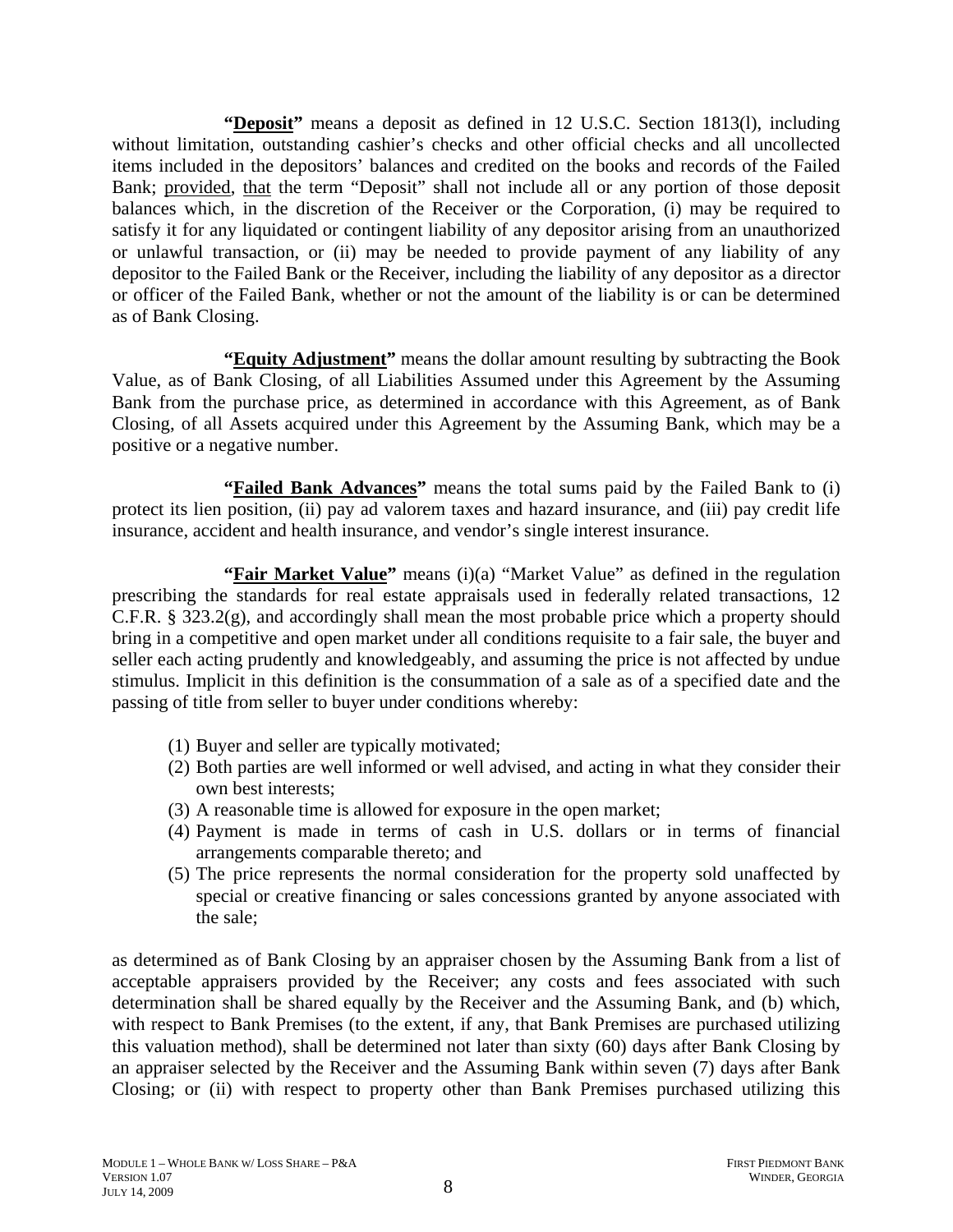**"<u>Deposit</u>"** means a deposit as defined in 12 U.S.C. Section 1813(l), including without limitation, outstanding cashier's checks and other official checks and all uncollected items included in the depositors' balances and credited on the books and records of the Failed Bank; <u>provided</u>, <u>that</u> the term "Deposit" shall not include all or any portion of those deposit balances which, in the discretion of the Receiver or the Corporation, (i) may be required to satisfy it for any liquidated or contingent liability of any depositor arising from an unauthorized or unlawful transaction, or (ii) may be needed to provide payment of any liability of any depositor to the Failed Bank or the Receiver, including the liability of any depositor as a director or officer of the Failed Bank, whether or not the amount of the liability is or can be determined as of Bank Closing.

**"<u>Equity Adjustment</u>"** means the dollar amount resulting by subtracting the Book Value, as of Bank Closing, of all Liabilities Assumed under this Agreement by the Assuming Bank from the purchase price, as determined in accordance with this Agreement, as of Bank Closing, of all Assets acquired under this Agreement by the Assuming Bank, which may be a positive or a negative number.

**"<u>Failed Bank Advances</u>"** means the total sums paid by the Failed Bank to (i) protect its lien position, (ii) pay ad valorem taxes and hazard insurance, and (iii) pay credit life insurance, accident and health insurance, and vendor's single interest insurance.

**"<u>Fair Market Value</u>"** means (i)(a) "Market Value" as defined in the regulation prescribing the standards for real estate appraisals used in federally related transactions, 12 C.F.R. § 323.2(g), and accordingly shall mean the most probable price which a property should bring in a competitive and open market under all conditions requisite to a fair sale, the buyer and seller each acting prudently and knowledgeably, and assuming the price is not affected by undue stimulus. Implicit in this definition is the consummation of a sale as of a specified date and the passing of title from seller to buyer under conditions whereby:

(1) Buyer and seller are typically motivated;
(2) Both parties are well informed or well advised, and acting in what they consider their own best interests;
(3) A reasonable time is allowed for exposure in the open market;
(4) Payment is made in terms of cash in U.S. dollars or in terms of financial arrangements comparable thereto; and
(5) The price represents the normal consideration for the property sold unaffected by special or creative financing or sales concessions granted by anyone associated with the sale;

as determined as of Bank Closing by an appraiser chosen by the Assuming Bank from a list of acceptable appraisers provided by the Receiver; any costs and fees associated with such determination shall be shared equally by the Receiver and the Assuming Bank, and (b) which, with respect to Bank Premises (to the extent, if any, that Bank Premises are purchased utilizing this valuation method), shall be determined not later than sixty (60) days after Bank Closing by an appraiser selected by the Receiver and the Assuming Bank within seven (7) days after Bank Closing; or (ii) with respect to property other than Bank Premises purchased utilizing this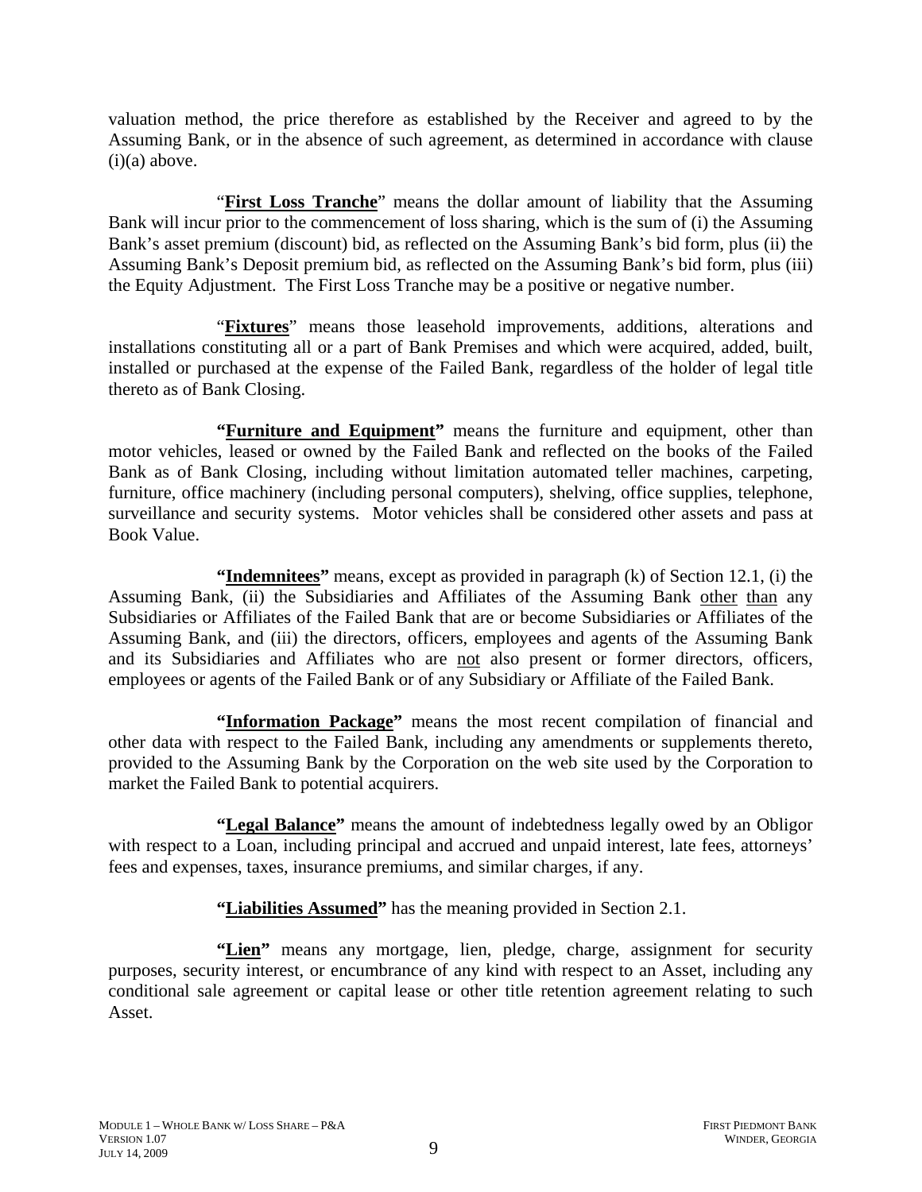valuation method, the price therefore as established by the Receiver and agreed to by the Assuming Bank, or in the absence of such agreement, as determined in accordance with clause (i)(a) above.

"**<u>First Loss Tranche</u>**" means the dollar amount of liability that the Assuming Bank will incur prior to the commencement of loss sharing, which is the sum of (i) the Assuming Bank's asset premium (discount) bid, as reflected on the Assuming Bank's bid form, plus (ii) the Assuming Bank's Deposit premium bid, as reflected on the Assuming Bank's bid form, plus (iii) the Equity Adjustment. The First Loss Tranche may be a positive or negative number.

"**<u>Fixtures</u>**" means those leasehold improvements, additions, alterations and installations constituting all or a part of Bank Premises and which were acquired, added, built, installed or purchased at the expense of the Failed Bank, regardless of the holder of legal title thereto as of Bank Closing.

**"<u>Furniture and Equipment</u>"** means the furniture and equipment, other than motor vehicles, leased or owned by the Failed Bank and reflected on the books of the Failed Bank as of Bank Closing, including without limitation automated teller machines, carpeting, furniture, office machinery (including personal computers), shelving, office supplies, telephone, surveillance and security systems. Motor vehicles shall be considered other assets and pass at Book Value.

**"<u>Indemnitees</u>"** means, except as provided in paragraph (k) of Section 12.1, (i) the Assuming Bank, (ii) the Subsidiaries and Affiliates of the Assuming Bank <u>other than</u> any Subsidiaries or Affiliates of the Failed Bank that are or become Subsidiaries or Affiliates of the Assuming Bank, and (iii) the directors, officers, employees and agents of the Assuming Bank and its Subsidiaries and Affiliates who are <u>not</u> also present or former directors, officers, employees or agents of the Failed Bank or of any Subsidiary or Affiliate of the Failed Bank.

**"<u>Information Package</u>"** means the most recent compilation of financial and other data with respect to the Failed Bank, including any amendments or supplements thereto, provided to the Assuming Bank by the Corporation on the web site used by the Corporation to market the Failed Bank to potential acquirers.

**"<u>Legal Balance</u>"** means the amount of indebtedness legally owed by an Obligor with respect to a Loan, including principal and accrued and unpaid interest, late fees, attorneys' fees and expenses, taxes, insurance premiums, and similar charges, if any.

**"<u>Liabilities Assumed</u>"** has the meaning provided in Section 2.1.

**"<u>Lien</u>"** means any mortgage, lien, pledge, charge, assignment for security purposes, security interest, or encumbrance of any kind with respect to an Asset, including any conditional sale agreement or capital lease or other title retention agreement relating to such Asset.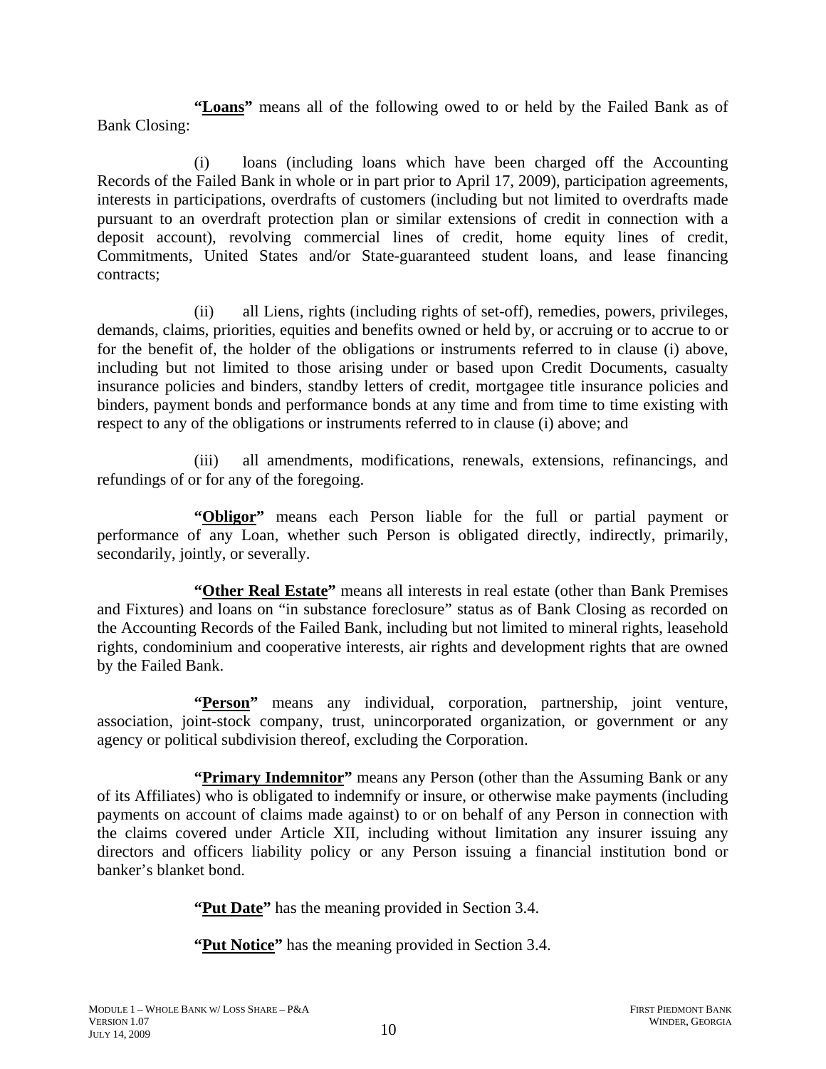**"Loans"** means all of the following owed to or held by the Failed Bank as of Bank Closing:

(i) loans (including loans which have been charged off the Accounting Records of the Failed Bank in whole or in part prior to April 17, 2009), participation agreements, interests in participations, overdrafts of customers (including but not limited to overdrafts made pursuant to an overdraft protection plan or similar extensions of credit in connection with a deposit account), revolving commercial lines of credit, home equity lines of credit, Commitments, United States and/or State-guaranteed student loans, and lease financing contracts;

(ii) all Liens, rights (including rights of set-off), remedies, powers, privileges, demands, claims, priorities, equities and benefits owned or held by, or accruing or to accrue to or for the benefit of, the holder of the obligations or instruments referred to in clause (i) above, including but not limited to those arising under or based upon Credit Documents, casualty insurance policies and binders, standby letters of credit, mortgagee title insurance policies and binders, payment bonds and performance bonds at any time and from time to time existing with respect to any of the obligations or instruments referred to in clause (i) above; and

(iii) all amendments, modifications, renewals, extensions, refinancings, and refundings of or for any of the foregoing.

**"Obligor"** means each Person liable for the full or partial payment or performance of any Loan, whether such Person is obligated directly, indirectly, primarily, secondarily, jointly, or severally.

**"Other Real Estate"** means all interests in real estate (other than Bank Premises and Fixtures) and loans on "in substance foreclosure" status as of Bank Closing as recorded on the Accounting Records of the Failed Bank, including but not limited to mineral rights, leasehold rights, condominium and cooperative interests, air rights and development rights that are owned by the Failed Bank.

**"Person"** means any individual, corporation, partnership, joint venture, association, joint-stock company, trust, unincorporated organization, or government or any agency or political subdivision thereof, excluding the Corporation.

**"Primary Indemnitor"** means any Person (other than the Assuming Bank or any of its Affiliates) who is obligated to indemnify or insure, or otherwise make payments (including payments on account of claims made against) to or on behalf of any Person in connection with the claims covered under Article XII, including without limitation any insurer issuing any directors and officers liability policy or any Person issuing a financial institution bond or banker's blanket bond.

**"Put Date"** has the meaning provided in Section 3.4.

**"Put Notice"** has the meaning provided in Section 3.4.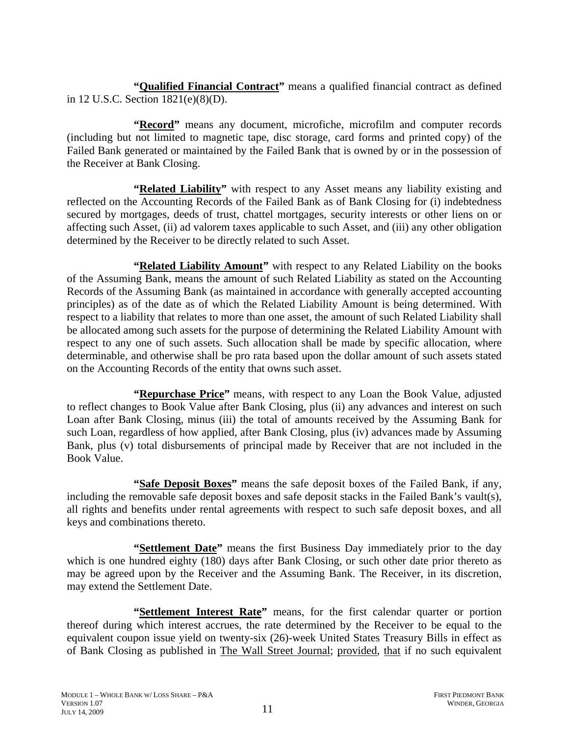**"Qualified Financial Contract"** means a qualified financial contract as defined in 12 U.S.C. Section 1821(e)(8)(D).

**"Record"** means any document, microfiche, microfilm and computer records (including but not limited to magnetic tape, disc storage, card forms and printed copy) of the Failed Bank generated or maintained by the Failed Bank that is owned by or in the possession of the Receiver at Bank Closing.

**"Related Liability"** with respect to any Asset means any liability existing and reflected on the Accounting Records of the Failed Bank as of Bank Closing for (i) indebtedness secured by mortgages, deeds of trust, chattel mortgages, security interests or other liens on or affecting such Asset, (ii) ad valorem taxes applicable to such Asset, and (iii) any other obligation determined by the Receiver to be directly related to such Asset.

**"Related Liability Amount"** with respect to any Related Liability on the books of the Assuming Bank, means the amount of such Related Liability as stated on the Accounting Records of the Assuming Bank (as maintained in accordance with generally accepted accounting principles) as of the date as of which the Related Liability Amount is being determined. With respect to a liability that relates to more than one asset, the amount of such Related Liability shall be allocated among such assets for the purpose of determining the Related Liability Amount with respect to any one of such assets. Such allocation shall be made by specific allocation, where determinable, and otherwise shall be pro rata based upon the dollar amount of such assets stated on the Accounting Records of the entity that owns such asset.

**"Repurchase Price"** means, with respect to any Loan the Book Value, adjusted to reflect changes to Book Value after Bank Closing, plus (ii) any advances and interest on such Loan after Bank Closing, minus (iii) the total of amounts received by the Assuming Bank for such Loan, regardless of how applied, after Bank Closing, plus (iv) advances made by Assuming Bank, plus (v) total disbursements of principal made by Receiver that are not included in the Book Value.

**"Safe Deposit Boxes"** means the safe deposit boxes of the Failed Bank, if any, including the removable safe deposit boxes and safe deposit stacks in the Failed Bank's vault(s), all rights and benefits under rental agreements with respect to such safe deposit boxes, and all keys and combinations thereto.

**"Settlement Date"** means the first Business Day immediately prior to the day which is one hundred eighty (180) days after Bank Closing, or such other date prior thereto as may be agreed upon by the Receiver and the Assuming Bank. The Receiver, in its discretion, may extend the Settlement Date.

**"Settlement Interest Rate"** means, for the first calendar quarter or portion thereof during which interest accrues, the rate determined by the Receiver to be equal to the equivalent coupon issue yield on twenty-six (26)-week United States Treasury Bills in effect as of Bank Closing as published in The Wall Street Journal; provided, that if no such equivalent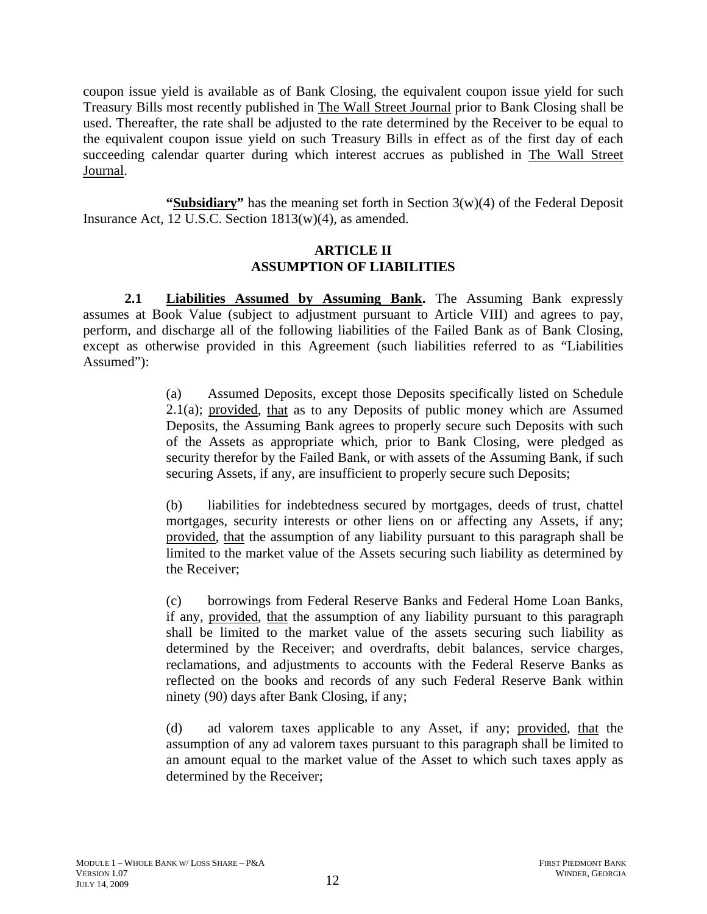coupon issue yield is available as of Bank Closing, the equivalent coupon issue yield for such Treasury Bills most recently published in The Wall Street Journal prior to Bank Closing shall be used. Thereafter, the rate shall be adjusted to the rate determined by the Receiver to be equal to the equivalent coupon issue yield on such Treasury Bills in effect as of the first day of each succeeding calendar quarter during which interest accrues as published in The Wall Street Journal.

**"Subsidiary"** has the meaning set forth in Section 3(w)(4) of the Federal Deposit Insurance Act, 12 U.S.C. Section 1813(w)(4), as amended.

## ARTICLE II
## ASSUMPTION OF LIABILITIES

**2.1 Liabilities Assumed by Assuming Bank.** The Assuming Bank expressly assumes at Book Value (subject to adjustment pursuant to Article VIII) and agrees to pay, perform, and discharge all of the following liabilities of the Failed Bank as of Bank Closing, except as otherwise provided in this Agreement (such liabilities referred to as "Liabilities Assumed"):

(a) Assumed Deposits, except those Deposits specifically listed on Schedule 2.1(a); provided, that as to any Deposits of public money which are Assumed Deposits, the Assuming Bank agrees to properly secure such Deposits with such of the Assets as appropriate which, prior to Bank Closing, were pledged as security therefor by the Failed Bank, or with assets of the Assuming Bank, if such securing Assets, if any, are insufficient to properly secure such Deposits;

(b) liabilities for indebtedness secured by mortgages, deeds of trust, chattel mortgages, security interests or other liens on or affecting any Assets, if any; provided, that the assumption of any liability pursuant to this paragraph shall be limited to the market value of the Assets securing such liability as determined by the Receiver;

(c) borrowings from Federal Reserve Banks and Federal Home Loan Banks, if any, provided, that the assumption of any liability pursuant to this paragraph shall be limited to the market value of the assets securing such liability as determined by the Receiver; and overdrafts, debit balances, service charges, reclamations, and adjustments to accounts with the Federal Reserve Banks as reflected on the books and records of any such Federal Reserve Bank within ninety (90) days after Bank Closing, if any;

(d) ad valorem taxes applicable to any Asset, if any; provided, that the assumption of any ad valorem taxes pursuant to this paragraph shall be limited to an amount equal to the market value of the Asset to which such taxes apply as determined by the Receiver;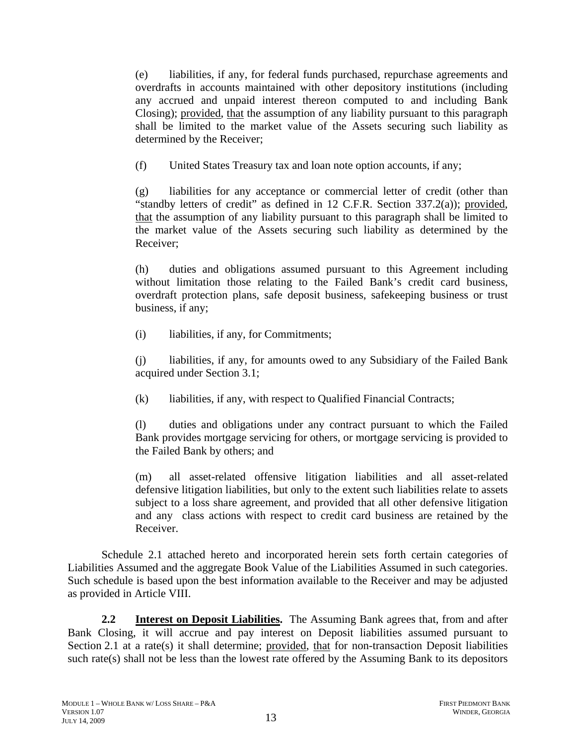(e) liabilities, if any, for federal funds purchased, repurchase agreements and overdrafts in accounts maintained with other depository institutions (including any accrued and unpaid interest thereon computed to and including Bank Closing); provided, that the assumption of any liability pursuant to this paragraph shall be limited to the market value of the Assets securing such liability as determined by the Receiver;

(f) United States Treasury tax and loan note option accounts, if any;

(g) liabilities for any acceptance or commercial letter of credit (other than "standby letters of credit" as defined in 12 C.F.R. Section 337.2(a)); provided, that the assumption of any liability pursuant to this paragraph shall be limited to the market value of the Assets securing such liability as determined by the Receiver;

(h) duties and obligations assumed pursuant to this Agreement including without limitation those relating to the Failed Bank's credit card business, overdraft protection plans, safe deposit business, safekeeping business or trust business, if any;

(i) liabilities, if any, for Commitments;

(j) liabilities, if any, for amounts owed to any Subsidiary of the Failed Bank acquired under Section 3.1;

(k) liabilities, if any, with respect to Qualified Financial Contracts;

(l) duties and obligations under any contract pursuant to which the Failed Bank provides mortgage servicing for others, or mortgage servicing is provided to the Failed Bank by others; and

(m) all asset-related offensive litigation liabilities and all asset-related defensive litigation liabilities, but only to the extent such liabilities relate to assets subject to a loss share agreement, and provided that all other defensive litigation and any class actions with respect to credit card business are retained by the Receiver.

Schedule 2.1 attached hereto and incorporated herein sets forth certain categories of Liabilities Assumed and the aggregate Book Value of the Liabilities Assumed in such categories. Such schedule is based upon the best information available to the Receiver and may be adjusted as provided in Article VIII.

**2.2 Interest on Deposit Liabilities.** The Assuming Bank agrees that, from and after Bank Closing, it will accrue and pay interest on Deposit liabilities assumed pursuant to Section 2.1 at a rate(s) it shall determine; provided, that for non-transaction Deposit liabilities such rate(s) shall not be less than the lowest rate offered by the Assuming Bank to its depositors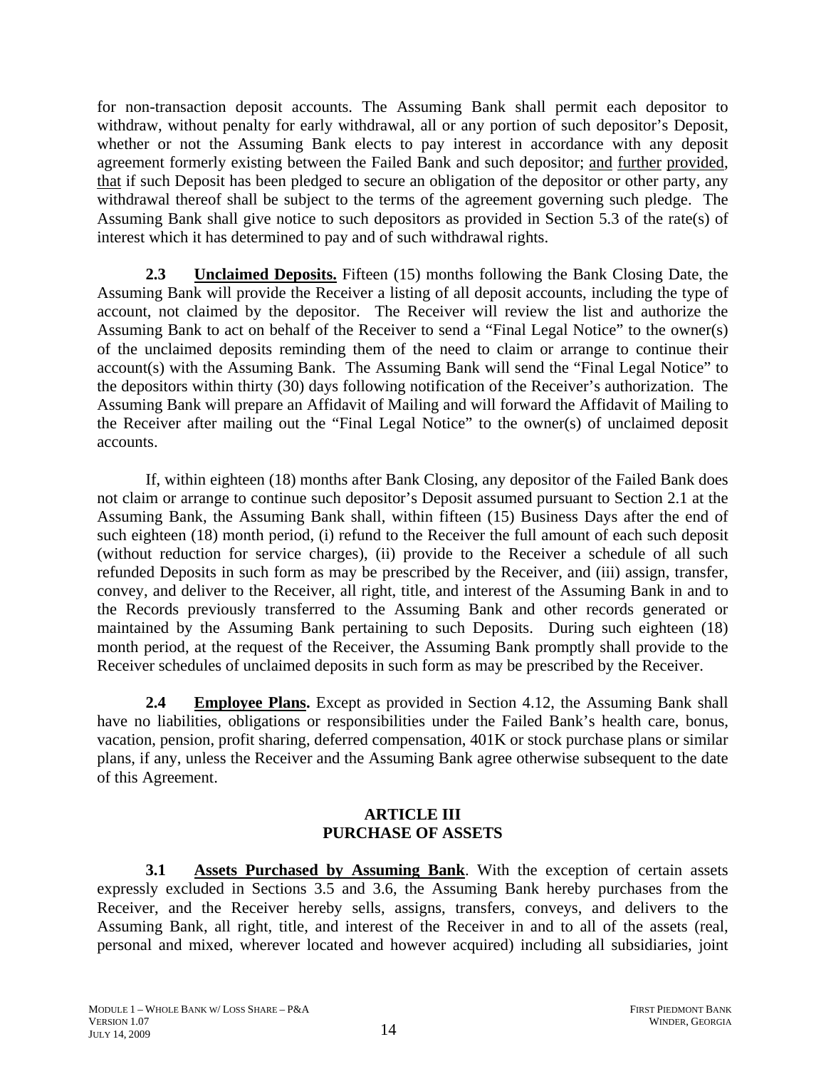for non-transaction deposit accounts. The Assuming Bank shall permit each depositor to withdraw, without penalty for early withdrawal, all or any portion of such depositor's Deposit, whether or not the Assuming Bank elects to pay interest in accordance with any deposit agreement formerly existing between the Failed Bank and such depositor; and further provided, that if such Deposit has been pledged to secure an obligation of the depositor or other party, any withdrawal thereof shall be subject to the terms of the agreement governing such pledge. The Assuming Bank shall give notice to such depositors as provided in Section 5.3 of the rate(s) of interest which it has determined to pay and of such withdrawal rights.

**2.3 Unclaimed Deposits.** Fifteen (15) months following the Bank Closing Date, the Assuming Bank will provide the Receiver a listing of all deposit accounts, including the type of account, not claimed by the depositor. The Receiver will review the list and authorize the Assuming Bank to act on behalf of the Receiver to send a "Final Legal Notice" to the owner(s) of the unclaimed deposits reminding them of the need to claim or arrange to continue their account(s) with the Assuming Bank. The Assuming Bank will send the "Final Legal Notice" to the depositors within thirty (30) days following notification of the Receiver's authorization. The Assuming Bank will prepare an Affidavit of Mailing and will forward the Affidavit of Mailing to the Receiver after mailing out the "Final Legal Notice" to the owner(s) of unclaimed deposit accounts.

If, within eighteen (18) months after Bank Closing, any depositor of the Failed Bank does not claim or arrange to continue such depositor's Deposit assumed pursuant to Section 2.1 at the Assuming Bank, the Assuming Bank shall, within fifteen (15) Business Days after the end of such eighteen (18) month period, (i) refund to the Receiver the full amount of each such deposit (without reduction for service charges), (ii) provide to the Receiver a schedule of all such refunded Deposits in such form as may be prescribed by the Receiver, and (iii) assign, transfer, convey, and deliver to the Receiver, all right, title, and interest of the Assuming Bank in and to the Records previously transferred to the Assuming Bank and other records generated or maintained by the Assuming Bank pertaining to such Deposits. During such eighteen (18) month period, at the request of the Receiver, the Assuming Bank promptly shall provide to the Receiver schedules of unclaimed deposits in such form as may be prescribed by the Receiver.

**2.4 Employee Plans.** Except as provided in Section 4.12, the Assuming Bank shall have no liabilities, obligations or responsibilities under the Failed Bank's health care, bonus, vacation, pension, profit sharing, deferred compensation, 401K or stock purchase plans or similar plans, if any, unless the Receiver and the Assuming Bank agree otherwise subsequent to the date of this Agreement.

## ARTICLE III
## PURCHASE OF ASSETS

**3.1 Assets Purchased by Assuming Bank**. With the exception of certain assets expressly excluded in Sections 3.5 and 3.6, the Assuming Bank hereby purchases from the Receiver, and the Receiver hereby sells, assigns, transfers, conveys, and delivers to the Assuming Bank, all right, title, and interest of the Receiver in and to all of the assets (real, personal and mixed, wherever located and however acquired) including all subsidiaries, joint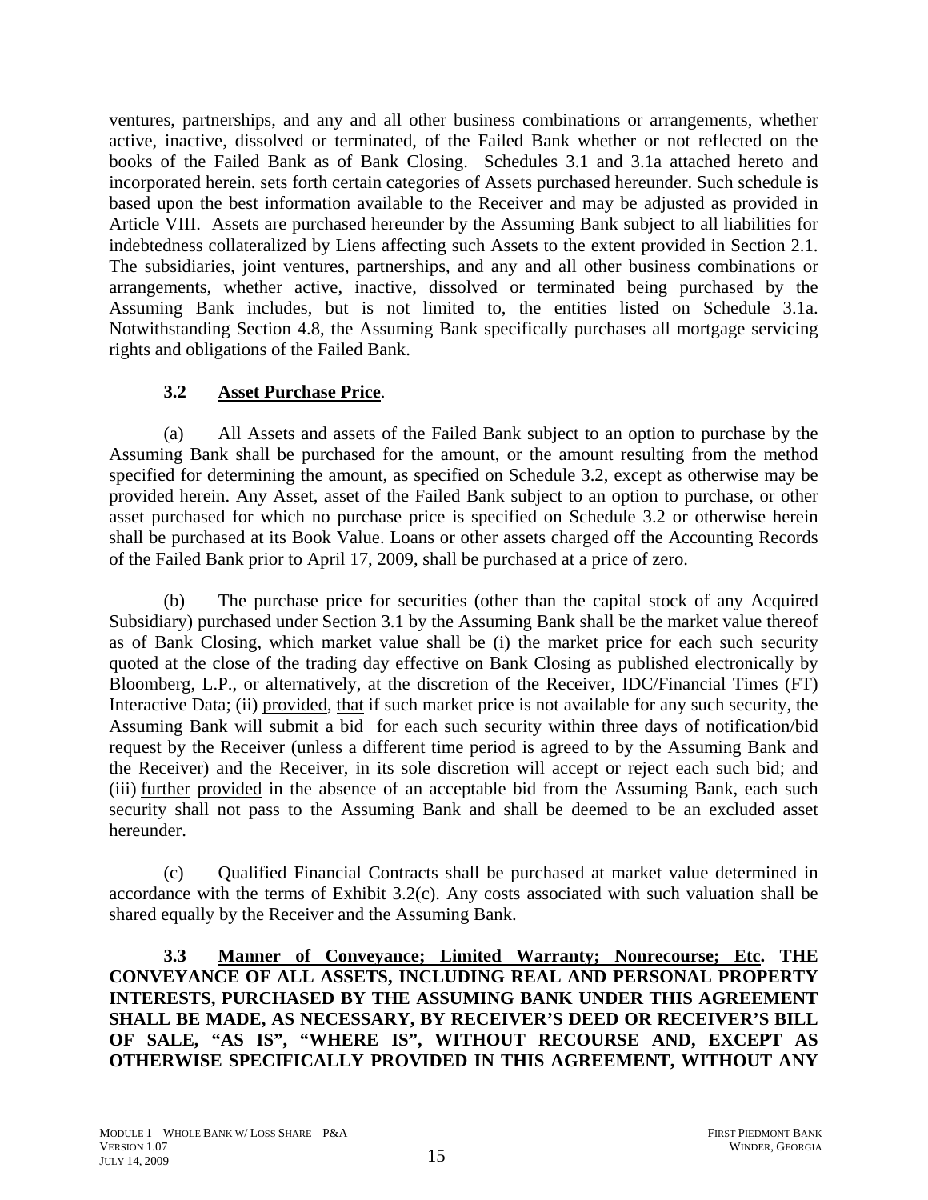ventures, partnerships, and any and all other business combinations or arrangements, whether active, inactive, dissolved or terminated, of the Failed Bank whether or not reflected on the books of the Failed Bank as of Bank Closing. Schedules 3.1 and 3.1a attached hereto and incorporated herein. sets forth certain categories of Assets purchased hereunder. Such schedule is based upon the best information available to the Receiver and may be adjusted as provided in Article VIII. Assets are purchased hereunder by the Assuming Bank subject to all liabilities for indebtedness collateralized by Liens affecting such Assets to the extent provided in Section 2.1. The subsidiaries, joint ventures, partnerships, and any and all other business combinations or arrangements, whether active, inactive, dissolved or terminated being purchased by the Assuming Bank includes, but is not limited to, the entities listed on Schedule 3.1a. Notwithstanding Section 4.8, the Assuming Bank specifically purchases all mortgage servicing rights and obligations of the Failed Bank.

**3.2 Asset Purchase Price**.

(a) All Assets and assets of the Failed Bank subject to an option to purchase by the Assuming Bank shall be purchased for the amount, or the amount resulting from the method specified for determining the amount, as specified on Schedule 3.2, except as otherwise may be provided herein. Any Asset, asset of the Failed Bank subject to an option to purchase, or other asset purchased for which no purchase price is specified on Schedule 3.2 or otherwise herein shall be purchased at its Book Value. Loans or other assets charged off the Accounting Records of the Failed Bank prior to April 17, 2009, shall be purchased at a price of zero.

(b) The purchase price for securities (other than the capital stock of any Acquired Subsidiary) purchased under Section 3.1 by the Assuming Bank shall be the market value thereof as of Bank Closing, which market value shall be (i) the market price for each such security quoted at the close of the trading day effective on Bank Closing as published electronically by Bloomberg, L.P., or alternatively, at the discretion of the Receiver, IDC/Financial Times (FT) Interactive Data; (ii) provided, that if such market price is not available for any such security, the Assuming Bank will submit a bid for each such security within three days of notification/bid request by the Receiver (unless a different time period is agreed to by the Assuming Bank and the Receiver) and the Receiver, in its sole discretion will accept or reject each such bid; and (iii) further provided in the absence of an acceptable bid from the Assuming Bank, each such security shall not pass to the Assuming Bank and shall be deemed to be an excluded asset hereunder.

(c) Qualified Financial Contracts shall be purchased at market value determined in accordance with the terms of Exhibit 3.2(c). Any costs associated with such valuation shall be shared equally by the Receiver and the Assuming Bank.

**3.3 Manner of Conveyance; Limited Warranty; Nonrecourse; Etc. THE CONVEYANCE OF ALL ASSETS, INCLUDING REAL AND PERSONAL PROPERTY INTERESTS, PURCHASED BY THE ASSUMING BANK UNDER THIS AGREEMENT SHALL BE MADE, AS NECESSARY, BY RECEIVER'S DEED OR RECEIVER'S BILL OF SALE, "AS IS", "WHERE IS", WITHOUT RECOURSE AND, EXCEPT AS OTHERWISE SPECIFICALLY PROVIDED IN THIS AGREEMENT, WITHOUT ANY**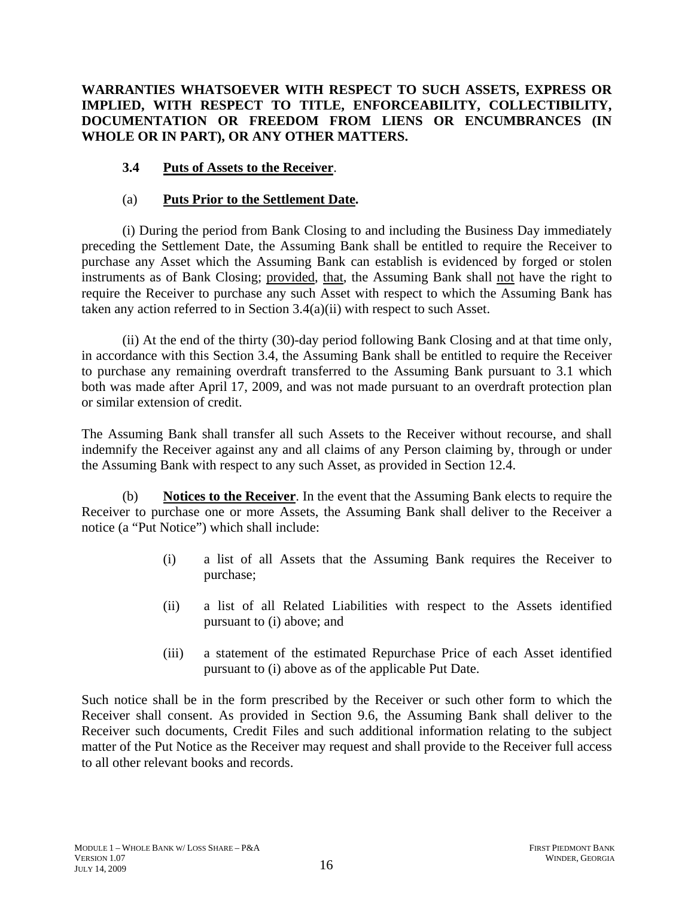**WARRANTIES WHATSOEVER WITH RESPECT TO SUCH ASSETS, EXPRESS OR IMPLIED, WITH RESPECT TO TITLE, ENFORCEABILITY, COLLECTIBILITY, DOCUMENTATION OR FREEDOM FROM LIENS OR ENCUMBRANCES (IN WHOLE OR IN PART), OR ANY OTHER MATTERS.**

**3.4 Puts of Assets to the Receiver**.

(a) **Puts Prior to the Settlement Date.**

(i) During the period from Bank Closing to and including the Business Day immediately preceding the Settlement Date, the Assuming Bank shall be entitled to require the Receiver to purchase any Asset which the Assuming Bank can establish is evidenced by forged or stolen instruments as of Bank Closing; provided, that, the Assuming Bank shall not have the right to require the Receiver to purchase any such Asset with respect to which the Assuming Bank has taken any action referred to in Section 3.4(a)(ii) with respect to such Asset.

(ii) At the end of the thirty (30)-day period following Bank Closing and at that time only, in accordance with this Section 3.4, the Assuming Bank shall be entitled to require the Receiver to purchase any remaining overdraft transferred to the Assuming Bank pursuant to 3.1 which both was made after April 17, 2009, and was not made pursuant to an overdraft protection plan or similar extension of credit.

The Assuming Bank shall transfer all such Assets to the Receiver without recourse, and shall indemnify the Receiver against any and all claims of any Person claiming by, through or under the Assuming Bank with respect to any such Asset, as provided in Section 12.4.

(b) **Notices to the Receiver**. In the event that the Assuming Bank elects to require the Receiver to purchase one or more Assets, the Assuming Bank shall deliver to the Receiver a notice (a "Put Notice") which shall include:

(i) a list of all Assets that the Assuming Bank requires the Receiver to purchase;

(ii) a list of all Related Liabilities with respect to the Assets identified pursuant to (i) above; and

(iii) a statement of the estimated Repurchase Price of each Asset identified pursuant to (i) above as of the applicable Put Date.

Such notice shall be in the form prescribed by the Receiver or such other form to which the Receiver shall consent. As provided in Section 9.6, the Assuming Bank shall deliver to the Receiver such documents, Credit Files and such additional information relating to the subject matter of the Put Notice as the Receiver may request and shall provide to the Receiver full access to all other relevant books and records.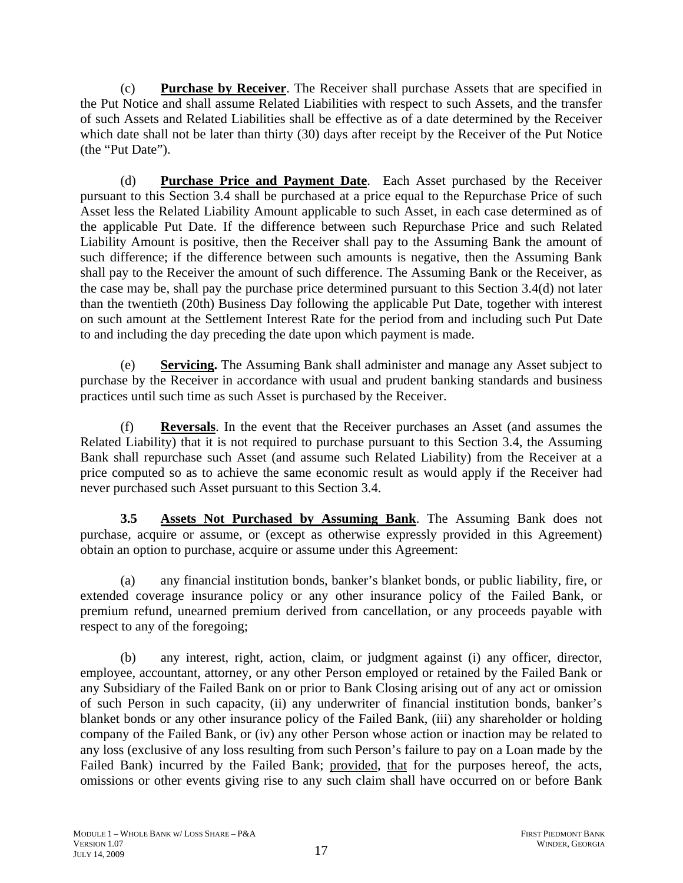(c) **Purchase by Receiver**. The Receiver shall purchase Assets that are specified in the Put Notice and shall assume Related Liabilities with respect to such Assets, and the transfer of such Assets and Related Liabilities shall be effective as of a date determined by the Receiver which date shall not be later than thirty (30) days after receipt by the Receiver of the Put Notice (the "Put Date").

(d) **Purchase Price and Payment Date**. Each Asset purchased by the Receiver pursuant to this Section 3.4 shall be purchased at a price equal to the Repurchase Price of such Asset less the Related Liability Amount applicable to such Asset, in each case determined as of the applicable Put Date. If the difference between such Repurchase Price and such Related Liability Amount is positive, then the Receiver shall pay to the Assuming Bank the amount of such difference; if the difference between such amounts is negative, then the Assuming Bank shall pay to the Receiver the amount of such difference. The Assuming Bank or the Receiver, as the case may be, shall pay the purchase price determined pursuant to this Section 3.4(d) not later than the twentieth (20th) Business Day following the applicable Put Date, together with interest on such amount at the Settlement Interest Rate for the period from and including such Put Date to and including the day preceding the date upon which payment is made.

(e) **Servicing.** The Assuming Bank shall administer and manage any Asset subject to purchase by the Receiver in accordance with usual and prudent banking standards and business practices until such time as such Asset is purchased by the Receiver.

(f) **Reversals**. In the event that the Receiver purchases an Asset (and assumes the Related Liability) that it is not required to purchase pursuant to this Section 3.4, the Assuming Bank shall repurchase such Asset (and assume such Related Liability) from the Receiver at a price computed so as to achieve the same economic result as would apply if the Receiver had never purchased such Asset pursuant to this Section 3.4.

**3.5 Assets Not Purchased by Assuming Bank**. The Assuming Bank does not purchase, acquire or assume, or (except as otherwise expressly provided in this Agreement) obtain an option to purchase, acquire or assume under this Agreement:

(a) any financial institution bonds, banker's blanket bonds, or public liability, fire, or extended coverage insurance policy or any other insurance policy of the Failed Bank, or premium refund, unearned premium derived from cancellation, or any proceeds payable with respect to any of the foregoing;

(b) any interest, right, action, claim, or judgment against (i) any officer, director, employee, accountant, attorney, or any other Person employed or retained by the Failed Bank or any Subsidiary of the Failed Bank on or prior to Bank Closing arising out of any act or omission of such Person in such capacity, (ii) any underwriter of financial institution bonds, banker's blanket bonds or any other insurance policy of the Failed Bank, (iii) any shareholder or holding company of the Failed Bank, or (iv) any other Person whose action or inaction may be related to any loss (exclusive of any loss resulting from such Person's failure to pay on a Loan made by the Failed Bank) incurred by the Failed Bank; provided, that for the purposes hereof, the acts, omissions or other events giving rise to any such claim shall have occurred on or before Bank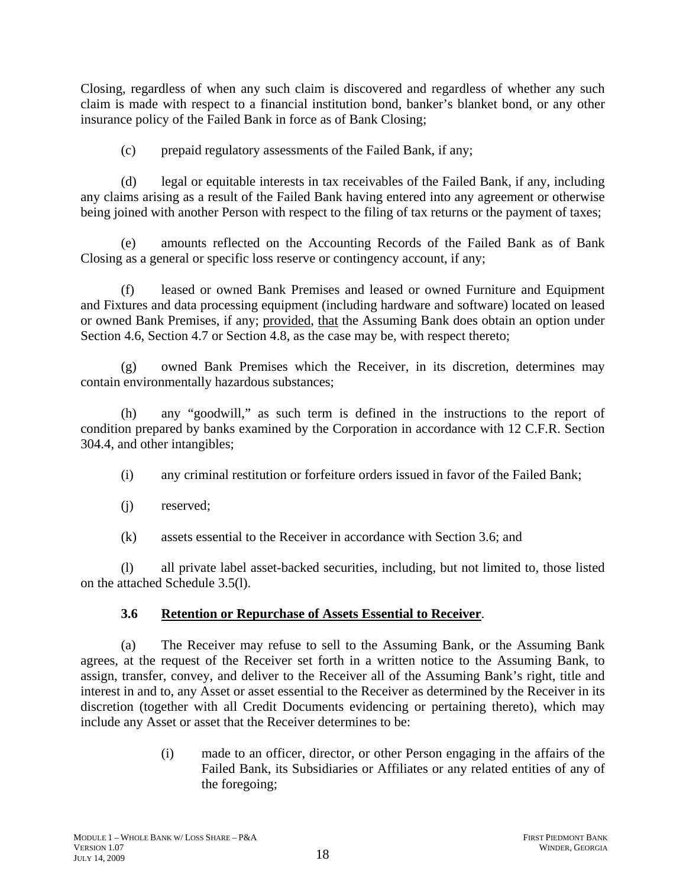Closing, regardless of when any such claim is discovered and regardless of whether any such claim is made with respect to a financial institution bond, banker's blanket bond, or any other insurance policy of the Failed Bank in force as of Bank Closing;

(c) prepaid regulatory assessments of the Failed Bank, if any;

(d) legal or equitable interests in tax receivables of the Failed Bank, if any, including any claims arising as a result of the Failed Bank having entered into any agreement or otherwise being joined with another Person with respect to the filing of tax returns or the payment of taxes;

(e) amounts reflected on the Accounting Records of the Failed Bank as of Bank Closing as a general or specific loss reserve or contingency account, if any;

(f) leased or owned Bank Premises and leased or owned Furniture and Equipment and Fixtures and data processing equipment (including hardware and software) located on leased or owned Bank Premises, if any; provided, that the Assuming Bank does obtain an option under Section 4.6, Section 4.7 or Section 4.8, as the case may be, with respect thereto;

(g) owned Bank Premises which the Receiver, in its discretion, determines may contain environmentally hazardous substances;

(h) any "goodwill," as such term is defined in the instructions to the report of condition prepared by banks examined by the Corporation in accordance with 12 C.F.R. Section 304.4, and other intangibles;

(i) any criminal restitution or forfeiture orders issued in favor of the Failed Bank;

(j) reserved;

(k) assets essential to the Receiver in accordance with Section 3.6; and

(l) all private label asset-backed securities, including, but not limited to, those listed on the attached Schedule 3.5(l).

### 3.6 Retention or Repurchase of Assets Essential to Receiver.

(a) The Receiver may refuse to sell to the Assuming Bank, or the Assuming Bank agrees, at the request of the Receiver set forth in a written notice to the Assuming Bank, to assign, transfer, convey, and deliver to the Receiver all of the Assuming Bank's right, title and interest in and to, any Asset or asset essential to the Receiver as determined by the Receiver in its discretion (together with all Credit Documents evidencing or pertaining thereto), which may include any Asset or asset that the Receiver determines to be:

(i) made to an officer, director, or other Person engaging in the affairs of the Failed Bank, its Subsidiaries or Affiliates or any related entities of any of the foregoing;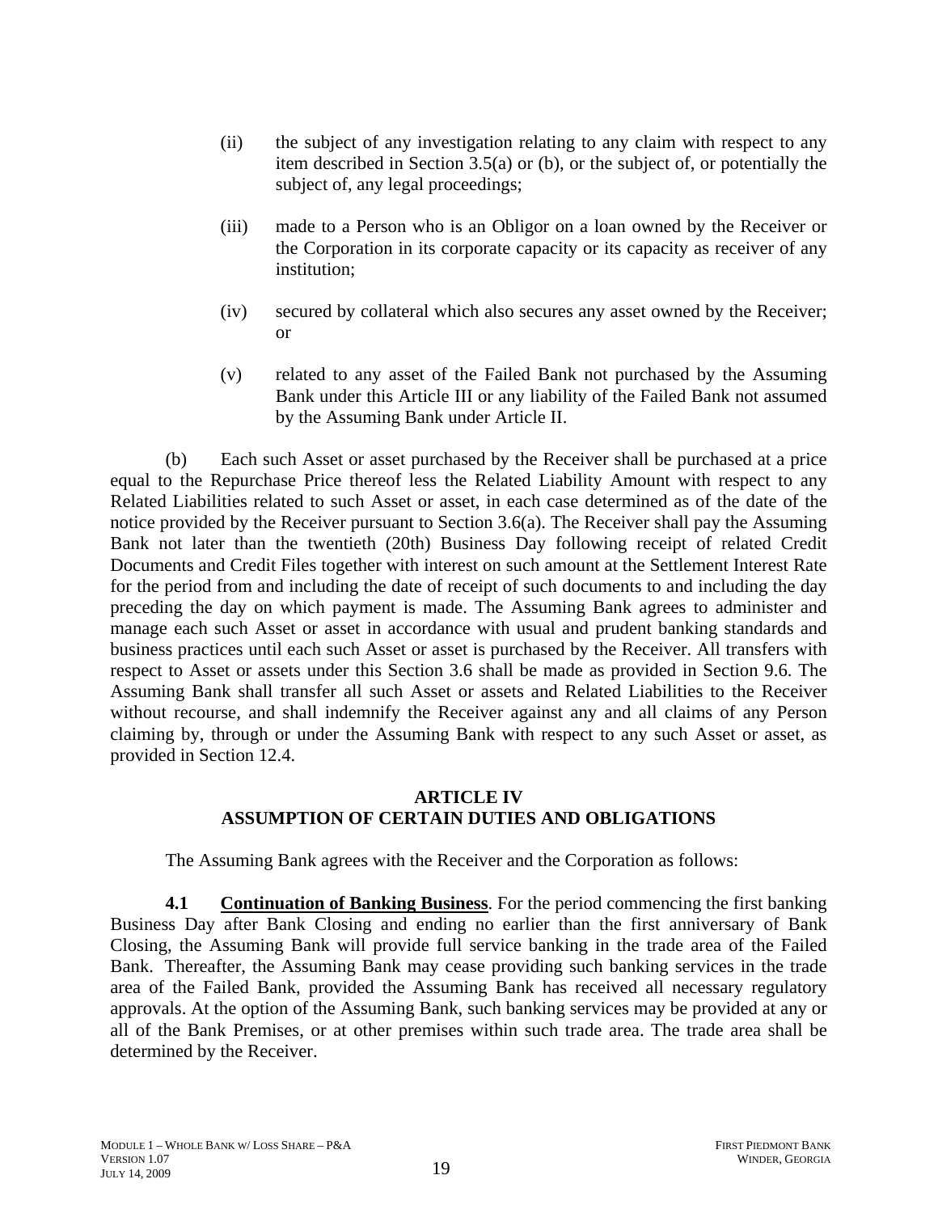(ii) the subject of any investigation relating to any claim with respect to any item described in Section 3.5(a) or (b), or the subject of, or potentially the subject of, any legal proceedings;

(iii) made to a Person who is an Obligor on a loan owned by the Receiver or the Corporation in its corporate capacity or its capacity as receiver of any institution;

(iv) secured by collateral which also secures any asset owned by the Receiver; or

(v) related to any asset of the Failed Bank not purchased by the Assuming Bank under this Article III or any liability of the Failed Bank not assumed by the Assuming Bank under Article II.

(b) Each such Asset or asset purchased by the Receiver shall be purchased at a price equal to the Repurchase Price thereof less the Related Liability Amount with respect to any Related Liabilities related to such Asset or asset, in each case determined as of the date of the notice provided by the Receiver pursuant to Section 3.6(a). The Receiver shall pay the Assuming Bank not later than the twentieth (20th) Business Day following receipt of related Credit Documents and Credit Files together with interest on such amount at the Settlement Interest Rate for the period from and including the date of receipt of such documents to and including the day preceding the day on which payment is made. The Assuming Bank agrees to administer and manage each such Asset or asset in accordance with usual and prudent banking standards and business practices until each such Asset or asset is purchased by the Receiver. All transfers with respect to Asset or assets under this Section 3.6 shall be made as provided in Section 9.6. The Assuming Bank shall transfer all such Asset or assets and Related Liabilities to the Receiver without recourse, and shall indemnify the Receiver against any and all claims of any Person claiming by, through or under the Assuming Bank with respect to any such Asset or asset, as provided in Section 12.4.

## ARTICLE IV
## ASSUMPTION OF CERTAIN DUTIES AND OBLIGATIONS

The Assuming Bank agrees with the Receiver and the Corporation as follows:

**4.1 Continuation of Banking Business**. For the period commencing the first banking Business Day after Bank Closing and ending no earlier than the first anniversary of Bank Closing, the Assuming Bank will provide full service banking in the trade area of the Failed Bank. Thereafter, the Assuming Bank may cease providing such banking services in the trade area of the Failed Bank, provided the Assuming Bank has received all necessary regulatory approvals. At the option of the Assuming Bank, such banking services may be provided at any or all of the Bank Premises, or at other premises within such trade area. The trade area shall be determined by the Receiver.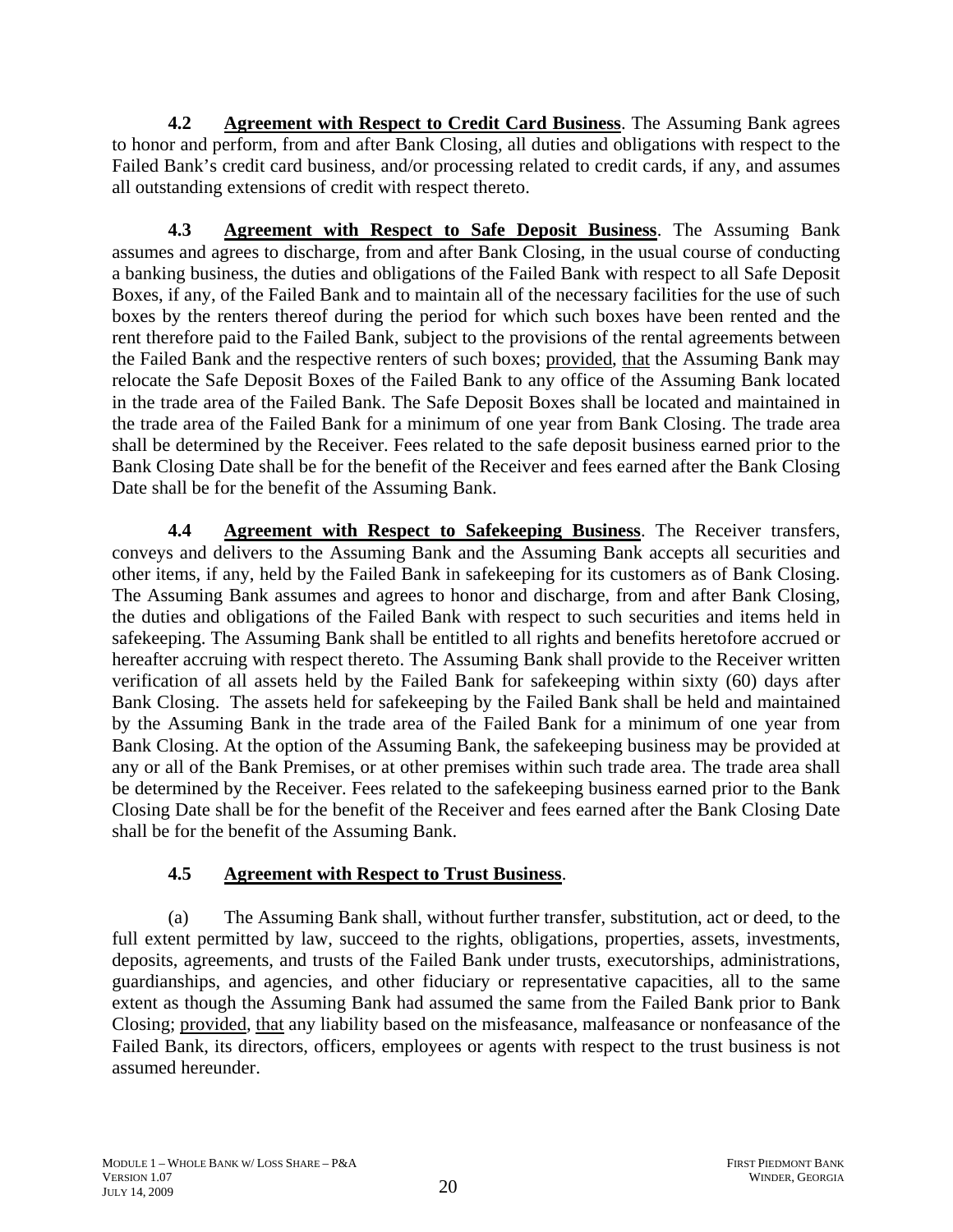**4.2 Agreement with Respect to Credit Card Business**. The Assuming Bank agrees to honor and perform, from and after Bank Closing, all duties and obligations with respect to the Failed Bank's credit card business, and/or processing related to credit cards, if any, and assumes all outstanding extensions of credit with respect thereto.

**4.3 Agreement with Respect to Safe Deposit Business**. The Assuming Bank assumes and agrees to discharge, from and after Bank Closing, in the usual course of conducting a banking business, the duties and obligations of the Failed Bank with respect to all Safe Deposit Boxes, if any, of the Failed Bank and to maintain all of the necessary facilities for the use of such boxes by the renters thereof during the period for which such boxes have been rented and the rent therefore paid to the Failed Bank, subject to the provisions of the rental agreements between the Failed Bank and the respective renters of such boxes; provided, that the Assuming Bank may relocate the Safe Deposit Boxes of the Failed Bank to any office of the Assuming Bank located in the trade area of the Failed Bank. The Safe Deposit Boxes shall be located and maintained in the trade area of the Failed Bank for a minimum of one year from Bank Closing. The trade area shall be determined by the Receiver. Fees related to the safe deposit business earned prior to the Bank Closing Date shall be for the benefit of the Receiver and fees earned after the Bank Closing Date shall be for the benefit of the Assuming Bank.

**4.4 Agreement with Respect to Safekeeping Business**. The Receiver transfers, conveys and delivers to the Assuming Bank and the Assuming Bank accepts all securities and other items, if any, held by the Failed Bank in safekeeping for its customers as of Bank Closing. The Assuming Bank assumes and agrees to honor and discharge, from and after Bank Closing, the duties and obligations of the Failed Bank with respect to such securities and items held in safekeeping. The Assuming Bank shall be entitled to all rights and benefits heretofore accrued or hereafter accruing with respect thereto. The Assuming Bank shall provide to the Receiver written verification of all assets held by the Failed Bank for safekeeping within sixty (60) days after Bank Closing. The assets held for safekeeping by the Failed Bank shall be held and maintained by the Assuming Bank in the trade area of the Failed Bank for a minimum of one year from Bank Closing. At the option of the Assuming Bank, the safekeeping business may be provided at any or all of the Bank Premises, or at other premises within such trade area. The trade area shall be determined by the Receiver. Fees related to the safekeeping business earned prior to the Bank Closing Date shall be for the benefit of the Receiver and fees earned after the Bank Closing Date shall be for the benefit of the Assuming Bank.

**4.5 Agreement with Respect to Trust Business**.

(a) The Assuming Bank shall, without further transfer, substitution, act or deed, to the full extent permitted by law, succeed to the rights, obligations, properties, assets, investments, deposits, agreements, and trusts of the Failed Bank under trusts, executorships, administrations, guardianships, and agencies, and other fiduciary or representative capacities, all to the same extent as though the Assuming Bank had assumed the same from the Failed Bank prior to Bank Closing; provided, that any liability based on the misfeasance, malfeasance or nonfeasance of the Failed Bank, its directors, officers, employees or agents with respect to the trust business is not assumed hereunder.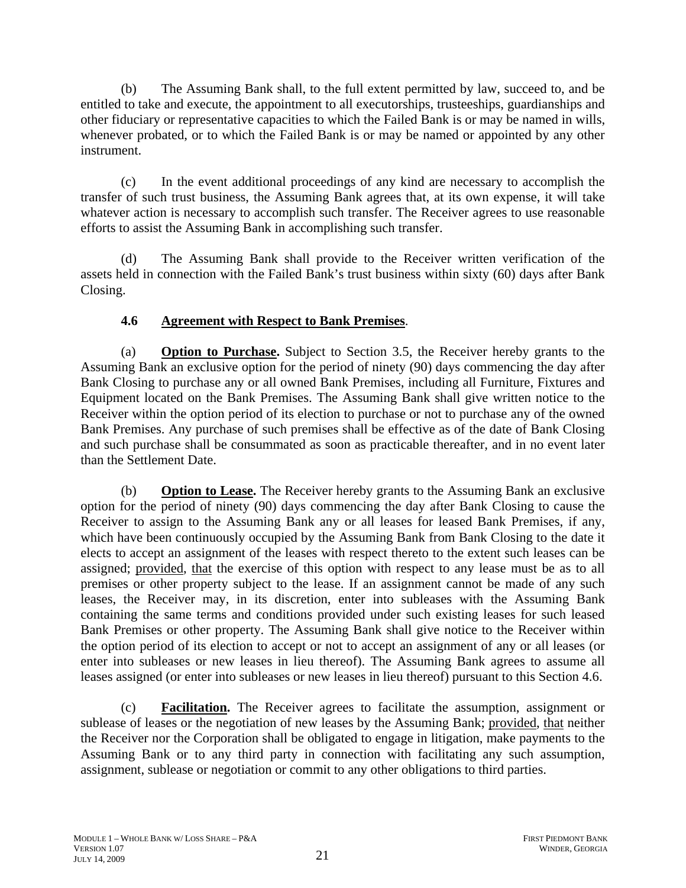(b) The Assuming Bank shall, to the full extent permitted by law, succeed to, and be entitled to take and execute, the appointment to all executorships, trusteeships, guardianships and other fiduciary or representative capacities to which the Failed Bank is or may be named in wills, whenever probated, or to which the Failed Bank is or may be named or appointed by any other instrument.

(c) In the event additional proceedings of any kind are necessary to accomplish the transfer of such trust business, the Assuming Bank agrees that, at its own expense, it will take whatever action is necessary to accomplish such transfer. The Receiver agrees to use reasonable efforts to assist the Assuming Bank in accomplishing such transfer.

(d) The Assuming Bank shall provide to the Receiver written verification of the assets held in connection with the Failed Bank's trust business within sixty (60) days after Bank Closing.

**4.6 Agreement with Respect to Bank Premises**.

(a) **Option to Purchase.** Subject to Section 3.5, the Receiver hereby grants to the Assuming Bank an exclusive option for the period of ninety (90) days commencing the day after Bank Closing to purchase any or all owned Bank Premises, including all Furniture, Fixtures and Equipment located on the Bank Premises. The Assuming Bank shall give written notice to the Receiver within the option period of its election to purchase or not to purchase any of the owned Bank Premises. Any purchase of such premises shall be effective as of the date of Bank Closing and such purchase shall be consummated as soon as practicable thereafter, and in no event later than the Settlement Date.

(b) **Option to Lease.** The Receiver hereby grants to the Assuming Bank an exclusive option for the period of ninety (90) days commencing the day after Bank Closing to cause the Receiver to assign to the Assuming Bank any or all leases for leased Bank Premises, if any, which have been continuously occupied by the Assuming Bank from Bank Closing to the date it elects to accept an assignment of the leases with respect thereto to the extent such leases can be assigned; provided, that the exercise of this option with respect to any lease must be as to all premises or other property subject to the lease. If an assignment cannot be made of any such leases, the Receiver may, in its discretion, enter into subleases with the Assuming Bank containing the same terms and conditions provided under such existing leases for such leased Bank Premises or other property. The Assuming Bank shall give notice to the Receiver within the option period of its election to accept or not to accept an assignment of any or all leases (or enter into subleases or new leases in lieu thereof). The Assuming Bank agrees to assume all leases assigned (or enter into subleases or new leases in lieu thereof) pursuant to this Section 4.6.

(c) **Facilitation.** The Receiver agrees to facilitate the assumption, assignment or sublease of leases or the negotiation of new leases by the Assuming Bank; provided, that neither the Receiver nor the Corporation shall be obligated to engage in litigation, make payments to the Assuming Bank or to any third party in connection with facilitating any such assumption, assignment, sublease or negotiation or commit to any other obligations to third parties.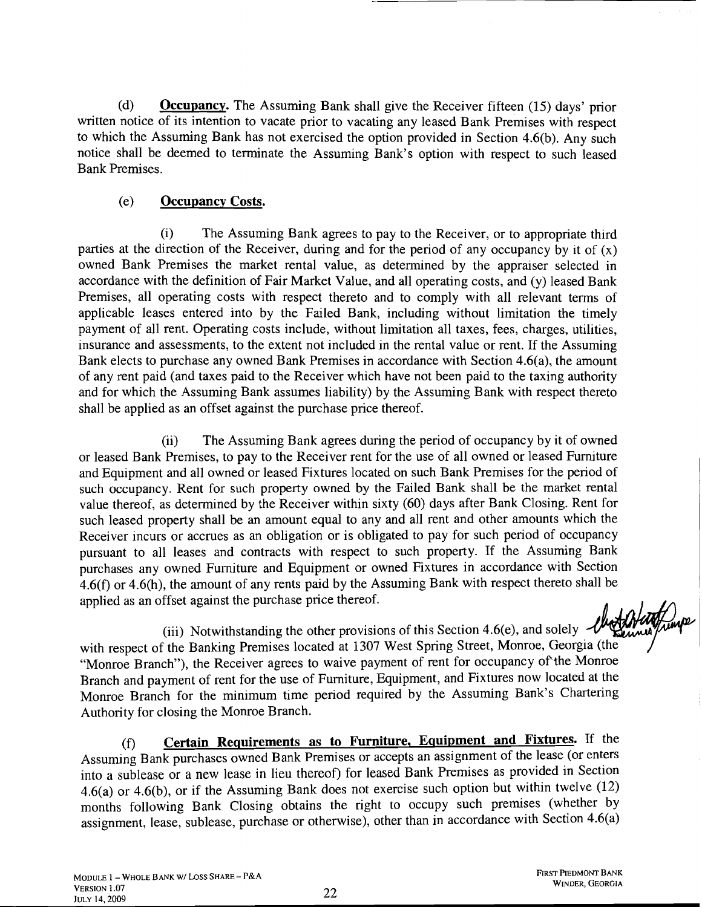(d) **Occupancy.** The Assuming Bank shall give the Receiver fifteen (15) days' prior written notice of its intention to vacate prior to vacating any leased Bank Premises with respect to which the Assuming Bank has not exercised the option provided in Section 4.6(b). Any such notice shall be deemed to terminate the Assuming Bank's option with respect to such leased Bank Premises.

(e) **Occupancy Costs.**

(i) The Assuming Bank agrees to pay to the Receiver, or to appropriate third parties at the direction of the Receiver, during and for the period of any occupancy by it of (x) owned Bank Premises the market rental value, as determined by the appraiser selected in accordance with the definition of Fair Market Value, and all operating costs, and (y) leased Bank Premises, all operating costs with respect thereto and to comply with all relevant terms of applicable leases entered into by the Failed Bank, including without limitation the timely payment of all rent. Operating costs include, without limitation all taxes, fees, charges, utilities, insurance and assessments, to the extent not included in the rental value or rent. If the Assuming Bank elects to purchase any owned Bank Premises in accordance with Section 4.6(a), the amount of any rent paid (and taxes paid to the Receiver which have not been paid to the taxing authority and for which the Assuming Bank assumes liability) by the Assuming Bank with respect thereto shall be applied as an offset against the purchase price thereof.

(ii) The Assuming Bank agrees during the period of occupancy by it of owned or leased Bank Premises, to pay to the Receiver rent for the use of all owned or leased Furniture and Equipment and all owned or leased Fixtures located on such Bank Premises for the period of such occupancy. Rent for such property owned by the Failed Bank shall be the market rental value thereof, as determined by the Receiver within sixty (60) days after Bank Closing. Rent for such leased property shall be an amount equal to any and all rent and other amounts which the Receiver incurs or accrues as an obligation or is obligated to pay for such period of occupancy pursuant to all leases and contracts with respect to such property. If the Assuming Bank purchases any owned Furniture and Equipment or owned Fixtures in accordance with Section 4.6(f) or 4.6(h), the amount of any rents paid by the Assuming Bank with respect thereto shall be applied as an offset against the purchase price thereof.

(iii) Notwithstanding the other provisions of this Section 4.6(e), and solely with respect of the Banking Premises located at 1307 West Spring Street, Monroe, Georgia (the "Monroe Branch"), the Receiver agrees to waive payment of rent for occupancy of the Monroe Branch and payment of rent for the use of Furniture, Equipment, and Fixtures now located at the Monroe Branch for the minimum time period required by the Assuming Bank's Chartering Authority for closing the Monroe Branch.

(f) **Certain Requirements as to Furniture, Equipment and Fixtures.** If the Assuming Bank purchases owned Bank Premises or accepts an assignment of the lease (or enters into a sublease or a new lease in lieu thereof) for leased Bank Premises as provided in Section 4.6(a) or 4.6(b), or if the Assuming Bank does not exercise such option but within twelve (12) months following Bank Closing obtains the right to occupy such premises (whether by assignment, lease, sublease, purchase or otherwise), other than in accordance with Section 4.6(a)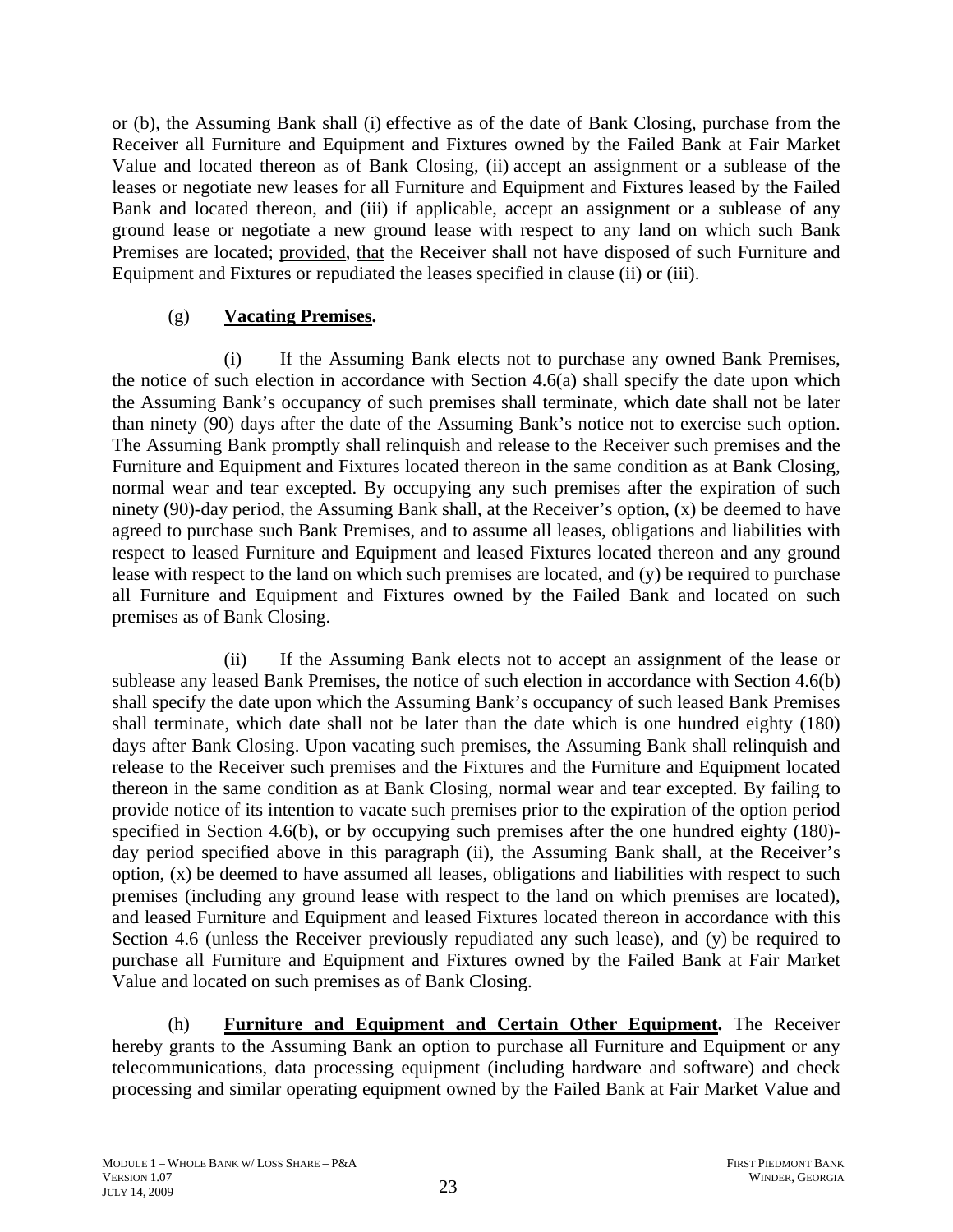or (b), the Assuming Bank shall (i) effective as of the date of Bank Closing, purchase from the Receiver all Furniture and Equipment and Fixtures owned by the Failed Bank at Fair Market Value and located thereon as of Bank Closing, (ii) accept an assignment or a sublease of the leases or negotiate new leases for all Furniture and Equipment and Fixtures leased by the Failed Bank and located thereon, and (iii) if applicable, accept an assignment or a sublease of any ground lease or negotiate a new ground lease with respect to any land on which such Bank Premises are located; provided, that the Receiver shall not have disposed of such Furniture and Equipment and Fixtures or repudiated the leases specified in clause (ii) or (iii).

(g) **Vacating Premises.**

(i) If the Assuming Bank elects not to purchase any owned Bank Premises, the notice of such election in accordance with Section 4.6(a) shall specify the date upon which the Assuming Bank's occupancy of such premises shall terminate, which date shall not be later than ninety (90) days after the date of the Assuming Bank's notice not to exercise such option. The Assuming Bank promptly shall relinquish and release to the Receiver such premises and the Furniture and Equipment and Fixtures located thereon in the same condition as at Bank Closing, normal wear and tear excepted. By occupying any such premises after the expiration of such ninety (90)-day period, the Assuming Bank shall, at the Receiver's option, (x) be deemed to have agreed to purchase such Bank Premises, and to assume all leases, obligations and liabilities with respect to leased Furniture and Equipment and leased Fixtures located thereon and any ground lease with respect to the land on which such premises are located, and (y) be required to purchase all Furniture and Equipment and Fixtures owned by the Failed Bank and located on such premises as of Bank Closing.

(ii) If the Assuming Bank elects not to accept an assignment of the lease or sublease any leased Bank Premises, the notice of such election in accordance with Section 4.6(b) shall specify the date upon which the Assuming Bank's occupancy of such leased Bank Premises shall terminate, which date shall not be later than the date which is one hundred eighty (180) days after Bank Closing. Upon vacating such premises, the Assuming Bank shall relinquish and release to the Receiver such premises and the Fixtures and the Furniture and Equipment located thereon in the same condition as at Bank Closing, normal wear and tear excepted. By failing to provide notice of its intention to vacate such premises prior to the expiration of the option period specified in Section 4.6(b), or by occupying such premises after the one hundred eighty (180)-day period specified above in this paragraph (ii), the Assuming Bank shall, at the Receiver's option, (x) be deemed to have assumed all leases, obligations and liabilities with respect to such premises (including any ground lease with respect to the land on which premises are located), and leased Furniture and Equipment and leased Fixtures located thereon in accordance with this Section 4.6 (unless the Receiver previously repudiated any such lease), and (y) be required to purchase all Furniture and Equipment and Fixtures owned by the Failed Bank at Fair Market Value and located on such premises as of Bank Closing.

(h) **Furniture and Equipment and Certain Other Equipment.** The Receiver hereby grants to the Assuming Bank an option to purchase all Furniture and Equipment or any telecommunications, data processing equipment (including hardware and software) and check processing and similar operating equipment owned by the Failed Bank at Fair Market Value and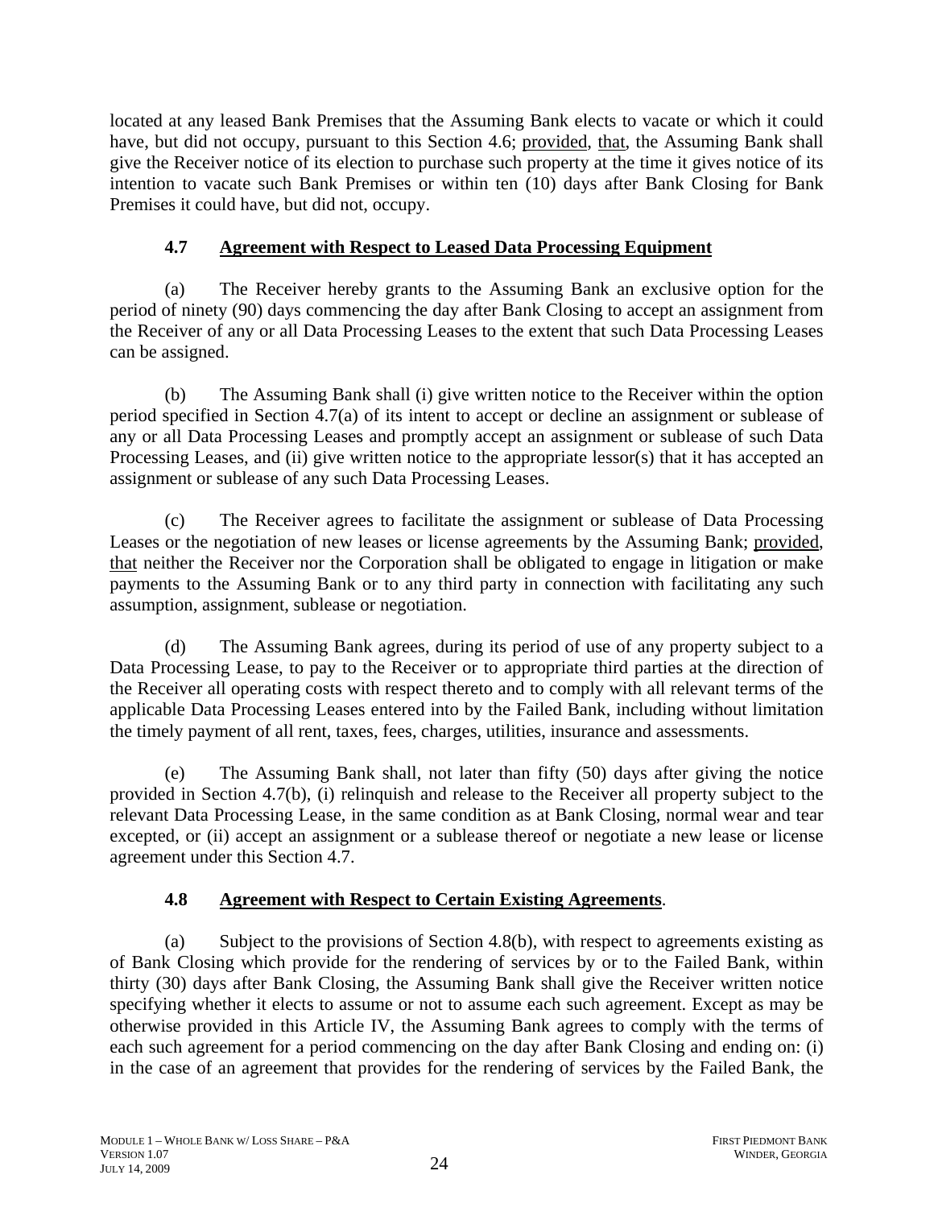located at any leased Bank Premises that the Assuming Bank elects to vacate or which it could have, but did not occupy, pursuant to this Section 4.6; provided, that, the Assuming Bank shall give the Receiver notice of its election to purchase such property at the time it gives notice of its intention to vacate such Bank Premises or within ten (10) days after Bank Closing for Bank Premises it could have, but did not, occupy.

### 4.7 Agreement with Respect to Leased Data Processing Equipment

(a) The Receiver hereby grants to the Assuming Bank an exclusive option for the period of ninety (90) days commencing the day after Bank Closing to accept an assignment from the Receiver of any or all Data Processing Leases to the extent that such Data Processing Leases can be assigned.

(b) The Assuming Bank shall (i) give written notice to the Receiver within the option period specified in Section 4.7(a) of its intent to accept or decline an assignment or sublease of any or all Data Processing Leases and promptly accept an assignment or sublease of such Data Processing Leases, and (ii) give written notice to the appropriate lessor(s) that it has accepted an assignment or sublease of any such Data Processing Leases.

(c) The Receiver agrees to facilitate the assignment or sublease of Data Processing Leases or the negotiation of new leases or license agreements by the Assuming Bank; provided, that neither the Receiver nor the Corporation shall be obligated to engage in litigation or make payments to the Assuming Bank or to any third party in connection with facilitating any such assumption, assignment, sublease or negotiation.

(d) The Assuming Bank agrees, during its period of use of any property subject to a Data Processing Lease, to pay to the Receiver or to appropriate third parties at the direction of the Receiver all operating costs with respect thereto and to comply with all relevant terms of the applicable Data Processing Leases entered into by the Failed Bank, including without limitation the timely payment of all rent, taxes, fees, charges, utilities, insurance and assessments.

(e) The Assuming Bank shall, not later than fifty (50) days after giving the notice provided in Section 4.7(b), (i) relinquish and release to the Receiver all property subject to the relevant Data Processing Lease, in the same condition as at Bank Closing, normal wear and tear excepted, or (ii) accept an assignment or a sublease thereof or negotiate a new lease or license agreement under this Section 4.7.

### 4.8 Agreement with Respect to Certain Existing Agreements.

(a) Subject to the provisions of Section 4.8(b), with respect to agreements existing as of Bank Closing which provide for the rendering of services by or to the Failed Bank, within thirty (30) days after Bank Closing, the Assuming Bank shall give the Receiver written notice specifying whether it elects to assume or not to assume each such agreement. Except as may be otherwise provided in this Article IV, the Assuming Bank agrees to comply with the terms of each such agreement for a period commencing on the day after Bank Closing and ending on: (i) in the case of an agreement that provides for the rendering of services by the Failed Bank, the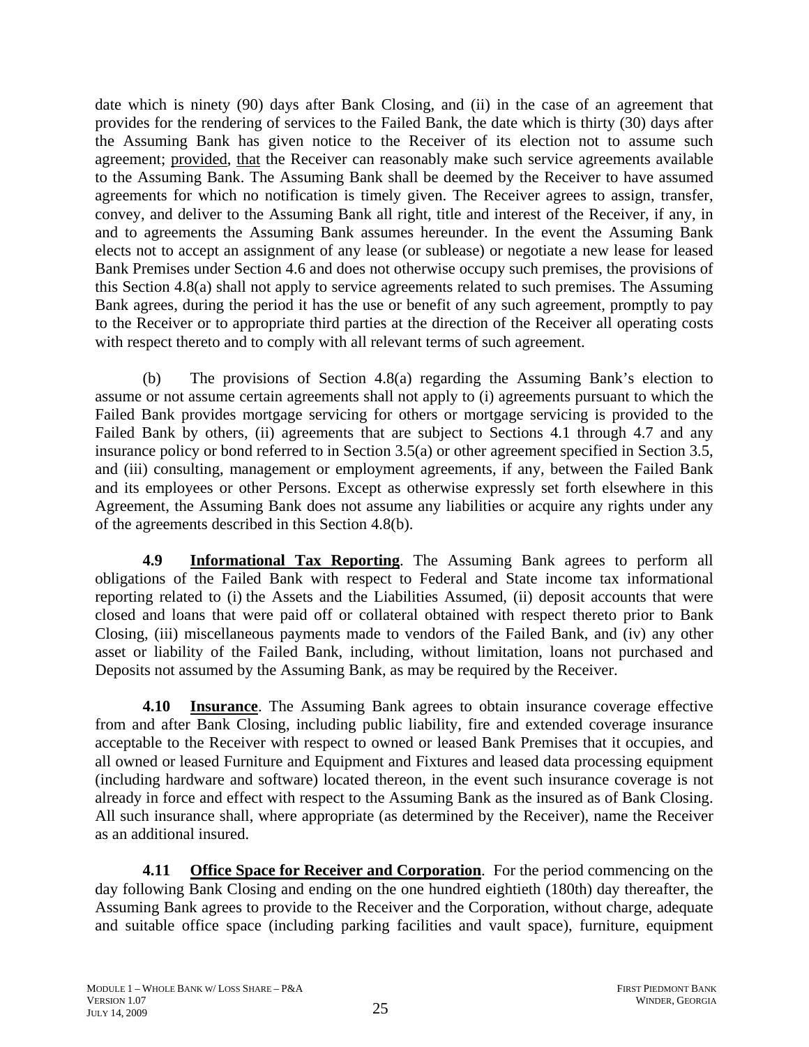date which is ninety (90) days after Bank Closing, and (ii) in the case of an agreement that provides for the rendering of services to the Failed Bank, the date which is thirty (30) days after the Assuming Bank has given notice to the Receiver of its election not to assume such agreement; provided, that the Receiver can reasonably make such service agreements available to the Assuming Bank. The Assuming Bank shall be deemed by the Receiver to have assumed agreements for which no notification is timely given. The Receiver agrees to assign, transfer, convey, and deliver to the Assuming Bank all right, title and interest of the Receiver, if any, in and to agreements the Assuming Bank assumes hereunder. In the event the Assuming Bank elects not to accept an assignment of any lease (or sublease) or negotiate a new lease for leased Bank Premises under Section 4.6 and does not otherwise occupy such premises, the provisions of this Section 4.8(a) shall not apply to service agreements related to such premises. The Assuming Bank agrees, during the period it has the use or benefit of any such agreement, promptly to pay to the Receiver or to appropriate third parties at the direction of the Receiver all operating costs with respect thereto and to comply with all relevant terms of such agreement.

(b) The provisions of Section 4.8(a) regarding the Assuming Bank's election to assume or not assume certain agreements shall not apply to (i) agreements pursuant to which the Failed Bank provides mortgage servicing for others or mortgage servicing is provided to the Failed Bank by others, (ii) agreements that are subject to Sections 4.1 through 4.7 and any insurance policy or bond referred to in Section 3.5(a) or other agreement specified in Section 3.5, and (iii) consulting, management or employment agreements, if any, between the Failed Bank and its employees or other Persons. Except as otherwise expressly set forth elsewhere in this Agreement, the Assuming Bank does not assume any liabilities or acquire any rights under any of the agreements described in this Section 4.8(b).

**4.9 Informational Tax Reporting**. The Assuming Bank agrees to perform all obligations of the Failed Bank with respect to Federal and State income tax informational reporting related to (i) the Assets and the Liabilities Assumed, (ii) deposit accounts that were closed and loans that were paid off or collateral obtained with respect thereto prior to Bank Closing, (iii) miscellaneous payments made to vendors of the Failed Bank, and (iv) any other asset or liability of the Failed Bank, including, without limitation, loans not purchased and Deposits not assumed by the Assuming Bank, as may be required by the Receiver.

**4.10 Insurance**. The Assuming Bank agrees to obtain insurance coverage effective from and after Bank Closing, including public liability, fire and extended coverage insurance acceptable to the Receiver with respect to owned or leased Bank Premises that it occupies, and all owned or leased Furniture and Equipment and Fixtures and leased data processing equipment (including hardware and software) located thereon, in the event such insurance coverage is not already in force and effect with respect to the Assuming Bank as the insured as of Bank Closing. All such insurance shall, where appropriate (as determined by the Receiver), name the Receiver as an additional insured.

**4.11 Office Space for Receiver and Corporation**. For the period commencing on the day following Bank Closing and ending on the one hundred eightieth (180th) day thereafter, the Assuming Bank agrees to provide to the Receiver and the Corporation, without charge, adequate and suitable office space (including parking facilities and vault space), furniture, equipment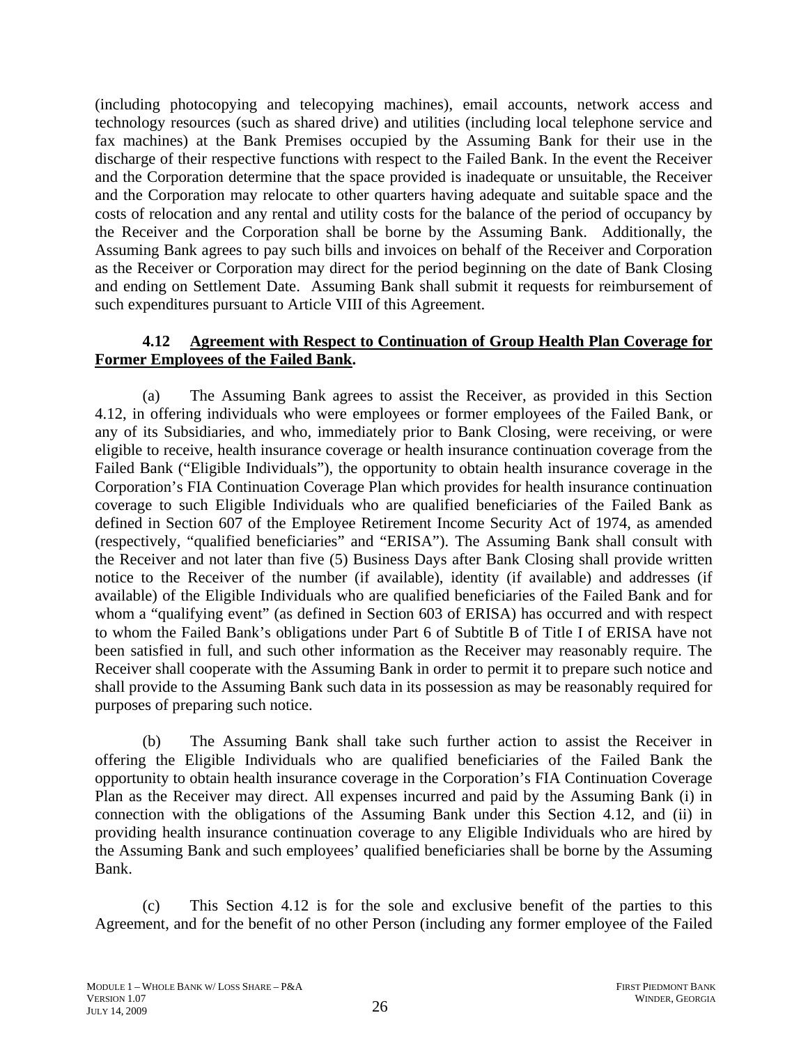(including photocopying and telecopying machines), email accounts, network access and technology resources (such as shared drive) and utilities (including local telephone service and fax machines) at the Bank Premises occupied by the Assuming Bank for their use in the discharge of their respective functions with respect to the Failed Bank. In the event the Receiver and the Corporation determine that the space provided is inadequate or unsuitable, the Receiver and the Corporation may relocate to other quarters having adequate and suitable space and the costs of relocation and any rental and utility costs for the balance of the period of occupancy by the Receiver and the Corporation shall be borne by the Assuming Bank. Additionally, the Assuming Bank agrees to pay such bills and invoices on behalf of the Receiver and Corporation as the Receiver or Corporation may direct for the period beginning on the date of Bank Closing and ending on Settlement Date. Assuming Bank shall submit it requests for reimbursement of such expenditures pursuant to Article VIII of this Agreement.

**4.12 Agreement with Respect to Continuation of Group Health Plan Coverage for Former Employees of the Failed Bank.**

(a) The Assuming Bank agrees to assist the Receiver, as provided in this Section 4.12, in offering individuals who were employees or former employees of the Failed Bank, or any of its Subsidiaries, and who, immediately prior to Bank Closing, were receiving, or were eligible to receive, health insurance coverage or health insurance continuation coverage from the Failed Bank ("Eligible Individuals"), the opportunity to obtain health insurance coverage in the Corporation's FIA Continuation Coverage Plan which provides for health insurance continuation coverage to such Eligible Individuals who are qualified beneficiaries of the Failed Bank as defined in Section 607 of the Employee Retirement Income Security Act of 1974, as amended (respectively, "qualified beneficiaries" and "ERISA"). The Assuming Bank shall consult with the Receiver and not later than five (5) Business Days after Bank Closing shall provide written notice to the Receiver of the number (if available), identity (if available) and addresses (if available) of the Eligible Individuals who are qualified beneficiaries of the Failed Bank and for whom a "qualifying event" (as defined in Section 603 of ERISA) has occurred and with respect to whom the Failed Bank's obligations under Part 6 of Subtitle B of Title I of ERISA have not been satisfied in full, and such other information as the Receiver may reasonably require. The Receiver shall cooperate with the Assuming Bank in order to permit it to prepare such notice and shall provide to the Assuming Bank such data in its possession as may be reasonably required for purposes of preparing such notice.

(b) The Assuming Bank shall take such further action to assist the Receiver in offering the Eligible Individuals who are qualified beneficiaries of the Failed Bank the opportunity to obtain health insurance coverage in the Corporation's FIA Continuation Coverage Plan as the Receiver may direct. All expenses incurred and paid by the Assuming Bank (i) in connection with the obligations of the Assuming Bank under this Section 4.12, and (ii) in providing health insurance continuation coverage to any Eligible Individuals who are hired by the Assuming Bank and such employees' qualified beneficiaries shall be borne by the Assuming Bank.

(c) This Section 4.12 is for the sole and exclusive benefit of the parties to this Agreement, and for the benefit of no other Person (including any former employee of the Failed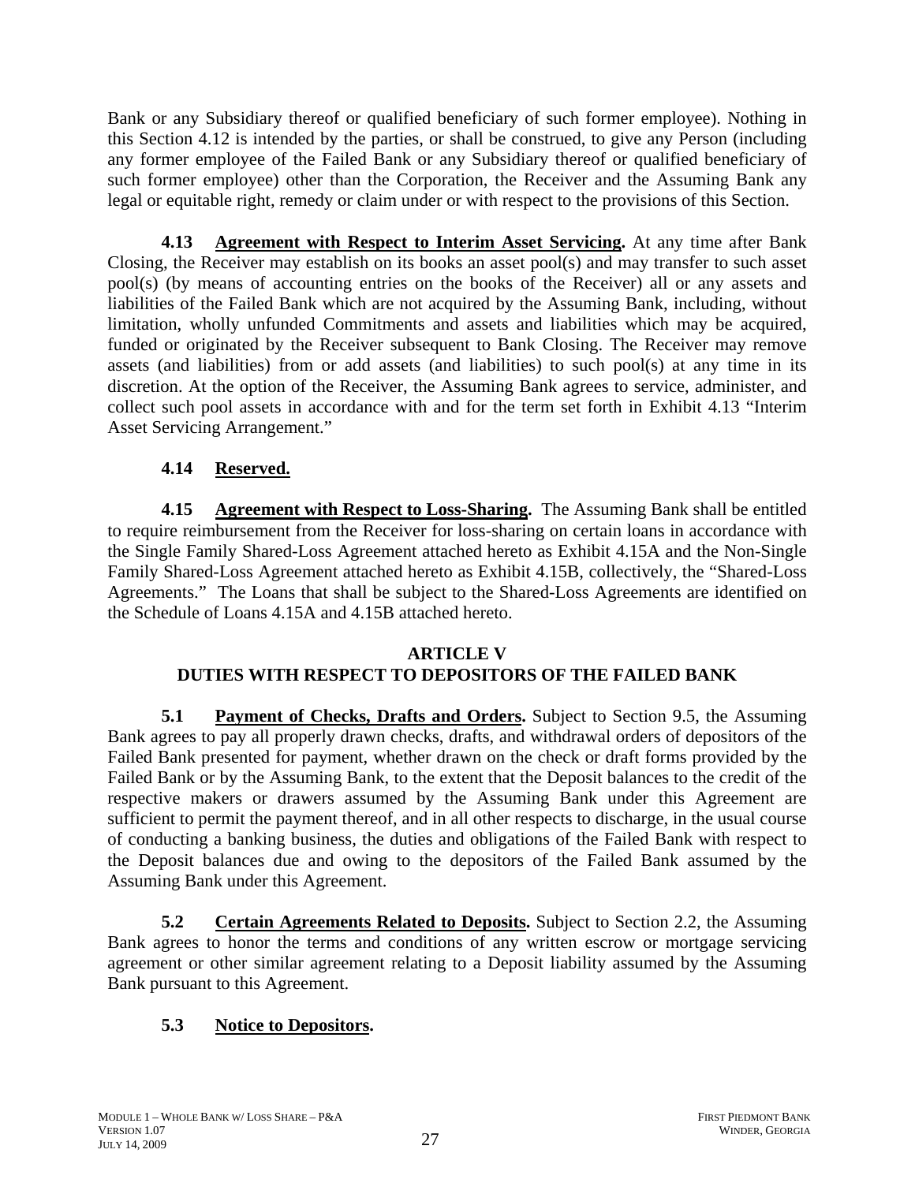Bank or any Subsidiary thereof or qualified beneficiary of such former employee). Nothing in this Section 4.12 is intended by the parties, or shall be construed, to give any Person (including any former employee of the Failed Bank or any Subsidiary thereof or qualified beneficiary of such former employee) other than the Corporation, the Receiver and the Assuming Bank any legal or equitable right, remedy or claim under or with respect to the provisions of this Section.

**4.13 Agreement with Respect to Interim Asset Servicing.** At any time after Bank Closing, the Receiver may establish on its books an asset pool(s) and may transfer to such asset pool(s) (by means of accounting entries on the books of the Receiver) all or any assets and liabilities of the Failed Bank which are not acquired by the Assuming Bank, including, without limitation, wholly unfunded Commitments and assets and liabilities which may be acquired, funded or originated by the Receiver subsequent to Bank Closing. The Receiver may remove assets (and liabilities) from or add assets (and liabilities) to such pool(s) at any time in its discretion. At the option of the Receiver, the Assuming Bank agrees to service, administer, and collect such pool assets in accordance with and for the term set forth in Exhibit 4.13 "Interim Asset Servicing Arrangement."

**4.14 Reserved.**

**4.15 Agreement with Respect to Loss-Sharing.** The Assuming Bank shall be entitled to require reimbursement from the Receiver for loss-sharing on certain loans in accordance with the Single Family Shared-Loss Agreement attached hereto as Exhibit 4.15A and the Non-Single Family Shared-Loss Agreement attached hereto as Exhibit 4.15B, collectively, the "Shared-Loss Agreements." The Loans that shall be subject to the Shared-Loss Agreements are identified on the Schedule of Loans 4.15A and 4.15B attached hereto.

## ARTICLE V
## DUTIES WITH RESPECT TO DEPOSITORS OF THE FAILED BANK

**5.1 Payment of Checks, Drafts and Orders.** Subject to Section 9.5, the Assuming Bank agrees to pay all properly drawn checks, drafts, and withdrawal orders of depositors of the Failed Bank presented for payment, whether drawn on the check or draft forms provided by the Failed Bank or by the Assuming Bank, to the extent that the Deposit balances to the credit of the respective makers or drawers assumed by the Assuming Bank under this Agreement are sufficient to permit the payment thereof, and in all other respects to discharge, in the usual course of conducting a banking business, the duties and obligations of the Failed Bank with respect to the Deposit balances due and owing to the depositors of the Failed Bank assumed by the Assuming Bank under this Agreement.

**5.2 Certain Agreements Related to Deposits.** Subject to Section 2.2, the Assuming Bank agrees to honor the terms and conditions of any written escrow or mortgage servicing agreement or other similar agreement relating to a Deposit liability assumed by the Assuming Bank pursuant to this Agreement.

**5.3 Notice to Depositors.**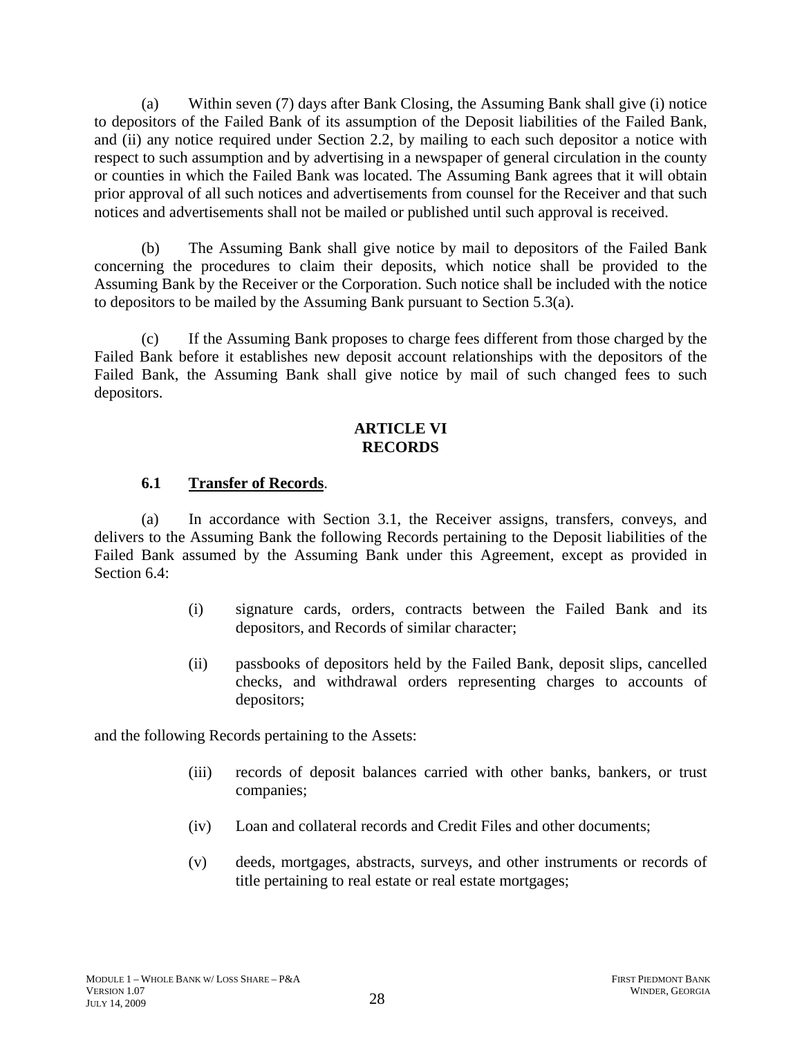(a) Within seven (7) days after Bank Closing, the Assuming Bank shall give (i) notice to depositors of the Failed Bank of its assumption of the Deposit liabilities of the Failed Bank, and (ii) any notice required under Section 2.2, by mailing to each such depositor a notice with respect to such assumption and by advertising in a newspaper of general circulation in the county or counties in which the Failed Bank was located. The Assuming Bank agrees that it will obtain prior approval of all such notices and advertisements from counsel for the Receiver and that such notices and advertisements shall not be mailed or published until such approval is received.

(b) The Assuming Bank shall give notice by mail to depositors of the Failed Bank concerning the procedures to claim their deposits, which notice shall be provided to the Assuming Bank by the Receiver or the Corporation. Such notice shall be included with the notice to depositors to be mailed by the Assuming Bank pursuant to Section 5.3(a).

(c) If the Assuming Bank proposes to charge fees different from those charged by the Failed Bank before it establishes new deposit account relationships with the depositors of the Failed Bank, the Assuming Bank shall give notice by mail of such changed fees to such depositors.

## ARTICLE VI
## RECORDS

### 6.1 Transfer of Records.

(a) In accordance with Section 3.1, the Receiver assigns, transfers, conveys, and delivers to the Assuming Bank the following Records pertaining to the Deposit liabilities of the Failed Bank assumed by the Assuming Bank under this Agreement, except as provided in Section 6.4:

(i) signature cards, orders, contracts between the Failed Bank and its depositors, and Records of similar character;

(ii) passbooks of depositors held by the Failed Bank, deposit slips, cancelled checks, and withdrawal orders representing charges to accounts of depositors;

and the following Records pertaining to the Assets:

(iii) records of deposit balances carried with other banks, bankers, or trust companies;

(iv) Loan and collateral records and Credit Files and other documents;

(v) deeds, mortgages, abstracts, surveys, and other instruments or records of title pertaining to real estate or real estate mortgages;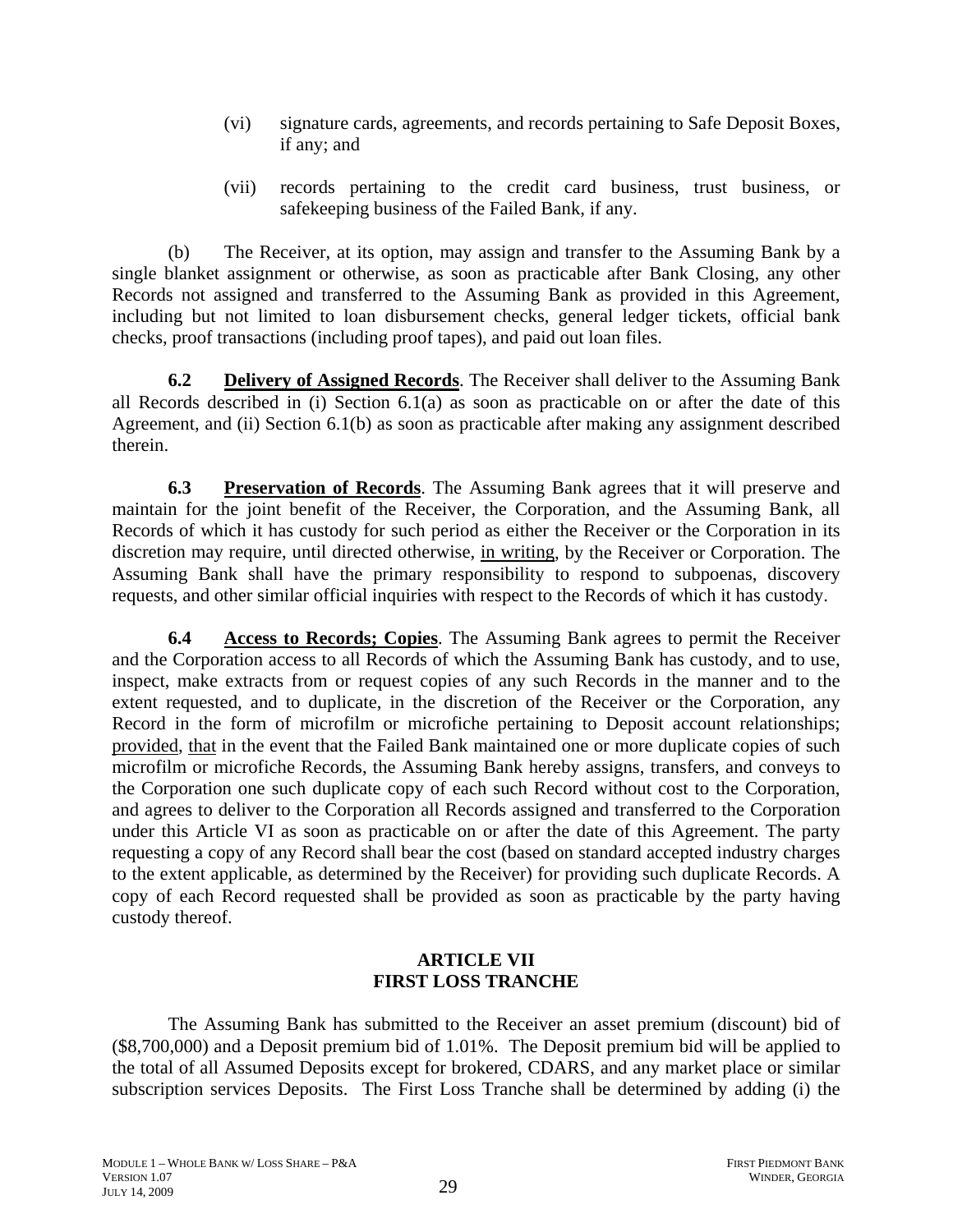(vi) signature cards, agreements, and records pertaining to Safe Deposit Boxes, if any; and

(vii) records pertaining to the credit card business, trust business, or safekeeping business of the Failed Bank, if any.

(b) The Receiver, at its option, may assign and transfer to the Assuming Bank by a single blanket assignment or otherwise, as soon as practicable after Bank Closing, any other Records not assigned and transferred to the Assuming Bank as provided in this Agreement, including but not limited to loan disbursement checks, general ledger tickets, official bank checks, proof transactions (including proof tapes), and paid out loan files.

**6.2 Delivery of Assigned Records**. The Receiver shall deliver to the Assuming Bank all Records described in (i) Section 6.1(a) as soon as practicable on or after the date of this Agreement, and (ii) Section 6.1(b) as soon as practicable after making any assignment described therein.

**6.3 Preservation of Records**. The Assuming Bank agrees that it will preserve and maintain for the joint benefit of the Receiver, the Corporation, and the Assuming Bank, all Records of which it has custody for such period as either the Receiver or the Corporation in its discretion may require, until directed otherwise, in writing, by the Receiver or Corporation. The Assuming Bank shall have the primary responsibility to respond to subpoenas, discovery requests, and other similar official inquiries with respect to the Records of which it has custody.

**6.4 Access to Records; Copies**. The Assuming Bank agrees to permit the Receiver and the Corporation access to all Records of which the Assuming Bank has custody, and to use, inspect, make extracts from or request copies of any such Records in the manner and to the extent requested, and to duplicate, in the discretion of the Receiver or the Corporation, any Record in the form of microfilm or microfiche pertaining to Deposit account relationships; provided, that in the event that the Failed Bank maintained one or more duplicate copies of such microfilm or microfiche Records, the Assuming Bank hereby assigns, transfers, and conveys to the Corporation one such duplicate copy of each such Record without cost to the Corporation, and agrees to deliver to the Corporation all Records assigned and transferred to the Corporation under this Article VI as soon as practicable on or after the date of this Agreement. The party requesting a copy of any Record shall bear the cost (based on standard accepted industry charges to the extent applicable, as determined by the Receiver) for providing such duplicate Records. A copy of each Record requested shall be provided as soon as practicable by the party having custody thereof.

## ARTICLE VII
## FIRST LOSS TRANCHE

The Assuming Bank has submitted to the Receiver an asset premium (discount) bid of ($8,700,000) and a Deposit premium bid of 1.01%. The Deposit premium bid will be applied to the total of all Assumed Deposits except for brokered, CDARS, and any market place or similar subscription services Deposits. The First Loss Tranche shall be determined by adding (i) the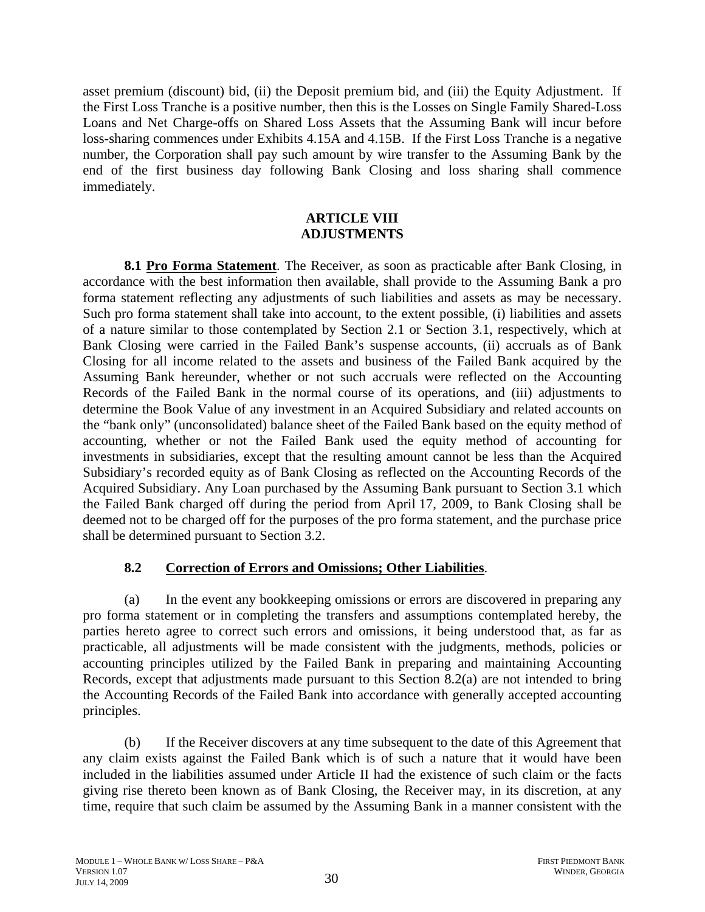asset premium (discount) bid, (ii) the Deposit premium bid, and (iii) the Equity Adjustment. If the First Loss Tranche is a positive number, then this is the Losses on Single Family Shared-Loss Loans and Net Charge-offs on Shared Loss Assets that the Assuming Bank will incur before loss-sharing commences under Exhibits 4.15A and 4.15B. If the First Loss Tranche is a negative number, the Corporation shall pay such amount by wire transfer to the Assuming Bank by the end of the first business day following Bank Closing and loss sharing shall commence immediately.

## ARTICLE VIII
## ADJUSTMENTS

**8.1 Pro Forma Statement**. The Receiver, as soon as practicable after Bank Closing, in accordance with the best information then available, shall provide to the Assuming Bank a pro forma statement reflecting any adjustments of such liabilities and assets as may be necessary. Such pro forma statement shall take into account, to the extent possible, (i) liabilities and assets of a nature similar to those contemplated by Section 2.1 or Section 3.1, respectively, which at Bank Closing were carried in the Failed Bank's suspense accounts, (ii) accruals as of Bank Closing for all income related to the assets and business of the Failed Bank acquired by the Assuming Bank hereunder, whether or not such accruals were reflected on the Accounting Records of the Failed Bank in the normal course of its operations, and (iii) adjustments to determine the Book Value of any investment in an Acquired Subsidiary and related accounts on the "bank only" (unconsolidated) balance sheet of the Failed Bank based on the equity method of accounting, whether or not the Failed Bank used the equity method of accounting for investments in subsidiaries, except that the resulting amount cannot be less than the Acquired Subsidiary's recorded equity as of Bank Closing as reflected on the Accounting Records of the Acquired Subsidiary. Any Loan purchased by the Assuming Bank pursuant to Section 3.1 which the Failed Bank charged off during the period from April 17, 2009, to Bank Closing shall be deemed not to be charged off for the purposes of the pro forma statement, and the purchase price shall be determined pursuant to Section 3.2.

### 8.2 Correction of Errors and Omissions; Other Liabilities.

(a) In the event any bookkeeping omissions or errors are discovered in preparing any pro forma statement or in completing the transfers and assumptions contemplated hereby, the parties hereto agree to correct such errors and omissions, it being understood that, as far as practicable, all adjustments will be made consistent with the judgments, methods, policies or accounting principles utilized by the Failed Bank in preparing and maintaining Accounting Records, except that adjustments made pursuant to this Section 8.2(a) are not intended to bring the Accounting Records of the Failed Bank into accordance with generally accepted accounting principles.

(b) If the Receiver discovers at any time subsequent to the date of this Agreement that any claim exists against the Failed Bank which is of such a nature that it would have been included in the liabilities assumed under Article II had the existence of such claim or the facts giving rise thereto been known as of Bank Closing, the Receiver may, in its discretion, at any time, require that such claim be assumed by the Assuming Bank in a manner consistent with the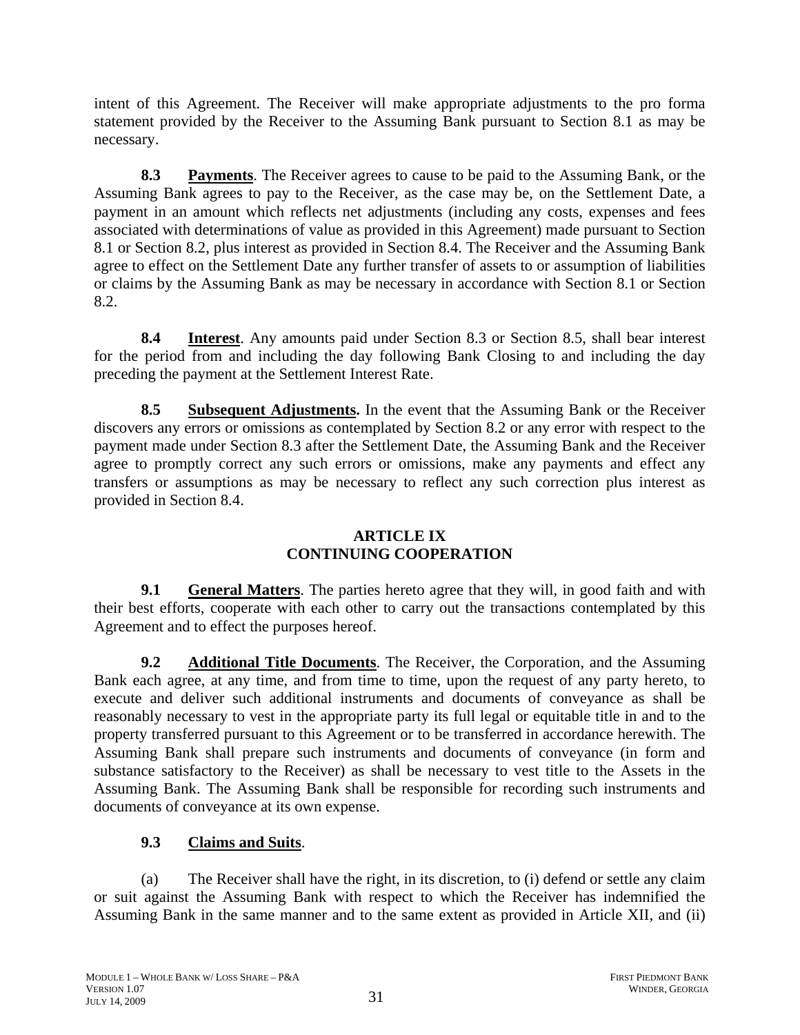intent of this Agreement. The Receiver will make appropriate adjustments to the pro forma statement provided by the Receiver to the Assuming Bank pursuant to Section 8.1 as may be necessary.

**8.3 Payments**. The Receiver agrees to cause to be paid to the Assuming Bank, or the Assuming Bank agrees to pay to the Receiver, as the case may be, on the Settlement Date, a payment in an amount which reflects net adjustments (including any costs, expenses and fees associated with determinations of value as provided in this Agreement) made pursuant to Section 8.1 or Section 8.2, plus interest as provided in Section 8.4. The Receiver and the Assuming Bank agree to effect on the Settlement Date any further transfer of assets to or assumption of liabilities or claims by the Assuming Bank as may be necessary in accordance with Section 8.1 or Section 8.2.

**8.4 Interest**. Any amounts paid under Section 8.3 or Section 8.5, shall bear interest for the period from and including the day following Bank Closing to and including the day preceding the payment at the Settlement Interest Rate.

**8.5 Subsequent Adjustments.** In the event that the Assuming Bank or the Receiver discovers any errors or omissions as contemplated by Section 8.2 or any error with respect to the payment made under Section 8.3 after the Settlement Date, the Assuming Bank and the Receiver agree to promptly correct any such errors or omissions, make any payments and effect any transfers or assumptions as may be necessary to reflect any such correction plus interest as provided in Section 8.4.

## ARTICLE IX
## CONTINUING COOPERATION

**9.1 General Matters**. The parties hereto agree that they will, in good faith and with their best efforts, cooperate with each other to carry out the transactions contemplated by this Agreement and to effect the purposes hereof.

**9.2 Additional Title Documents**. The Receiver, the Corporation, and the Assuming Bank each agree, at any time, and from time to time, upon the request of any party hereto, to execute and deliver such additional instruments and documents of conveyance as shall be reasonably necessary to vest in the appropriate party its full legal or equitable title in and to the property transferred pursuant to this Agreement or to be transferred in accordance herewith. The Assuming Bank shall prepare such instruments and documents of conveyance (in form and substance satisfactory to the Receiver) as shall be necessary to vest title to the Assets in the Assuming Bank. The Assuming Bank shall be responsible for recording such instruments and documents of conveyance at its own expense.

**9.3 Claims and Suits**.

(a) The Receiver shall have the right, in its discretion, to (i) defend or settle any claim or suit against the Assuming Bank with respect to which the Receiver has indemnified the Assuming Bank in the same manner and to the same extent as provided in Article XII, and (ii)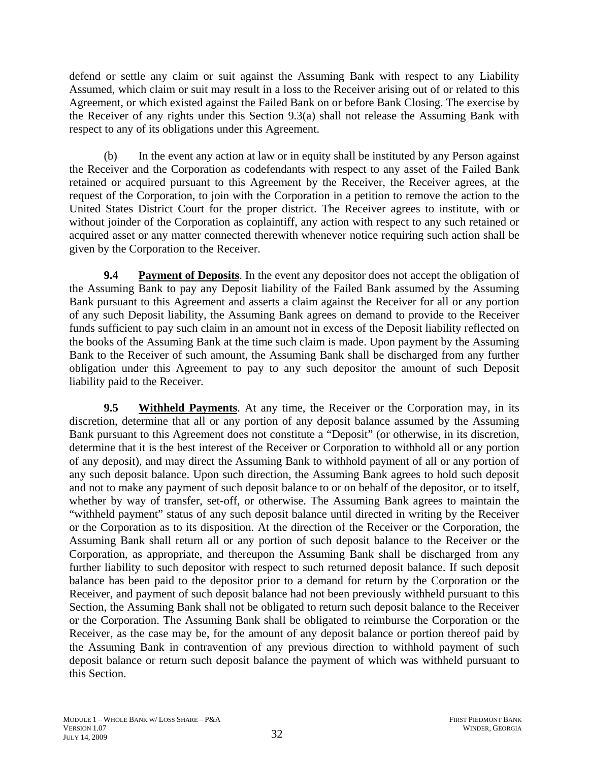defend or settle any claim or suit against the Assuming Bank with respect to any Liability Assumed, which claim or suit may result in a loss to the Receiver arising out of or related to this Agreement, or which existed against the Failed Bank on or before Bank Closing. The exercise by the Receiver of any rights under this Section 9.3(a) shall not release the Assuming Bank with respect to any of its obligations under this Agreement.

(b) In the event any action at law or in equity shall be instituted by any Person against the Receiver and the Corporation as codefendants with respect to any asset of the Failed Bank retained or acquired pursuant to this Agreement by the Receiver, the Receiver agrees, at the request of the Corporation, to join with the Corporation in a petition to remove the action to the United States District Court for the proper district. The Receiver agrees to institute, with or without joinder of the Corporation as coplaintiff, any action with respect to any such retained or acquired asset or any matter connected therewith whenever notice requiring such action shall be given by the Corporation to the Receiver.

**9.4 Payment of Deposits**. In the event any depositor does not accept the obligation of the Assuming Bank to pay any Deposit liability of the Failed Bank assumed by the Assuming Bank pursuant to this Agreement and asserts a claim against the Receiver for all or any portion of any such Deposit liability, the Assuming Bank agrees on demand to provide to the Receiver funds sufficient to pay such claim in an amount not in excess of the Deposit liability reflected on the books of the Assuming Bank at the time such claim is made. Upon payment by the Assuming Bank to the Receiver of such amount, the Assuming Bank shall be discharged from any further obligation under this Agreement to pay to any such depositor the amount of such Deposit liability paid to the Receiver.

**9.5 Withheld Payments**. At any time, the Receiver or the Corporation may, in its discretion, determine that all or any portion of any deposit balance assumed by the Assuming Bank pursuant to this Agreement does not constitute a "Deposit" (or otherwise, in its discretion, determine that it is the best interest of the Receiver or Corporation to withhold all or any portion of any deposit), and may direct the Assuming Bank to withhold payment of all or any portion of any such deposit balance. Upon such direction, the Assuming Bank agrees to hold such deposit and not to make any payment of such deposit balance to or on behalf of the depositor, or to itself, whether by way of transfer, set-off, or otherwise. The Assuming Bank agrees to maintain the "withheld payment" status of any such deposit balance until directed in writing by the Receiver or the Corporation as to its disposition. At the direction of the Receiver or the Corporation, the Assuming Bank shall return all or any portion of such deposit balance to the Receiver or the Corporation, as appropriate, and thereupon the Assuming Bank shall be discharged from any further liability to such depositor with respect to such returned deposit balance. If such deposit balance has been paid to the depositor prior to a demand for return by the Corporation or the Receiver, and payment of such deposit balance had not been previously withheld pursuant to this Section, the Assuming Bank shall not be obligated to return such deposit balance to the Receiver or the Corporation. The Assuming Bank shall be obligated to reimburse the Corporation or the Receiver, as the case may be, for the amount of any deposit balance or portion thereof paid by the Assuming Bank in contravention of any previous direction to withhold payment of such deposit balance or return such deposit balance the payment of which was withheld pursuant to this Section.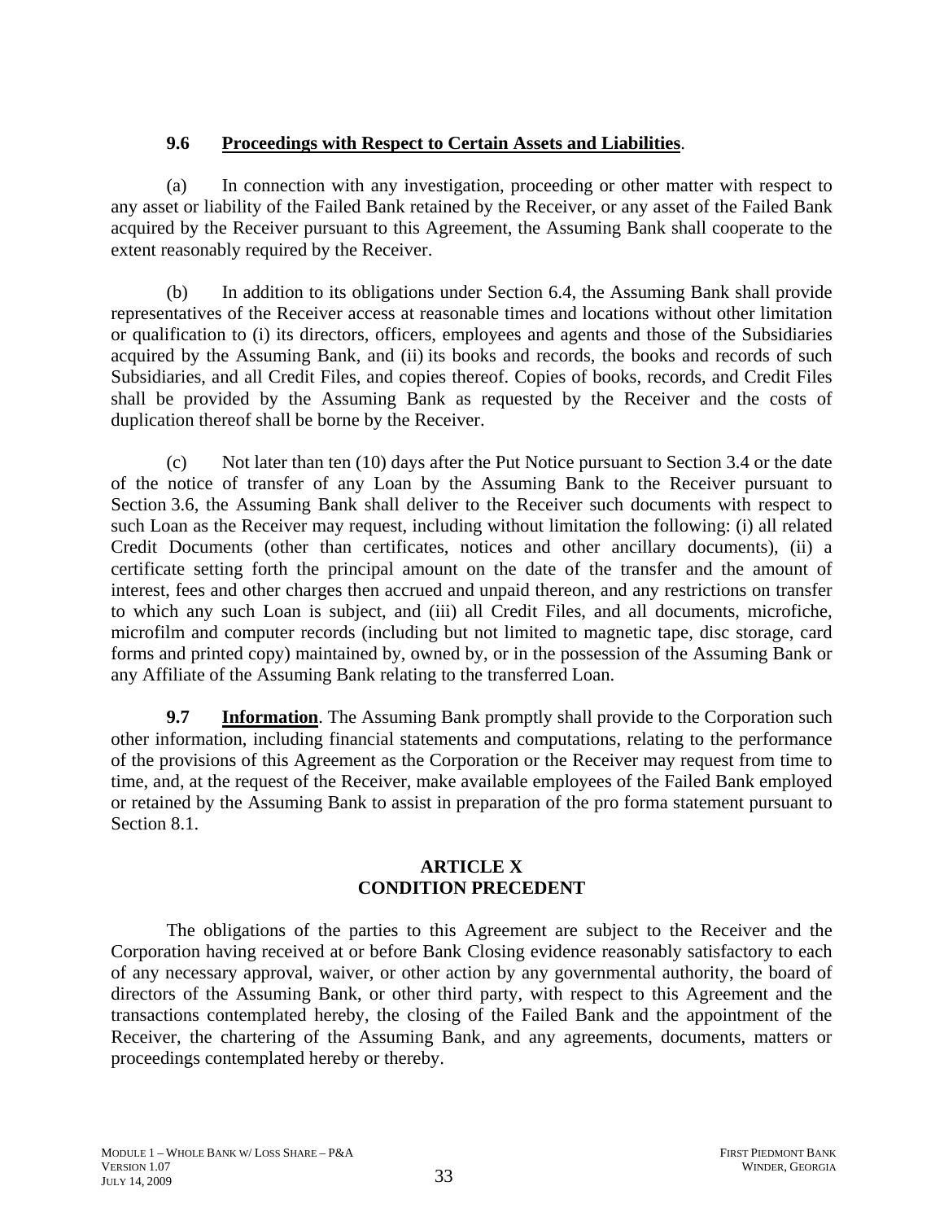**9.6 Proceedings with Respect to Certain Assets and Liabilities**.

(a) In connection with any investigation, proceeding or other matter with respect to any asset or liability of the Failed Bank retained by the Receiver, or any asset of the Failed Bank acquired by the Receiver pursuant to this Agreement, the Assuming Bank shall cooperate to the extent reasonably required by the Receiver.

(b) In addition to its obligations under Section 6.4, the Assuming Bank shall provide representatives of the Receiver access at reasonable times and locations without other limitation or qualification to (i) its directors, officers, employees and agents and those of the Subsidiaries acquired by the Assuming Bank, and (ii) its books and records, the books and records of such Subsidiaries, and all Credit Files, and copies thereof. Copies of books, records, and Credit Files shall be provided by the Assuming Bank as requested by the Receiver and the costs of duplication thereof shall be borne by the Receiver.

(c) Not later than ten (10) days after the Put Notice pursuant to Section 3.4 or the date of the notice of transfer of any Loan by the Assuming Bank to the Receiver pursuant to Section 3.6, the Assuming Bank shall deliver to the Receiver such documents with respect to such Loan as the Receiver may request, including without limitation the following: (i) all related Credit Documents (other than certificates, notices and other ancillary documents), (ii) a certificate setting forth the principal amount on the date of the transfer and the amount of interest, fees and other charges then accrued and unpaid thereon, and any restrictions on transfer to which any such Loan is subject, and (iii) all Credit Files, and all documents, microfiche, microfilm and computer records (including but not limited to magnetic tape, disc storage, card forms and printed copy) maintained by, owned by, or in the possession of the Assuming Bank or any Affiliate of the Assuming Bank relating to the transferred Loan.

**9.7 Information**. The Assuming Bank promptly shall provide to the Corporation such other information, including financial statements and computations, relating to the performance of the provisions of this Agreement as the Corporation or the Receiver may request from time to time, and, at the request of the Receiver, make available employees of the Failed Bank employed or retained by the Assuming Bank to assist in preparation of the pro forma statement pursuant to Section 8.1.

## ARTICLE X
## CONDITION PRECEDENT

The obligations of the parties to this Agreement are subject to the Receiver and the Corporation having received at or before Bank Closing evidence reasonably satisfactory to each of any necessary approval, waiver, or other action by any governmental authority, the board of directors of the Assuming Bank, or other third party, with respect to this Agreement and the transactions contemplated hereby, the closing of the Failed Bank and the appointment of the Receiver, the chartering of the Assuming Bank, and any agreements, documents, matters or proceedings contemplated hereby or thereby.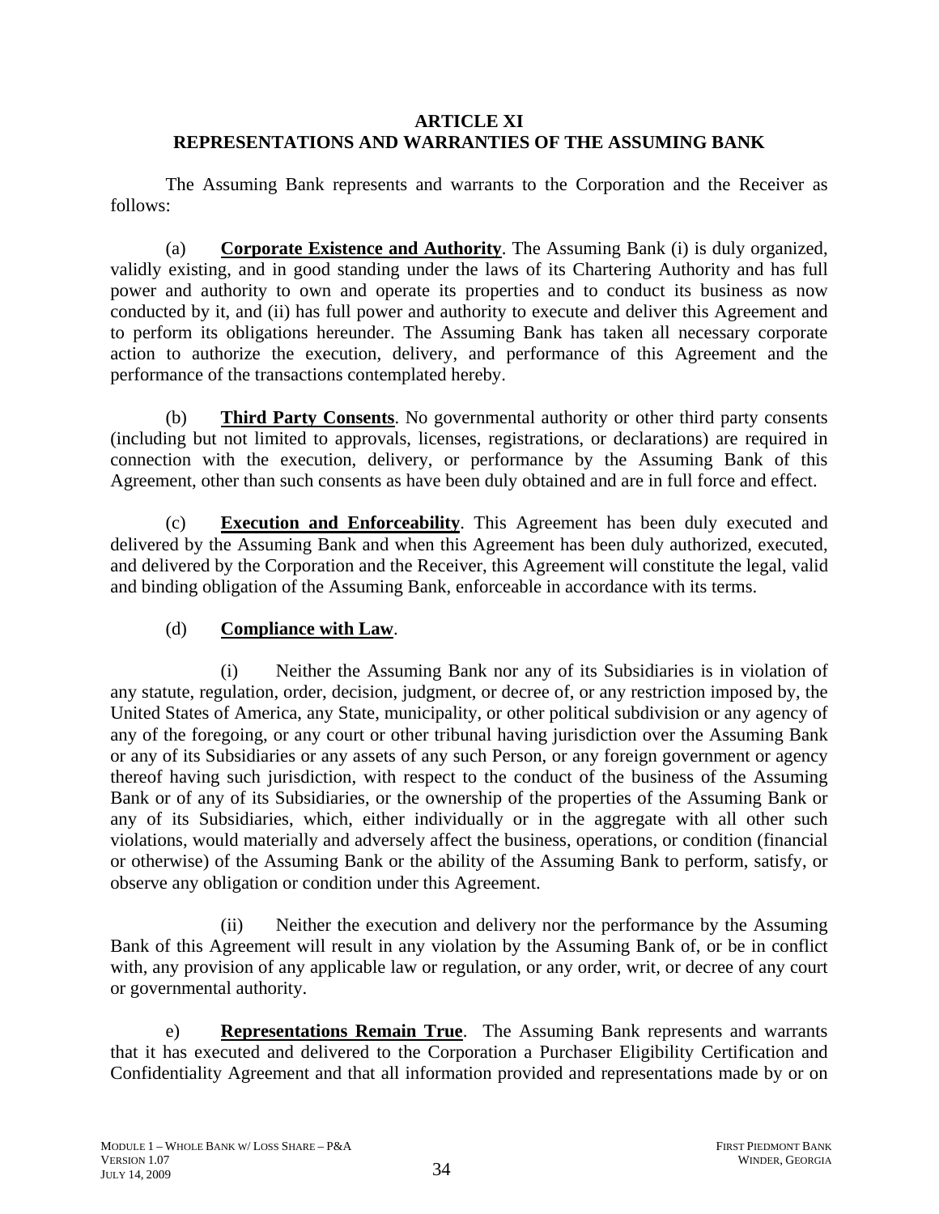# ARTICLE XI
## REPRESENTATIONS AND WARRANTIES OF THE ASSUMING BANK

The Assuming Bank represents and warrants to the Corporation and the Receiver as follows:

(a) **Corporate Existence and Authority**. The Assuming Bank (i) is duly organized, validly existing, and in good standing under the laws of its Chartering Authority and has full power and authority to own and operate its properties and to conduct its business as now conducted by it, and (ii) has full power and authority to execute and deliver this Agreement and to perform its obligations hereunder. The Assuming Bank has taken all necessary corporate action to authorize the execution, delivery, and performance of this Agreement and the performance of the transactions contemplated hereby.

(b) **Third Party Consents**. No governmental authority or other third party consents (including but not limited to approvals, licenses, registrations, or declarations) are required in connection with the execution, delivery, or performance by the Assuming Bank of this Agreement, other than such consents as have been duly obtained and are in full force and effect.

(c) **Execution and Enforceability**. This Agreement has been duly executed and delivered by the Assuming Bank and when this Agreement has been duly authorized, executed, and delivered by the Corporation and the Receiver, this Agreement will constitute the legal, valid and binding obligation of the Assuming Bank, enforceable in accordance with its terms.

(d) **Compliance with Law**.

(i) Neither the Assuming Bank nor any of its Subsidiaries is in violation of any statute, regulation, order, decision, judgment, or decree of, or any restriction imposed by, the United States of America, any State, municipality, or other political subdivision or any agency of any of the foregoing, or any court or other tribunal having jurisdiction over the Assuming Bank or any of its Subsidiaries or any assets of any such Person, or any foreign government or agency thereof having such jurisdiction, with respect to the conduct of the business of the Assuming Bank or of any of its Subsidiaries, or the ownership of the properties of the Assuming Bank or any of its Subsidiaries, which, either individually or in the aggregate with all other such violations, would materially and adversely affect the business, operations, or condition (financial or otherwise) of the Assuming Bank or the ability of the Assuming Bank to perform, satisfy, or observe any obligation or condition under this Agreement.

(ii) Neither the execution and delivery nor the performance by the Assuming Bank of this Agreement will result in any violation by the Assuming Bank of, or be in conflict with, any provision of any applicable law or regulation, or any order, writ, or decree of any court or governmental authority.

e) **Representations Remain True**. The Assuming Bank represents and warrants that it has executed and delivered to the Corporation a Purchaser Eligibility Certification and Confidentiality Agreement and that all information provided and representations made by or on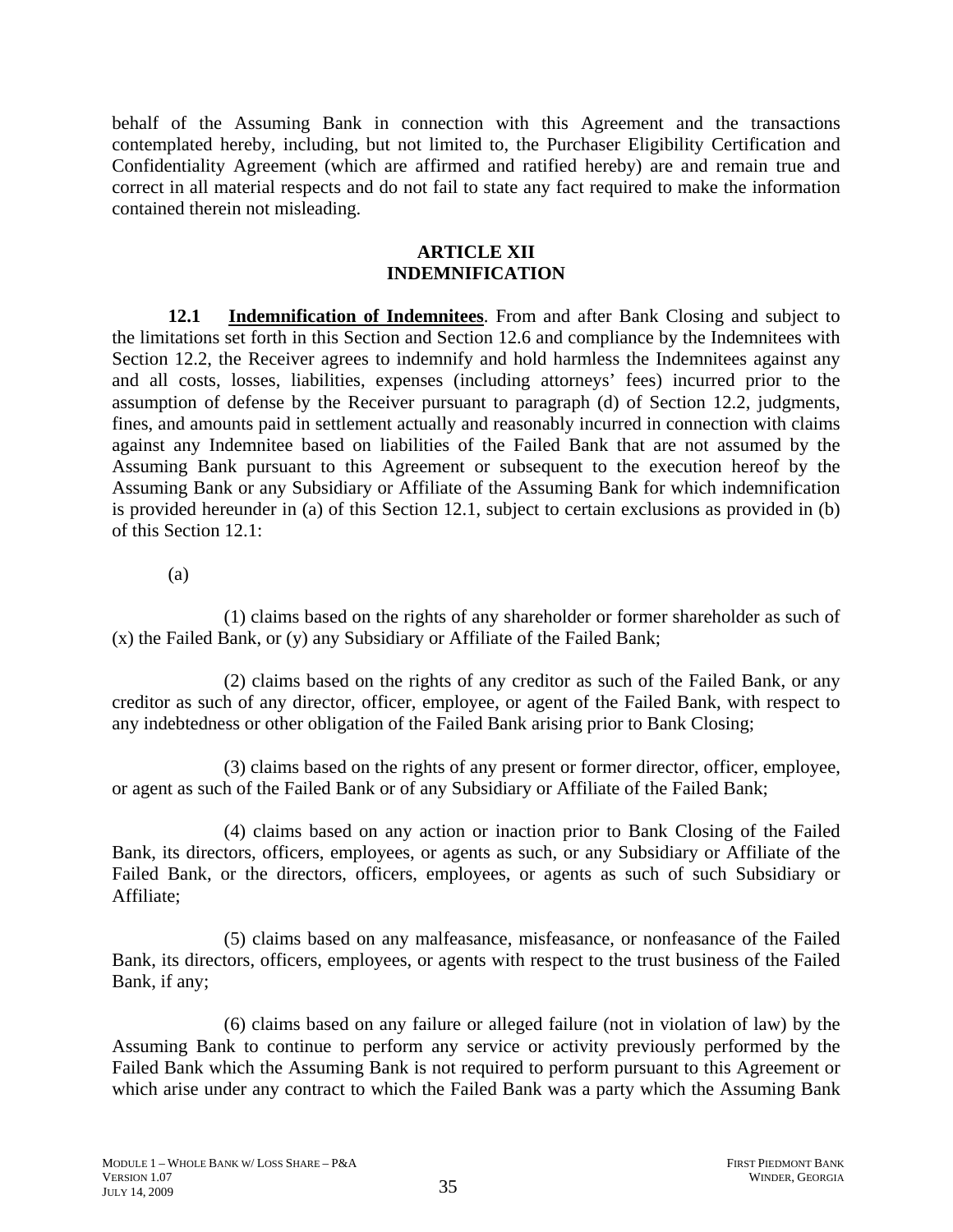behalf of the Assuming Bank in connection with this Agreement and the transactions contemplated hereby, including, but not limited to, the Purchaser Eligibility Certification and Confidentiality Agreement (which are affirmed and ratified hereby) are and remain true and correct in all material respects and do not fail to state any fact required to make the information contained therein not misleading.

## ARTICLE XII
## INDEMNIFICATION

**12.1 Indemnification of Indemnitees**. From and after Bank Closing and subject to the limitations set forth in this Section and Section 12.6 and compliance by the Indemnitees with Section 12.2, the Receiver agrees to indemnify and hold harmless the Indemnitees against any and all costs, losses, liabilities, expenses (including attorneys' fees) incurred prior to the assumption of defense by the Receiver pursuant to paragraph (d) of Section 12.2, judgments, fines, and amounts paid in settlement actually and reasonably incurred in connection with claims against any Indemnitee based on liabilities of the Failed Bank that are not assumed by the Assuming Bank pursuant to this Agreement or subsequent to the execution hereof by the Assuming Bank or any Subsidiary or Affiliate of the Assuming Bank for which indemnification is provided hereunder in (a) of this Section 12.1, subject to certain exclusions as provided in (b) of this Section 12.1:

(a)

(1) claims based on the rights of any shareholder or former shareholder as such of (x) the Failed Bank, or (y) any Subsidiary or Affiliate of the Failed Bank;

(2) claims based on the rights of any creditor as such of the Failed Bank, or any creditor as such of any director, officer, employee, or agent of the Failed Bank, with respect to any indebtedness or other obligation of the Failed Bank arising prior to Bank Closing;

(3) claims based on the rights of any present or former director, officer, employee, or agent as such of the Failed Bank or of any Subsidiary or Affiliate of the Failed Bank;

(4) claims based on any action or inaction prior to Bank Closing of the Failed Bank, its directors, officers, employees, or agents as such, or any Subsidiary or Affiliate of the Failed Bank, or the directors, officers, employees, or agents as such of such Subsidiary or Affiliate;

(5) claims based on any malfeasance, misfeasance, or nonfeasance of the Failed Bank, its directors, officers, employees, or agents with respect to the trust business of the Failed Bank, if any;

(6) claims based on any failure or alleged failure (not in violation of law) by the Assuming Bank to continue to perform any service or activity previously performed by the Failed Bank which the Assuming Bank is not required to perform pursuant to this Agreement or which arise under any contract to which the Failed Bank was a party which the Assuming Bank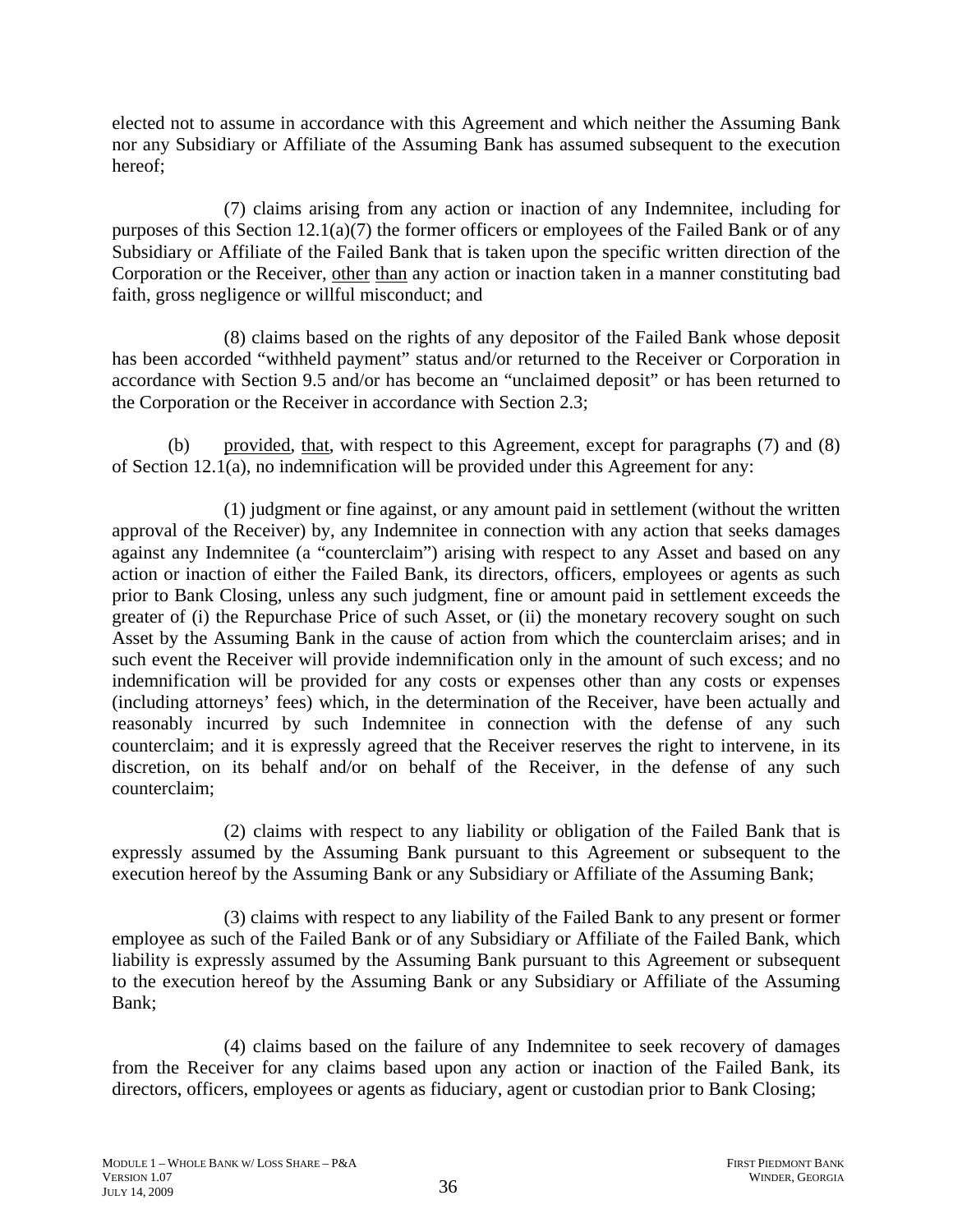elected not to assume in accordance with this Agreement and which neither the Assuming Bank nor any Subsidiary or Affiliate of the Assuming Bank has assumed subsequent to the execution hereof;

(7) claims arising from any action or inaction of any Indemnitee, including for purposes of this Section 12.1(a)(7) the former officers or employees of the Failed Bank or of any Subsidiary or Affiliate of the Failed Bank that is taken upon the specific written direction of the Corporation or the Receiver, other than any action or inaction taken in a manner constituting bad faith, gross negligence or willful misconduct; and

(8) claims based on the rights of any depositor of the Failed Bank whose deposit has been accorded "withheld payment" status and/or returned to the Receiver or Corporation in accordance with Section 9.5 and/or has become an "unclaimed deposit" or has been returned to the Corporation or the Receiver in accordance with Section 2.3;

(b) provided, that, with respect to this Agreement, except for paragraphs (7) and (8) of Section 12.1(a), no indemnification will be provided under this Agreement for any:

(1) judgment or fine against, or any amount paid in settlement (without the written approval of the Receiver) by, any Indemnitee in connection with any action that seeks damages against any Indemnitee (a "counterclaim") arising with respect to any Asset and based on any action or inaction of either the Failed Bank, its directors, officers, employees or agents as such prior to Bank Closing, unless any such judgment, fine or amount paid in settlement exceeds the greater of (i) the Repurchase Price of such Asset, or (ii) the monetary recovery sought on such Asset by the Assuming Bank in the cause of action from which the counterclaim arises; and in such event the Receiver will provide indemnification only in the amount of such excess; and no indemnification will be provided for any costs or expenses other than any costs or expenses (including attorneys' fees) which, in the determination of the Receiver, have been actually and reasonably incurred by such Indemnitee in connection with the defense of any such counterclaim; and it is expressly agreed that the Receiver reserves the right to intervene, in its discretion, on its behalf and/or on behalf of the Receiver, in the defense of any such counterclaim;

(2) claims with respect to any liability or obligation of the Failed Bank that is expressly assumed by the Assuming Bank pursuant to this Agreement or subsequent to the execution hereof by the Assuming Bank or any Subsidiary or Affiliate of the Assuming Bank;

(3) claims with respect to any liability of the Failed Bank to any present or former employee as such of the Failed Bank or of any Subsidiary or Affiliate of the Failed Bank, which liability is expressly assumed by the Assuming Bank pursuant to this Agreement or subsequent to the execution hereof by the Assuming Bank or any Subsidiary or Affiliate of the Assuming Bank;

(4) claims based on the failure of any Indemnitee to seek recovery of damages from the Receiver for any claims based upon any action or inaction of the Failed Bank, its directors, officers, employees or agents as fiduciary, agent or custodian prior to Bank Closing;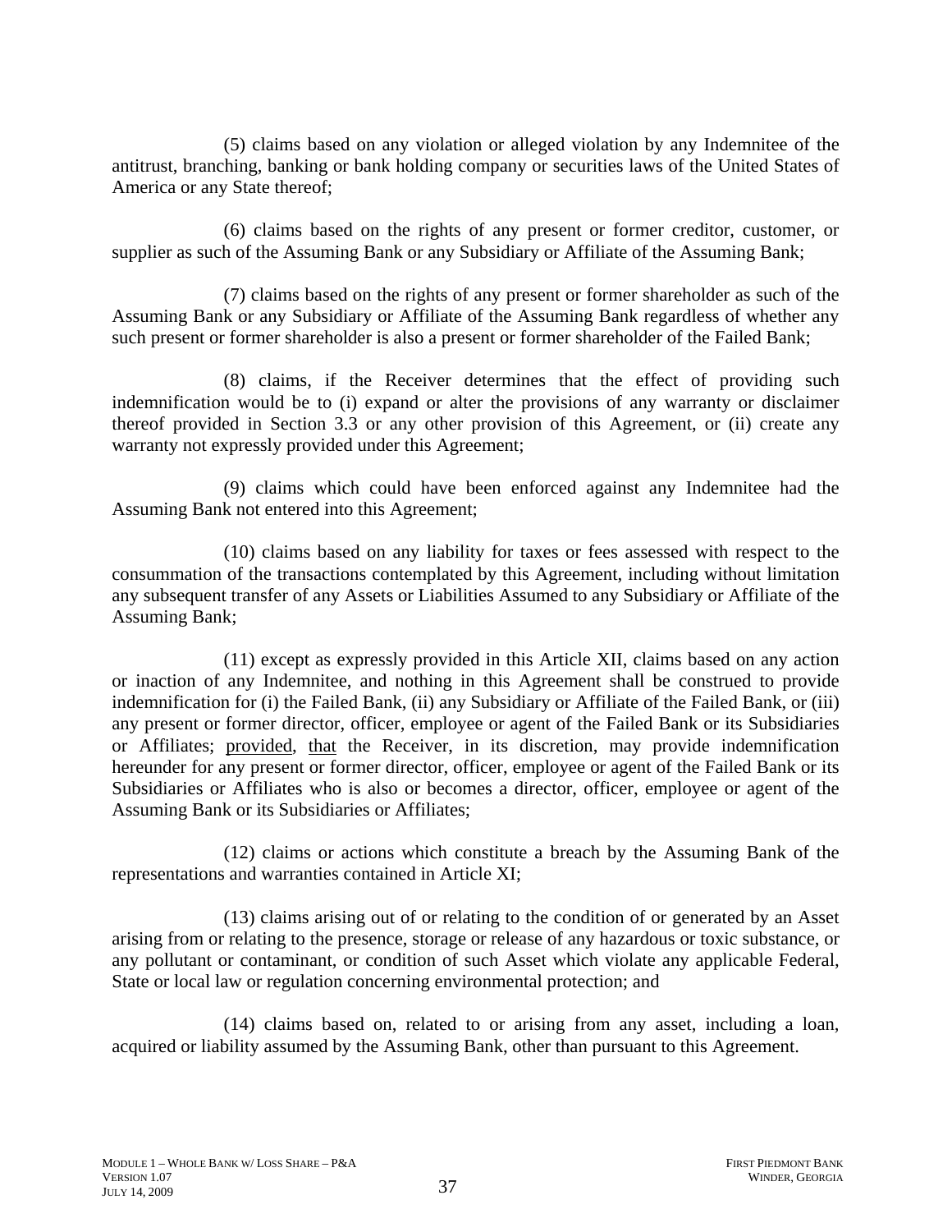(5) claims based on any violation or alleged violation by any Indemnitee of the antitrust, branching, banking or bank holding company or securities laws of the United States of America or any State thereof;

(6) claims based on the rights of any present or former creditor, customer, or supplier as such of the Assuming Bank or any Subsidiary or Affiliate of the Assuming Bank;

(7) claims based on the rights of any present or former shareholder as such of the Assuming Bank or any Subsidiary or Affiliate of the Assuming Bank regardless of whether any such present or former shareholder is also a present or former shareholder of the Failed Bank;

(8) claims, if the Receiver determines that the effect of providing such indemnification would be to (i) expand or alter the provisions of any warranty or disclaimer thereof provided in Section 3.3 or any other provision of this Agreement, or (ii) create any warranty not expressly provided under this Agreement;

(9) claims which could have been enforced against any Indemnitee had the Assuming Bank not entered into this Agreement;

(10) claims based on any liability for taxes or fees assessed with respect to the consummation of the transactions contemplated by this Agreement, including without limitation any subsequent transfer of any Assets or Liabilities Assumed to any Subsidiary or Affiliate of the Assuming Bank;

(11) except as expressly provided in this Article XII, claims based on any action or inaction of any Indemnitee, and nothing in this Agreement shall be construed to provide indemnification for (i) the Failed Bank, (ii) any Subsidiary or Affiliate of the Failed Bank, or (iii) any present or former director, officer, employee or agent of the Failed Bank or its Subsidiaries or Affiliates; provided, that the Receiver, in its discretion, may provide indemnification hereunder for any present or former director, officer, employee or agent of the Failed Bank or its Subsidiaries or Affiliates who is also or becomes a director, officer, employee or agent of the Assuming Bank or its Subsidiaries or Affiliates;

(12) claims or actions which constitute a breach by the Assuming Bank of the representations and warranties contained in Article XI;

(13) claims arising out of or relating to the condition of or generated by an Asset arising from or relating to the presence, storage or release of any hazardous or toxic substance, or any pollutant or contaminant, or condition of such Asset which violate any applicable Federal, State or local law or regulation concerning environmental protection; and

(14) claims based on, related to or arising from any asset, including a loan, acquired or liability assumed by the Assuming Bank, other than pursuant to this Agreement.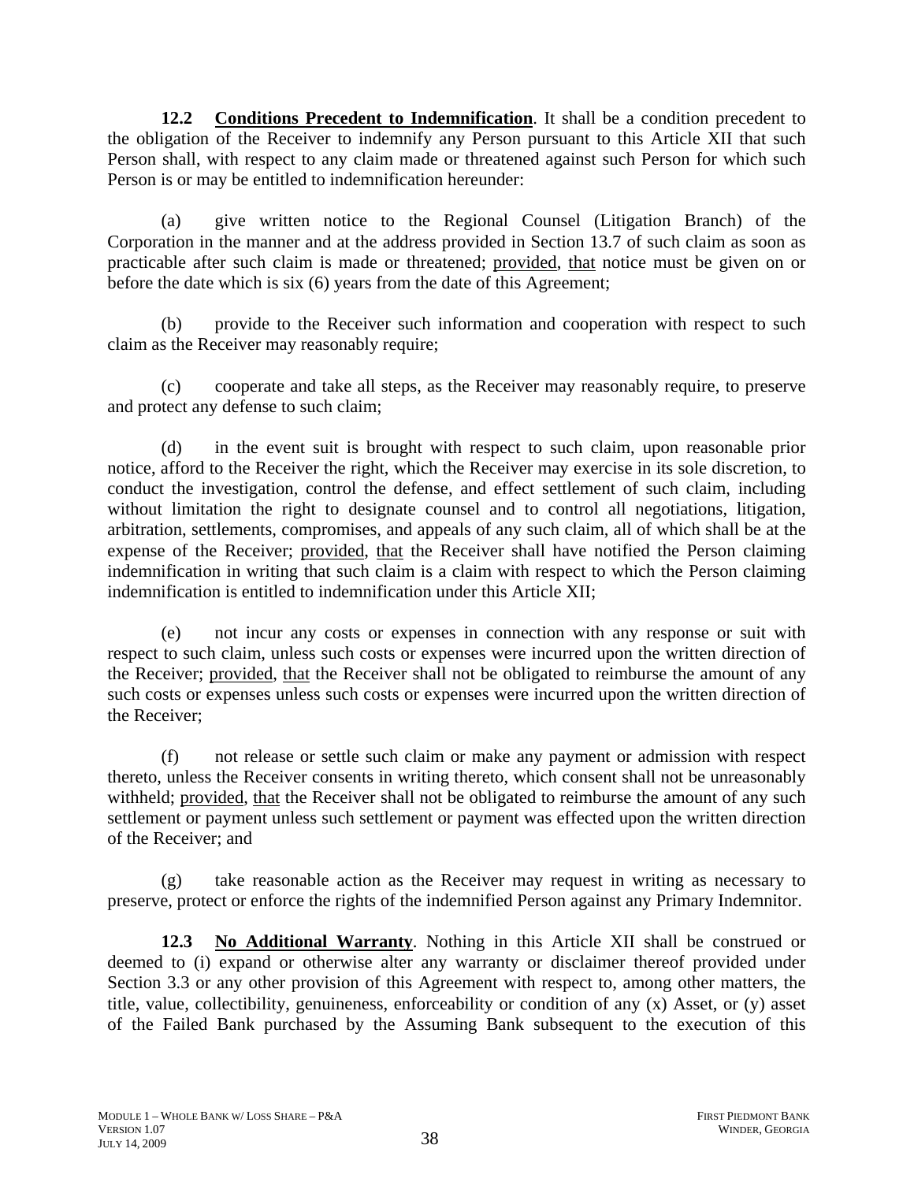**12.2 Conditions Precedent to Indemnification**. It shall be a condition precedent to the obligation of the Receiver to indemnify any Person pursuant to this Article XII that such Person shall, with respect to any claim made or threatened against such Person for which such Person is or may be entitled to indemnification hereunder:

(a) give written notice to the Regional Counsel (Litigation Branch) of the Corporation in the manner and at the address provided in Section 13.7 of such claim as soon as practicable after such claim is made or threatened; provided, that notice must be given on or before the date which is six (6) years from the date of this Agreement;

(b) provide to the Receiver such information and cooperation with respect to such claim as the Receiver may reasonably require;

(c) cooperate and take all steps, as the Receiver may reasonably require, to preserve and protect any defense to such claim;

(d) in the event suit is brought with respect to such claim, upon reasonable prior notice, afford to the Receiver the right, which the Receiver may exercise in its sole discretion, to conduct the investigation, control the defense, and effect settlement of such claim, including without limitation the right to designate counsel and to control all negotiations, litigation, arbitration, settlements, compromises, and appeals of any such claim, all of which shall be at the expense of the Receiver; provided, that the Receiver shall have notified the Person claiming indemnification in writing that such claim is a claim with respect to which the Person claiming indemnification is entitled to indemnification under this Article XII;

(e) not incur any costs or expenses in connection with any response or suit with respect to such claim, unless such costs or expenses were incurred upon the written direction of the Receiver; provided, that the Receiver shall not be obligated to reimburse the amount of any such costs or expenses unless such costs or expenses were incurred upon the written direction of the Receiver;

(f) not release or settle such claim or make any payment or admission with respect thereto, unless the Receiver consents in writing thereto, which consent shall not be unreasonably withheld; provided, that the Receiver shall not be obligated to reimburse the amount of any such settlement or payment unless such settlement or payment was effected upon the written direction of the Receiver; and

(g) take reasonable action as the Receiver may request in writing as necessary to preserve, protect or enforce the rights of the indemnified Person against any Primary Indemnitor.

**12.3 No Additional Warranty**. Nothing in this Article XII shall be construed or deemed to (i) expand or otherwise alter any warranty or disclaimer thereof provided under Section 3.3 or any other provision of this Agreement with respect to, among other matters, the title, value, collectibility, genuineness, enforceability or condition of any (x) Asset, or (y) asset of the Failed Bank purchased by the Assuming Bank subsequent to the execution of this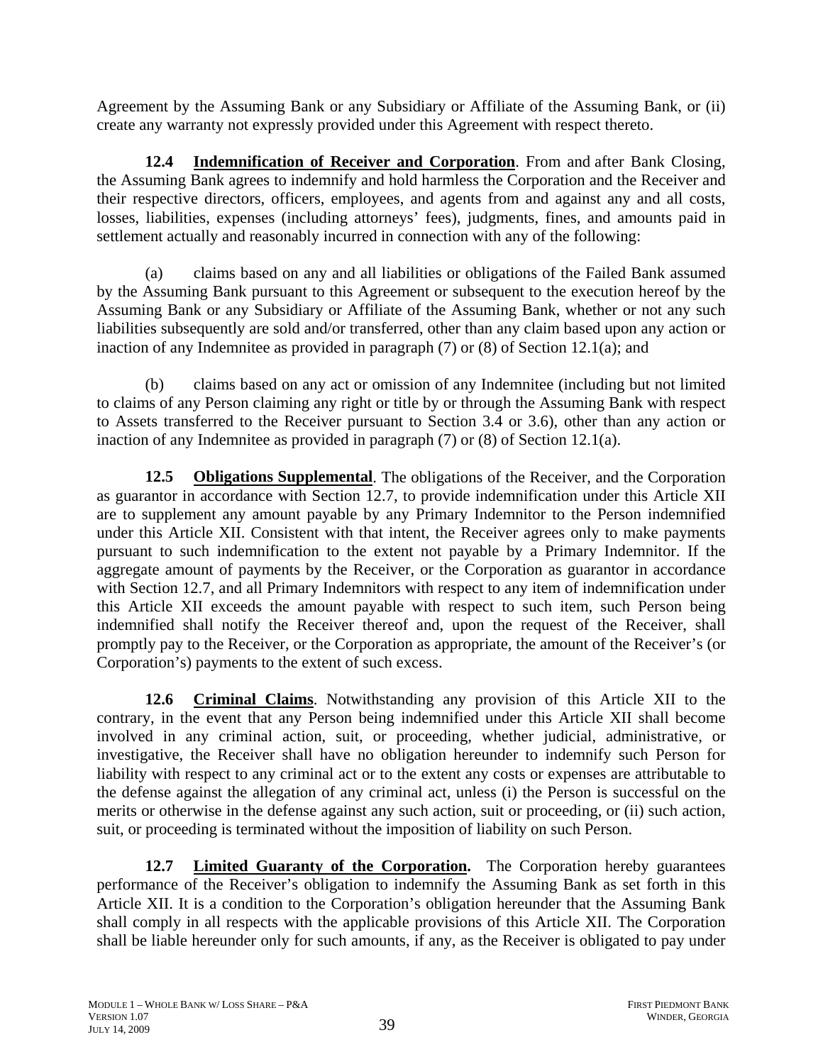Agreement by the Assuming Bank or any Subsidiary or Affiliate of the Assuming Bank, or (ii) create any warranty not expressly provided under this Agreement with respect thereto.

**12.4 Indemnification of Receiver and Corporation**. From and after Bank Closing, the Assuming Bank agrees to indemnify and hold harmless the Corporation and the Receiver and their respective directors, officers, employees, and agents from and against any and all costs, losses, liabilities, expenses (including attorneys' fees), judgments, fines, and amounts paid in settlement actually and reasonably incurred in connection with any of the following:

(a) claims based on any and all liabilities or obligations of the Failed Bank assumed by the Assuming Bank pursuant to this Agreement or subsequent to the execution hereof by the Assuming Bank or any Subsidiary or Affiliate of the Assuming Bank, whether or not any such liabilities subsequently are sold and/or transferred, other than any claim based upon any action or inaction of any Indemnitee as provided in paragraph (7) or (8) of Section 12.1(a); and

(b) claims based on any act or omission of any Indemnitee (including but not limited to claims of any Person claiming any right or title by or through the Assuming Bank with respect to Assets transferred to the Receiver pursuant to Section 3.4 or 3.6), other than any action or inaction of any Indemnitee as provided in paragraph (7) or (8) of Section 12.1(a).

**12.5 Obligations Supplemental**. The obligations of the Receiver, and the Corporation as guarantor in accordance with Section 12.7, to provide indemnification under this Article XII are to supplement any amount payable by any Primary Indemnitor to the Person indemnified under this Article XII. Consistent with that intent, the Receiver agrees only to make payments pursuant to such indemnification to the extent not payable by a Primary Indemnitor. If the aggregate amount of payments by the Receiver, or the Corporation as guarantor in accordance with Section 12.7, and all Primary Indemnitors with respect to any item of indemnification under this Article XII exceeds the amount payable with respect to such item, such Person being indemnified shall notify the Receiver thereof and, upon the request of the Receiver, shall promptly pay to the Receiver, or the Corporation as appropriate, the amount of the Receiver's (or Corporation's) payments to the extent of such excess.

**12.6 Criminal Claims**. Notwithstanding any provision of this Article XII to the contrary, in the event that any Person being indemnified under this Article XII shall become involved in any criminal action, suit, or proceeding, whether judicial, administrative, or investigative, the Receiver shall have no obligation hereunder to indemnify such Person for liability with respect to any criminal act or to the extent any costs or expenses are attributable to the defense against the allegation of any criminal act, unless (i) the Person is successful on the merits or otherwise in the defense against any such action, suit or proceeding, or (ii) such action, suit, or proceeding is terminated without the imposition of liability on such Person.

**12.7 Limited Guaranty of the Corporation.** The Corporation hereby guarantees performance of the Receiver's obligation to indemnify the Assuming Bank as set forth in this Article XII. It is a condition to the Corporation's obligation hereunder that the Assuming Bank shall comply in all respects with the applicable provisions of this Article XII. The Corporation shall be liable hereunder only for such amounts, if any, as the Receiver is obligated to pay under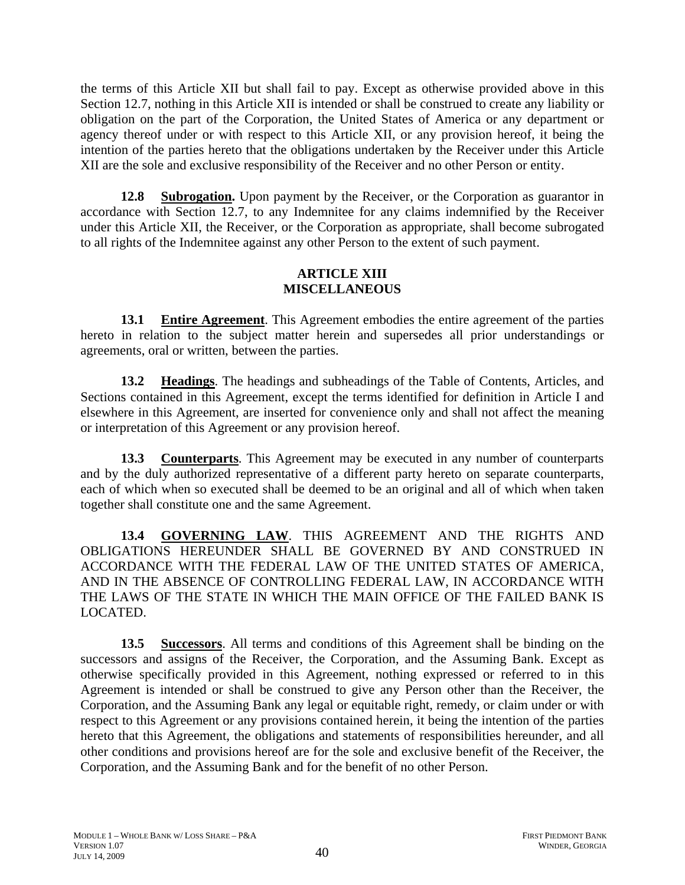the terms of this Article XII but shall fail to pay. Except as otherwise provided above in this Section 12.7, nothing in this Article XII is intended or shall be construed to create any liability or obligation on the part of the Corporation, the United States of America or any department or agency thereof under or with respect to this Article XII, or any provision hereof, it being the intention of the parties hereto that the obligations undertaken by the Receiver under this Article XII are the sole and exclusive responsibility of the Receiver and no other Person or entity.

**12.8 Subrogation.** Upon payment by the Receiver, or the Corporation as guarantor in accordance with Section 12.7, to any Indemnitee for any claims indemnified by the Receiver under this Article XII, the Receiver, or the Corporation as appropriate, shall become subrogated to all rights of the Indemnitee against any other Person to the extent of such payment.

## ARTICLE XIII
## MISCELLANEOUS

**13.1 Entire Agreement**. This Agreement embodies the entire agreement of the parties hereto in relation to the subject matter herein and supersedes all prior understandings or agreements, oral or written, between the parties.

**13.2 Headings**. The headings and subheadings of the Table of Contents, Articles, and Sections contained in this Agreement, except the terms identified for definition in Article I and elsewhere in this Agreement, are inserted for convenience only and shall not affect the meaning or interpretation of this Agreement or any provision hereof.

**13.3 Counterparts**. This Agreement may be executed in any number of counterparts and by the duly authorized representative of a different party hereto on separate counterparts, each of which when so executed shall be deemed to be an original and all of which when taken together shall constitute one and the same Agreement.

**13.4 GOVERNING LAW**. THIS AGREEMENT AND THE RIGHTS AND OBLIGATIONS HEREUNDER SHALL BE GOVERNED BY AND CONSTRUED IN ACCORDANCE WITH THE FEDERAL LAW OF THE UNITED STATES OF AMERICA, AND IN THE ABSENCE OF CONTROLLING FEDERAL LAW, IN ACCORDANCE WITH THE LAWS OF THE STATE IN WHICH THE MAIN OFFICE OF THE FAILED BANK IS LOCATED.

**13.5 Successors**. All terms and conditions of this Agreement shall be binding on the successors and assigns of the Receiver, the Corporation, and the Assuming Bank. Except as otherwise specifically provided in this Agreement, nothing expressed or referred to in this Agreement is intended or shall be construed to give any Person other than the Receiver, the Corporation, and the Assuming Bank any legal or equitable right, remedy, or claim under or with respect to this Agreement or any provisions contained herein, it being the intention of the parties hereto that this Agreement, the obligations and statements of responsibilities hereunder, and all other conditions and provisions hereof are for the sole and exclusive benefit of the Receiver, the Corporation, and the Assuming Bank and for the benefit of no other Person.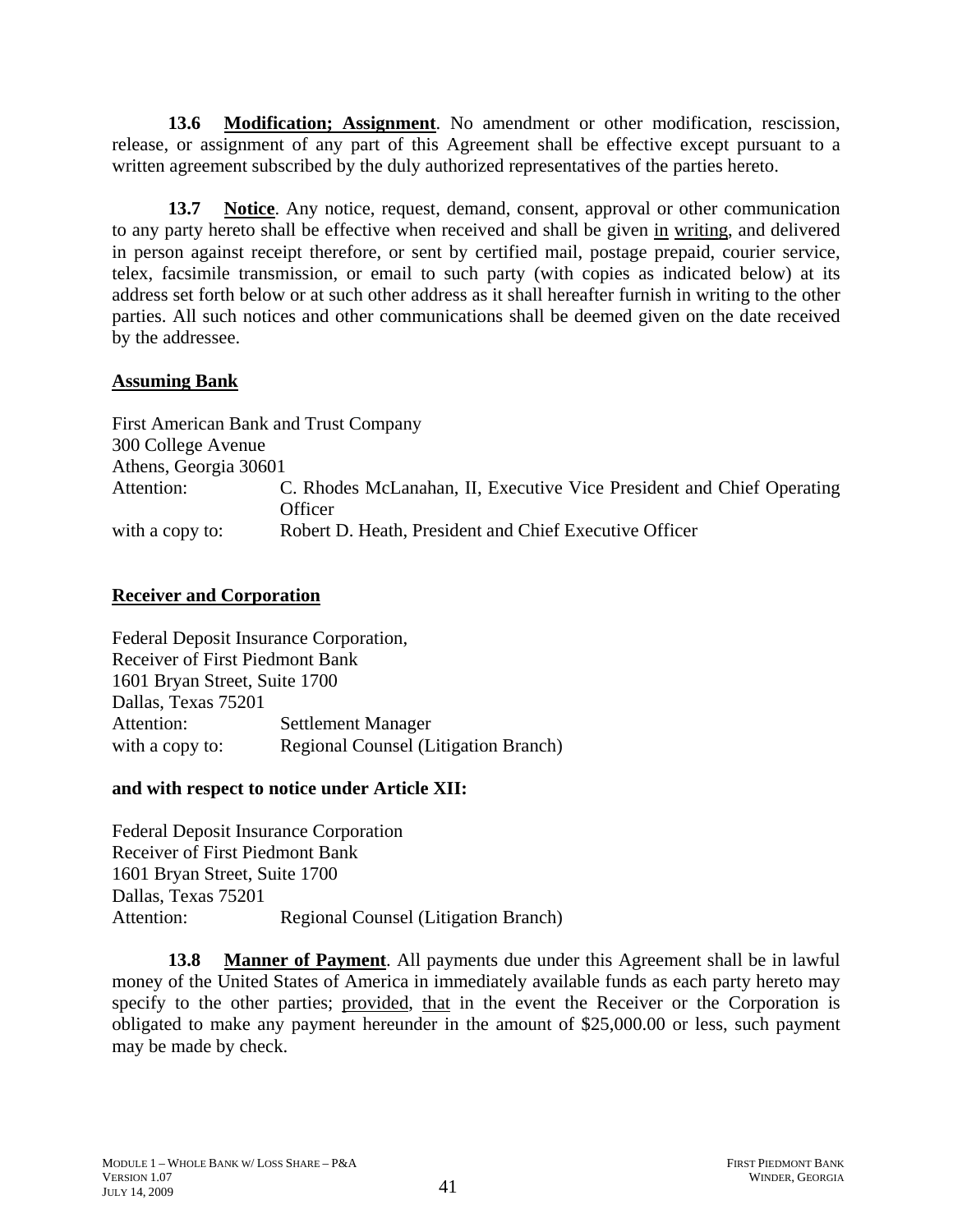**13.6 Modification; Assignment**. No amendment or other modification, rescission, release, or assignment of any part of this Agreement shall be effective except pursuant to a written agreement subscribed by the duly authorized representatives of the parties hereto.

**13.7 Notice**. Any notice, request, demand, consent, approval or other communication to any party hereto shall be effective when received and shall be given in writing, and delivered in person against receipt therefore, or sent by certified mail, postage prepaid, courier service, telex, facsimile transmission, or email to such party (with copies as indicated below) at its address set forth below or at such other address as it shall hereafter furnish in writing to the other parties. All such notices and other communications shall be deemed given on the date received by the addressee.

**Assuming Bank**

First American Bank and Trust Company
300 College Avenue
Athens, Georgia 30601

| | |
|---|---|
| Attention: | C. Rhodes McLanahan, II, Executive Vice President and Chief Operating Officer |
| with a copy to: | Robert D. Heath, President and Chief Executive Officer |

**Receiver and Corporation**

Federal Deposit Insurance Corporation,
Receiver of First Piedmont Bank
1601 Bryan Street, Suite 1700
Dallas, Texas 75201

| | |
|---|---|
| Attention: | Settlement Manager |
| with a copy to: | Regional Counsel (Litigation Branch) |

**and with respect to notice under Article XII:**

Federal Deposit Insurance Corporation
Receiver of First Piedmont Bank
1601 Bryan Street, Suite 1700
Dallas, Texas 75201

| | |
|---|---|
| Attention: | Regional Counsel (Litigation Branch) |

**13.8 Manner of Payment**. All payments due under this Agreement shall be in lawful money of the United States of America in immediately available funds as each party hereto may specify to the other parties; provided, that in the event the Receiver or the Corporation is obligated to make any payment hereunder in the amount of $25,000.00 or less, such payment may be made by check.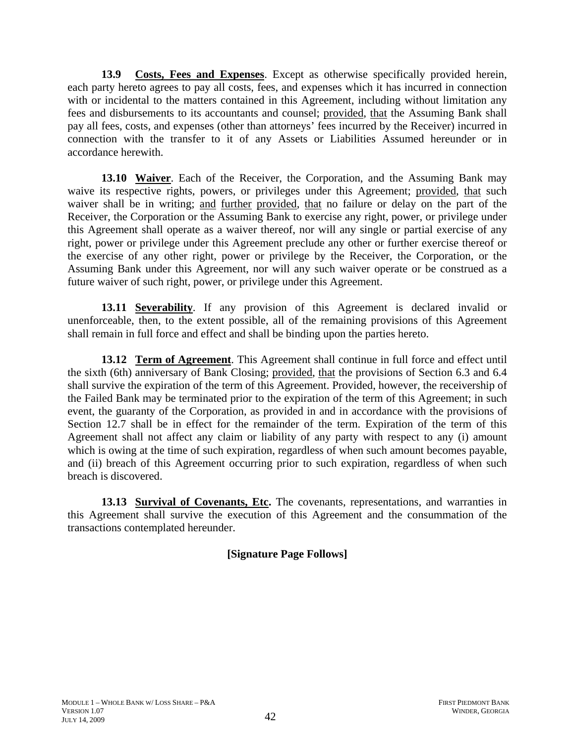**13.9 Costs, Fees and Expenses**. Except as otherwise specifically provided herein, each party hereto agrees to pay all costs, fees, and expenses which it has incurred in connection with or incidental to the matters contained in this Agreement, including without limitation any fees and disbursements to its accountants and counsel; provided, that the Assuming Bank shall pay all fees, costs, and expenses (other than attorneys' fees incurred by the Receiver) incurred in connection with the transfer to it of any Assets or Liabilities Assumed hereunder or in accordance herewith.

**13.10 Waiver**. Each of the Receiver, the Corporation, and the Assuming Bank may waive its respective rights, powers, or privileges under this Agreement; provided, that such waiver shall be in writing; and further provided, that no failure or delay on the part of the Receiver, the Corporation or the Assuming Bank to exercise any right, power, or privilege under this Agreement shall operate as a waiver thereof, nor will any single or partial exercise of any right, power or privilege under this Agreement preclude any other or further exercise thereof or the exercise of any other right, power or privilege by the Receiver, the Corporation, or the Assuming Bank under this Agreement, nor will any such waiver operate or be construed as a future waiver of such right, power, or privilege under this Agreement.

**13.11 Severability**. If any provision of this Agreement is declared invalid or unenforceable, then, to the extent possible, all of the remaining provisions of this Agreement shall remain in full force and effect and shall be binding upon the parties hereto.

**13.12 Term of Agreement**. This Agreement shall continue in full force and effect until the sixth (6th) anniversary of Bank Closing; provided, that the provisions of Section 6.3 and 6.4 shall survive the expiration of the term of this Agreement. Provided, however, the receivership of the Failed Bank may be terminated prior to the expiration of the term of this Agreement; in such event, the guaranty of the Corporation, as provided in and in accordance with the provisions of Section 12.7 shall be in effect for the remainder of the term. Expiration of the term of this Agreement shall not affect any claim or liability of any party with respect to any (i) amount which is owing at the time of such expiration, regardless of when such amount becomes payable, and (ii) breach of this Agreement occurring prior to such expiration, regardless of when such breach is discovered.

**13.13 Survival of Covenants, Etc.** The covenants, representations, and warranties in this Agreement shall survive the execution of this Agreement and the consummation of the transactions contemplated hereunder.

**[Signature Page Follows]**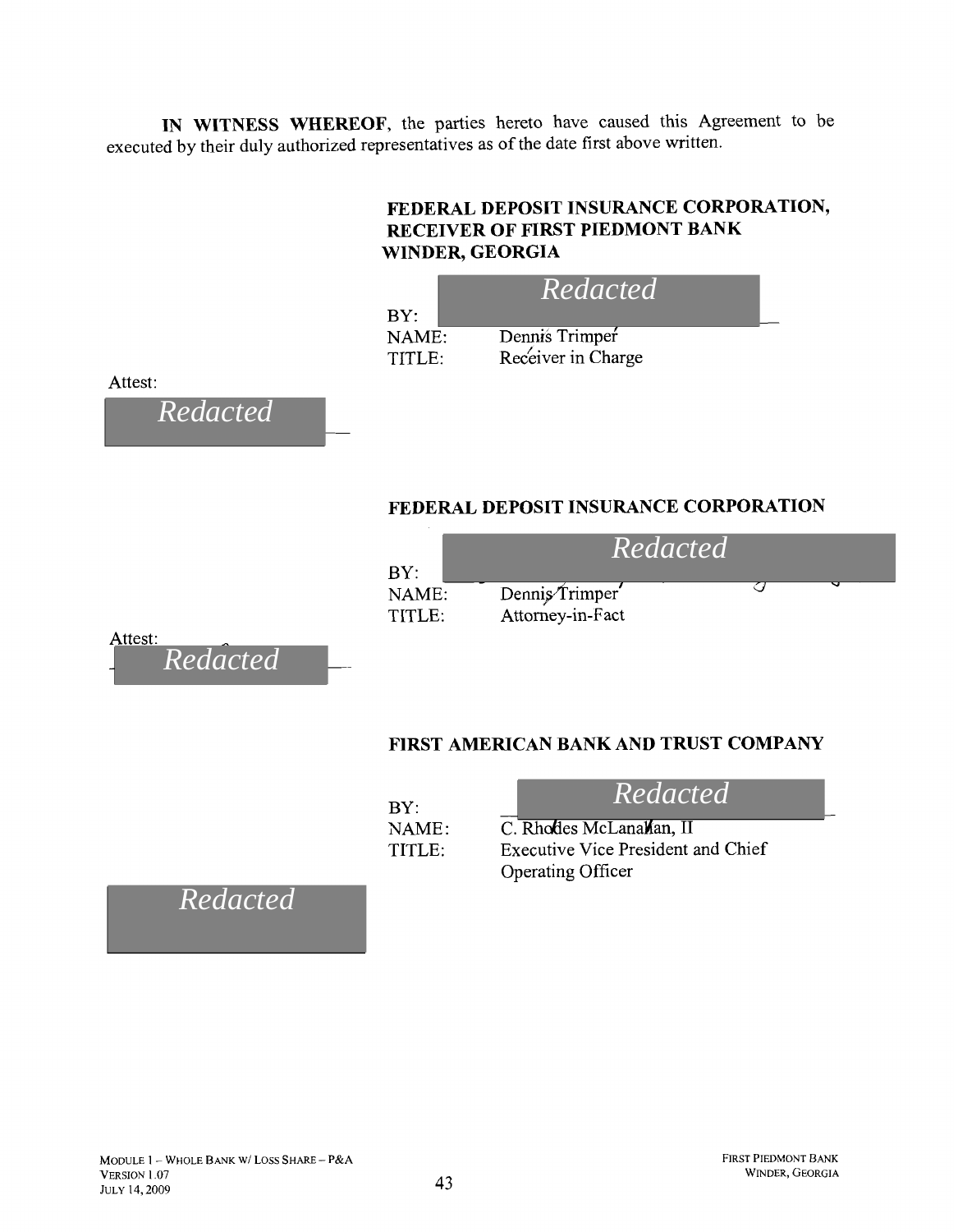**IN WITNESS WHEREOF**, the parties hereto have caused this Agreement to be executed by their duly authorized representatives as of the date first above written.

**FEDERAL DEPOSIT INSURANCE CORPORATION, RECEIVER OF FIRST PIEDMONT BANK WINDER, GEORGIA**

BY: *Redacted*
NAME: Dennis Trimper
TITLE: Receiver in Charge

Attest:
*Redacted*

**FEDERAL DEPOSIT INSURANCE CORPORATION**

BY: *Redacted*
NAME: Dennis Trimper
TITLE: Attorney-in-Fact

Attest:
*Redacted*

**FIRST AMERICAN BANK AND TRUST COMPANY**

BY: *Redacted*
NAME: C. Rhodes McLanahan, II
TITLE: Executive Vice President and Chief Operating Officer

*Redacted*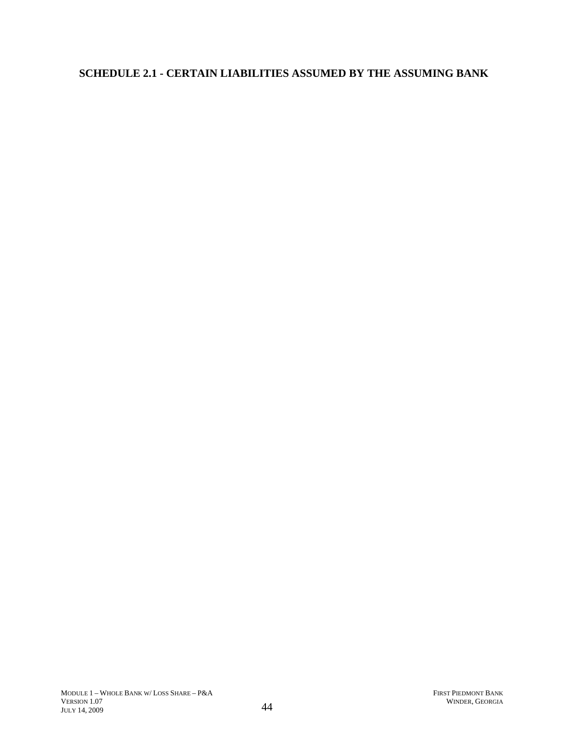# SCHEDULE 2.1 - CERTAIN LIABILITIES ASSUMED BY THE ASSUMING BANK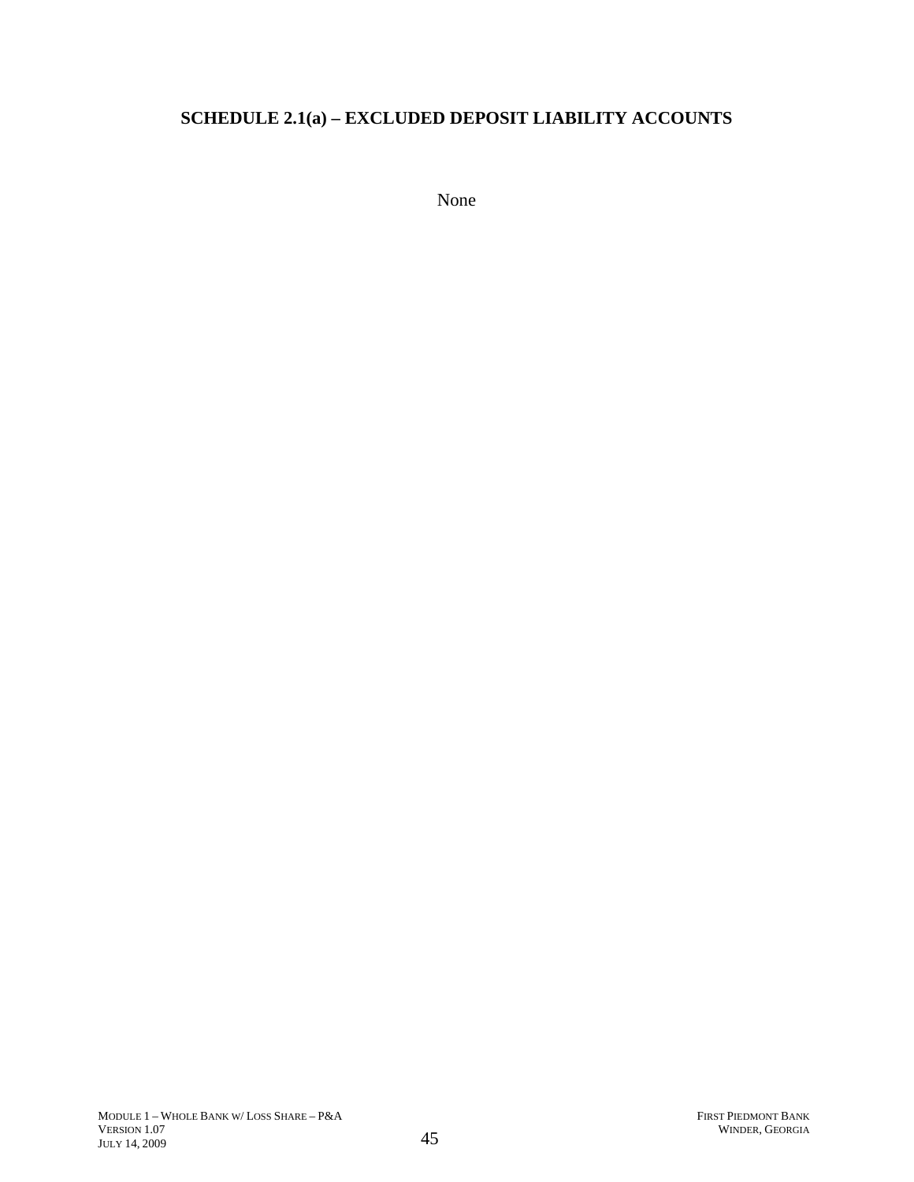## SCHEDULE 2.1(a) – EXCLUDED DEPOSIT LIABILITY ACCOUNTS

None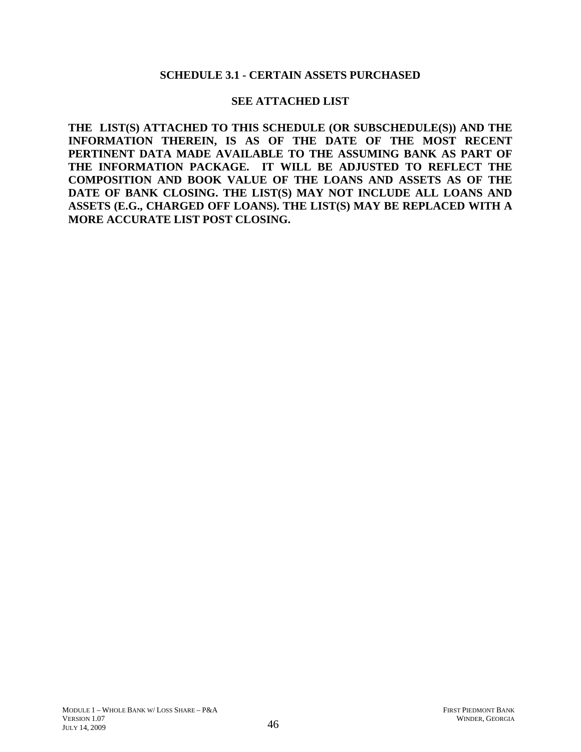**SCHEDULE 3.1 - CERTAIN ASSETS PURCHASED**

**SEE ATTACHED LIST**

**THE LIST(S) ATTACHED TO THIS SCHEDULE (OR SUBSCHEDULE(S)) AND THE INFORMATION THEREIN, IS AS OF THE DATE OF THE MOST RECENT PERTINENT DATA MADE AVAILABLE TO THE ASSUMING BANK AS PART OF THE INFORMATION PACKAGE. IT WILL BE ADJUSTED TO REFLECT THE COMPOSITION AND BOOK VALUE OF THE LOANS AND ASSETS AS OF THE DATE OF BANK CLOSING. THE LIST(S) MAY NOT INCLUDE ALL LOANS AND ASSETS (E.G., CHARGED OFF LOANS). THE LIST(S) MAY BE REPLACED WITH A MORE ACCURATE LIST POST CLOSING.**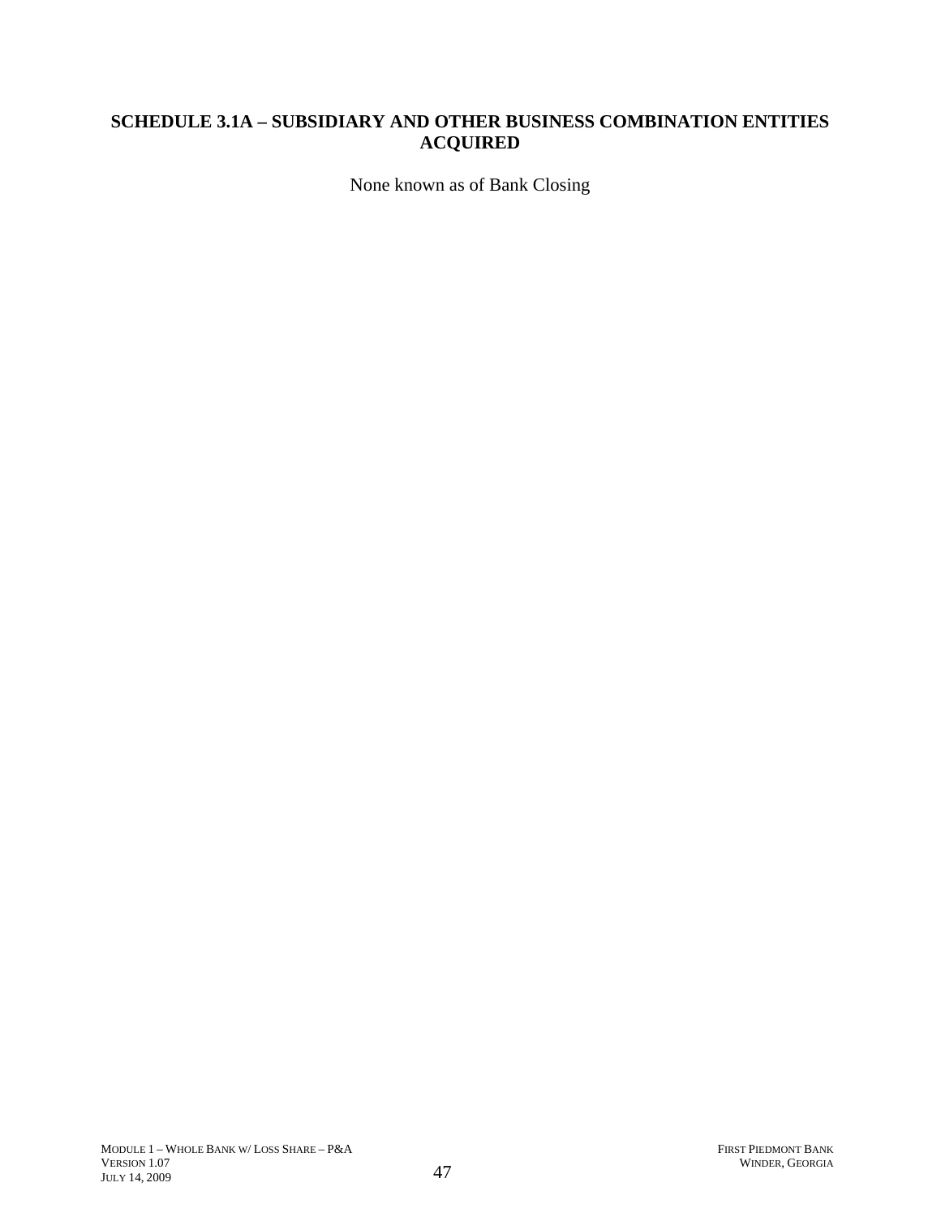# SCHEDULE 3.1A – SUBSIDIARY AND OTHER BUSINESS COMBINATION ENTITIES ACQUIRED

None known as of Bank Closing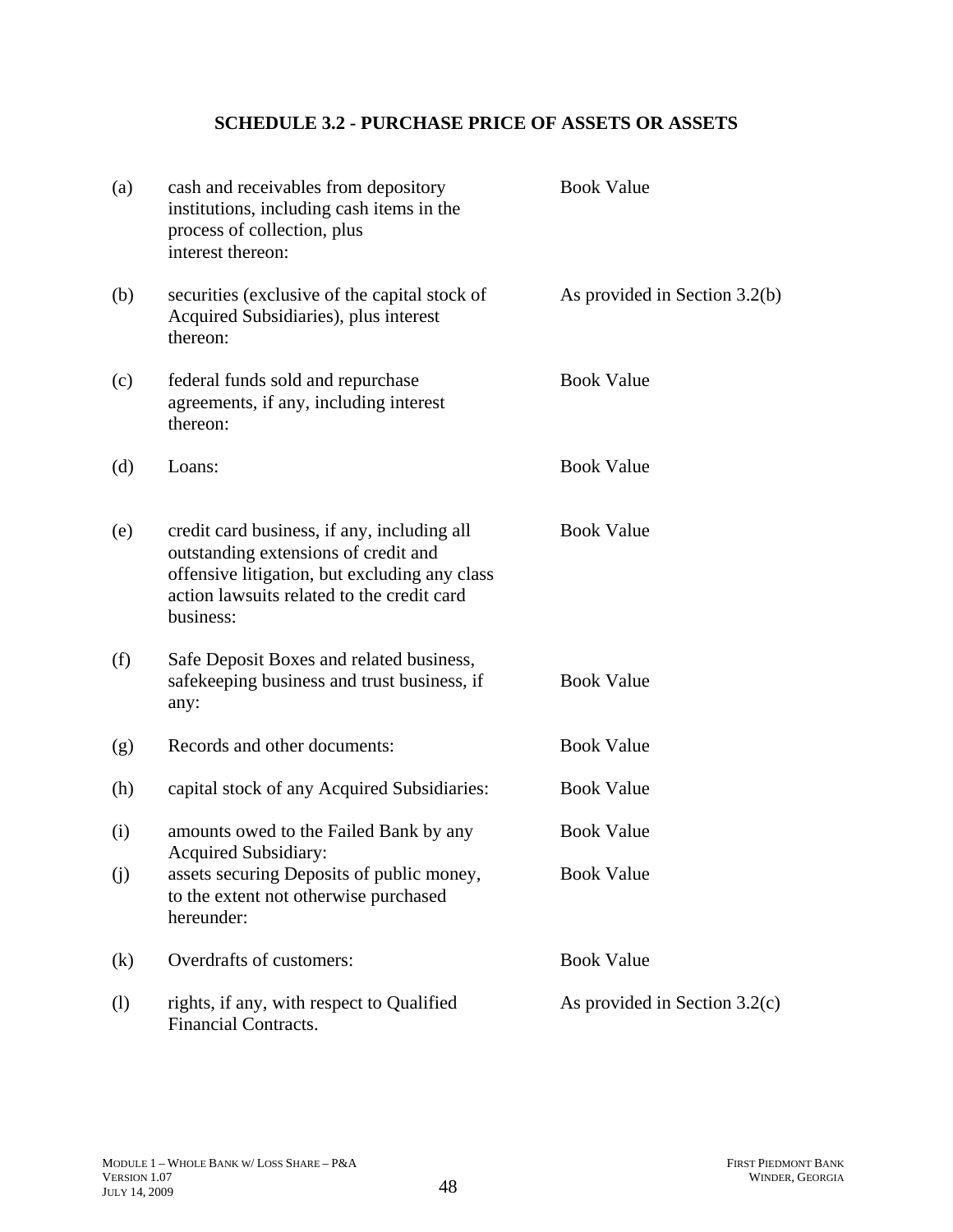## SCHEDULE 3.2 - PURCHASE PRICE OF ASSETS OR ASSETS

| | | |
|---|---|---|
| (a) | cash and receivables from depository institutions, including cash items in the process of collection, plus interest thereon: | Book Value |
| (b) | securities (exclusive of the capital stock of Acquired Subsidiaries), plus interest thereon: | As provided in Section 3.2(b) |
| (c) | federal funds sold and repurchase agreements, if any, including interest thereon: | Book Value |
| (d) | Loans: | Book Value |
| (e) | credit card business, if any, including all outstanding extensions of credit and offensive litigation, but excluding any class action lawsuits related to the credit card business: | Book Value |
| (f) | Safe Deposit Boxes and related business, safekeeping business and trust business, if any: | Book Value |
| (g) | Records and other documents: | Book Value |
| (h) | capital stock of any Acquired Subsidiaries: | Book Value |
| (i) | amounts owed to the Failed Bank by any Acquired Subsidiary: | Book Value |
| (j) | assets securing Deposits of public money, to the extent not otherwise purchased hereunder: | Book Value |
| (k) | Overdrafts of customers: | Book Value |
| (l) | rights, if any, with respect to Qualified Financial Contracts. | As provided in Section 3.2(c) |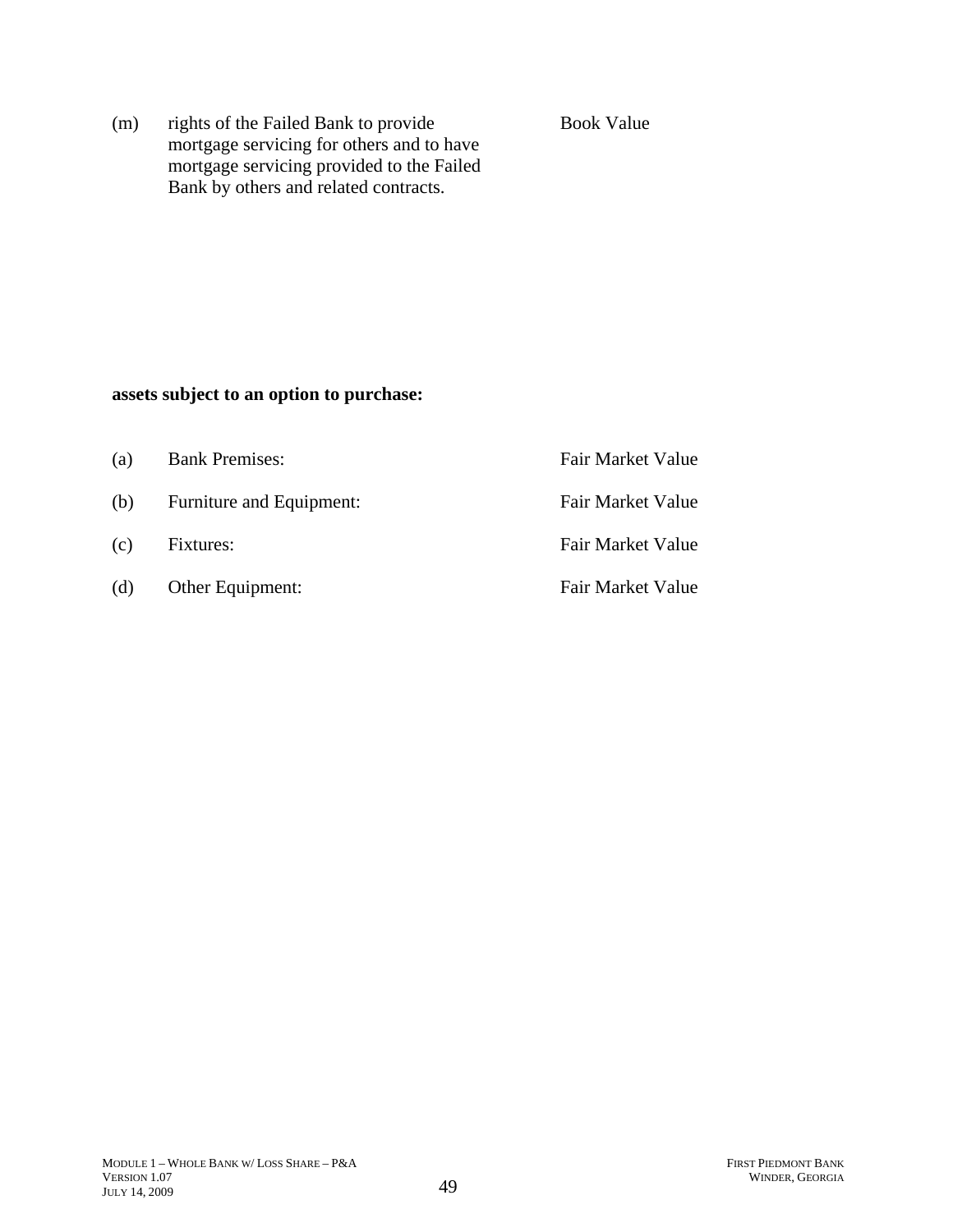| | | |
|---|---|---|
| (m) | rights of the Failed Bank to provide mortgage servicing for others and to have mortgage servicing provided to the Failed Bank by others and related contracts. | Book Value |

**assets subject to an option to purchase:**

| | | |
|---|---|---|
| (a) | Bank Premises: | Fair Market Value |
| (b) | Furniture and Equipment: | Fair Market Value |
| (c) | Fixtures: | Fair Market Value |
| (d) | Other Equipment: | Fair Market Value |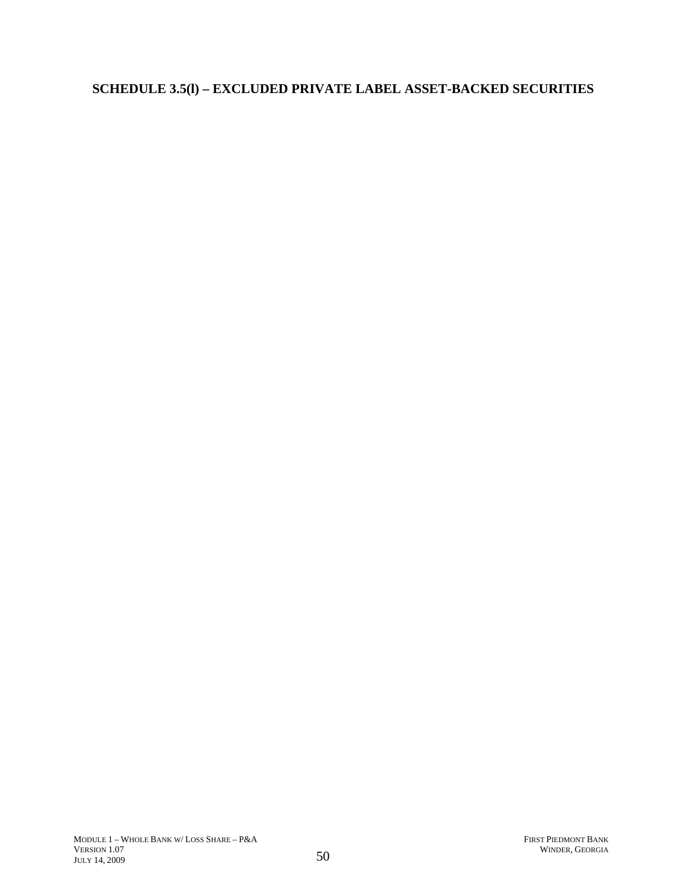**SCHEDULE 3.5(l) – EXCLUDED PRIVATE LABEL ASSET-BACKED SECURITIES**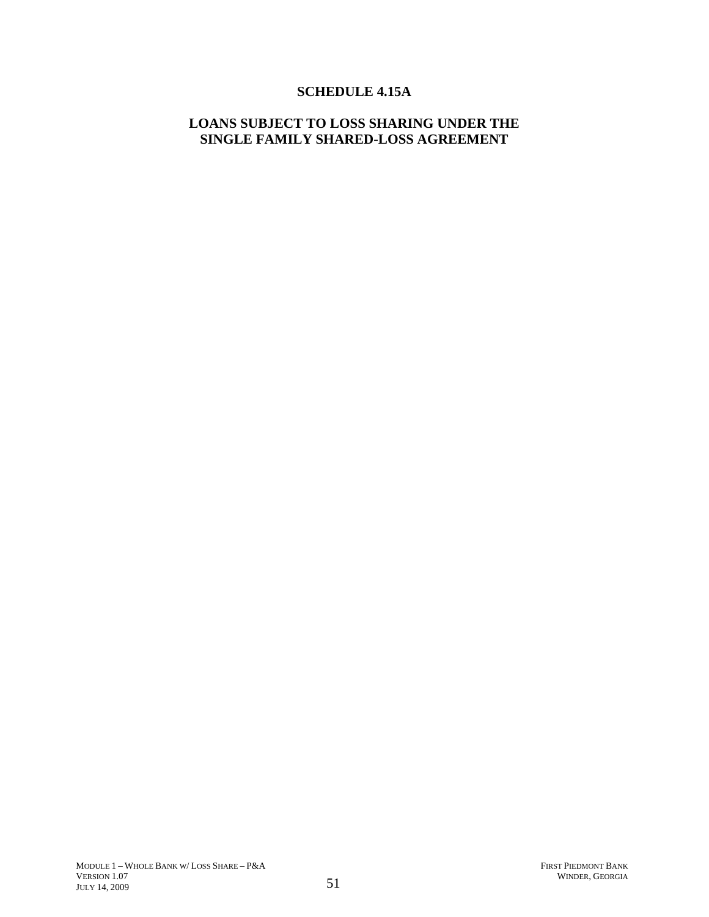# SCHEDULE 4.15A

## LOANS SUBJECT TO LOSS SHARING UNDER THE SINGLE FAMILY SHARED-LOSS AGREEMENT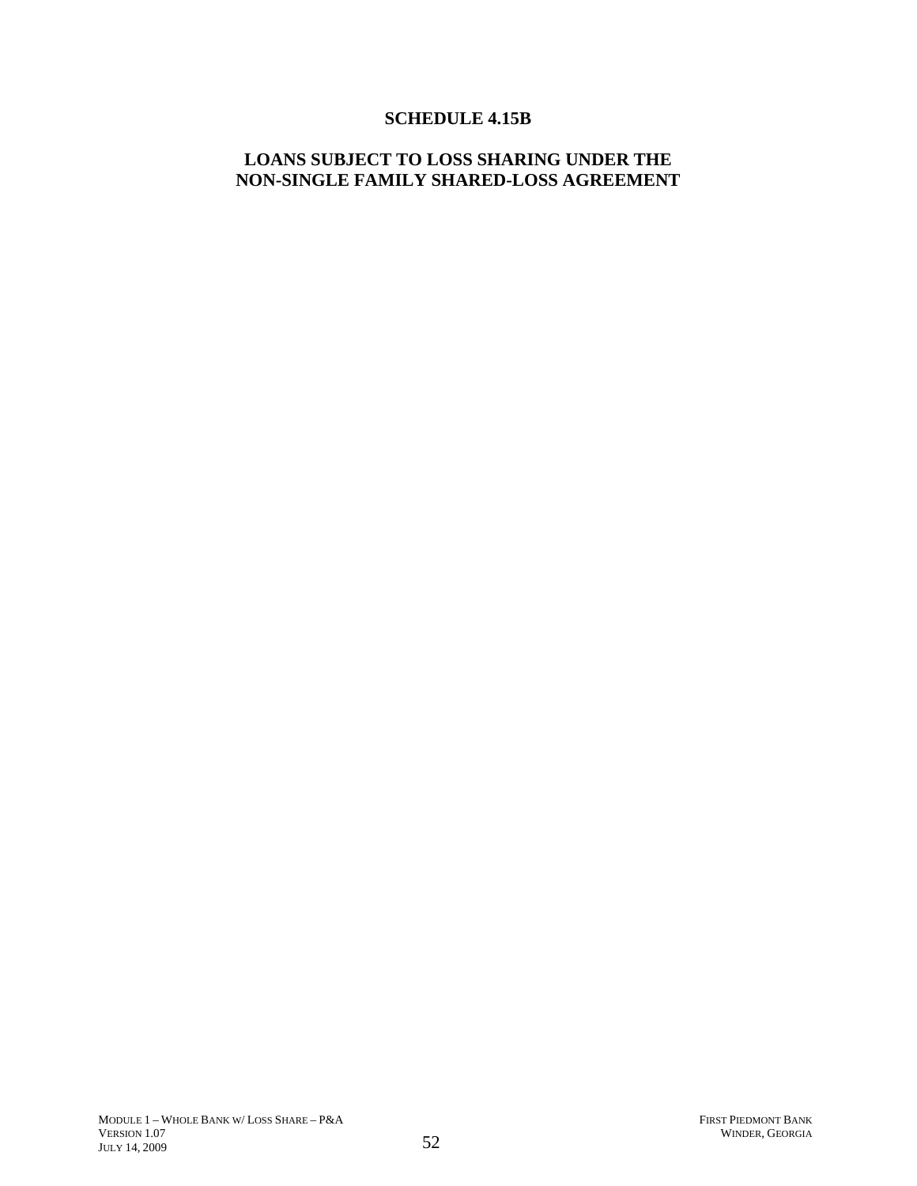# SCHEDULE 4.15B

## LOANS SUBJECT TO LOSS SHARING UNDER THE NON-SINGLE FAMILY SHARED-LOSS AGREEMENT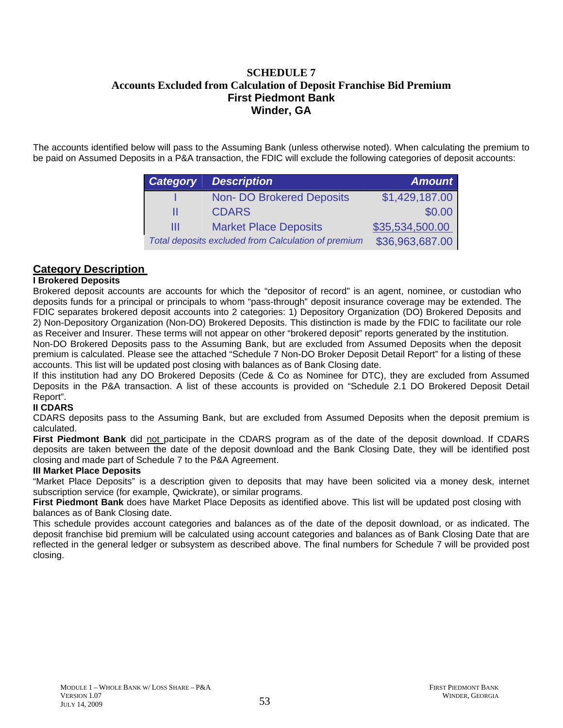# SCHEDULE 7
## Accounts Excluded from Calculation of Deposit Franchise Bid Premium
## First Piedmont Bank
## Winder, GA

The accounts identified below will pass to the Assuming Bank (unless otherwise noted). When calculating the premium to be paid on Assumed Deposits in a P&A transaction, the FDIC will exclude the following categories of deposit accounts:

| Category | Description | Amount |
|---|---|---|
| I | Non- DO Brokered Deposits | $1,429,187.00 |
| II | CDARS | $0.00 |
| III | Market Place Deposits | $35,534,500.00 |
| *Total deposits excluded from Calculation of premium* | | $36,963,687.00 |

## Category Description

**I Brokered Deposits**

Brokered deposit accounts are accounts for which the "depositor of record" is an agent, nominee, or custodian who deposits funds for a principal or principals to whom "pass-through" deposit insurance coverage may be extended. The FDIC separates brokered deposit accounts into 2 categories: 1) Depository Organization (DO) Brokered Deposits and 2) Non-Depository Organization (Non-DO) Brokered Deposits. This distinction is made by the FDIC to facilitate our role as Receiver and Insurer. These terms will not appear on other "brokered deposit" reports generated by the institution.

Non-DO Brokered Deposits pass to the Assuming Bank, but are excluded from Assumed Deposits when the deposit premium is calculated. Please see the attached "Schedule 7 Non-DO Broker Deposit Detail Report" for a listing of these accounts. This list will be updated post closing with balances as of Bank Closing date.

If this institution had any DO Brokered Deposits (Cede & Co as Nominee for DTC), they are excluded from Assumed Deposits in the P&A transaction. A list of these accounts is provided on "Schedule 2.1 DO Brokered Deposit Detail Report".

**II CDARS**

CDARS deposits pass to the Assuming Bank, but are excluded from Assumed Deposits when the deposit premium is calculated.

**First Piedmont Bank** did not participate in the CDARS program as of the date of the deposit download. If CDARS deposits are taken between the date of the deposit download and the Bank Closing Date, they will be identified post closing and made part of Schedule 7 to the P&A Agreement.

**III Market Place Deposits**

"Market Place Deposits" is a description given to deposits that may have been solicited via a money desk, internet subscription service (for example, Qwickrate), or similar programs.

**First Piedmont Bank** does have Market Place Deposits as identified above. This list will be updated post closing with balances as of Bank Closing date.

This schedule provides account categories and balances as of the date of the deposit download, or as indicated. The deposit franchise bid premium will be calculated using account categories and balances as of Bank Closing Date that are reflected in the general ledger or subsystem as described above. The final numbers for Schedule 7 will be provided post closing.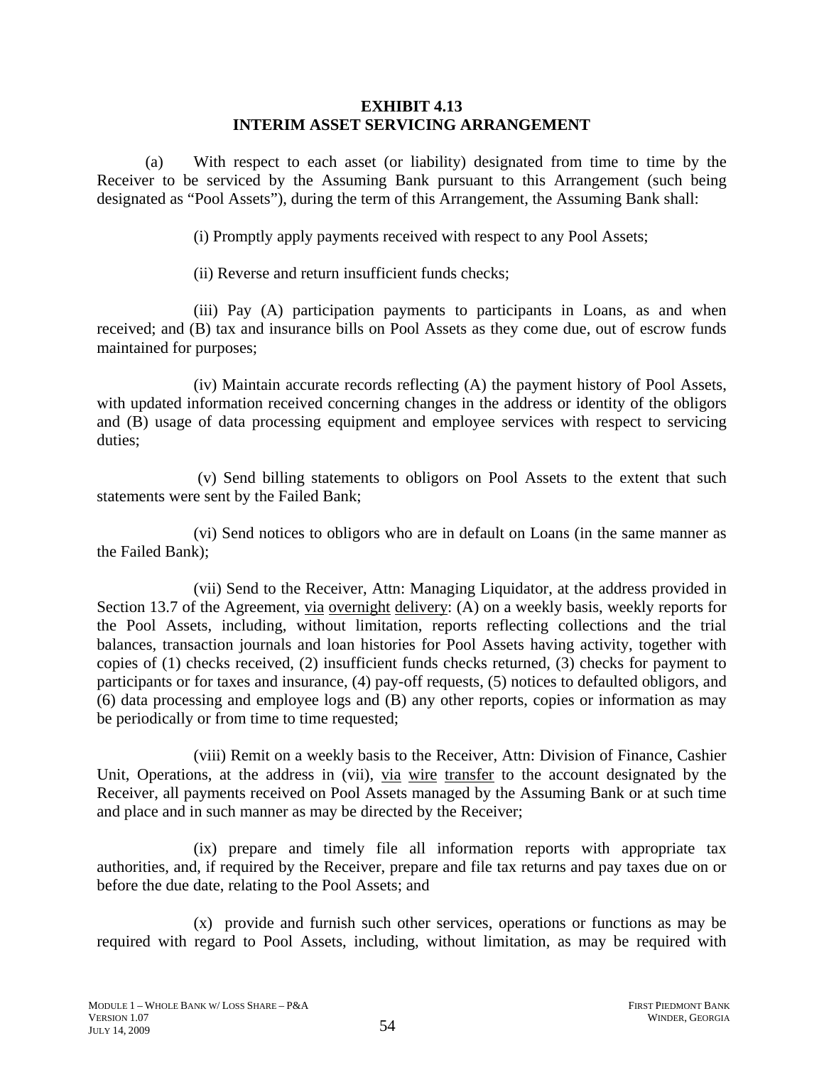**EXHIBIT 4.13**
**INTERIM ASSET SERVICING ARRANGEMENT**

(a) With respect to each asset (or liability) designated from time to time by the Receiver to be serviced by the Assuming Bank pursuant to this Arrangement (such being designated as "Pool Assets"), during the term of this Arrangement, the Assuming Bank shall:

(i) Promptly apply payments received with respect to any Pool Assets;

(ii) Reverse and return insufficient funds checks;

(iii) Pay (A) participation payments to participants in Loans, as and when received; and (B) tax and insurance bills on Pool Assets as they come due, out of escrow funds maintained for purposes;

(iv) Maintain accurate records reflecting (A) the payment history of Pool Assets, with updated information received concerning changes in the address or identity of the obligors and (B) usage of data processing equipment and employee services with respect to servicing duties;

(v) Send billing statements to obligors on Pool Assets to the extent that such statements were sent by the Failed Bank;

(vi) Send notices to obligors who are in default on Loans (in the same manner as the Failed Bank);

(vii) Send to the Receiver, Attn: Managing Liquidator, at the address provided in Section 13.7 of the Agreement, via overnight delivery: (A) on a weekly basis, weekly reports for the Pool Assets, including, without limitation, reports reflecting collections and the trial balances, transaction journals and loan histories for Pool Assets having activity, together with copies of (1) checks received, (2) insufficient funds checks returned, (3) checks for payment to participants or for taxes and insurance, (4) pay-off requests, (5) notices to defaulted obligors, and (6) data processing and employee logs and (B) any other reports, copies or information as may be periodically or from time to time requested;

(viii) Remit on a weekly basis to the Receiver, Attn: Division of Finance, Cashier Unit, Operations, at the address in (vii), via wire transfer to the account designated by the Receiver, all payments received on Pool Assets managed by the Assuming Bank or at such time and place and in such manner as may be directed by the Receiver;

(ix) prepare and timely file all information reports with appropriate tax authorities, and, if required by the Receiver, prepare and file tax returns and pay taxes due on or before the due date, relating to the Pool Assets; and

(x) provide and furnish such other services, operations or functions as may be required with regard to Pool Assets, including, without limitation, as may be required with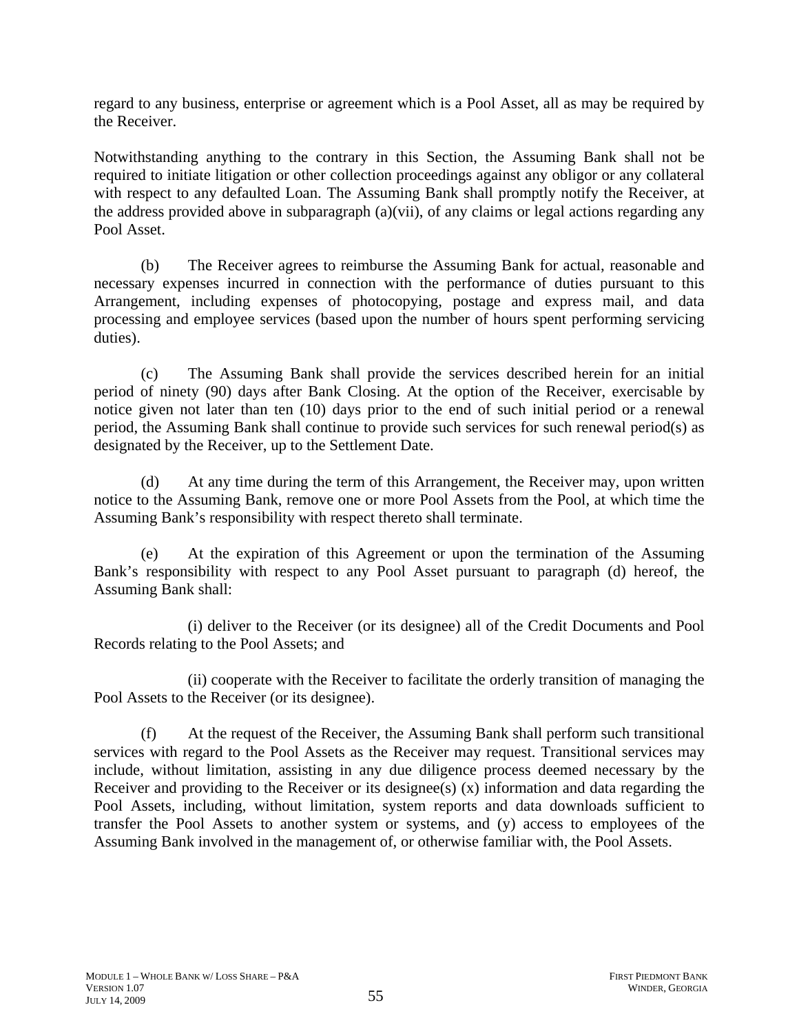regard to any business, enterprise or agreement which is a Pool Asset, all as may be required by the Receiver.

Notwithstanding anything to the contrary in this Section, the Assuming Bank shall not be required to initiate litigation or other collection proceedings against any obligor or any collateral with respect to any defaulted Loan. The Assuming Bank shall promptly notify the Receiver, at the address provided above in subparagraph (a)(vii), of any claims or legal actions regarding any Pool Asset.

(b) The Receiver agrees to reimburse the Assuming Bank for actual, reasonable and necessary expenses incurred in connection with the performance of duties pursuant to this Arrangement, including expenses of photocopying, postage and express mail, and data processing and employee services (based upon the number of hours spent performing servicing duties).

(c) The Assuming Bank shall provide the services described herein for an initial period of ninety (90) days after Bank Closing. At the option of the Receiver, exercisable by notice given not later than ten (10) days prior to the end of such initial period or a renewal period, the Assuming Bank shall continue to provide such services for such renewal period(s) as designated by the Receiver, up to the Settlement Date.

(d) At any time during the term of this Arrangement, the Receiver may, upon written notice to the Assuming Bank, remove one or more Pool Assets from the Pool, at which time the Assuming Bank's responsibility with respect thereto shall terminate.

(e) At the expiration of this Agreement or upon the termination of the Assuming Bank's responsibility with respect to any Pool Asset pursuant to paragraph (d) hereof, the Assuming Bank shall:

(i) deliver to the Receiver (or its designee) all of the Credit Documents and Pool Records relating to the Pool Assets; and

(ii) cooperate with the Receiver to facilitate the orderly transition of managing the Pool Assets to the Receiver (or its designee).

(f) At the request of the Receiver, the Assuming Bank shall perform such transitional services with regard to the Pool Assets as the Receiver may request. Transitional services may include, without limitation, assisting in any due diligence process deemed necessary by the Receiver and providing to the Receiver or its designee(s) (x) information and data regarding the Pool Assets, including, without limitation, system reports and data downloads sufficient to transfer the Pool Assets to another system or systems, and (y) access to employees of the Assuming Bank involved in the management of, or otherwise familiar with, the Pool Assets.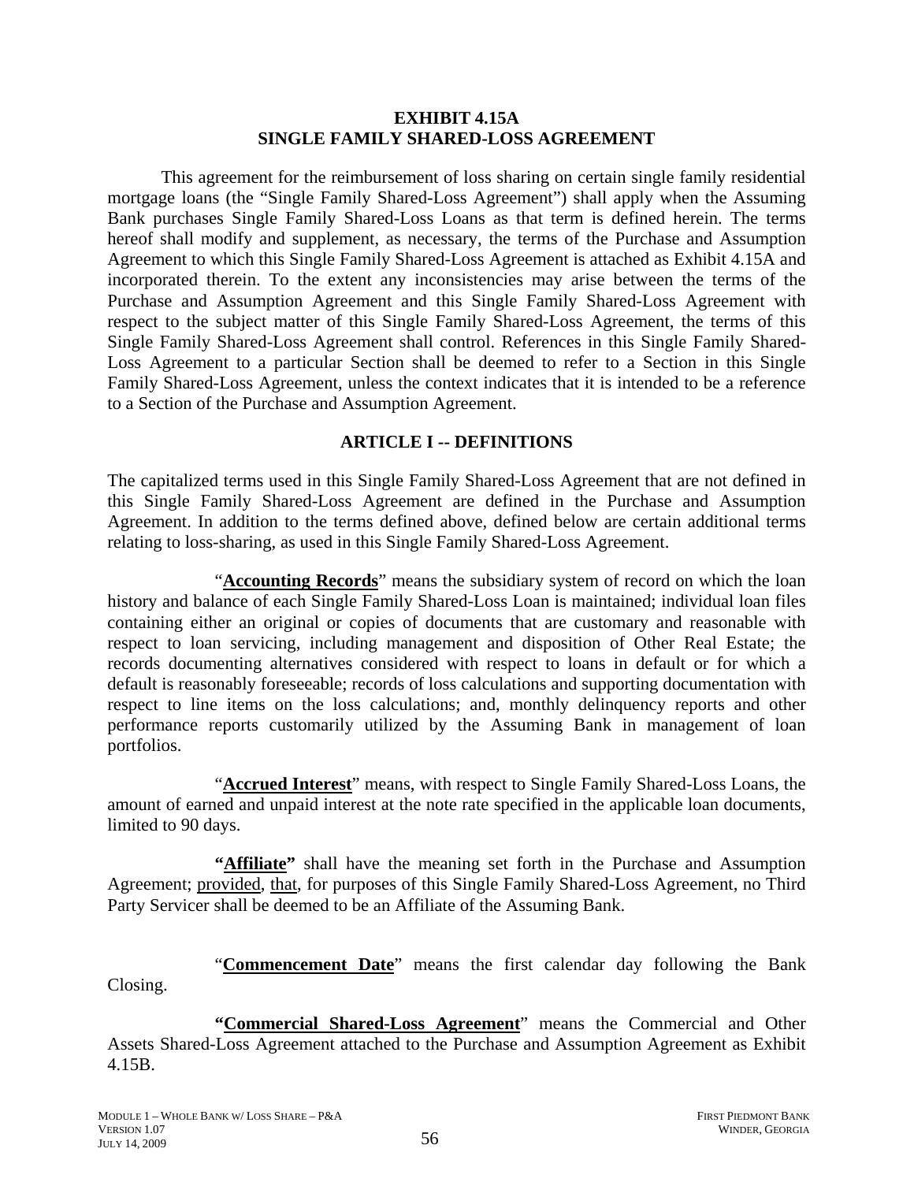**EXHIBIT 4.15A**
**SINGLE FAMILY SHARED-LOSS AGREEMENT**

This agreement for the reimbursement of loss sharing on certain single family residential mortgage loans (the "Single Family Shared-Loss Agreement") shall apply when the Assuming Bank purchases Single Family Shared-Loss Loans as that term is defined herein. The terms hereof shall modify and supplement, as necessary, the terms of the Purchase and Assumption Agreement to which this Single Family Shared-Loss Agreement is attached as Exhibit 4.15A and incorporated therein. To the extent any inconsistencies may arise between the terms of the Purchase and Assumption Agreement and this Single Family Shared-Loss Agreement with respect to the subject matter of this Single Family Shared-Loss Agreement, the terms of this Single Family Shared-Loss Agreement shall control. References in this Single Family Shared-Loss Agreement to a particular Section shall be deemed to refer to a Section in this Single Family Shared-Loss Agreement, unless the context indicates that it is intended to be a reference to a Section of the Purchase and Assumption Agreement.

## ARTICLE I -- DEFINITIONS

The capitalized terms used in this Single Family Shared-Loss Agreement that are not defined in this Single Family Shared-Loss Agreement are defined in the Purchase and Assumption Agreement. In addition to the terms defined above, defined below are certain additional terms relating to loss-sharing, as used in this Single Family Shared-Loss Agreement.

"**Accounting Records**" means the subsidiary system of record on which the loan history and balance of each Single Family Shared-Loss Loan is maintained; individual loan files containing either an original or copies of documents that are customary and reasonable with respect to loan servicing, including management and disposition of Other Real Estate; the records documenting alternatives considered with respect to loans in default or for which a default is reasonably foreseeable; records of loss calculations and supporting documentation with respect to line items on the loss calculations; and, monthly delinquency reports and other performance reports customarily utilized by the Assuming Bank in management of loan portfolios.

"**Accrued Interest**" means, with respect to Single Family Shared-Loss Loans, the amount of earned and unpaid interest at the note rate specified in the applicable loan documents, limited to 90 days.

**"Affiliate"** shall have the meaning set forth in the Purchase and Assumption Agreement; provided, that, for purposes of this Single Family Shared-Loss Agreement, no Third Party Servicer shall be deemed to be an Affiliate of the Assuming Bank.

"**Commencement Date**" means the first calendar day following the Bank Closing.

**"Commercial Shared-Loss Agreement**" means the Commercial and Other Assets Shared-Loss Agreement attached to the Purchase and Assumption Agreement as Exhibit 4.15B.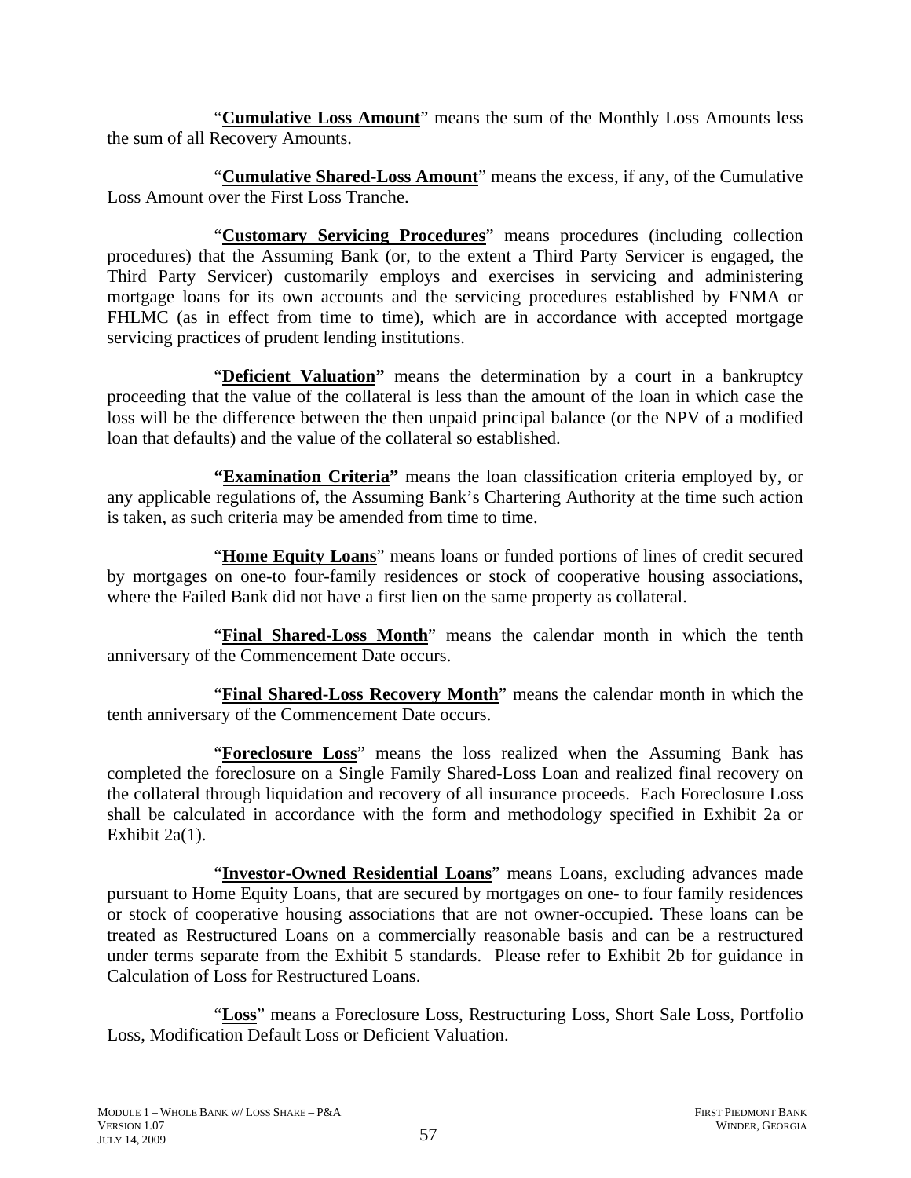"**Cumulative Loss Amount**" means the sum of the Monthly Loss Amounts less the sum of all Recovery Amounts.

"**Cumulative Shared-Loss Amount**" means the excess, if any, of the Cumulative Loss Amount over the First Loss Tranche.

"**Customary Servicing Procedures**" means procedures (including collection procedures) that the Assuming Bank (or, to the extent a Third Party Servicer is engaged, the Third Party Servicer) customarily employs and exercises in servicing and administering mortgage loans for its own accounts and the servicing procedures established by FNMA or FHLMC (as in effect from time to time), which are in accordance with accepted mortgage servicing practices of prudent lending institutions.

"**Deficient Valuation**" means the determination by a court in a bankruptcy proceeding that the value of the collateral is less than the amount of the loan in which case the loss will be the difference between the then unpaid principal balance (or the NPV of a modified loan that defaults) and the value of the collateral so established.

"**Examination Criteria**" means the loan classification criteria employed by, or any applicable regulations of, the Assuming Bank's Chartering Authority at the time such action is taken, as such criteria may be amended from time to time.

"**Home Equity Loans**" means loans or funded portions of lines of credit secured by mortgages on one-to four-family residences or stock of cooperative housing associations, where the Failed Bank did not have a first lien on the same property as collateral.

"**Final Shared-Loss Month**" means the calendar month in which the tenth anniversary of the Commencement Date occurs.

"**Final Shared-Loss Recovery Month**" means the calendar month in which the tenth anniversary of the Commencement Date occurs.

"**Foreclosure Loss**" means the loss realized when the Assuming Bank has completed the foreclosure on a Single Family Shared-Loss Loan and realized final recovery on the collateral through liquidation and recovery of all insurance proceeds. Each Foreclosure Loss shall be calculated in accordance with the form and methodology specified in Exhibit 2a or Exhibit 2a(1).

"**Investor-Owned Residential Loans**" means Loans, excluding advances made pursuant to Home Equity Loans, that are secured by mortgages on one- to four family residences or stock of cooperative housing associations that are not owner-occupied. These loans can be treated as Restructured Loans on a commercially reasonable basis and can be a restructured under terms separate from the Exhibit 5 standards. Please refer to Exhibit 2b for guidance in Calculation of Loss for Restructured Loans.

"**Loss**" means a Foreclosure Loss, Restructuring Loss, Short Sale Loss, Portfolio Loss, Modification Default Loss or Deficient Valuation.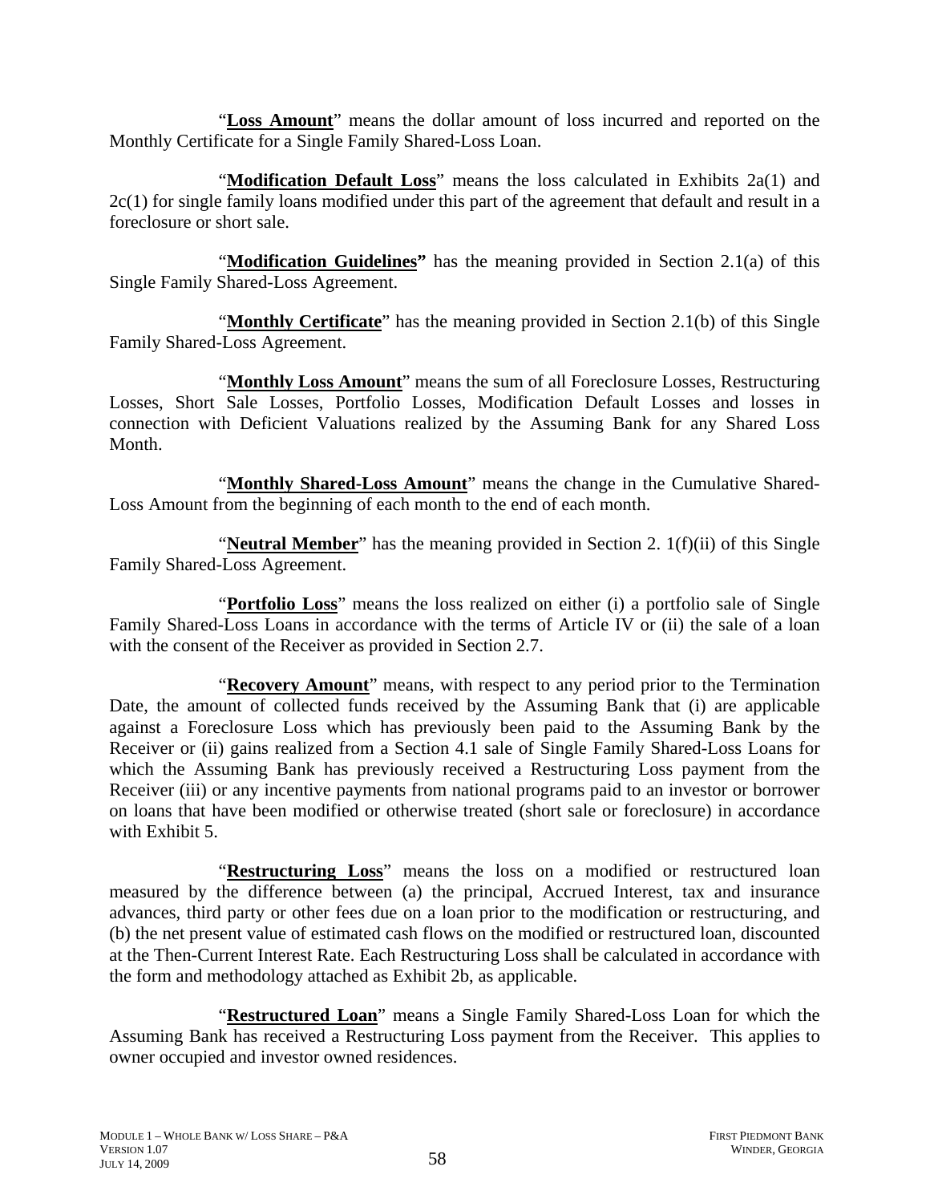"**Loss Amount**" means the dollar amount of loss incurred and reported on the Monthly Certificate for a Single Family Shared-Loss Loan.

"**Modification Default Loss**" means the loss calculated in Exhibits 2a(1) and 2c(1) for single family loans modified under this part of the agreement that default and result in a foreclosure or short sale.

"**Modification Guidelines**" has the meaning provided in Section 2.1(a) of this Single Family Shared-Loss Agreement.

"**Monthly Certificate**" has the meaning provided in Section 2.1(b) of this Single Family Shared-Loss Agreement.

"**Monthly Loss Amount**" means the sum of all Foreclosure Losses, Restructuring Losses, Short Sale Losses, Portfolio Losses, Modification Default Losses and losses in connection with Deficient Valuations realized by the Assuming Bank for any Shared Loss Month.

"**Monthly Shared-Loss Amount**" means the change in the Cumulative Shared-Loss Amount from the beginning of each month to the end of each month.

"**Neutral Member**" has the meaning provided in Section 2. 1(f)(ii) of this Single Family Shared-Loss Agreement.

"**Portfolio Loss**" means the loss realized on either (i) a portfolio sale of Single Family Shared-Loss Loans in accordance with the terms of Article IV or (ii) the sale of a loan with the consent of the Receiver as provided in Section 2.7.

"**Recovery Amount**" means, with respect to any period prior to the Termination Date, the amount of collected funds received by the Assuming Bank that (i) are applicable against a Foreclosure Loss which has previously been paid to the Assuming Bank by the Receiver or (ii) gains realized from a Section 4.1 sale of Single Family Shared-Loss Loans for which the Assuming Bank has previously received a Restructuring Loss payment from the Receiver (iii) or any incentive payments from national programs paid to an investor or borrower on loans that have been modified or otherwise treated (short sale or foreclosure) in accordance with Exhibit 5.

"**Restructuring Loss**" means the loss on a modified or restructured loan measured by the difference between (a) the principal, Accrued Interest, tax and insurance advances, third party or other fees due on a loan prior to the modification or restructuring, and (b) the net present value of estimated cash flows on the modified or restructured loan, discounted at the Then-Current Interest Rate. Each Restructuring Loss shall be calculated in accordance with the form and methodology attached as Exhibit 2b, as applicable.

"**Restructured Loan**" means a Single Family Shared-Loss Loan for which the Assuming Bank has received a Restructuring Loss payment from the Receiver. This applies to owner occupied and investor owned residences.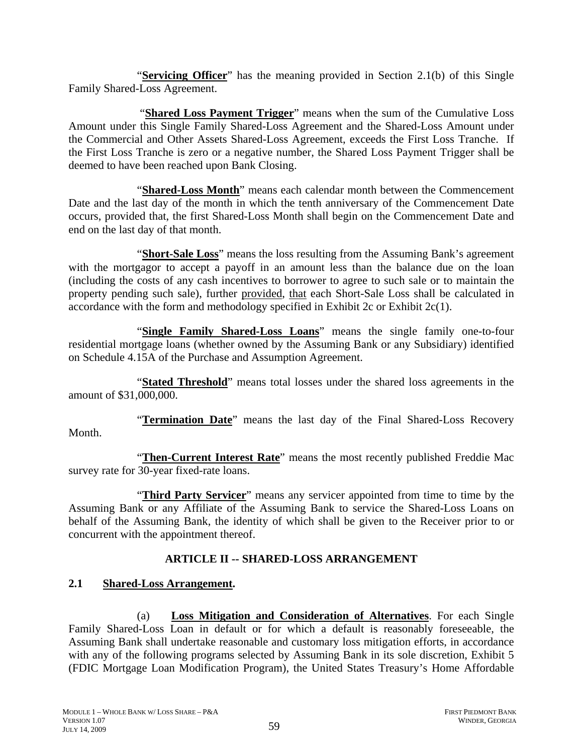"**Servicing Officer**" has the meaning provided in Section 2.1(b) of this Single Family Shared-Loss Agreement.

"**Shared Loss Payment Trigger**" means when the sum of the Cumulative Loss Amount under this Single Family Shared-Loss Agreement and the Shared-Loss Amount under the Commercial and Other Assets Shared-Loss Agreement, exceeds the First Loss Tranche. If the First Loss Tranche is zero or a negative number, the Shared Loss Payment Trigger shall be deemed to have been reached upon Bank Closing.

"**Shared-Loss Month**" means each calendar month between the Commencement Date and the last day of the month in which the tenth anniversary of the Commencement Date occurs, provided that, the first Shared-Loss Month shall begin on the Commencement Date and end on the last day of that month.

"**Short-Sale Loss**" means the loss resulting from the Assuming Bank's agreement with the mortgagor to accept a payoff in an amount less than the balance due on the loan (including the costs of any cash incentives to borrower to agree to such sale or to maintain the property pending such sale), further provided, that each Short-Sale Loss shall be calculated in accordance with the form and methodology specified in Exhibit 2c or Exhibit 2c(1).

"**Single Family Shared-Loss Loans**" means the single family one-to-four residential mortgage loans (whether owned by the Assuming Bank or any Subsidiary) identified on Schedule 4.15A of the Purchase and Assumption Agreement.

"**Stated Threshold**" means total losses under the shared loss agreements in the amount of $31,000,000.

"**Termination Date**" means the last day of the Final Shared-Loss Recovery Month.

"**Then-Current Interest Rate**" means the most recently published Freddie Mac survey rate for 30-year fixed-rate loans.

"**Third Party Servicer**" means any servicer appointed from time to time by the Assuming Bank or any Affiliate of the Assuming Bank to service the Shared-Loss Loans on behalf of the Assuming Bank, the identity of which shall be given to the Receiver prior to or concurrent with the appointment thereof.

## ARTICLE II -- SHARED-LOSS ARRANGEMENT

### 2.1 Shared-Loss Arrangement.

(a) **Loss Mitigation and Consideration of Alternatives**. For each Single Family Shared-Loss Loan in default or for which a default is reasonably foreseeable, the Assuming Bank shall undertake reasonable and customary loss mitigation efforts, in accordance with any of the following programs selected by Assuming Bank in its sole discretion, Exhibit 5 (FDIC Mortgage Loan Modification Program), the United States Treasury's Home Affordable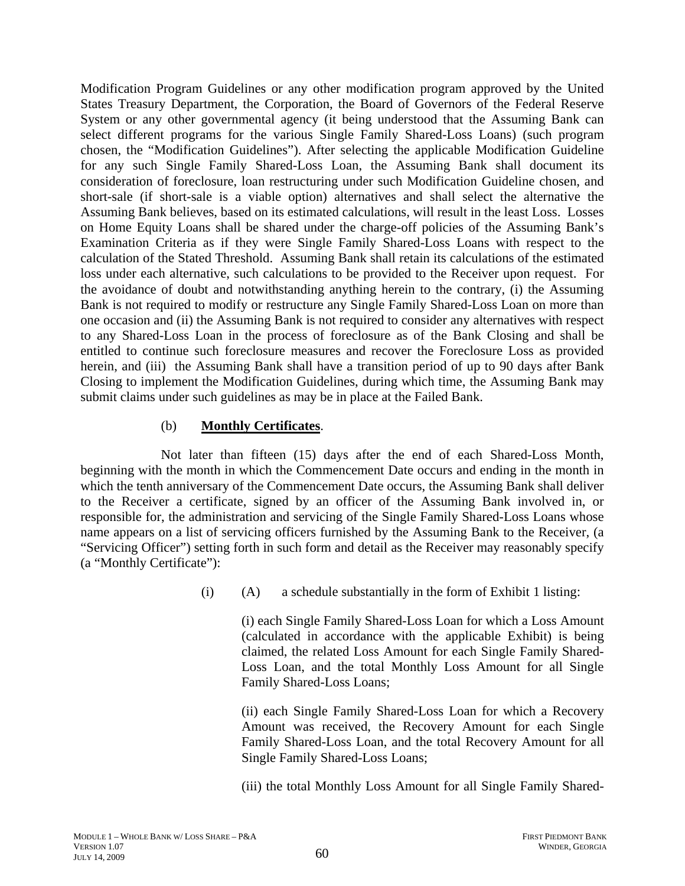Modification Program Guidelines or any other modification program approved by the United States Treasury Department, the Corporation, the Board of Governors of the Federal Reserve System or any other governmental agency (it being understood that the Assuming Bank can select different programs for the various Single Family Shared-Loss Loans) (such program chosen, the "Modification Guidelines"). After selecting the applicable Modification Guideline for any such Single Family Shared-Loss Loan, the Assuming Bank shall document its consideration of foreclosure, loan restructuring under such Modification Guideline chosen, and short-sale (if short-sale is a viable option) alternatives and shall select the alternative the Assuming Bank believes, based on its estimated calculations, will result in the least Loss. Losses on Home Equity Loans shall be shared under the charge-off policies of the Assuming Bank's Examination Criteria as if they were Single Family Shared-Loss Loans with respect to the calculation of the Stated Threshold. Assuming Bank shall retain its calculations of the estimated loss under each alternative, such calculations to be provided to the Receiver upon request. For the avoidance of doubt and notwithstanding anything herein to the contrary, (i) the Assuming Bank is not required to modify or restructure any Single Family Shared-Loss Loan on more than one occasion and (ii) the Assuming Bank is not required to consider any alternatives with respect to any Shared-Loss Loan in the process of foreclosure as of the Bank Closing and shall be entitled to continue such foreclosure measures and recover the Foreclosure Loss as provided herein, and (iii) the Assuming Bank shall have a transition period of up to 90 days after Bank Closing to implement the Modification Guidelines, during which time, the Assuming Bank may submit claims under such guidelines as may be in place at the Failed Bank.

(b) **Monthly Certificates**.

Not later than fifteen (15) days after the end of each Shared-Loss Month, beginning with the month in which the Commencement Date occurs and ending in the month in which the tenth anniversary of the Commencement Date occurs, the Assuming Bank shall deliver to the Receiver a certificate, signed by an officer of the Assuming Bank involved in, or responsible for, the administration and servicing of the Single Family Shared-Loss Loans whose name appears on a list of servicing officers furnished by the Assuming Bank to the Receiver, (a "Servicing Officer") setting forth in such form and detail as the Receiver may reasonably specify (a "Monthly Certificate"):

(i) (A) a schedule substantially in the form of Exhibit 1 listing:

(i) each Single Family Shared-Loss Loan for which a Loss Amount (calculated in accordance with the applicable Exhibit) is being claimed, the related Loss Amount for each Single Family Shared-Loss Loan, and the total Monthly Loss Amount for all Single Family Shared-Loss Loans;

(ii) each Single Family Shared-Loss Loan for which a Recovery Amount was received, the Recovery Amount for each Single Family Shared-Loss Loan, and the total Recovery Amount for all Single Family Shared-Loss Loans;

(iii) the total Monthly Loss Amount for all Single Family Shared-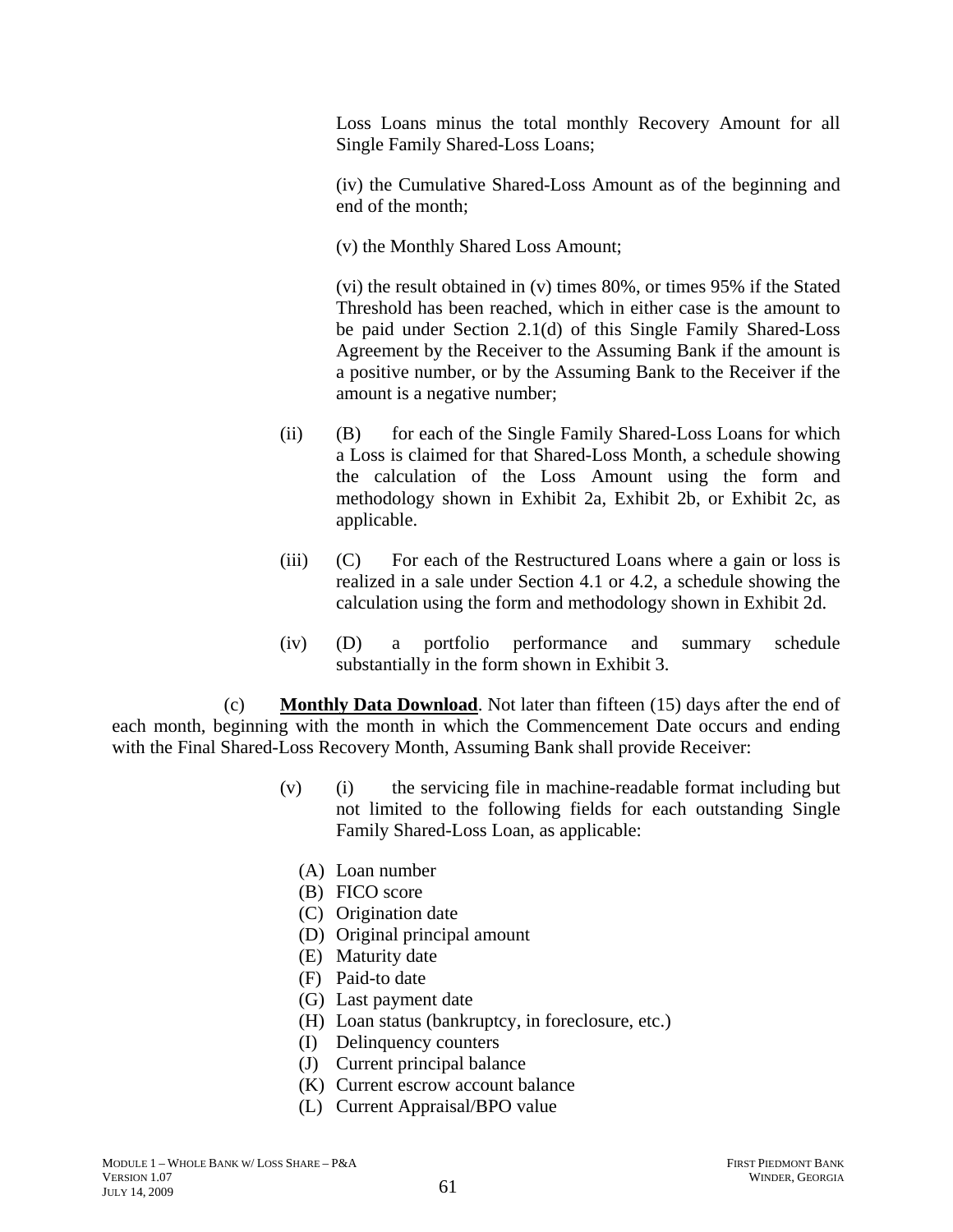Loss Loans minus the total monthly Recovery Amount for all Single Family Shared-Loss Loans;

(iv) the Cumulative Shared-Loss Amount as of the beginning and end of the month;

(v) the Monthly Shared Loss Amount;

(vi) the result obtained in (v) times 80%, or times 95% if the Stated Threshold has been reached, which in either case is the amount to be paid under Section 2.1(d) of this Single Family Shared-Loss Agreement by the Receiver to the Assuming Bank if the amount is a positive number, or by the Assuming Bank to the Receiver if the amount is a negative number;

(ii) (B) for each of the Single Family Shared-Loss Loans for which a Loss is claimed for that Shared-Loss Month, a schedule showing the calculation of the Loss Amount using the form and methodology shown in Exhibit 2a, Exhibit 2b, or Exhibit 2c, as applicable.

(iii) (C) For each of the Restructured Loans where a gain or loss is realized in a sale under Section 4.1 or 4.2, a schedule showing the calculation using the form and methodology shown in Exhibit 2d.

(iv) (D) a portfolio performance and summary schedule substantially in the form shown in Exhibit 3.

(c) **Monthly Data Download**. Not later than fifteen (15) days after the end of each month, beginning with the month in which the Commencement Date occurs and ending with the Final Shared-Loss Recovery Month, Assuming Bank shall provide Receiver:

(v) (i) the servicing file in machine-readable format including but not limited to the following fields for each outstanding Single Family Shared-Loss Loan, as applicable:

(A) Loan number
(B) FICO score
(C) Origination date
(D) Original principal amount
(E) Maturity date
(F) Paid-to date
(G) Last payment date
(H) Loan status (bankruptcy, in foreclosure, etc.)
(I) Delinquency counters
(J) Current principal balance
(K) Current escrow account balance
(L) Current Appraisal/BPO value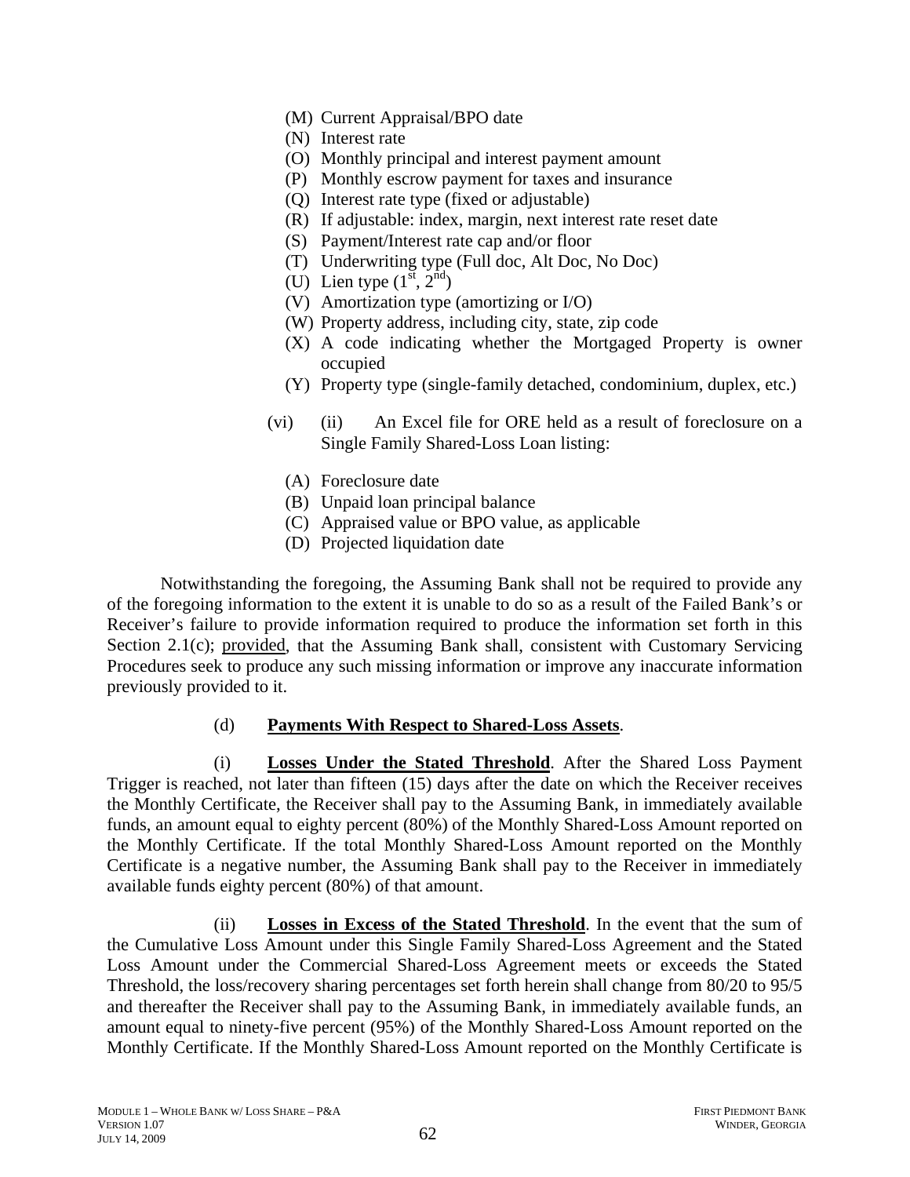- (M) Current Appraisal/BPO date
- (N) Interest rate
- (O) Monthly principal and interest payment amount
- (P) Monthly escrow payment for taxes and insurance
- (Q) Interest rate type (fixed or adjustable)
- (R) If adjustable: index, margin, next interest rate reset date
- (S) Payment/Interest rate cap and/or floor
- (T) Underwriting type (Full doc, Alt Doc, No Doc)
- (U) Lien type ($1^{st}$, $2^{nd}$)
- (V) Amortization type (amortizing or I/O)
- (W) Property address, including city, state, zip code
- (X) A code indicating whether the Mortgaged Property is owner occupied
- (Y) Property type (single-family detached, condominium, duplex, etc.)

(vi) (ii) An Excel file for ORE held as a result of foreclosure on a Single Family Shared-Loss Loan listing:

- (A) Foreclosure date
- (B) Unpaid loan principal balance
- (C) Appraised value or BPO value, as applicable
- (D) Projected liquidation date

Notwithstanding the foregoing, the Assuming Bank shall not be required to provide any of the foregoing information to the extent it is unable to do so as a result of the Failed Bank's or Receiver's failure to provide information required to produce the information set forth in this Section 2.1(c); provided, that the Assuming Bank shall, consistent with Customary Servicing Procedures seek to produce any such missing information or improve any inaccurate information previously provided to it.

(d) **Payments With Respect to Shared-Loss Assets**.

(i) **Losses Under the Stated Threshold**. After the Shared Loss Payment Trigger is reached, not later than fifteen (15) days after the date on which the Receiver receives the Monthly Certificate, the Receiver shall pay to the Assuming Bank, in immediately available funds, an amount equal to eighty percent (80%) of the Monthly Shared-Loss Amount reported on the Monthly Certificate. If the total Monthly Shared-Loss Amount reported on the Monthly Certificate is a negative number, the Assuming Bank shall pay to the Receiver in immediately available funds eighty percent (80%) of that amount.

(ii) **Losses in Excess of the Stated Threshold**. In the event that the sum of the Cumulative Loss Amount under this Single Family Shared-Loss Agreement and the Stated Loss Amount under the Commercial Shared-Loss Agreement meets or exceeds the Stated Threshold, the loss/recovery sharing percentages set forth herein shall change from 80/20 to 95/5 and thereafter the Receiver shall pay to the Assuming Bank, in immediately available funds, an amount equal to ninety-five percent (95%) of the Monthly Shared-Loss Amount reported on the Monthly Certificate. If the Monthly Shared-Loss Amount reported on the Monthly Certificate is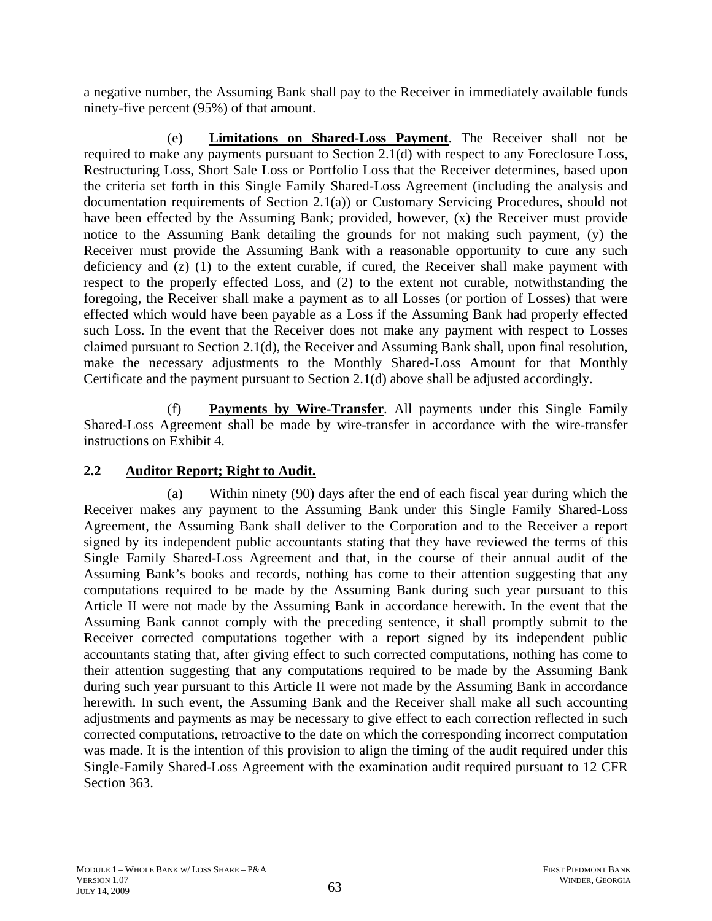a negative number, the Assuming Bank shall pay to the Receiver in immediately available funds ninety-five percent (95%) of that amount.

(e) **Limitations on Shared-Loss Payment**. The Receiver shall not be required to make any payments pursuant to Section 2.1(d) with respect to any Foreclosure Loss, Restructuring Loss, Short Sale Loss or Portfolio Loss that the Receiver determines, based upon the criteria set forth in this Single Family Shared-Loss Agreement (including the analysis and documentation requirements of Section 2.1(a)) or Customary Servicing Procedures, should not have been effected by the Assuming Bank; provided, however, (x) the Receiver must provide notice to the Assuming Bank detailing the grounds for not making such payment, (y) the Receiver must provide the Assuming Bank with a reasonable opportunity to cure any such deficiency and (z) (1) to the extent curable, if cured, the Receiver shall make payment with respect to the properly effected Loss, and (2) to the extent not curable, notwithstanding the foregoing, the Receiver shall make a payment as to all Losses (or portion of Losses) that were effected which would have been payable as a Loss if the Assuming Bank had properly effected such Loss. In the event that the Receiver does not make any payment with respect to Losses claimed pursuant to Section 2.1(d), the Receiver and Assuming Bank shall, upon final resolution, make the necessary adjustments to the Monthly Shared-Loss Amount for that Monthly Certificate and the payment pursuant to Section 2.1(d) above shall be adjusted accordingly.

(f) **Payments by Wire-Transfer**. All payments under this Single Family Shared-Loss Agreement shall be made by wire-transfer in accordance with the wire-transfer instructions on Exhibit 4.

## 2.2 Auditor Report; Right to Audit.

(a) Within ninety (90) days after the end of each fiscal year during which the Receiver makes any payment to the Assuming Bank under this Single Family Shared-Loss Agreement, the Assuming Bank shall deliver to the Corporation and to the Receiver a report signed by its independent public accountants stating that they have reviewed the terms of this Single Family Shared-Loss Agreement and that, in the course of their annual audit of the Assuming Bank's books and records, nothing has come to their attention suggesting that any computations required to be made by the Assuming Bank during such year pursuant to this Article II were not made by the Assuming Bank in accordance herewith. In the event that the Assuming Bank cannot comply with the preceding sentence, it shall promptly submit to the Receiver corrected computations together with a report signed by its independent public accountants stating that, after giving effect to such corrected computations, nothing has come to their attention suggesting that any computations required to be made by the Assuming Bank during such year pursuant to this Article II were not made by the Assuming Bank in accordance herewith. In such event, the Assuming Bank and the Receiver shall make all such accounting adjustments and payments as may be necessary to give effect to each correction reflected in such corrected computations, retroactive to the date on which the corresponding incorrect computation was made. It is the intention of this provision to align the timing of the audit required under this Single-Family Shared-Loss Agreement with the examination audit required pursuant to 12 CFR Section 363.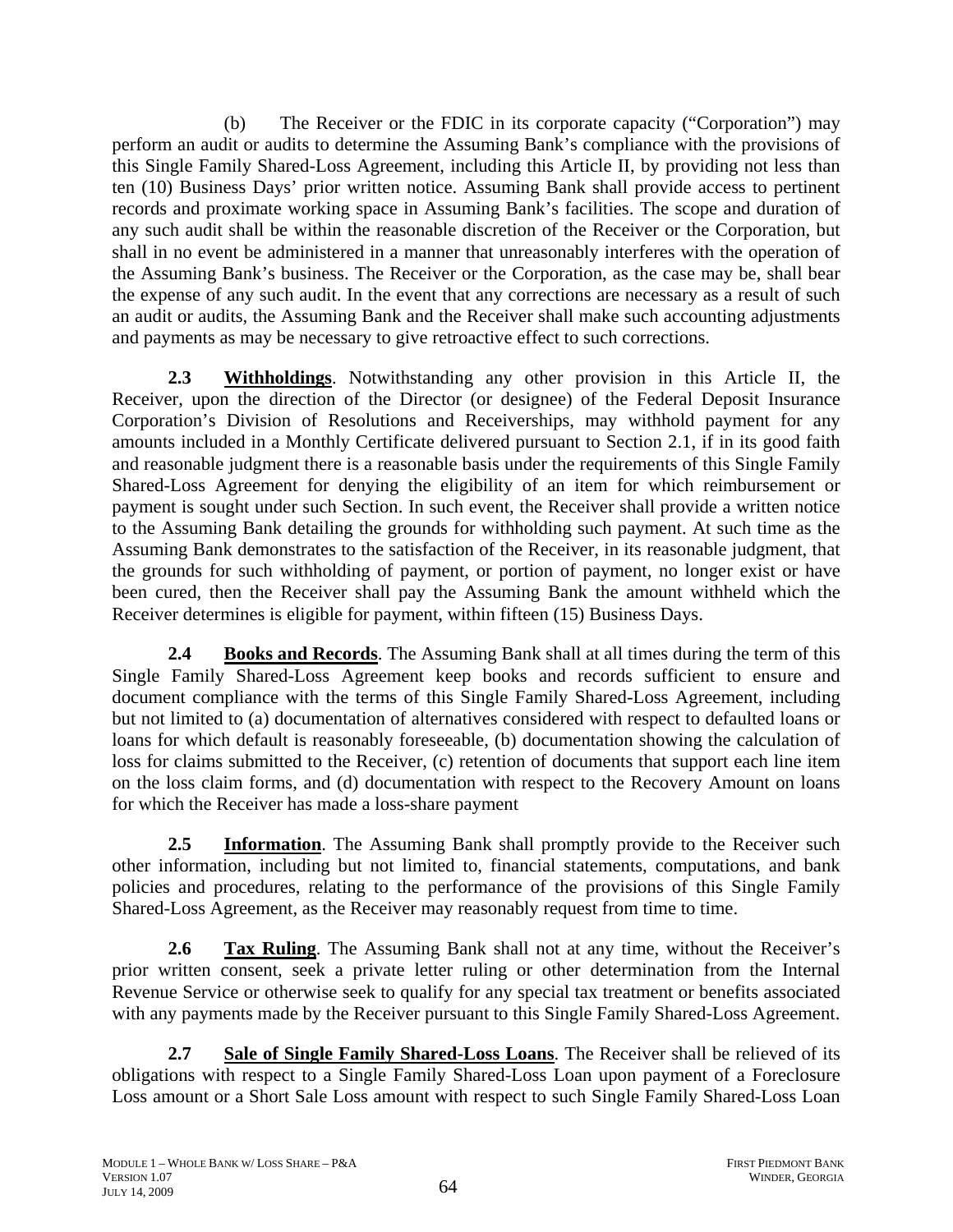(b) The Receiver or the FDIC in its corporate capacity ("Corporation") may perform an audit or audits to determine the Assuming Bank's compliance with the provisions of this Single Family Shared-Loss Agreement, including this Article II, by providing not less than ten (10) Business Days' prior written notice. Assuming Bank shall provide access to pertinent records and proximate working space in Assuming Bank's facilities. The scope and duration of any such audit shall be within the reasonable discretion of the Receiver or the Corporation, but shall in no event be administered in a manner that unreasonably interferes with the operation of the Assuming Bank's business. The Receiver or the Corporation, as the case may be, shall bear the expense of any such audit. In the event that any corrections are necessary as a result of such an audit or audits, the Assuming Bank and the Receiver shall make such accounting adjustments and payments as may be necessary to give retroactive effect to such corrections.

**2.3 Withholdings**. Notwithstanding any other provision in this Article II, the Receiver, upon the direction of the Director (or designee) of the Federal Deposit Insurance Corporation's Division of Resolutions and Receiverships, may withhold payment for any amounts included in a Monthly Certificate delivered pursuant to Section 2.1, if in its good faith and reasonable judgment there is a reasonable basis under the requirements of this Single Family Shared-Loss Agreement for denying the eligibility of an item for which reimbursement or payment is sought under such Section. In such event, the Receiver shall provide a written notice to the Assuming Bank detailing the grounds for withholding such payment. At such time as the Assuming Bank demonstrates to the satisfaction of the Receiver, in its reasonable judgment, that the grounds for such withholding of payment, or portion of payment, no longer exist or have been cured, then the Receiver shall pay the Assuming Bank the amount withheld which the Receiver determines is eligible for payment, within fifteen (15) Business Days.

**2.4 Books and Records**. The Assuming Bank shall at all times during the term of this Single Family Shared-Loss Agreement keep books and records sufficient to ensure and document compliance with the terms of this Single Family Shared-Loss Agreement, including but not limited to (a) documentation of alternatives considered with respect to defaulted loans or loans for which default is reasonably foreseeable, (b) documentation showing the calculation of loss for claims submitted to the Receiver, (c) retention of documents that support each line item on the loss claim forms, and (d) documentation with respect to the Recovery Amount on loans for which the Receiver has made a loss-share payment

**2.5 Information**. The Assuming Bank shall promptly provide to the Receiver such other information, including but not limited to, financial statements, computations, and bank policies and procedures, relating to the performance of the provisions of this Single Family Shared-Loss Agreement, as the Receiver may reasonably request from time to time.

**2.6 Tax Ruling**. The Assuming Bank shall not at any time, without the Receiver's prior written consent, seek a private letter ruling or other determination from the Internal Revenue Service or otherwise seek to qualify for any special tax treatment or benefits associated with any payments made by the Receiver pursuant to this Single Family Shared-Loss Agreement.

**2.7 Sale of Single Family Shared-Loss Loans**. The Receiver shall be relieved of its obligations with respect to a Single Family Shared-Loss Loan upon payment of a Foreclosure Loss amount or a Short Sale Loss amount with respect to such Single Family Shared-Loss Loan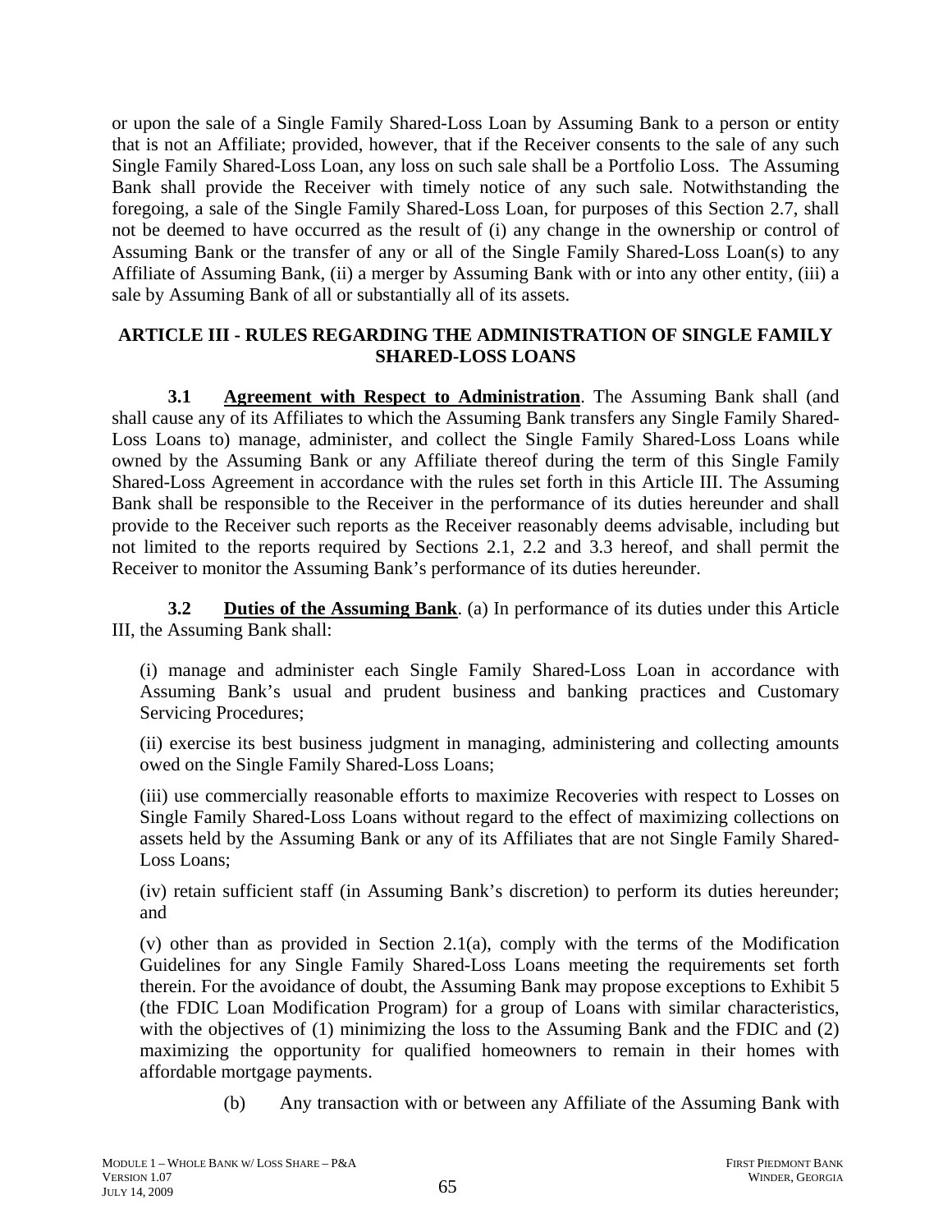or upon the sale of a Single Family Shared-Loss Loan by Assuming Bank to a person or entity that is not an Affiliate; provided, however, that if the Receiver consents to the sale of any such Single Family Shared-Loss Loan, any loss on such sale shall be a Portfolio Loss. The Assuming Bank shall provide the Receiver with timely notice of any such sale. Notwithstanding the foregoing, a sale of the Single Family Shared-Loss Loan, for purposes of this Section 2.7, shall not be deemed to have occurred as the result of (i) any change in the ownership or control of Assuming Bank or the transfer of any or all of the Single Family Shared-Loss Loan(s) to any Affiliate of Assuming Bank, (ii) a merger by Assuming Bank with or into any other entity, (iii) a sale by Assuming Bank of all or substantially all of its assets.

## ARTICLE III - RULES REGARDING THE ADMINISTRATION OF SINGLE FAMILY SHARED-LOSS LOANS

**3.1 Agreement with Respect to Administration**. The Assuming Bank shall (and shall cause any of its Affiliates to which the Assuming Bank transfers any Single Family Shared-Loss Loans to) manage, administer, and collect the Single Family Shared-Loss Loans while owned by the Assuming Bank or any Affiliate thereof during the term of this Single Family Shared-Loss Agreement in accordance with the rules set forth in this Article III. The Assuming Bank shall be responsible to the Receiver in the performance of its duties hereunder and shall provide to the Receiver such reports as the Receiver reasonably deems advisable, including but not limited to the reports required by Sections 2.1, 2.2 and 3.3 hereof, and shall permit the Receiver to monitor the Assuming Bank's performance of its duties hereunder.

**3.2 Duties of the Assuming Bank**. (a) In performance of its duties under this Article III, the Assuming Bank shall:

(i) manage and administer each Single Family Shared-Loss Loan in accordance with Assuming Bank's usual and prudent business and banking practices and Customary Servicing Procedures;

(ii) exercise its best business judgment in managing, administering and collecting amounts owed on the Single Family Shared-Loss Loans;

(iii) use commercially reasonable efforts to maximize Recoveries with respect to Losses on Single Family Shared-Loss Loans without regard to the effect of maximizing collections on assets held by the Assuming Bank or any of its Affiliates that are not Single Family Shared-Loss Loans;

(iv) retain sufficient staff (in Assuming Bank's discretion) to perform its duties hereunder; and

(v) other than as provided in Section 2.1(a), comply with the terms of the Modification Guidelines for any Single Family Shared-Loss Loans meeting the requirements set forth therein. For the avoidance of doubt, the Assuming Bank may propose exceptions to Exhibit 5 (the FDIC Loan Modification Program) for a group of Loans with similar characteristics, with the objectives of (1) minimizing the loss to the Assuming Bank and the FDIC and (2) maximizing the opportunity for qualified homeowners to remain in their homes with affordable mortgage payments.

(b) Any transaction with or between any Affiliate of the Assuming Bank with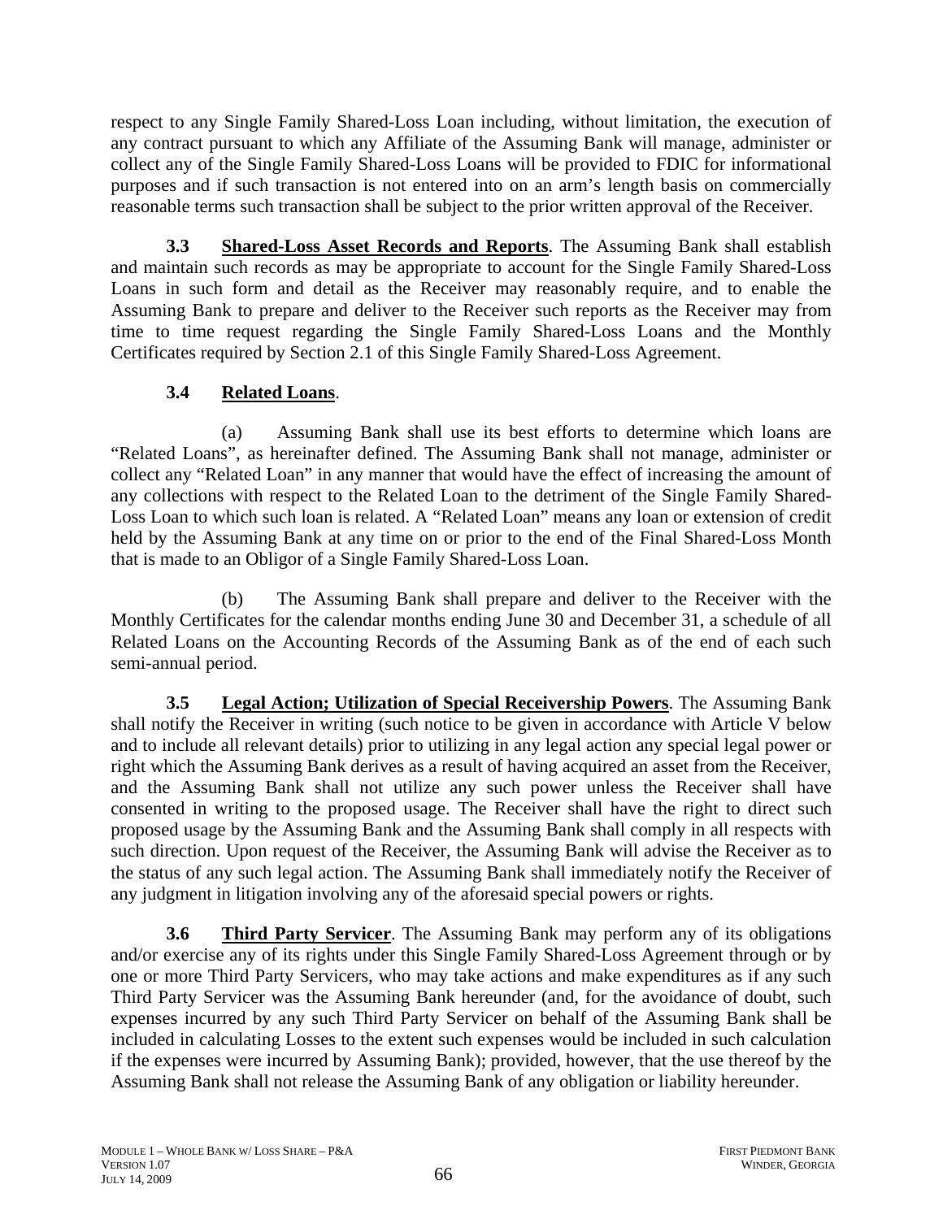respect to any Single Family Shared-Loss Loan including, without limitation, the execution of any contract pursuant to which any Affiliate of the Assuming Bank will manage, administer or collect any of the Single Family Shared-Loss Loans will be provided to FDIC for informational purposes and if such transaction is not entered into on an arm's length basis on commercially reasonable terms such transaction shall be subject to the prior written approval of the Receiver.

**3.3 Shared-Loss Asset Records and Reports**. The Assuming Bank shall establish and maintain such records as may be appropriate to account for the Single Family Shared-Loss Loans in such form and detail as the Receiver may reasonably require, and to enable the Assuming Bank to prepare and deliver to the Receiver such reports as the Receiver may from time to time request regarding the Single Family Shared-Loss Loans and the Monthly Certificates required by Section 2.1 of this Single Family Shared-Loss Agreement.

**3.4 Related Loans**.

(a) Assuming Bank shall use its best efforts to determine which loans are "Related Loans", as hereinafter defined. The Assuming Bank shall not manage, administer or collect any "Related Loan" in any manner that would have the effect of increasing the amount of any collections with respect to the Related Loan to the detriment of the Single Family Shared-Loss Loan to which such loan is related. A "Related Loan" means any loan or extension of credit held by the Assuming Bank at any time on or prior to the end of the Final Shared-Loss Month that is made to an Obligor of a Single Family Shared-Loss Loan.

(b) The Assuming Bank shall prepare and deliver to the Receiver with the Monthly Certificates for the calendar months ending June 30 and December 31, a schedule of all Related Loans on the Accounting Records of the Assuming Bank as of the end of each such semi-annual period.

**3.5 Legal Action; Utilization of Special Receivership Powers**. The Assuming Bank shall notify the Receiver in writing (such notice to be given in accordance with Article V below and to include all relevant details) prior to utilizing in any legal action any special legal power or right which the Assuming Bank derives as a result of having acquired an asset from the Receiver, and the Assuming Bank shall not utilize any such power unless the Receiver shall have consented in writing to the proposed usage. The Receiver shall have the right to direct such proposed usage by the Assuming Bank and the Assuming Bank shall comply in all respects with such direction. Upon request of the Receiver, the Assuming Bank will advise the Receiver as to the status of any such legal action. The Assuming Bank shall immediately notify the Receiver of any judgment in litigation involving any of the aforesaid special powers or rights.

**3.6 Third Party Servicer**. The Assuming Bank may perform any of its obligations and/or exercise any of its rights under this Single Family Shared-Loss Agreement through or by one or more Third Party Servicers, who may take actions and make expenditures as if any such Third Party Servicer was the Assuming Bank hereunder (and, for the avoidance of doubt, such expenses incurred by any such Third Party Servicer on behalf of the Assuming Bank shall be included in calculating Losses to the extent such expenses would be included in such calculation if the expenses were incurred by Assuming Bank); provided, however, that the use thereof by the Assuming Bank shall not release the Assuming Bank of any obligation or liability hereunder.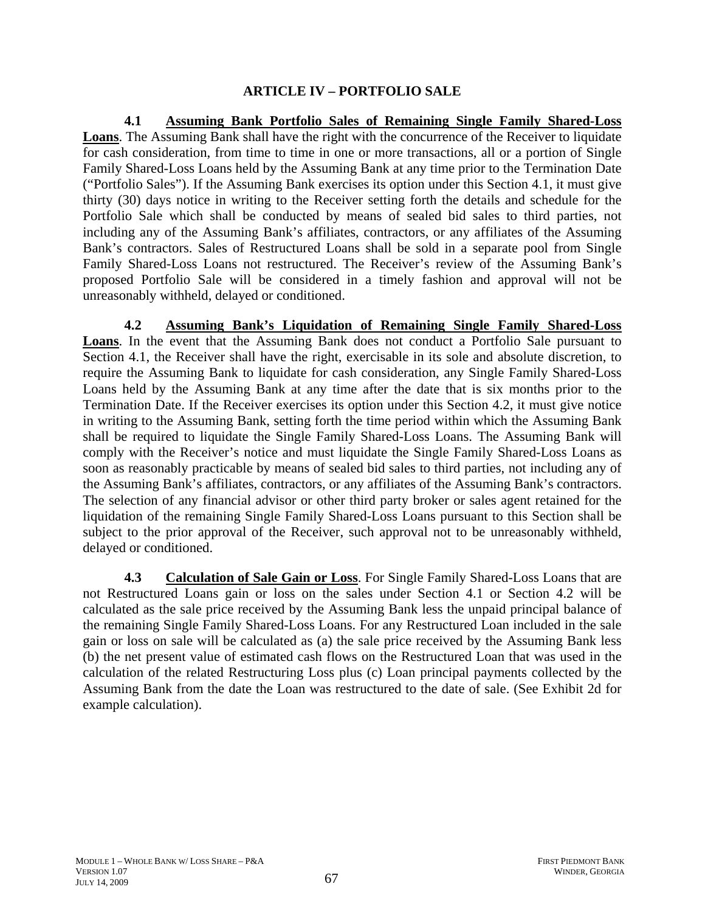## ARTICLE IV – PORTFOLIO SALE

**4.1 <u>Assuming Bank Portfolio Sales of Remaining Single Family Shared-Loss Loans</u>**. The Assuming Bank shall have the right with the concurrence of the Receiver to liquidate for cash consideration, from time to time in one or more transactions, all or a portion of Single Family Shared-Loss Loans held by the Assuming Bank at any time prior to the Termination Date ("Portfolio Sales"). If the Assuming Bank exercises its option under this Section 4.1, it must give thirty (30) days notice in writing to the Receiver setting forth the details and schedule for the Portfolio Sale which shall be conducted by means of sealed bid sales to third parties, not including any of the Assuming Bank's affiliates, contractors, or any affiliates of the Assuming Bank's contractors. Sales of Restructured Loans shall be sold in a separate pool from Single Family Shared-Loss Loans not restructured. The Receiver's review of the Assuming Bank's proposed Portfolio Sale will be considered in a timely fashion and approval will not be unreasonably withheld, delayed or conditioned.

**4.2 <u>Assuming Bank's Liquidation of Remaining Single Family Shared-Loss Loans</u>**. In the event that the Assuming Bank does not conduct a Portfolio Sale pursuant to Section 4.1, the Receiver shall have the right, exercisable in its sole and absolute discretion, to require the Assuming Bank to liquidate for cash consideration, any Single Family Shared-Loss Loans held by the Assuming Bank at any time after the date that is six months prior to the Termination Date. If the Receiver exercises its option under this Section 4.2, it must give notice in writing to the Assuming Bank, setting forth the time period within which the Assuming Bank shall be required to liquidate the Single Family Shared-Loss Loans. The Assuming Bank will comply with the Receiver's notice and must liquidate the Single Family Shared-Loss Loans as soon as reasonably practicable by means of sealed bid sales to third parties, not including any of the Assuming Bank's affiliates, contractors, or any affiliates of the Assuming Bank's contractors. The selection of any financial advisor or other third party broker or sales agent retained for the liquidation of the remaining Single Family Shared-Loss Loans pursuant to this Section shall be subject to the prior approval of the Receiver, such approval not to be unreasonably withheld, delayed or conditioned.

**4.3 <u>Calculation of Sale Gain or Loss</u>**. For Single Family Shared-Loss Loans that are not Restructured Loans gain or loss on the sales under Section 4.1 or Section 4.2 will be calculated as the sale price received by the Assuming Bank less the unpaid principal balance of the remaining Single Family Shared-Loss Loans. For any Restructured Loan included in the sale gain or loss on sale will be calculated as (a) the sale price received by the Assuming Bank less (b) the net present value of estimated cash flows on the Restructured Loan that was used in the calculation of the related Restructuring Loss plus (c) Loan principal payments collected by the Assuming Bank from the date the Loan was restructured to the date of sale. (See Exhibit 2d for example calculation).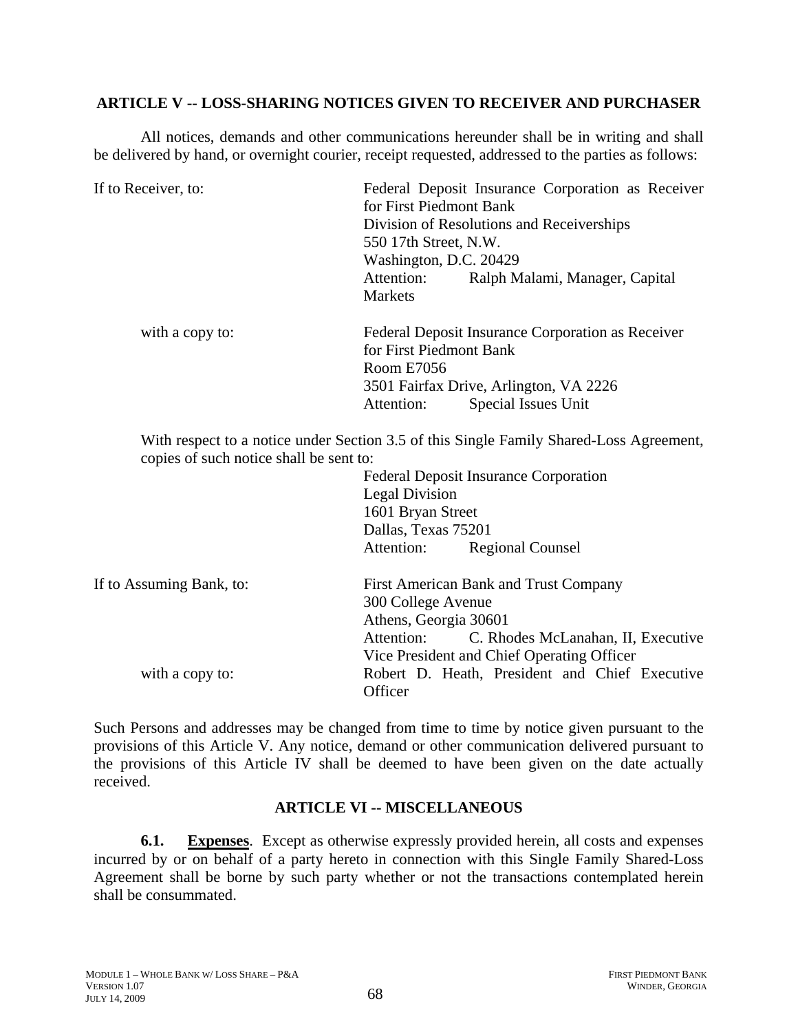**ARTICLE V -- LOSS-SHARING NOTICES GIVEN TO RECEIVER AND PURCHASER**

All notices, demands and other communications hereunder shall be in writing and shall be delivered by hand, or overnight courier, receipt requested, addressed to the parties as follows:

If to Receiver, to:

Federal Deposit Insurance Corporation as Receiver for First Piedmont Bank
Division of Resolutions and Receiverships
550 17th Street, N.W.
Washington, D.C. 20429
Attention: Ralph Malami, Manager, Capital Markets

with a copy to:

Federal Deposit Insurance Corporation as Receiver for First Piedmont Bank
Room E7056
3501 Fairfax Drive, Arlington, VA 2226
Attention: Special Issues Unit

With respect to a notice under Section 3.5 of this Single Family Shared-Loss Agreement, copies of such notice shall be sent to:

Federal Deposit Insurance Corporation
Legal Division
1601 Bryan Street
Dallas, Texas 75201
Attention: Regional Counsel

If to Assuming Bank, to:

First American Bank and Trust Company
300 College Avenue
Athens, Georgia 30601
Attention: C. Rhodes McLanahan, II, Executive Vice President and Chief Operating Officer

with a copy to:

Robert D. Heath, President and Chief Executive Officer

Such Persons and addresses may be changed from time to time by notice given pursuant to the provisions of this Article V. Any notice, demand or other communication delivered pursuant to the provisions of this Article IV shall be deemed to have been given on the date actually received.

**ARTICLE VI -- MISCELLANEOUS**

**6.1. Expenses**. Except as otherwise expressly provided herein, all costs and expenses incurred by or on behalf of a party hereto in connection with this Single Family Shared-Loss Agreement shall be borne by such party whether or not the transactions contemplated herein shall be consummated.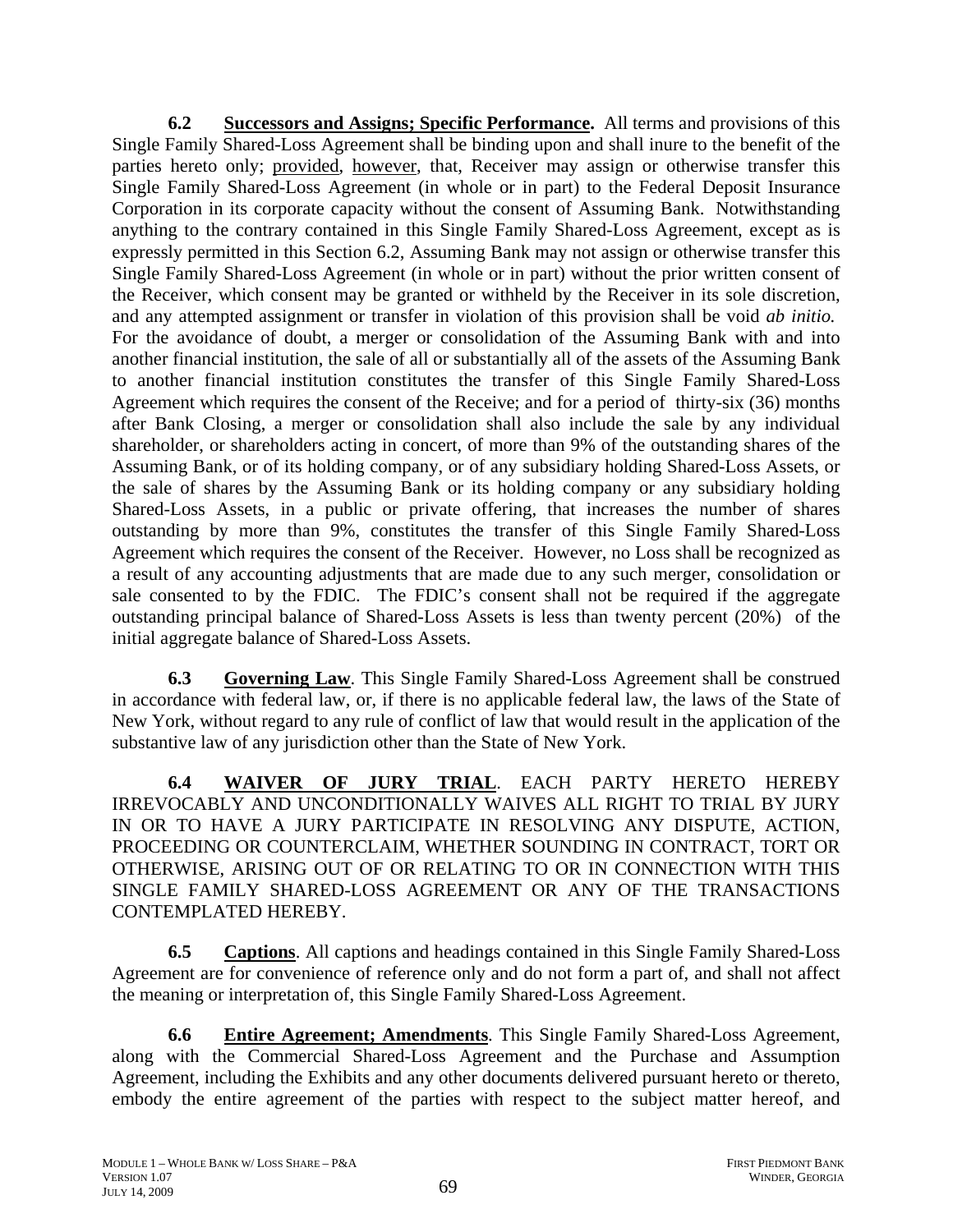**6.2 Successors and Assigns; Specific Performance.** All terms and provisions of this Single Family Shared-Loss Agreement shall be binding upon and shall inure to the benefit of the parties hereto only; provided, however, that, Receiver may assign or otherwise transfer this Single Family Shared-Loss Agreement (in whole or in part) to the Federal Deposit Insurance Corporation in its corporate capacity without the consent of Assuming Bank. Notwithstanding anything to the contrary contained in this Single Family Shared-Loss Agreement, except as is expressly permitted in this Section 6.2, Assuming Bank may not assign or otherwise transfer this Single Family Shared-Loss Agreement (in whole or in part) without the prior written consent of the Receiver, which consent may be granted or withheld by the Receiver in its sole discretion, and any attempted assignment or transfer in violation of this provision shall be void *ab initio.* For the avoidance of doubt, a merger or consolidation of the Assuming Bank with and into another financial institution, the sale of all or substantially all of the assets of the Assuming Bank to another financial institution constitutes the transfer of this Single Family Shared-Loss Agreement which requires the consent of the Receive; and for a period of thirty-six (36) months after Bank Closing, a merger or consolidation shall also include the sale by any individual shareholder, or shareholders acting in concert, of more than 9% of the outstanding shares of the Assuming Bank, or of its holding company, or of any subsidiary holding Shared-Loss Assets, or the sale of shares by the Assuming Bank or its holding company or any subsidiary holding Shared-Loss Assets, in a public or private offering, that increases the number of shares outstanding by more than 9%, constitutes the transfer of this Single Family Shared-Loss Agreement which requires the consent of the Receiver. However, no Loss shall be recognized as a result of any accounting adjustments that are made due to any such merger, consolidation or sale consented to by the FDIC. The FDIC's consent shall not be required if the aggregate outstanding principal balance of Shared-Loss Assets is less than twenty percent (20%) of the initial aggregate balance of Shared-Loss Assets.

**6.3 Governing Law**. This Single Family Shared-Loss Agreement shall be construed in accordance with federal law, or, if there is no applicable federal law, the laws of the State of New York, without regard to any rule of conflict of law that would result in the application of the substantive law of any jurisdiction other than the State of New York.

**6.4 WAIVER OF JURY TRIAL**. EACH PARTY HERETO HEREBY IRREVOCABLY AND UNCONDITIONALLY WAIVES ALL RIGHT TO TRIAL BY JURY IN OR TO HAVE A JURY PARTICIPATE IN RESOLVING ANY DISPUTE, ACTION, PROCEEDING OR COUNTERCLAIM, WHETHER SOUNDING IN CONTRACT, TORT OR OTHERWISE, ARISING OUT OF OR RELATING TO OR IN CONNECTION WITH THIS SINGLE FAMILY SHARED-LOSS AGREEMENT OR ANY OF THE TRANSACTIONS CONTEMPLATED HEREBY.

**6.5 Captions**. All captions and headings contained in this Single Family Shared-Loss Agreement are for convenience of reference only and do not form a part of, and shall not affect the meaning or interpretation of, this Single Family Shared-Loss Agreement.

**6.6 Entire Agreement; Amendments**. This Single Family Shared-Loss Agreement, along with the Commercial Shared-Loss Agreement and the Purchase and Assumption Agreement, including the Exhibits and any other documents delivered pursuant hereto or thereto, embody the entire agreement of the parties with respect to the subject matter hereof, and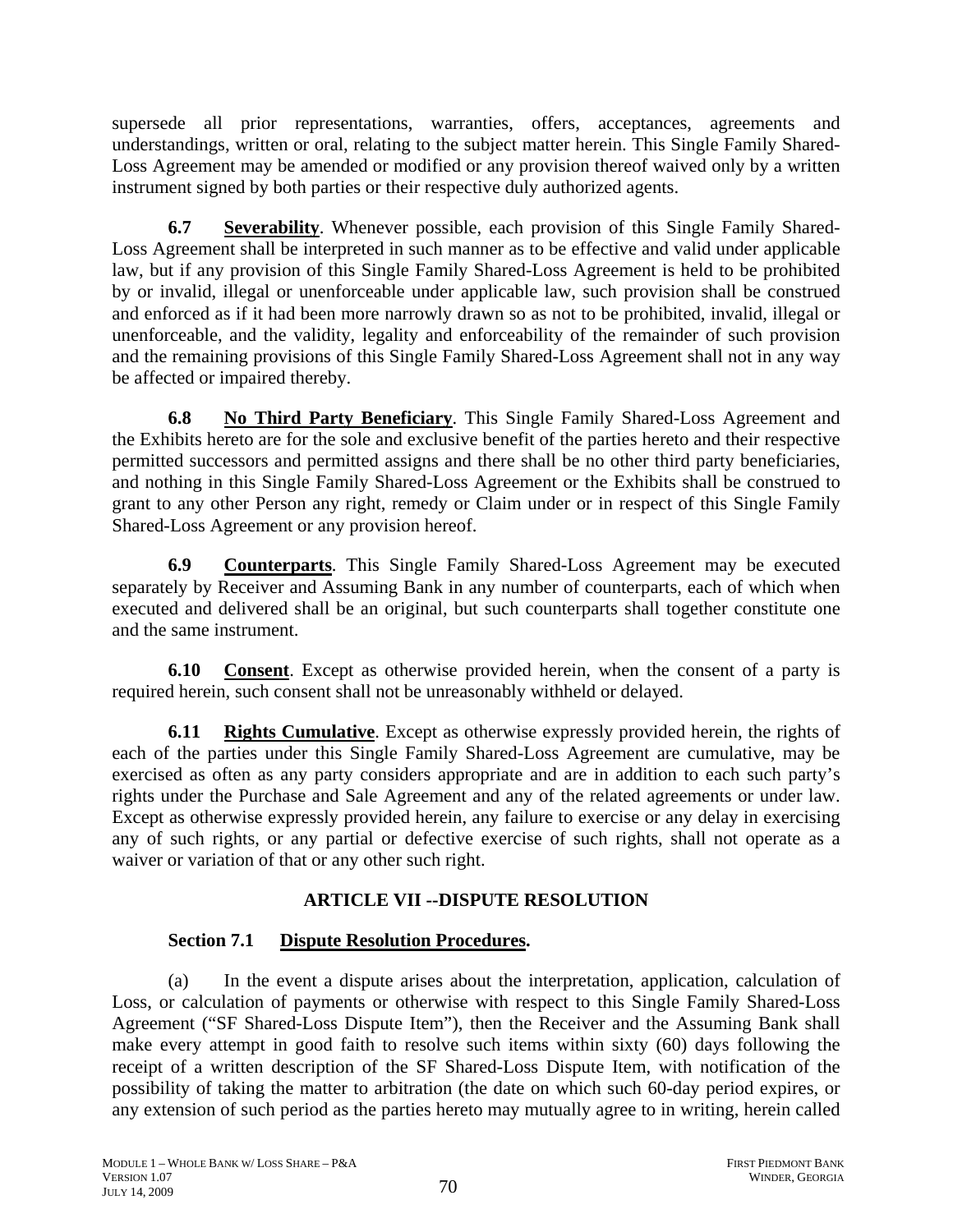supersede all prior representations, warranties, offers, acceptances, agreements and understandings, written or oral, relating to the subject matter herein. This Single Family Shared-Loss Agreement may be amended or modified or any provision thereof waived only by a written instrument signed by both parties or their respective duly authorized agents.

**6.7 Severability**. Whenever possible, each provision of this Single Family Shared-Loss Agreement shall be interpreted in such manner as to be effective and valid under applicable law, but if any provision of this Single Family Shared-Loss Agreement is held to be prohibited by or invalid, illegal or unenforceable under applicable law, such provision shall be construed and enforced as if it had been more narrowly drawn so as not to be prohibited, invalid, illegal or unenforceable, and the validity, legality and enforceability of the remainder of such provision and the remaining provisions of this Single Family Shared-Loss Agreement shall not in any way be affected or impaired thereby.

**6.8 No Third Party Beneficiary**. This Single Family Shared-Loss Agreement and the Exhibits hereto are for the sole and exclusive benefit of the parties hereto and their respective permitted successors and permitted assigns and there shall be no other third party beneficiaries, and nothing in this Single Family Shared-Loss Agreement or the Exhibits shall be construed to grant to any other Person any right, remedy or Claim under or in respect of this Single Family Shared-Loss Agreement or any provision hereof.

**6.9 Counterparts**. This Single Family Shared-Loss Agreement may be executed separately by Receiver and Assuming Bank in any number of counterparts, each of which when executed and delivered shall be an original, but such counterparts shall together constitute one and the same instrument.

**6.10 Consent**. Except as otherwise provided herein, when the consent of a party is required herein, such consent shall not be unreasonably withheld or delayed.

**6.11 Rights Cumulative**. Except as otherwise expressly provided herein, the rights of each of the parties under this Single Family Shared-Loss Agreement are cumulative, may be exercised as often as any party considers appropriate and are in addition to each such party's rights under the Purchase and Sale Agreement and any of the related agreements or under law. Except as otherwise expressly provided herein, any failure to exercise or any delay in exercising any of such rights, or any partial or defective exercise of such rights, shall not operate as a waiver or variation of that or any other such right.

## ARTICLE VII --DISPUTE RESOLUTION

### Section 7.1 Dispute Resolution Procedures.

(a) In the event a dispute arises about the interpretation, application, calculation of Loss, or calculation of payments or otherwise with respect to this Single Family Shared-Loss Agreement ("SF Shared-Loss Dispute Item"), then the Receiver and the Assuming Bank shall make every attempt in good faith to resolve such items within sixty (60) days following the receipt of a written description of the SF Shared-Loss Dispute Item, with notification of the possibility of taking the matter to arbitration (the date on which such 60-day period expires, or any extension of such period as the parties hereto may mutually agree to in writing, herein called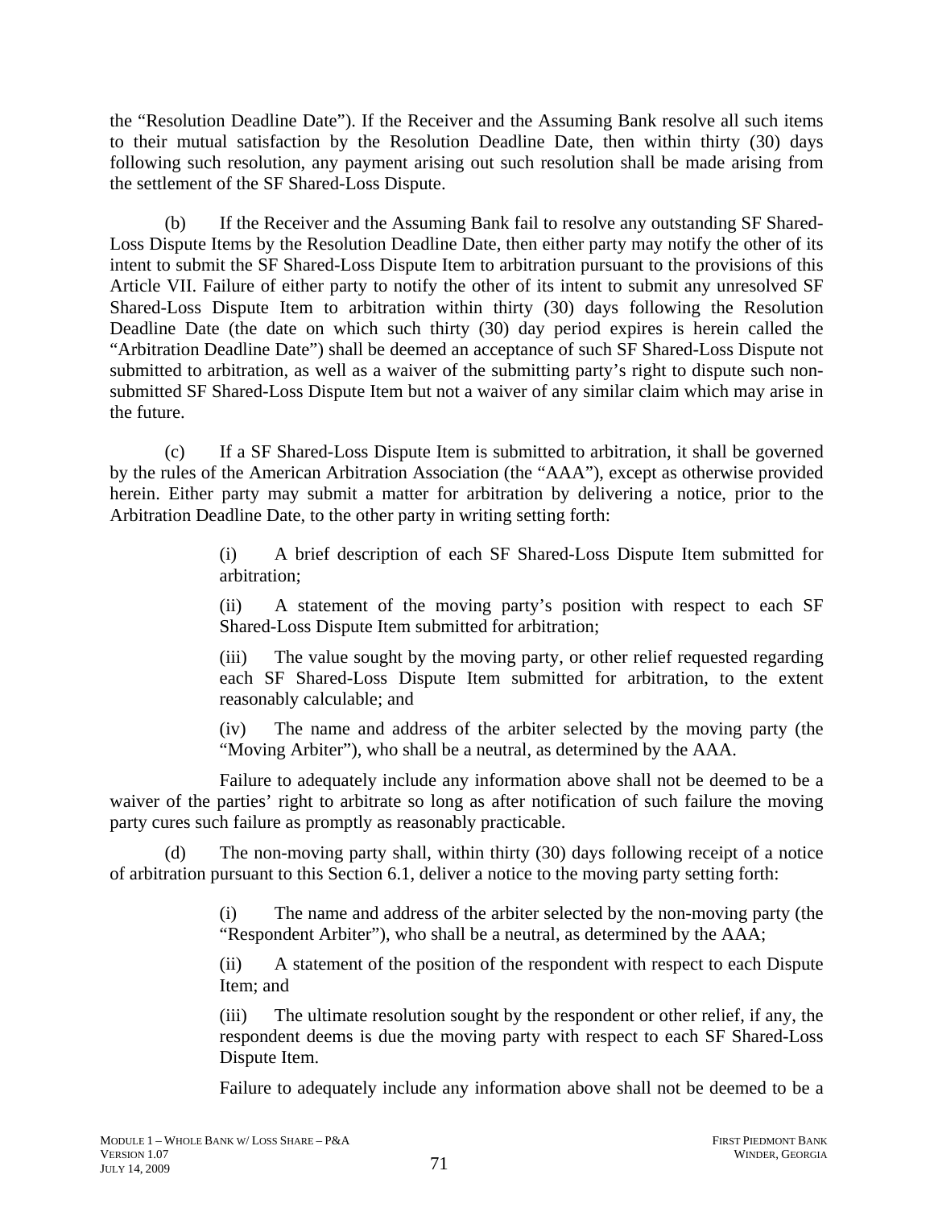the "Resolution Deadline Date"). If the Receiver and the Assuming Bank resolve all such items to their mutual satisfaction by the Resolution Deadline Date, then within thirty (30) days following such resolution, any payment arising out such resolution shall be made arising from the settlement of the SF Shared-Loss Dispute.

(b) If the Receiver and the Assuming Bank fail to resolve any outstanding SF Shared-Loss Dispute Items by the Resolution Deadline Date, then either party may notify the other of its intent to submit the SF Shared-Loss Dispute Item to arbitration pursuant to the provisions of this Article VII. Failure of either party to notify the other of its intent to submit any unresolved SF Shared-Loss Dispute Item to arbitration within thirty (30) days following the Resolution Deadline Date (the date on which such thirty (30) day period expires is herein called the "Arbitration Deadline Date") shall be deemed an acceptance of such SF Shared-Loss Dispute not submitted to arbitration, as well as a waiver of the submitting party's right to dispute such non-submitted SF Shared-Loss Dispute Item but not a waiver of any similar claim which may arise in the future.

(c) If a SF Shared-Loss Dispute Item is submitted to arbitration, it shall be governed by the rules of the American Arbitration Association (the "AAA"), except as otherwise provided herein. Either party may submit a matter for arbitration by delivering a notice, prior to the Arbitration Deadline Date, to the other party in writing setting forth:

> (i) A brief description of each SF Shared-Loss Dispute Item submitted for arbitration;
>
> (ii) A statement of the moving party's position with respect to each SF Shared-Loss Dispute Item submitted for arbitration;
>
> (iii) The value sought by the moving party, or other relief requested regarding each SF Shared-Loss Dispute Item submitted for arbitration, to the extent reasonably calculable; and
>
> (iv) The name and address of the arbiter selected by the moving party (the "Moving Arbiter"), who shall be a neutral, as determined by the AAA.

Failure to adequately include any information above shall not be deemed to be a waiver of the parties' right to arbitrate so long as after notification of such failure the moving party cures such failure as promptly as reasonably practicable.

(d) The non-moving party shall, within thirty (30) days following receipt of a notice of arbitration pursuant to this Section 6.1, deliver a notice to the moving party setting forth:

> (i) The name and address of the arbiter selected by the non-moving party (the "Respondent Arbiter"), who shall be a neutral, as determined by the AAA;
>
> (ii) A statement of the position of the respondent with respect to each Dispute Item; and
>
> (iii) The ultimate resolution sought by the respondent or other relief, if any, the respondent deems is due the moving party with respect to each SF Shared-Loss Dispute Item.
>
> Failure to adequately include any information above shall not be deemed to be a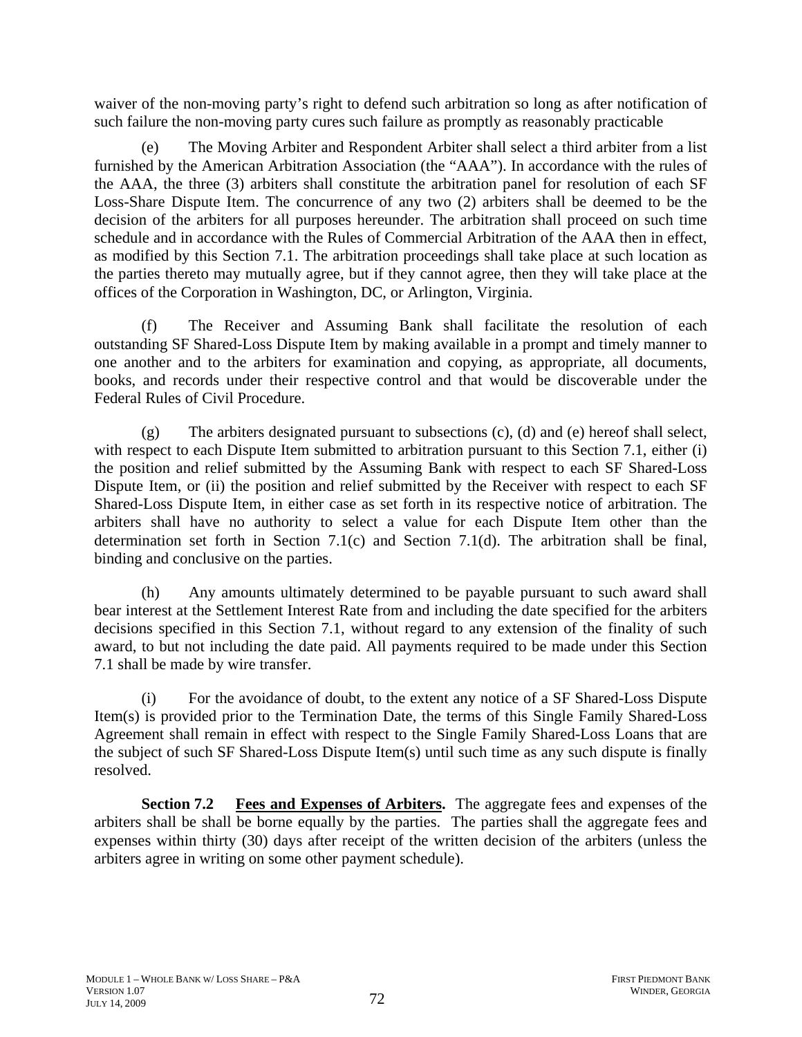waiver of the non-moving party's right to defend such arbitration so long as after notification of such failure the non-moving party cures such failure as promptly as reasonably practicable

(e) The Moving Arbiter and Respondent Arbiter shall select a third arbiter from a list furnished by the American Arbitration Association (the "AAA"). In accordance with the rules of the AAA, the three (3) arbiters shall constitute the arbitration panel for resolution of each SF Loss-Share Dispute Item. The concurrence of any two (2) arbiters shall be deemed to be the decision of the arbiters for all purposes hereunder. The arbitration shall proceed on such time schedule and in accordance with the Rules of Commercial Arbitration of the AAA then in effect, as modified by this Section 7.1. The arbitration proceedings shall take place at such location as the parties thereto may mutually agree, but if they cannot agree, then they will take place at the offices of the Corporation in Washington, DC, or Arlington, Virginia.

(f) The Receiver and Assuming Bank shall facilitate the resolution of each outstanding SF Shared-Loss Dispute Item by making available in a prompt and timely manner to one another and to the arbiters for examination and copying, as appropriate, all documents, books, and records under their respective control and that would be discoverable under the Federal Rules of Civil Procedure.

(g) The arbiters designated pursuant to subsections (c), (d) and (e) hereof shall select, with respect to each Dispute Item submitted to arbitration pursuant to this Section 7.1, either (i) the position and relief submitted by the Assuming Bank with respect to each SF Shared-Loss Dispute Item, or (ii) the position and relief submitted by the Receiver with respect to each SF Shared-Loss Dispute Item, in either case as set forth in its respective notice of arbitration. The arbiters shall have no authority to select a value for each Dispute Item other than the determination set forth in Section 7.1(c) and Section 7.1(d). The arbitration shall be final, binding and conclusive on the parties.

(h) Any amounts ultimately determined to be payable pursuant to such award shall bear interest at the Settlement Interest Rate from and including the date specified for the arbiters decisions specified in this Section 7.1, without regard to any extension of the finality of such award, to but not including the date paid. All payments required to be made under this Section 7.1 shall be made by wire transfer.

(i) For the avoidance of doubt, to the extent any notice of a SF Shared-Loss Dispute Item(s) is provided prior to the Termination Date, the terms of this Single Family Shared-Loss Agreement shall remain in effect with respect to the Single Family Shared-Loss Loans that are the subject of such SF Shared-Loss Dispute Item(s) until such time as any such dispute is finally resolved.

**Section 7.2 Fees and Expenses of Arbiters.** The aggregate fees and expenses of the arbiters shall be shall be borne equally by the parties. The parties shall the aggregate fees and expenses within thirty (30) days after receipt of the written decision of the arbiters (unless the arbiters agree in writing on some other payment schedule).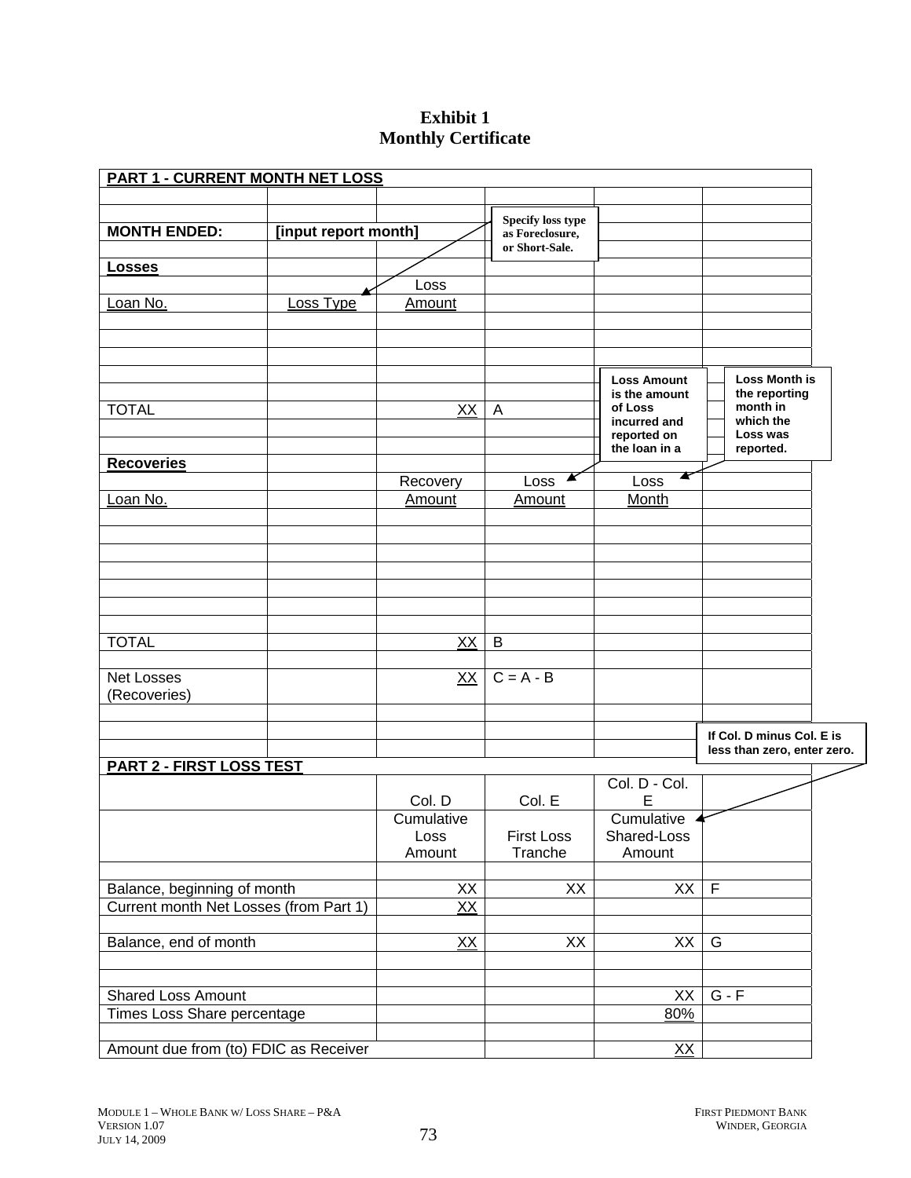# Exhibit 1
# Monthly Certificate

| PART 1 - CURRENT MONTH NET LOSS | | | | | |
|---|---|---|---|---|---|
| | | | | | |
| **MONTH ENDED:** | **[input report month]** | | | | |
| **Losses** | | | | | |
| Loan No. | Loss Type | Loss Amount | | | |
| | | | | | |
| | | | | | |
| | | | | | |
| TOTAL | | XX | A | | |
| | | | | | |
| **Recoveries** | | | | | |
| Loan No. | | Recovery Amount | Loss Amount | Loss Month | |
| | | | | | |
| | | | | | |
| | | | | | |
| | | | | | |
| TOTAL | | XX | B | | |
| | | | | | |
| Net Losses (Recoveries) | | XX | C = A - B | | |

Notes:
- Loss Type: Specify loss type as Foreclosure, or Short-Sale.
- Loss Amount: Loss Amount is the amount of Loss incurred and reported on the loan in a
- Loss Month: Loss Month is the reporting month in which the Loss was reported.

| PART 2 - FIRST LOSS TEST | Col. D | Col. E | Col. D - Col. E | |
|---|---|---|---|---|
| | Cumulative Loss Amount | First Loss Tranche | Cumulative Shared-Loss Amount | |
| | | | | |
| Balance, beginning of month | XX | XX | XX | F |
| Current month Net Losses (from Part 1) | XX | | | |
| | | | | |
| Balance, end of month | XX | XX | XX | G |
| | | | | |
| Shared Loss Amount | | | XX | G - F |
| Times Loss Share percentage | | | 80% | |
| | | | | |
| Amount due from (to) FDIC as Receiver | | | XX | |

Note: Cumulative Shared-Loss Amount: If Col. D minus Col. E is less than zero, enter zero.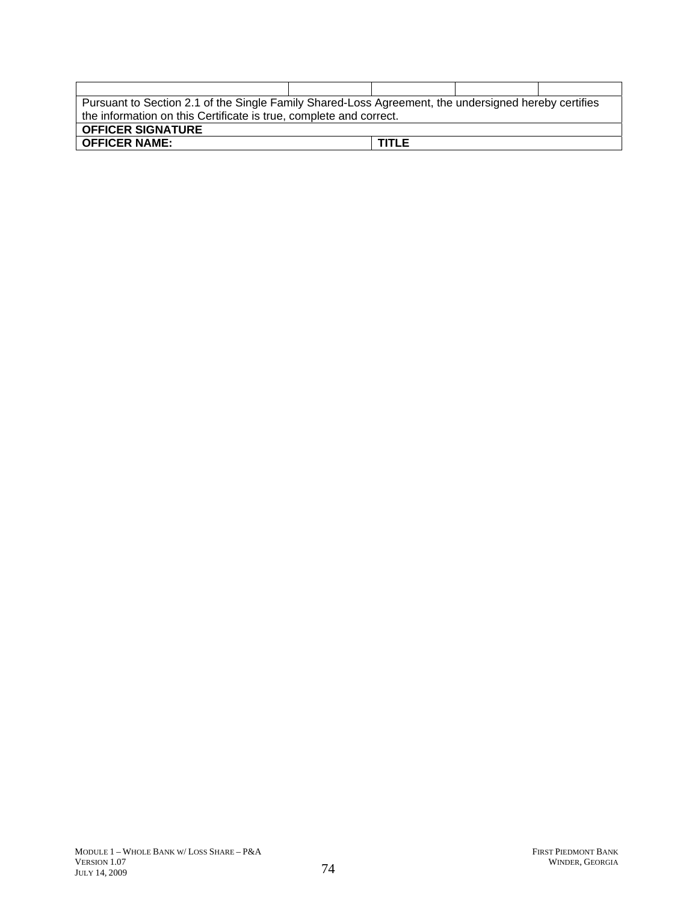| | | | | |
|---|---|---|---|---|
| Pursuant to Section 2.1 of the Single Family Shared-Loss Agreement, the undersigned hereby certifies the information on this Certificate is true, complete and correct. | | | | |
| **OFFICER SIGNATURE** | | | | |
| **OFFICER NAME:** | | **TITLE** | | |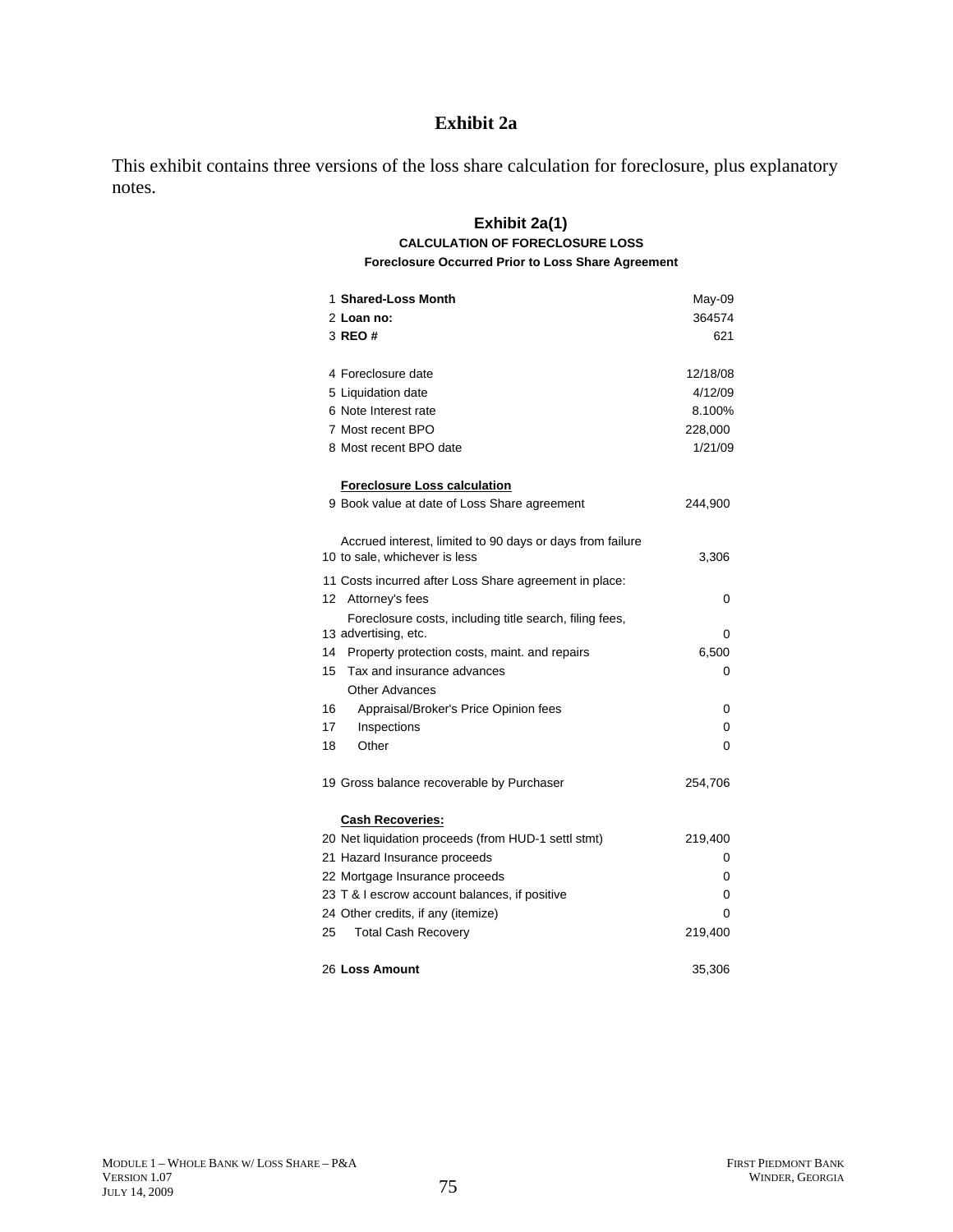# Exhibit 2a

This exhibit contains three versions of the loss share calculation for foreclosure, plus explanatory notes.

## Exhibit 2a(1)

### CALCULATION OF FORECLOSURE LOSS

**Foreclosure Occurred Prior to Loss Share Agreement**

| # | Item | Value |
|---|---|---|
| 1 | **Shared-Loss Month** | May-09 |
| 2 | **Loan no:** | 364574 |
| 3 | **REO #** | 621 |
| | | |
| 4 | Foreclosure date | 12/18/08 |
| 5 | Liquidation date | 4/12/09 |
| 6 | Note Interest rate | 8.100% |
| 7 | Most recent BPO | 228,000 |
| 8 | Most recent BPO date | 1/21/09 |
| | | |
| | **Foreclosure Loss calculation** | |
| 9 | Book value at date of Loss Share agreement | 244,900 |
| | | |
| 10 | Accrued interest, limited to 90 days or days from failure to sale, whichever is less | 3,306 |
| 11 | Costs incurred after Loss Share agreement in place: | |
| 12 | Attorney's fees | 0 |
| 13 | Foreclosure costs, including title search, filing fees, advertising, etc. | 0 |
| 14 | Property protection costs, maint. and repairs | 6,500 |
| 15 | Tax and insurance advances | 0 |
| | Other Advances | |
| 16 | Appraisal/Broker's Price Opinion fees | 0 |
| 17 | Inspections | 0 |
| 18 | Other | 0 |
| | | |
| 19 | Gross balance recoverable by Purchaser | 254,706 |
| | | |
| | **Cash Recoveries:** | |
| 20 | Net liquidation proceeds (from HUD-1 settl stmt) | 219,400 |
| 21 | Hazard Insurance proceeds | 0 |
| 22 | Mortgage Insurance proceeds | 0 |
| 23 | T & I escrow account balances, if positive | 0 |
| 24 | Other credits, if any (itemize) | 0 |
| 25 | Total Cash Recovery | 219,400 |
| | | |
| 26 | **Loss Amount** | 35,306 |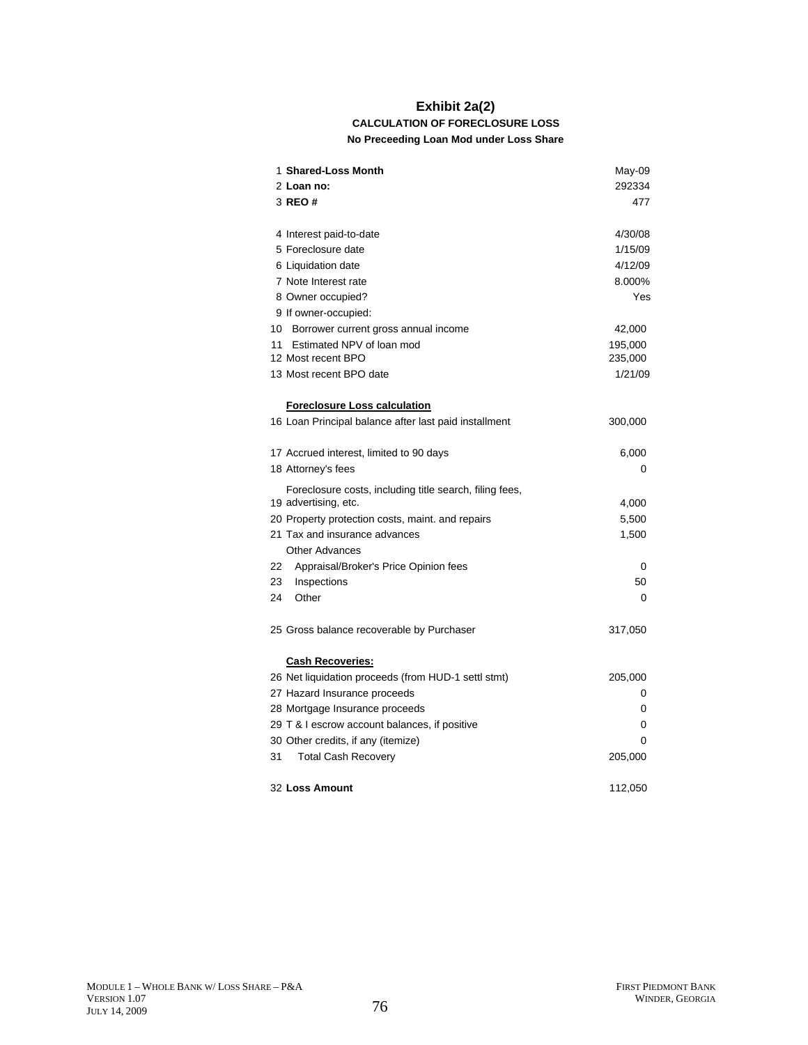# Exhibit 2a(2)

**CALCULATION OF FORECLOSURE LOSS**

**No Preceeding Loan Mod under Loss Share**

| # | Item | Value |
|---|---|---|
| 1 | **Shared-Loss Month** | May-09 |
| 2 | **Loan no:** | 292334 |
| 3 | **REO #** | 477 |
| | | |
| 4 | Interest paid-to-date | 4/30/08 |
| 5 | Foreclosure date | 1/15/09 |
| 6 | Liquidation date | 4/12/09 |
| 7 | Note Interest rate | 8.000% |
| 8 | Owner occupied? | Yes |
| 9 | If owner-occupied: | |
| 10 | Borrower current gross annual income | 42,000 |
| 11 | Estimated NPV of loan mod | 195,000 |
| 12 | Most recent BPO | 235,000 |
| 13 | Most recent BPO date | 1/21/09 |
| | | |
| | **Foreclosure Loss calculation** | |
| 16 | Loan Principal balance after last paid installment | 300,000 |
| | | |
| 17 | Accrued interest, limited to 90 days | 6,000 |
| 18 | Attorney's fees | 0 |
| 19 | Foreclosure costs, including title search, filing fees, advertising, etc. | 4,000 |
| 20 | Property protection costs, maint. and repairs | 5,500 |
| 21 | Tax and insurance advances | 1,500 |
| | Other Advances | |
| 22 | Appraisal/Broker's Price Opinion fees | 0 |
| 23 | Inspections | 50 |
| 24 | Other | 0 |
| | | |
| 25 | Gross balance recoverable by Purchaser | 317,050 |
| | | |
| | **Cash Recoveries:** | |
| 26 | Net liquidation proceeds (from HUD-1 settl stmt) | 205,000 |
| 27 | Hazard Insurance proceeds | 0 |
| 28 | Mortgage Insurance proceeds | 0 |
| 29 | T & I escrow account balances, if positive | 0 |
| 30 | Other credits, if any (itemize) | 0 |
| 31 | Total Cash Recovery | 205,000 |
| | | |
| 32 | **Loss Amount** | 112,050 |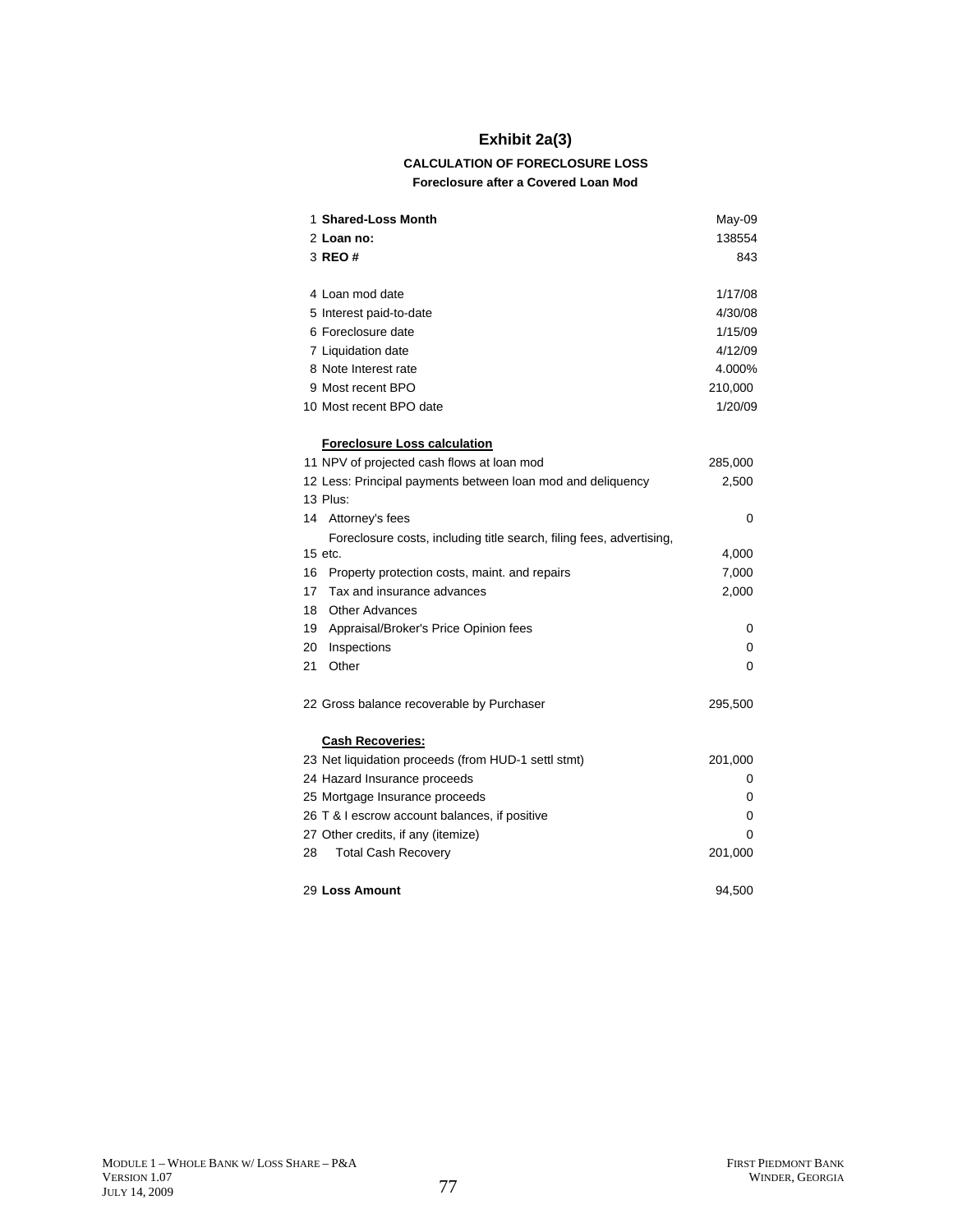# Exhibit 2a(3)

### CALCULATION OF FORECLOSURE LOSS

#### Foreclosure after a Covered Loan Mod

| | | |
|---|---|---|
| 1 | **Shared-Loss Month** | May-09 |
| 2 | **Loan no:** | 138554 |
| 3 | **REO #** | 843 |
| | | |
| 4 | Loan mod date | 1/17/08 |
| 5 | Interest paid-to-date | 4/30/08 |
| 6 | Foreclosure date | 1/15/09 |
| 7 | Liquidation date | 4/12/09 |
| 8 | Note Interest rate | 4.000% |
| 9 | Most recent BPO | 210,000 |
| 10 | Most recent BPO date | 1/20/09 |
| | | |
| | **Foreclosure Loss calculation** | |
| 11 | NPV of projected cash flows at loan mod | 285,000 |
| 12 | Less: Principal payments between loan mod and deliquency | 2,500 |
| 13 | Plus: | |
| 14 | Attorney's fees | 0 |
| 15 | Foreclosure costs, including title search, filing fees, advertising, etc. | 4,000 |
| 16 | Property protection costs, maint. and repairs | 7,000 |
| 17 | Tax and insurance advances | 2,000 |
| 18 | Other Advances | |
| 19 | Appraisal/Broker's Price Opinion fees | 0 |
| 20 | Inspections | 0 |
| 21 | Other | 0 |
| | | |
| 22 | Gross balance recoverable by Purchaser | 295,500 |
| | | |
| | **Cash Recoveries:** | |
| 23 | Net liquidation proceeds (from HUD-1 settl stmt) | 201,000 |
| 24 | Hazard Insurance proceeds | 0 |
| 25 | Mortgage Insurance proceeds | 0 |
| 26 | T & I escrow account balances, if positive | 0 |
| 27 | Other credits, if any (itemize) | 0 |
| 28 | Total Cash Recovery | 201,000 |
| | | |
| 29 | **Loss Amount** | 94,500 |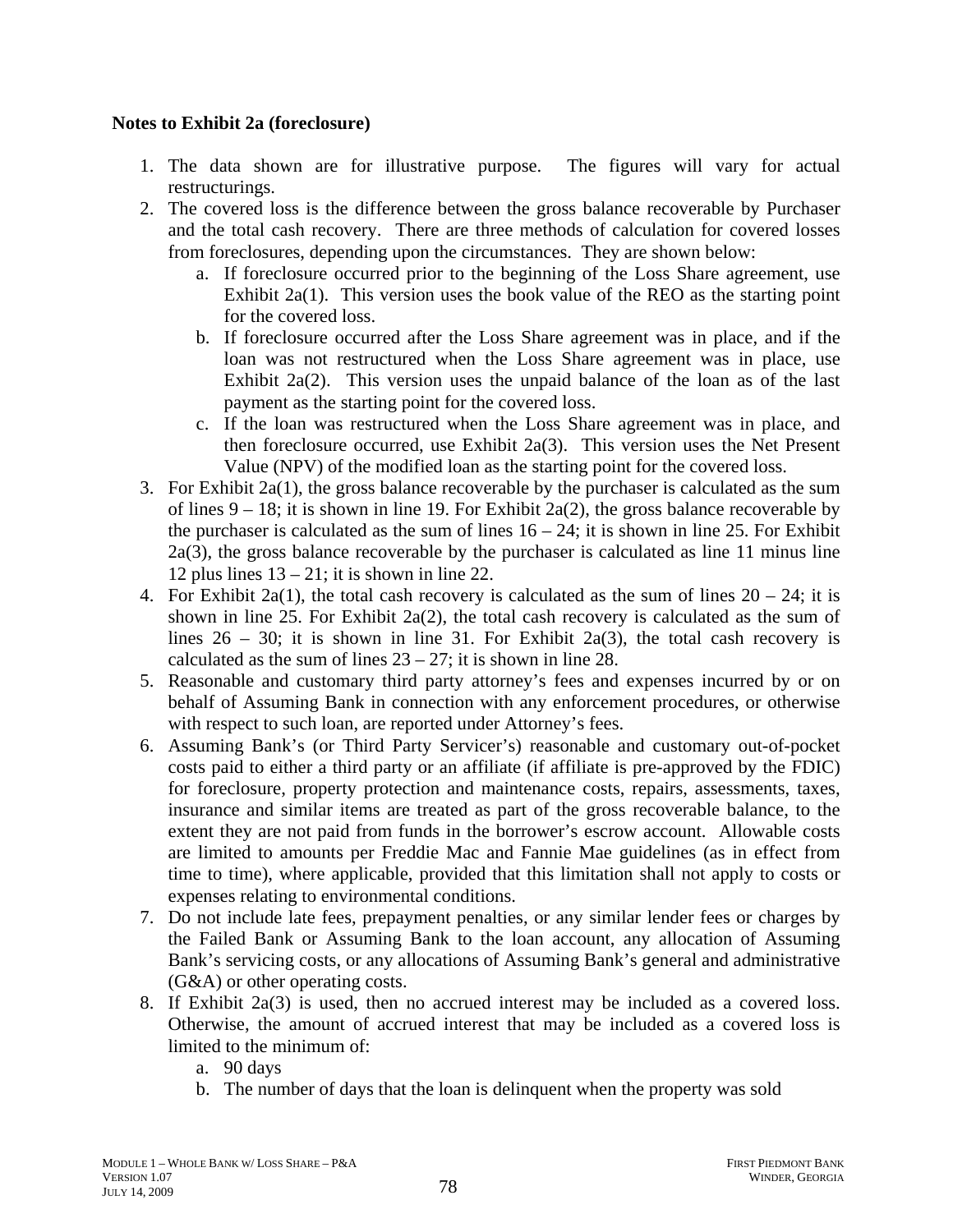**Notes to Exhibit 2a (foreclosure)**

1. The data shown are for illustrative purpose. The figures will vary for actual restructurings.
2. The covered loss is the difference between the gross balance recoverable by Purchaser and the total cash recovery. There are three methods of calculation for covered losses from foreclosures, depending upon the circumstances. They are shown below:
   a. If foreclosure occurred prior to the beginning of the Loss Share agreement, use Exhibit 2a(1). This version uses the book value of the REO as the starting point for the covered loss.
   b. If foreclosure occurred after the Loss Share agreement was in place, and if the loan was not restructured when the Loss Share agreement was in place, use Exhibit 2a(2). This version uses the unpaid balance of the loan as of the last payment as the starting point for the covered loss.
   c. If the loan was restructured when the Loss Share agreement was in place, and then foreclosure occurred, use Exhibit 2a(3). This version uses the Net Present Value (NPV) of the modified loan as the starting point for the covered loss.
3. For Exhibit 2a(1), the gross balance recoverable by the purchaser is calculated as the sum of lines 9 – 18; it is shown in line 19. For Exhibit 2a(2), the gross balance recoverable by the purchaser is calculated as the sum of lines 16 – 24; it is shown in line 25. For Exhibit 2a(3), the gross balance recoverable by the purchaser is calculated as line 11 minus line 12 plus lines 13 – 21; it is shown in line 22.
4. For Exhibit 2a(1), the total cash recovery is calculated as the sum of lines 20 – 24; it is shown in line 25. For Exhibit 2a(2), the total cash recovery is calculated as the sum of lines 26 – 30; it is shown in line 31. For Exhibit 2a(3), the total cash recovery is calculated as the sum of lines 23 – 27; it is shown in line 28.
5. Reasonable and customary third party attorney's fees and expenses incurred by or on behalf of Assuming Bank in connection with any enforcement procedures, or otherwise with respect to such loan, are reported under Attorney's fees.
6. Assuming Bank's (or Third Party Servicer's) reasonable and customary out-of-pocket costs paid to either a third party or an affiliate (if affiliate is pre-approved by the FDIC) for foreclosure, property protection and maintenance costs, repairs, assessments, taxes, insurance and similar items are treated as part of the gross recoverable balance, to the extent they are not paid from funds in the borrower's escrow account. Allowable costs are limited to amounts per Freddie Mac and Fannie Mae guidelines (as in effect from time to time), where applicable, provided that this limitation shall not apply to costs or expenses relating to environmental conditions.
7. Do not include late fees, prepayment penalties, or any similar lender fees or charges by the Failed Bank or Assuming Bank to the loan account, any allocation of Assuming Bank's servicing costs, or any allocations of Assuming Bank's general and administrative (G&A) or other operating costs.
8. If Exhibit 2a(3) is used, then no accrued interest may be included as a covered loss. Otherwise, the amount of accrued interest that may be included as a covered loss is limited to the minimum of:
   a. 90 days
   b. The number of days that the loan is delinquent when the property was sold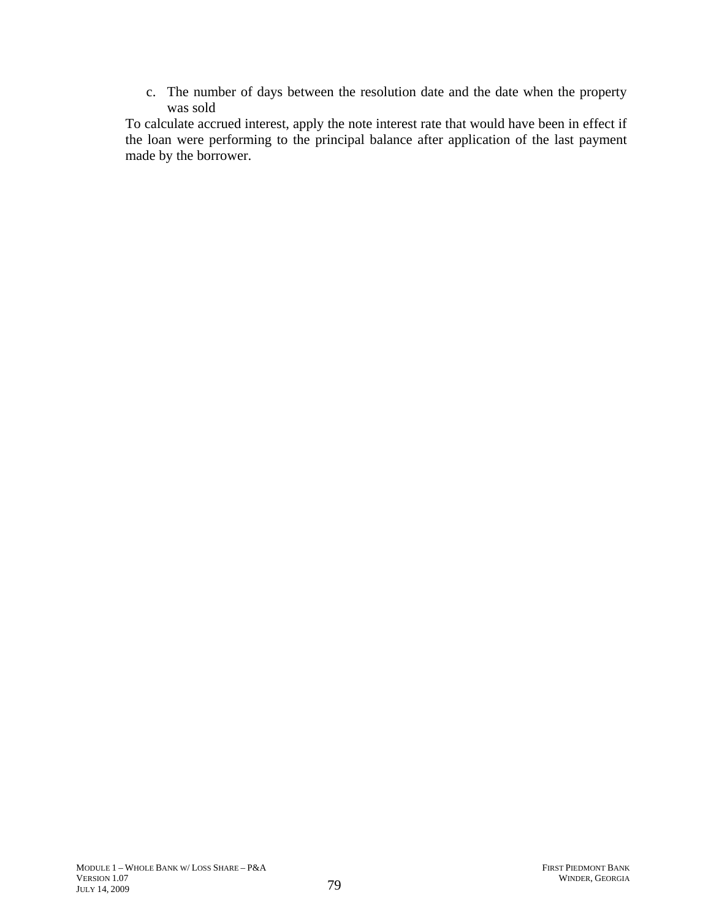c. The number of days between the resolution date and the date when the property was sold

To calculate accrued interest, apply the note interest rate that would have been in effect if the loan were performing to the principal balance after application of the last payment made by the borrower.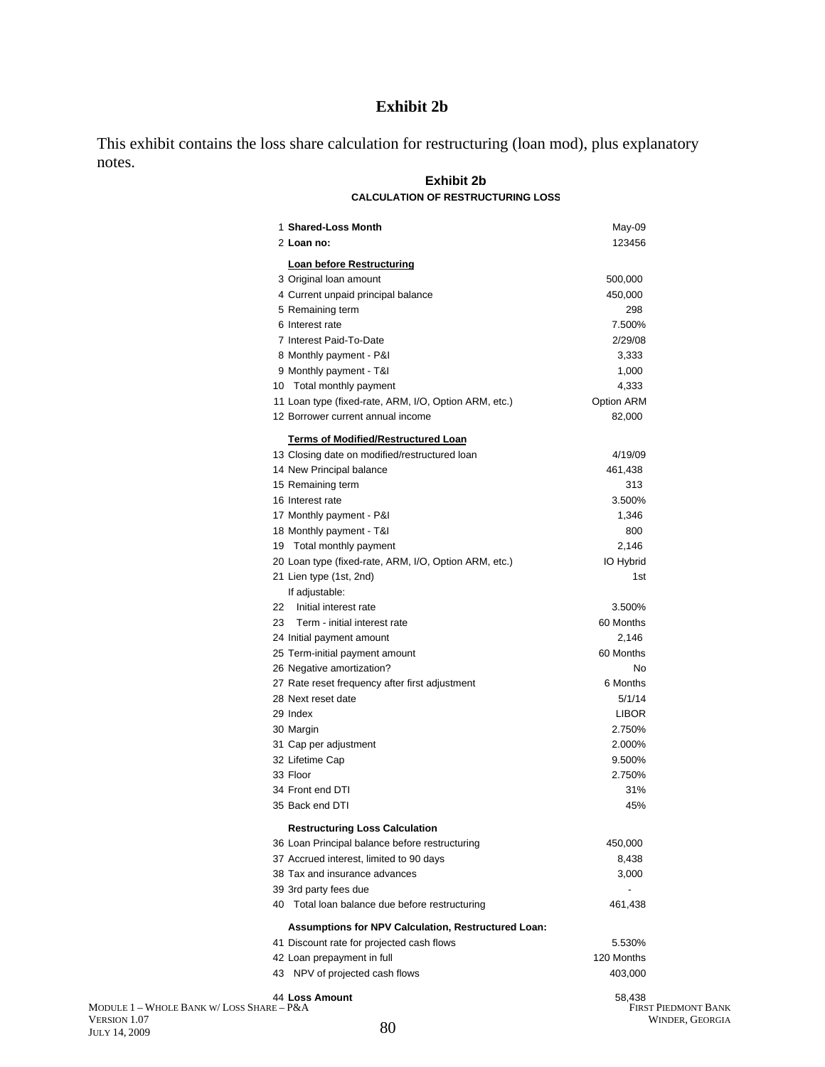# Exhibit 2b

This exhibit contains the loss share calculation for restructuring (loan mod), plus explanatory notes.

## Exhibit 2b

### CALCULATION OF RESTRUCTURING LOSS

| # | Item | Value |
|---|---|---|
| 1 | **Shared-Loss Month** | May-09 |
| 2 | **Loan no:** | 123456 |
| | **Loan before Restructuring** | |
| 3 | Original loan amount | 500,000 |
| 4 | Current unpaid principal balance | 450,000 |
| 5 | Remaining term | 298 |
| 6 | Interest rate | 7.500% |
| 7 | Interest Paid-To-Date | 2/29/08 |
| 8 | Monthly payment - P&I | 3,333 |
| 9 | Monthly payment - T&I | 1,000 |
| 10 | Total monthly payment | 4,333 |
| 11 | Loan type (fixed-rate, ARM, I/O, Option ARM, etc.) | Option ARM |
| 12 | Borrower current annual income | 82,000 |
| | **Terms of Modified/Restructured Loan** | |
| 13 | Closing date on modified/restructured loan | 4/19/09 |
| 14 | New Principal balance | 461,438 |
| 15 | Remaining term | 313 |
| 16 | Interest rate | 3.500% |
| 17 | Monthly payment - P&I | 1,346 |
| 18 | Monthly payment - T&I | 800 |
| 19 | Total monthly payment | 2,146 |
| 20 | Loan type (fixed-rate, ARM, I/O, Option ARM, etc.) | IO Hybrid |
| 21 | Lien type (1st, 2nd) | 1st |
| | If adjustable: | |
| 22 | Initial interest rate | 3.500% |
| 23 | Term - initial interest rate | 60 Months |
| 24 | Initial payment amount | 2,146 |
| 25 | Term-initial payment amount | 60 Months |
| 26 | Negative amortization? | No |
| 27 | Rate reset frequency after first adjustment | 6 Months |
| 28 | Next reset date | 5/1/14 |
| 29 | Index | LIBOR |
| 30 | Margin | 2.750% |
| 31 | Cap per adjustment | 2.000% |
| 32 | Lifetime Cap | 9.500% |
| 33 | Floor | 2.750% |
| 34 | Front end DTI | 31% |
| 35 | Back end DTI | 45% |
| | **Restructuring Loss Calculation** | |
| 36 | Loan Principal balance before restructuring | 450,000 |
| 37 | Accrued interest, limited to 90 days | 8,438 |
| 38 | Tax and insurance advances | 3,000 |
| 39 | 3rd party fees due | - |
| 40 | Total loan balance due before restructuring | 461,438 |
| | **Assumptions for NPV Calculation, Restructured Loan:** | |
| 41 | Discount rate for projected cash flows | 5.530% |
| 42 | Loan prepayment in full | 120 Months |
| 43 | NPV of projected cash flows | 403,000 |
| 44 | **Loss Amount** | 58,438 |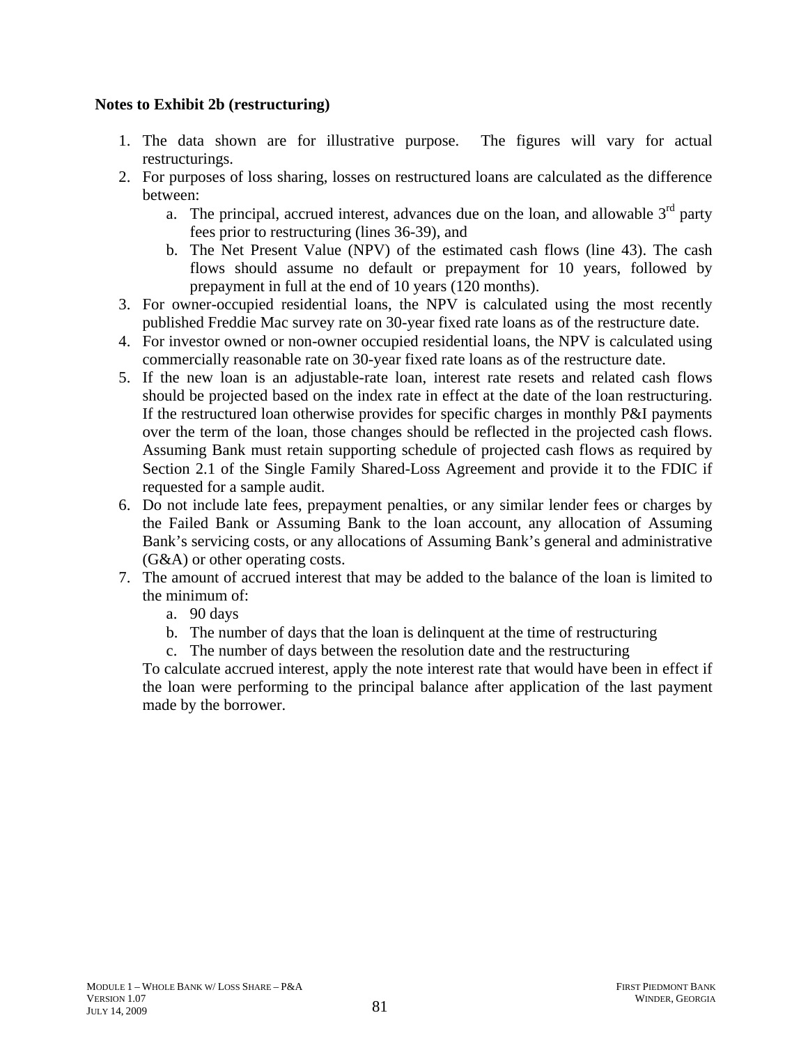**Notes to Exhibit 2b (restructuring)**

1. The data shown are for illustrative purpose. The figures will vary for actual restructurings.
2. For purposes of loss sharing, losses on restructured loans are calculated as the difference between:
    a. The principal, accrued interest, advances due on the loan, and allowable 3rd party fees prior to restructuring (lines 36-39), and
    b. The Net Present Value (NPV) of the estimated cash flows (line 43). The cash flows should assume no default or prepayment for 10 years, followed by prepayment in full at the end of 10 years (120 months).
3. For owner-occupied residential loans, the NPV is calculated using the most recently published Freddie Mac survey rate on 30-year fixed rate loans as of the restructure date.
4. For investor owned or non-owner occupied residential loans, the NPV is calculated using commercially reasonable rate on 30-year fixed rate loans as of the restructure date.
5. If the new loan is an adjustable-rate loan, interest rate resets and related cash flows should be projected based on the index rate in effect at the date of the loan restructuring. If the restructured loan otherwise provides for specific charges in monthly P&I payments over the term of the loan, those changes should be reflected in the projected cash flows. Assuming Bank must retain supporting schedule of projected cash flows as required by Section 2.1 of the Single Family Shared-Loss Agreement and provide it to the FDIC if requested for a sample audit.
6. Do not include late fees, prepayment penalties, or any similar lender fees or charges by the Failed Bank or Assuming Bank to the loan account, any allocation of Assuming Bank's servicing costs, or any allocations of Assuming Bank's general and administrative (G&A) or other operating costs.
7. The amount of accrued interest that may be added to the balance of the loan is limited to the minimum of:
    a. 90 days
    b. The number of days that the loan is delinquent at the time of restructuring
    c. The number of days between the resolution date and the restructuring

    To calculate accrued interest, apply the note interest rate that would have been in effect if the loan were performing to the principal balance after application of the last payment made by the borrower.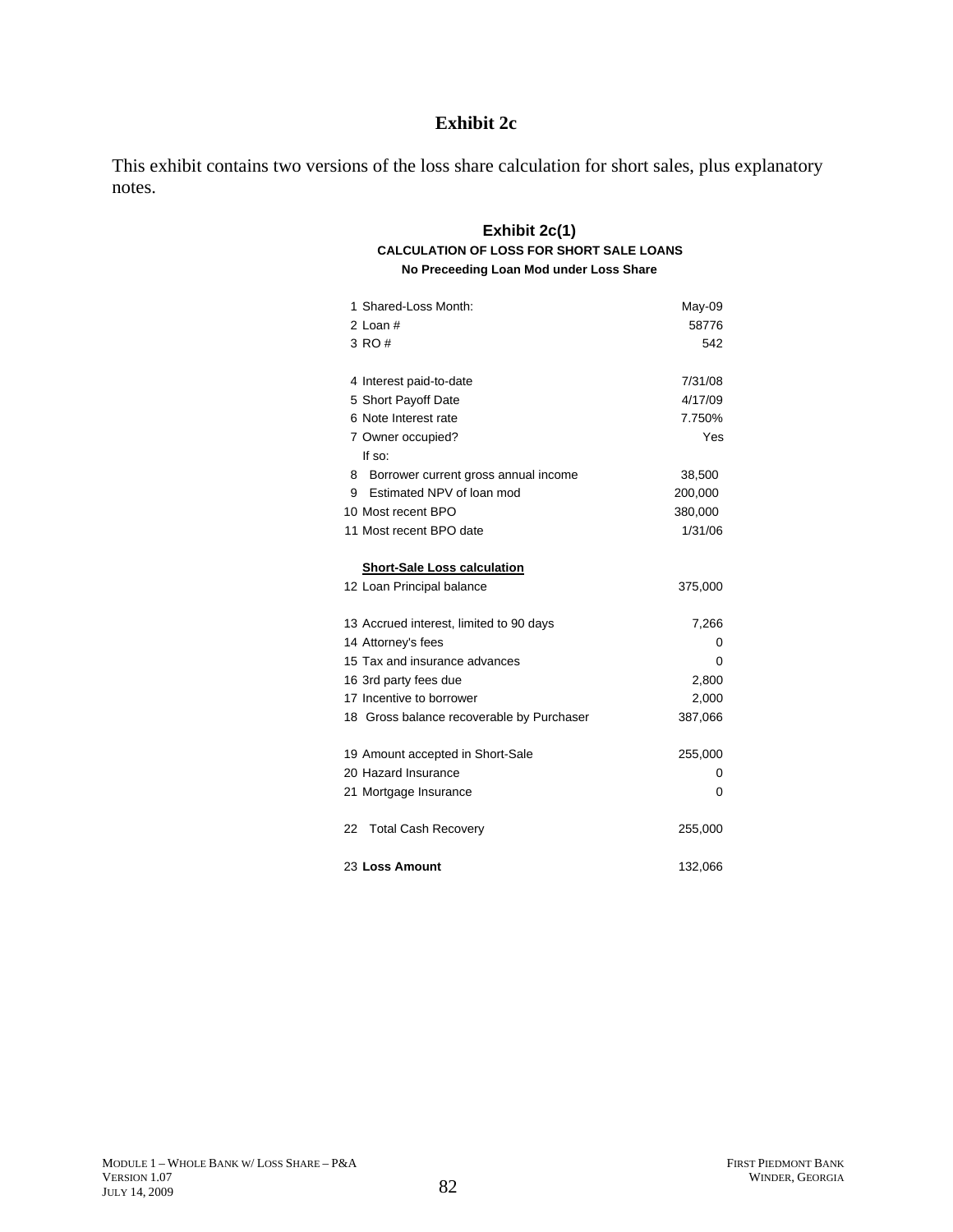# Exhibit 2c

This exhibit contains two versions of the loss share calculation for short sales, plus explanatory notes.

## Exhibit 2c(1)

**CALCULATION OF LOSS FOR SHORT SALE LOANS**

**No Preceeding Loan Mod under Loss Share**

| | | |
|---|---|---|
| 1 | Shared-Loss Month: | May-09 |
| 2 | Loan # | 58776 |
| 3 | RO # | 542 |
| | | |
| 4 | Interest paid-to-date | 7/31/08 |
| 5 | Short Payoff Date | 4/17/09 |
| 6 | Note Interest rate | 7.750% |
| 7 | Owner occupied? | Yes |
| | If so: | |
| 8 | Borrower current gross annual income | 38,500 |
| 9 | Estimated NPV of loan mod | 200,000 |
| 10 | Most recent BPO | 380,000 |
| 11 | Most recent BPO date | 1/31/06 |
| | | |
| | **Short-Sale Loss calculation** | |
| 12 | Loan Principal balance | 375,000 |
| | | |
| 13 | Accrued interest, limited to 90 days | 7,266 |
| 14 | Attorney's fees | 0 |
| 15 | Tax and insurance advances | 0 |
| 16 | 3rd party fees due | 2,800 |
| 17 | Incentive to borrower | 2,000 |
| 18 | Gross balance recoverable by Purchaser | 387,066 |
| | | |
| 19 | Amount accepted in Short-Sale | 255,000 |
| 20 | Hazard Insurance | 0 |
| 21 | Mortgage Insurance | 0 |
| | | |
| 22 | Total Cash Recovery | 255,000 |
| | | |
| 23 | **Loss Amount** | 132,066 |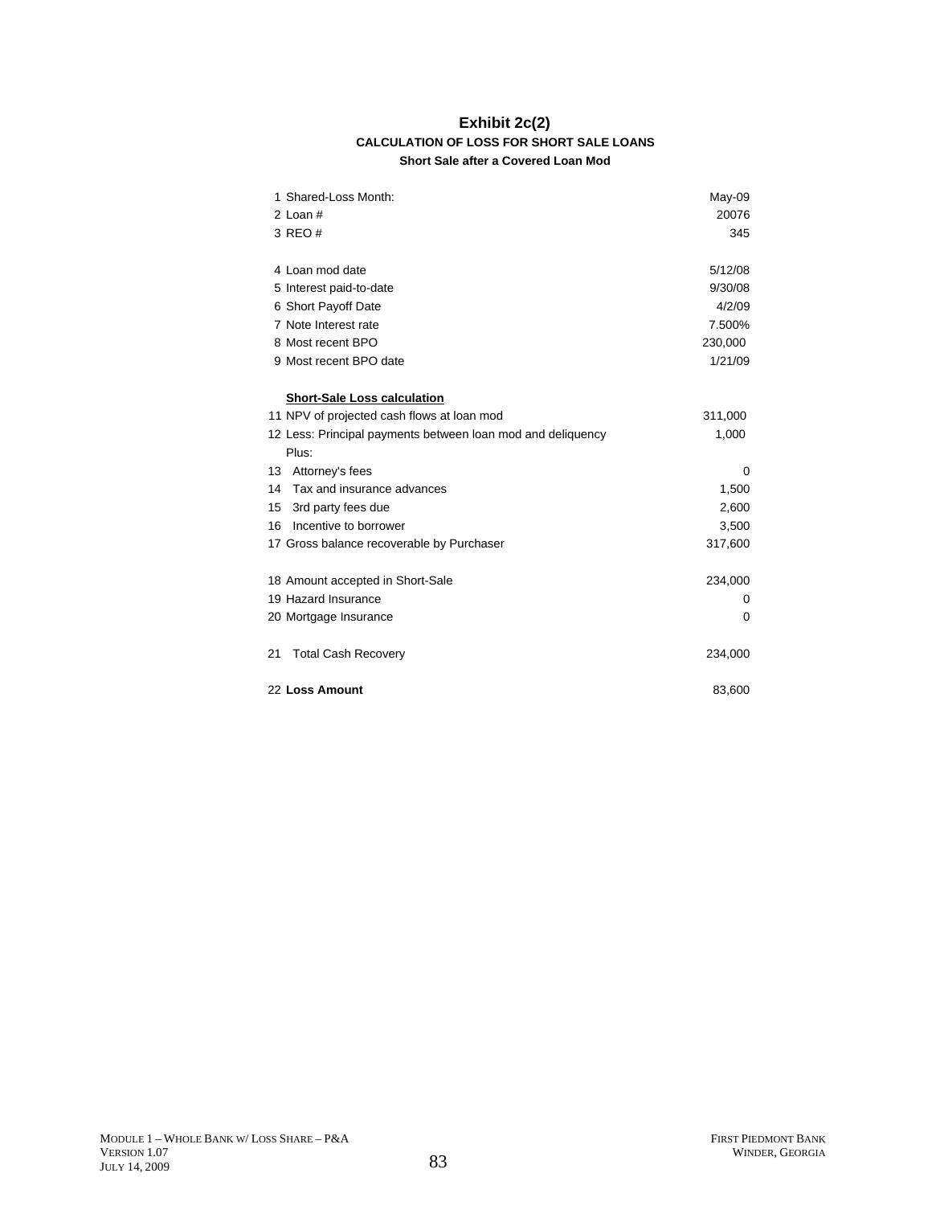# Exhibit 2c(2)

### CALCULATION OF LOSS FOR SHORT SALE LOANS

**Short Sale after a Covered Loan Mod**

| | | |
|---|---|---|
| 1 | Shared-Loss Month: | May-09 |
| 2 | Loan # | 20076 |
| 3 | REO # | 345 |
| | | |
| 4 | Loan mod date | 5/12/08 |
| 5 | Interest paid-to-date | 9/30/08 |
| 6 | Short Payoff Date | 4/2/09 |
| 7 | Note Interest rate | 7.500% |
| 8 | Most recent BPO | 230,000 |
| 9 | Most recent BPO date | 1/21/09 |
| | | |
| | **Short-Sale Loss calculation** | |
| 11 | NPV of projected cash flows at loan mod | 311,000 |
| 12 | Less: Principal payments between loan mod and deliquency | 1,000 |
| | Plus: | |
| 13 | Attorney's fees | 0 |
| 14 | Tax and insurance advances | 1,500 |
| 15 | 3rd party fees due | 2,600 |
| 16 | Incentive to borrower | 3,500 |
| 17 | Gross balance recoverable by Purchaser | 317,600 |
| | | |
| 18 | Amount accepted in Short-Sale | 234,000 |
| 19 | Hazard Insurance | 0 |
| 20 | Mortgage Insurance | 0 |
| | | |
| 21 | Total Cash Recovery | 234,000 |
| | | |
| 22 | **Loss Amount** | 83,600 |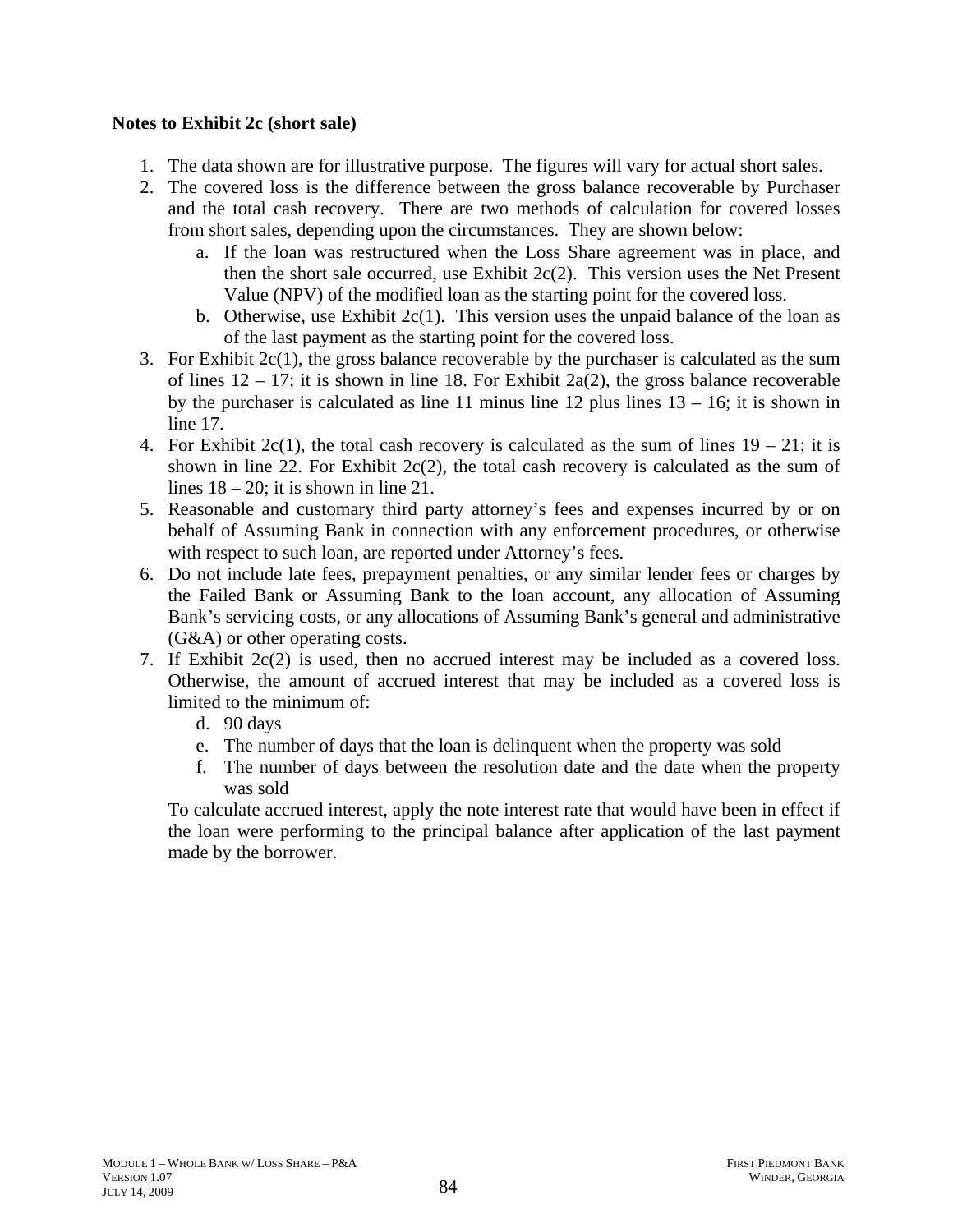**Notes to Exhibit 2c (short sale)**

1. The data shown are for illustrative purpose. The figures will vary for actual short sales.
2. The covered loss is the difference between the gross balance recoverable by Purchaser and the total cash recovery. There are two methods of calculation for covered losses from short sales, depending upon the circumstances. They are shown below:
   a. If the loan was restructured when the Loss Share agreement was in place, and then the short sale occurred, use Exhibit 2c(2). This version uses the Net Present Value (NPV) of the modified loan as the starting point for the covered loss.
   b. Otherwise, use Exhibit 2c(1). This version uses the unpaid balance of the loan as of the last payment as the starting point for the covered loss.
3. For Exhibit 2c(1), the gross balance recoverable by the purchaser is calculated as the sum of lines 12 – 17; it is shown in line 18. For Exhibit 2a(2), the gross balance recoverable by the purchaser is calculated as line 11 minus line 12 plus lines 13 – 16; it is shown in line 17.
4. For Exhibit 2c(1), the total cash recovery is calculated as the sum of lines 19 – 21; it is shown in line 22. For Exhibit 2c(2), the total cash recovery is calculated as the sum of lines 18 – 20; it is shown in line 21.
5. Reasonable and customary third party attorney's fees and expenses incurred by or on behalf of Assuming Bank in connection with any enforcement procedures, or otherwise with respect to such loan, are reported under Attorney's fees.
6. Do not include late fees, prepayment penalties, or any similar lender fees or charges by the Failed Bank or Assuming Bank to the loan account, any allocation of Assuming Bank's servicing costs, or any allocations of Assuming Bank's general and administrative (G&A) or other operating costs.
7. If Exhibit 2c(2) is used, then no accrued interest may be included as a covered loss. Otherwise, the amount of accrued interest that may be included as a covered loss is limited to the minimum of:
   d. 90 days
   e. The number of days that the loan is delinquent when the property was sold
   f. The number of days between the resolution date and the date when the property was sold

   To calculate accrued interest, apply the note interest rate that would have been in effect if the loan were performing to the principal balance after application of the last payment made by the borrower.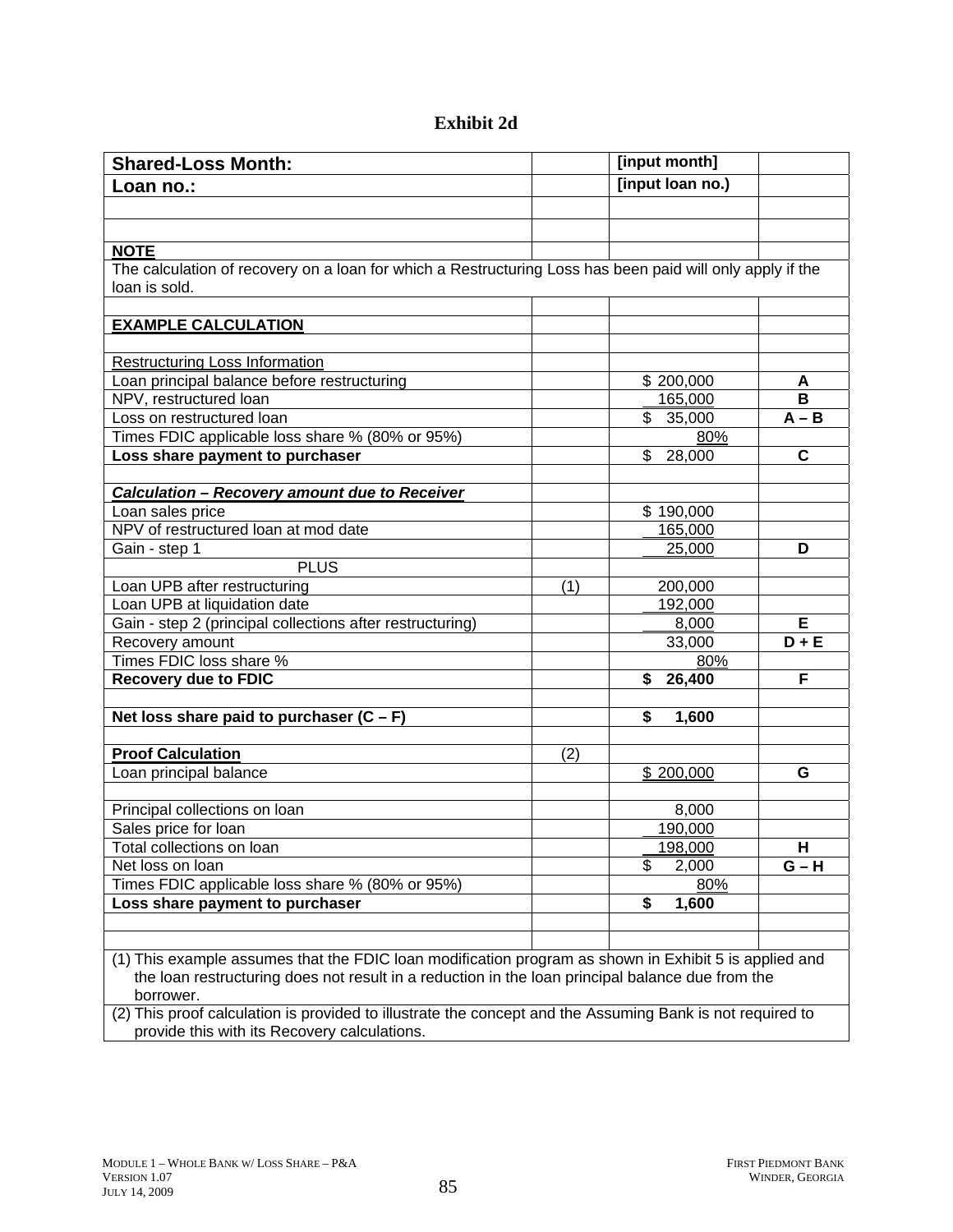# Exhibit 2d

| Shared-Loss Month: | | [input month] | |
|---|---|---|---|
| **Loan no.:** | | **[input loan no.)** | |
| | | | |
| | | | |
| **NOTE** | | | |
| The calculation of recovery on a loan for which a Restructuring Loss has been paid will only apply if the loan is sold. | | | |
| | | | |
| **EXAMPLE CALCULATION** | | | |
| | | | |
| Restructuring Loss Information | | | |
| Loan principal balance before restructuring | | $ 200,000 | **A** |
| NPV, restructured loan | | 165,000 | **B** |
| Loss on restructured loan | | $ 35,000 | **A – B** |
| Times FDIC applicable loss share % (80% or 95%) | | 80% | |
| **Loss share payment to purchaser** | | $ 28,000 | **C** |
| | | | |
| ***Calculation – Recovery amount due to Receiver*** | | | |
| Loan sales price | | $ 190,000 | |
| NPV of restructured loan at mod date | | 165,000 | |
| Gain - step 1 | | 25,000 | **D** |
| PLUS | | | |
| Loan UPB after restructuring | (1) | 200,000 | |
| Loan UPB at liquidation date | | 192,000 | |
| Gain - step 2 (principal collections after restructuring) | | 8,000 | **E** |
| Recovery amount | | 33,000 | **D + E** |
| Times FDIC loss share % | | 80% | |
| **Recovery due to FDIC** | | **$ 26,400** | **F** |
| | | | |
| **Net loss share paid to purchaser (C – F)** | | **$ 1,600** | |
| | | | |
| **Proof Calculation** | (2) | | |
| Loan principal balance | | $ 200,000 | **G** |
| | | | |
| Principal collections on loan | | 8,000 | |
| Sales price for loan | | 190,000 | |
| Total collections on loan | | 198,000 | **H** |
| Net loss on loan | | $ 2,000 | **G – H** |
| Times FDIC applicable loss share % (80% or 95%) | | 80% | |
| **Loss share payment to purchaser** | | **$ 1,600** | |
| | | | |
| | | | |

(1) This example assumes that the FDIC loan modification program as shown in Exhibit 5 is applied and the loan restructuring does not result in a reduction in the loan principal balance due from the borrower.

(2) This proof calculation is provided to illustrate the concept and the Assuming Bank is not required to provide this with its Recovery calculations.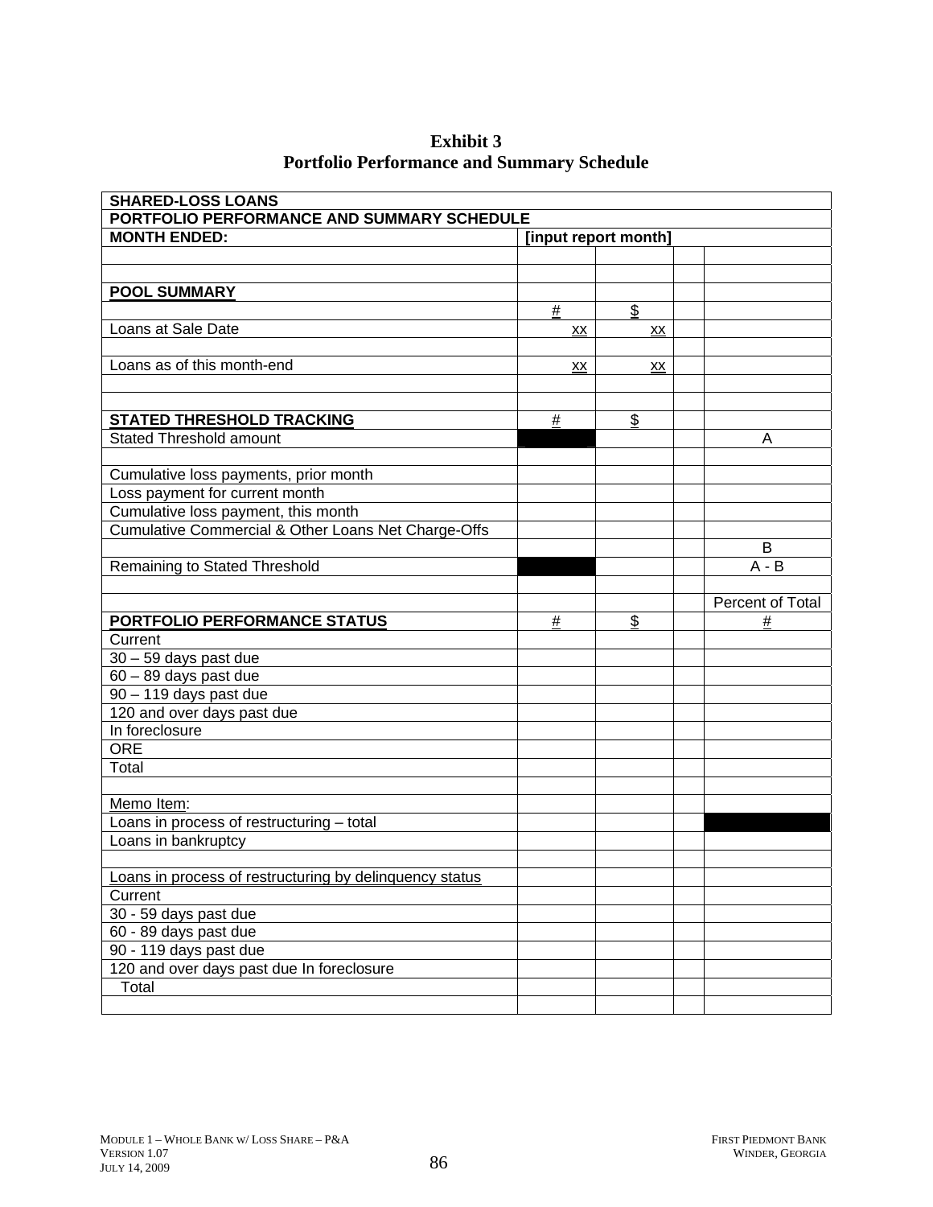**Exhibit 3**
**Portfolio Performance and Summary Schedule**

| SHARED-LOSS LOANS | | | | |
|---|---|---|---|---|
| **PORTFOLIO PERFORMANCE AND SUMMARY SCHEDULE** | | | | |
| **MONTH ENDED:** | **[input report month]** | | | |
| | | | | |
| | | | | |
| **POOL SUMMARY** | | | | |
| | # | $ | | |
| Loans at Sale Date | xx | xx | | |
| | | | | |
| Loans as of this month-end | xx | xx | | |
| | | | | |
| | | | | |
| **STATED THRESHOLD TRACKING** | # | $ | | |
| Stated Threshold amount | | | | A |
| | | | | |
| Cumulative loss payments, prior month | | | | |
| Loss payment for current month | | | | |
| Cumulative loss payment, this month | | | | |
| Cumulative Commercial & Other Loans Net Charge-Offs | | | | |
| | | | | B |
| Remaining to Stated Threshold | | | | A - B |
| | | | | |
| | | | | Percent of Total |
| **PORTFOLIO PERFORMANCE STATUS** | # | $ | | # |
| Current | | | | |
| 30 – 59 days past due | | | | |
| 60 – 89 days past due | | | | |
| 90 – 119 days past due | | | | |
| 120 and over days past due | | | | |
| In foreclosure | | | | |
| ORE | | | | |
| Total | | | | |
| | | | | |
| Memo Item: | | | | |
| Loans in process of restructuring – total | | | | |
| Loans in bankruptcy | | | | |
| | | | | |
| Loans in process of restructuring by delinquency status | | | | |
| Current | | | | |
| 30 - 59 days past due | | | | |
| 60 - 89 days past due | | | | |
| 90 - 119 days past due | | | | |
| 120 and over days past due In foreclosure | | | | |
| Total | | | | |
| | | | | |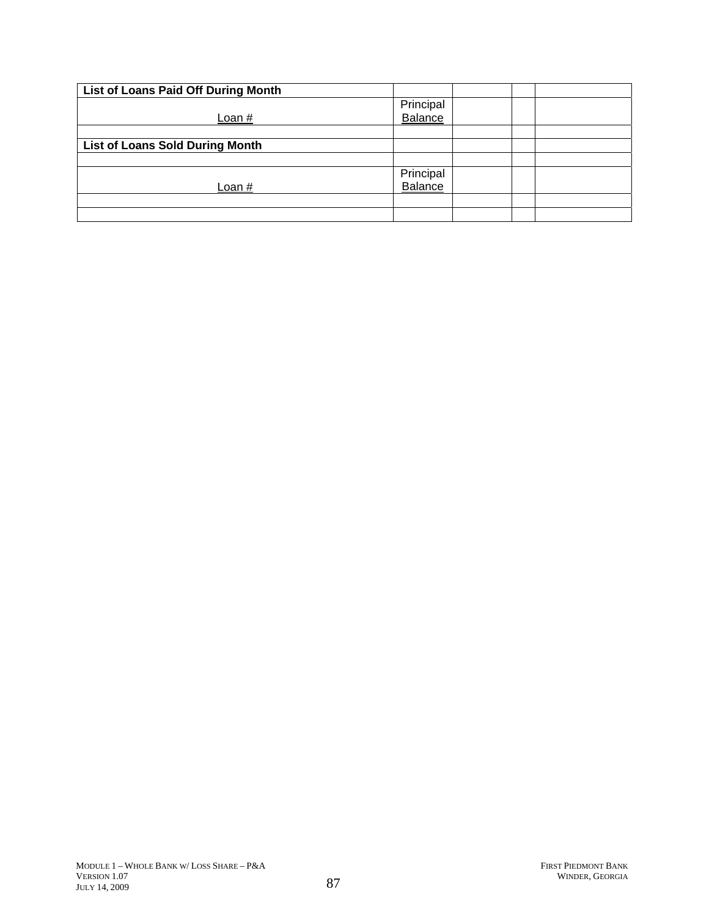| List of Loans Paid Off During Month | | | | |
|---|---|---|---|---|
| Loan # | Principal Balance | | | |
| | | | | |
| **List of Loans Sold During Month** | | | | |
| | | | | |
| Loan # | Principal Balance | | | |
| | | | | |
| | | | | |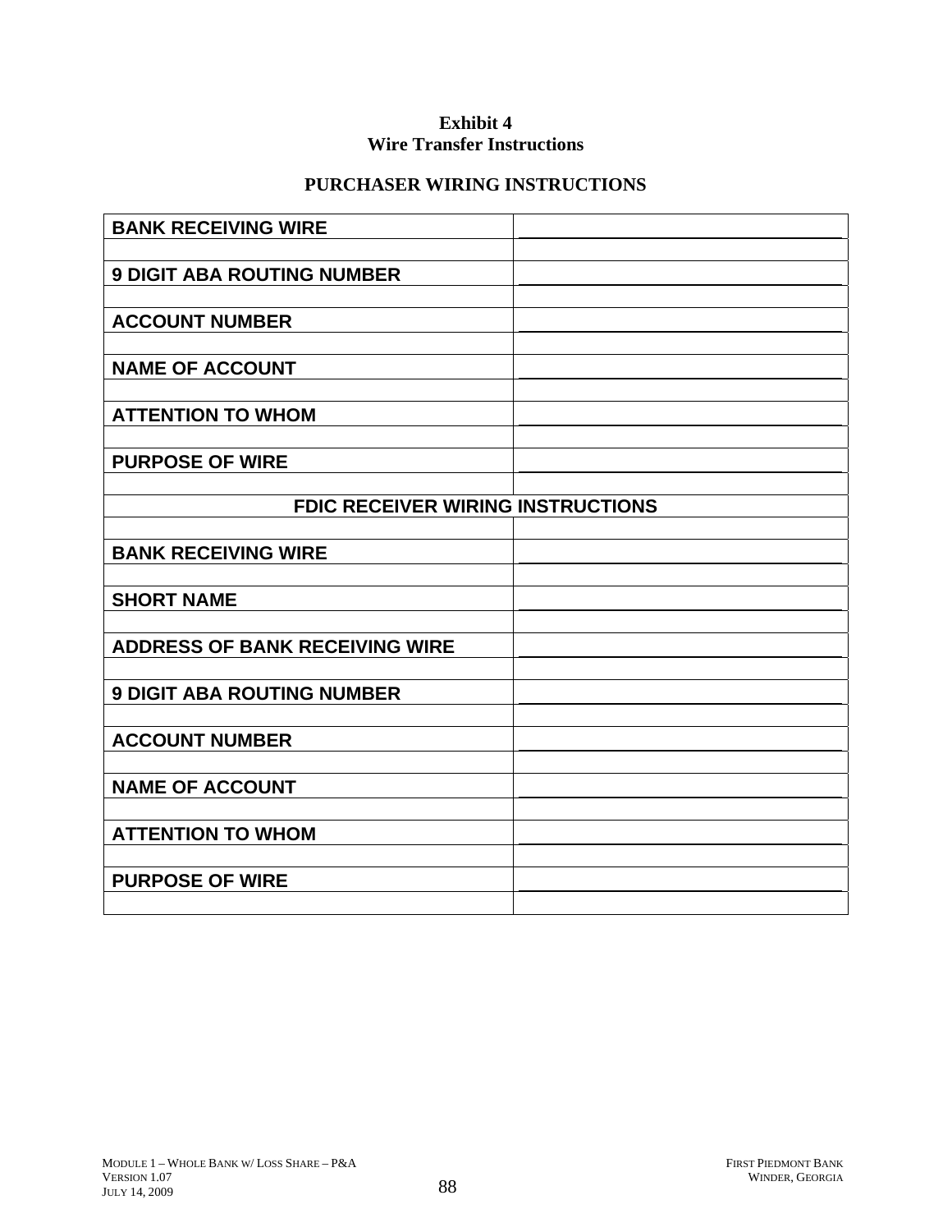**Exhibit 4**
**Wire Transfer Instructions**

**PURCHASER WIRING INSTRUCTIONS**

| | |
|---|---|
| **BANK RECEIVING WIRE** | |
| | |
| **9 DIGIT ABA ROUTING NUMBER** | |
| | |
| **ACCOUNT NUMBER** | |
| | |
| **NAME OF ACCOUNT** | |
| | |
| **ATTENTION TO WHOM** | |
| | |
| **PURPOSE OF WIRE** | |
| | |
| **FDIC RECEIVER WIRING INSTRUCTIONS** | |
| | |
| **BANK RECEIVING WIRE** | |
| | |
| **SHORT NAME** | |
| | |
| **ADDRESS OF BANK RECEIVING WIRE** | |
| | |
| **9 DIGIT ABA ROUTING NUMBER** | |
| | |
| **ACCOUNT NUMBER** | |
| | |
| **NAME OF ACCOUNT** | |
| | |
| **ATTENTION TO WHOM** | |
| | |
| **PURPOSE OF WIRE** | |
| | |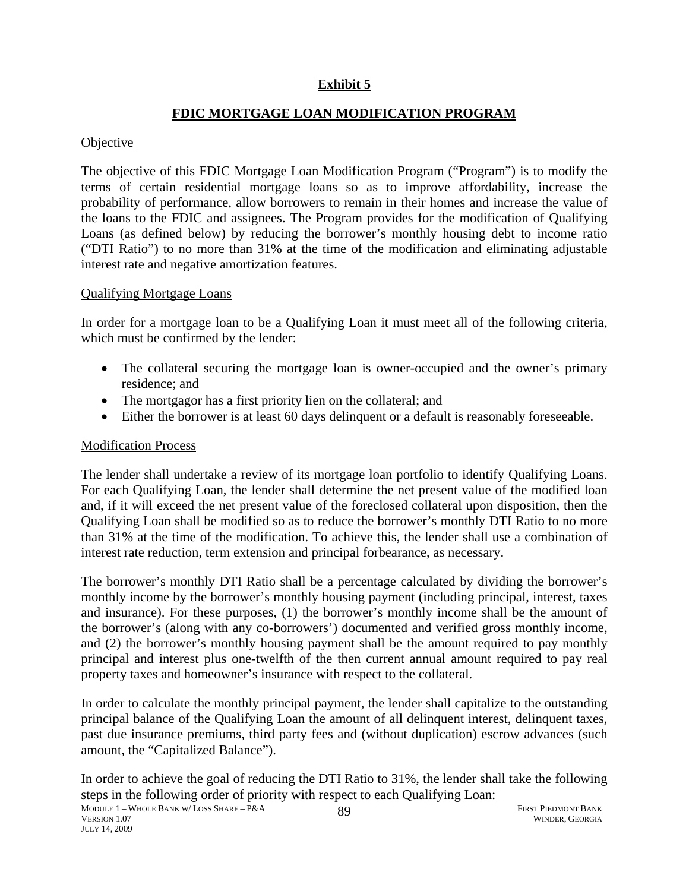## Exhibit 5

## FDIC MORTGAGE LOAN MODIFICATION PROGRAM

Objective

The objective of this FDIC Mortgage Loan Modification Program ("Program") is to modify the terms of certain residential mortgage loans so as to improve affordability, increase the probability of performance, allow borrowers to remain in their homes and increase the value of the loans to the FDIC and assignees. The Program provides for the modification of Qualifying Loans (as defined below) by reducing the borrower's monthly housing debt to income ratio ("DTI Ratio") to no more than 31% at the time of the modification and eliminating adjustable interest rate and negative amortization features.

Qualifying Mortgage Loans

In order for a mortgage loan to be a Qualifying Loan it must meet all of the following criteria, which must be confirmed by the lender:

- The collateral securing the mortgage loan is owner-occupied and the owner's primary residence; and
- The mortgagor has a first priority lien on the collateral; and
- Either the borrower is at least 60 days delinquent or a default is reasonably foreseeable.

Modification Process

The lender shall undertake a review of its mortgage loan portfolio to identify Qualifying Loans. For each Qualifying Loan, the lender shall determine the net present value of the modified loan and, if it will exceed the net present value of the foreclosed collateral upon disposition, then the Qualifying Loan shall be modified so as to reduce the borrower's monthly DTI Ratio to no more than 31% at the time of the modification. To achieve this, the lender shall use a combination of interest rate reduction, term extension and principal forbearance, as necessary.

The borrower's monthly DTI Ratio shall be a percentage calculated by dividing the borrower's monthly income by the borrower's monthly housing payment (including principal, interest, taxes and insurance). For these purposes, (1) the borrower's monthly income shall be the amount of the borrower's (along with any co-borrowers') documented and verified gross monthly income, and (2) the borrower's monthly housing payment shall be the amount required to pay monthly principal and interest plus one-twelfth of the then current annual amount required to pay real property taxes and homeowner's insurance with respect to the collateral.

In order to calculate the monthly principal payment, the lender shall capitalize to the outstanding principal balance of the Qualifying Loan the amount of all delinquent interest, delinquent taxes, past due insurance premiums, third party fees and (without duplication) escrow advances (such amount, the "Capitalized Balance").

In order to achieve the goal of reducing the DTI Ratio to 31%, the lender shall take the following steps in the following order of priority with respect to each Qualifying Loan: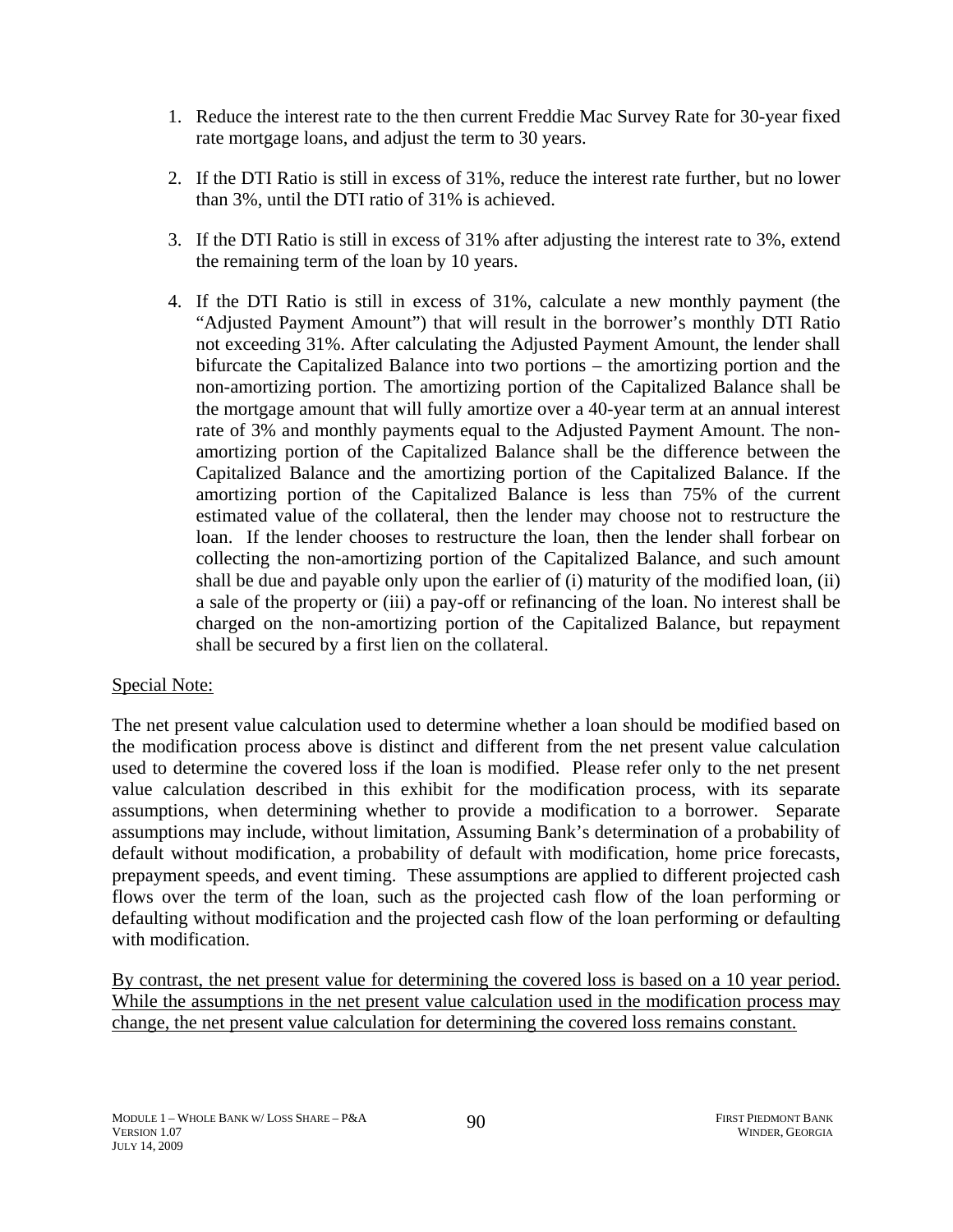1. Reduce the interest rate to the then current Freddie Mac Survey Rate for 30-year fixed rate mortgage loans, and adjust the term to 30 years.

2. If the DTI Ratio is still in excess of 31%, reduce the interest rate further, but no lower than 3%, until the DTI ratio of 31% is achieved.

3. If the DTI Ratio is still in excess of 31% after adjusting the interest rate to 3%, extend the remaining term of the loan by 10 years.

4. If the DTI Ratio is still in excess of 31%, calculate a new monthly payment (the "Adjusted Payment Amount") that will result in the borrower's monthly DTI Ratio not exceeding 31%. After calculating the Adjusted Payment Amount, the lender shall bifurcate the Capitalized Balance into two portions – the amortizing portion and the non-amortizing portion. The amortizing portion of the Capitalized Balance shall be the mortgage amount that will fully amortize over a 40-year term at an annual interest rate of 3% and monthly payments equal to the Adjusted Payment Amount. The non-amortizing portion of the Capitalized Balance shall be the difference between the Capitalized Balance and the amortizing portion of the Capitalized Balance. If the amortizing portion of the Capitalized Balance is less than 75% of the current estimated value of the collateral, then the lender may choose not to restructure the loan. If the lender chooses to restructure the loan, then the lender shall forbear on collecting the non-amortizing portion of the Capitalized Balance, and such amount shall be due and payable only upon the earlier of (i) maturity of the modified loan, (ii) a sale of the property or (iii) a pay-off or refinancing of the loan. No interest shall be charged on the non-amortizing portion of the Capitalized Balance, but repayment shall be secured by a first lien on the collateral.

<u>Special Note:</u>

The net present value calculation used to determine whether a loan should be modified based on the modification process above is distinct and different from the net present value calculation used to determine the covered loss if the loan is modified. Please refer only to the net present value calculation described in this exhibit for the modification process, with its separate assumptions, when determining whether to provide a modification to a borrower. Separate assumptions may include, without limitation, Assuming Bank's determination of a probability of default without modification, a probability of default with modification, home price forecasts, prepayment speeds, and event timing. These assumptions are applied to different projected cash flows over the term of the loan, such as the projected cash flow of the loan performing or defaulting without modification and the projected cash flow of the loan performing or defaulting with modification.

<u>By contrast, the net present value for determining the covered loss is based on a 10 year period. While the assumptions in the net present value calculation used in the modification process may change, the net present value calculation for determining the covered loss remains constant.</u>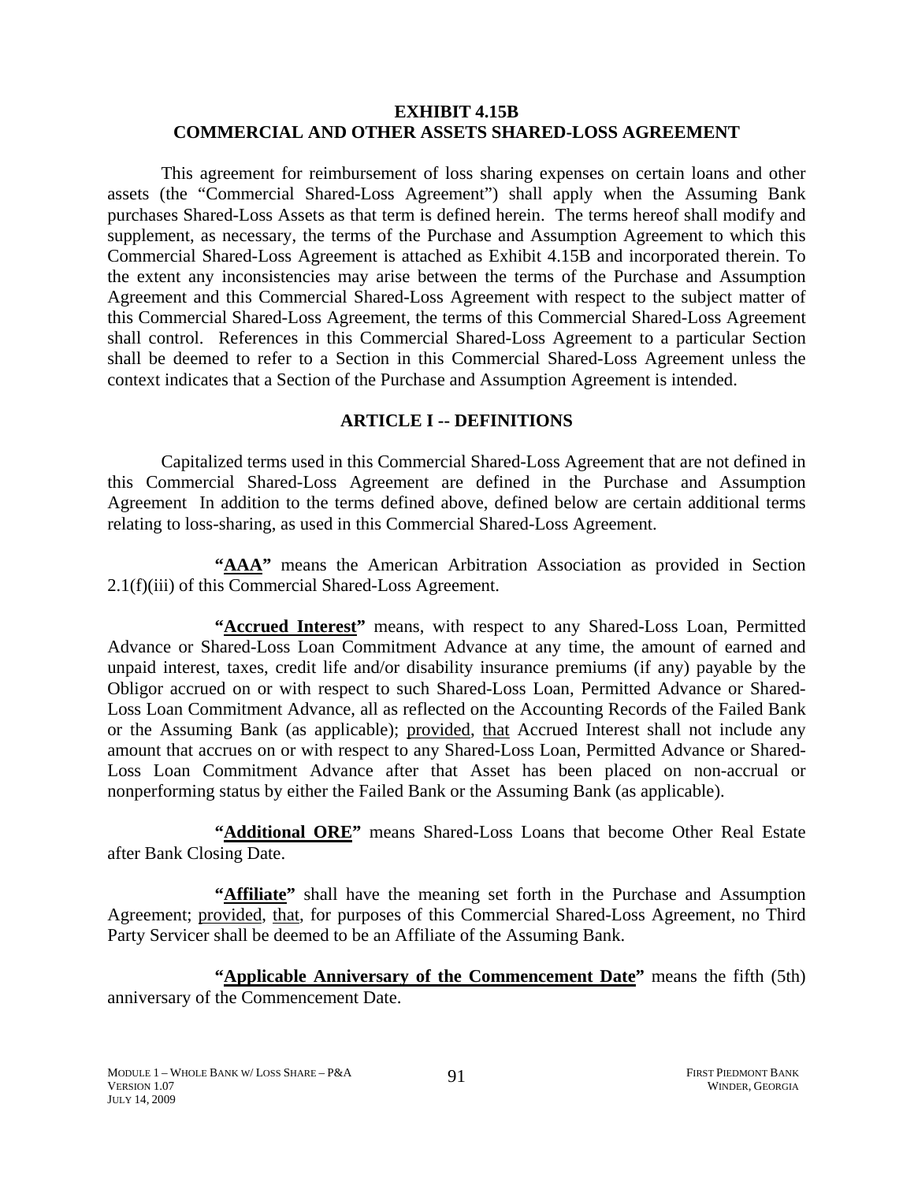**EXHIBIT 4.15B**
**COMMERCIAL AND OTHER ASSETS SHARED-LOSS AGREEMENT**

This agreement for reimbursement of loss sharing expenses on certain loans and other assets (the "Commercial Shared-Loss Agreement") shall apply when the Assuming Bank purchases Shared-Loss Assets as that term is defined herein. The terms hereof shall modify and supplement, as necessary, the terms of the Purchase and Assumption Agreement to which this Commercial Shared-Loss Agreement is attached as Exhibit 4.15B and incorporated therein. To the extent any inconsistencies may arise between the terms of the Purchase and Assumption Agreement and this Commercial Shared-Loss Agreement with respect to the subject matter of this Commercial Shared-Loss Agreement, the terms of this Commercial Shared-Loss Agreement shall control. References in this Commercial Shared-Loss Agreement to a particular Section shall be deemed to refer to a Section in this Commercial Shared-Loss Agreement unless the context indicates that a Section of the Purchase and Assumption Agreement is intended.

## ARTICLE I -- DEFINITIONS

Capitalized terms used in this Commercial Shared-Loss Agreement that are not defined in this Commercial Shared-Loss Agreement are defined in the Purchase and Assumption Agreement In addition to the terms defined above, defined below are certain additional terms relating to loss-sharing, as used in this Commercial Shared-Loss Agreement.

**"AAA"** means the American Arbitration Association as provided in Section 2.1(f)(iii) of this Commercial Shared-Loss Agreement.

**"Accrued Interest"** means, with respect to any Shared-Loss Loan, Permitted Advance or Shared-Loss Loan Commitment Advance at any time, the amount of earned and unpaid interest, taxes, credit life and/or disability insurance premiums (if any) payable by the Obligor accrued on or with respect to such Shared-Loss Loan, Permitted Advance or Shared-Loss Loan Commitment Advance, all as reflected on the Accounting Records of the Failed Bank or the Assuming Bank (as applicable); provided, that Accrued Interest shall not include any amount that accrues on or with respect to any Shared-Loss Loan, Permitted Advance or Shared-Loss Loan Commitment Advance after that Asset has been placed on non-accrual or nonperforming status by either the Failed Bank or the Assuming Bank (as applicable).

**"Additional ORE"** means Shared-Loss Loans that become Other Real Estate after Bank Closing Date.

**"Affiliate"** shall have the meaning set forth in the Purchase and Assumption Agreement; provided, that, for purposes of this Commercial Shared-Loss Agreement, no Third Party Servicer shall be deemed to be an Affiliate of the Assuming Bank.

**"Applicable Anniversary of the Commencement Date"** means the fifth (5th) anniversary of the Commencement Date.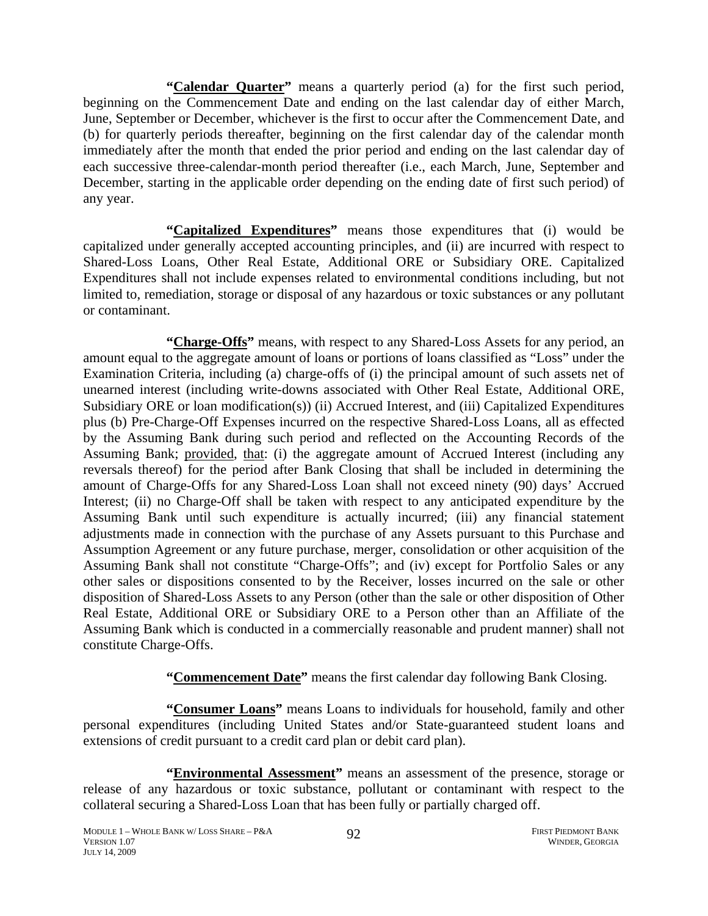**"Calendar Quarter"** means a quarterly period (a) for the first such period, beginning on the Commencement Date and ending on the last calendar day of either March, June, September or December, whichever is the first to occur after the Commencement Date, and (b) for quarterly periods thereafter, beginning on the first calendar day of the calendar month immediately after the month that ended the prior period and ending on the last calendar day of each successive three-calendar-month period thereafter (i.e., each March, June, September and December, starting in the applicable order depending on the ending date of first such period) of any year.

**"Capitalized Expenditures"** means those expenditures that (i) would be capitalized under generally accepted accounting principles, and (ii) are incurred with respect to Shared-Loss Loans, Other Real Estate, Additional ORE or Subsidiary ORE. Capitalized Expenditures shall not include expenses related to environmental conditions including, but not limited to, remediation, storage or disposal of any hazardous or toxic substances or any pollutant or contaminant.

**"Charge-Offs"** means, with respect to any Shared-Loss Assets for any period, an amount equal to the aggregate amount of loans or portions of loans classified as "Loss" under the Examination Criteria, including (a) charge-offs of (i) the principal amount of such assets net of unearned interest (including write-downs associated with Other Real Estate, Additional ORE, Subsidiary ORE or loan modification(s)) (ii) Accrued Interest, and (iii) Capitalized Expenditures plus (b) Pre-Charge-Off Expenses incurred on the respective Shared-Loss Loans, all as effected by the Assuming Bank during such period and reflected on the Accounting Records of the Assuming Bank; provided, that: (i) the aggregate amount of Accrued Interest (including any reversals thereof) for the period after Bank Closing that shall be included in determining the amount of Charge-Offs for any Shared-Loss Loan shall not exceed ninety (90) days' Accrued Interest; (ii) no Charge-Off shall be taken with respect to any anticipated expenditure by the Assuming Bank until such expenditure is actually incurred; (iii) any financial statement adjustments made in connection with the purchase of any Assets pursuant to this Purchase and Assumption Agreement or any future purchase, merger, consolidation or other acquisition of the Assuming Bank shall not constitute "Charge-Offs"; and (iv) except for Portfolio Sales or any other sales or dispositions consented to by the Receiver, losses incurred on the sale or other disposition of Shared-Loss Assets to any Person (other than the sale or other disposition of Other Real Estate, Additional ORE or Subsidiary ORE to a Person other than an Affiliate of the Assuming Bank which is conducted in a commercially reasonable and prudent manner) shall not constitute Charge-Offs.

**"Commencement Date"** means the first calendar day following Bank Closing.

**"Consumer Loans"** means Loans to individuals for household, family and other personal expenditures (including United States and/or State-guaranteed student loans and extensions of credit pursuant to a credit card plan or debit card plan).

**"Environmental Assessment"** means an assessment of the presence, storage or release of any hazardous or toxic substance, pollutant or contaminant with respect to the collateral securing a Shared-Loss Loan that has been fully or partially charged off.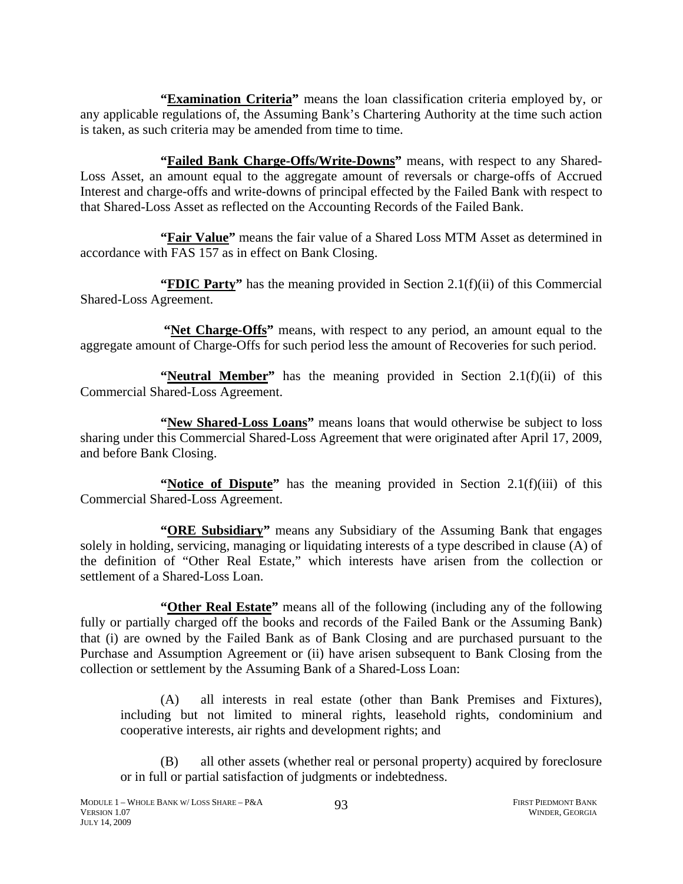**"Examination Criteria"** means the loan classification criteria employed by, or any applicable regulations of, the Assuming Bank's Chartering Authority at the time such action is taken, as such criteria may be amended from time to time.

**"Failed Bank Charge-Offs/Write-Downs"** means, with respect to any Shared-Loss Asset, an amount equal to the aggregate amount of reversals or charge-offs of Accrued Interest and charge-offs and write-downs of principal effected by the Failed Bank with respect to that Shared-Loss Asset as reflected on the Accounting Records of the Failed Bank.

**"Fair Value"** means the fair value of a Shared Loss MTM Asset as determined in accordance with FAS 157 as in effect on Bank Closing.

**"FDIC Party"** has the meaning provided in Section 2.1(f)(ii) of this Commercial Shared-Loss Agreement.

**"Net Charge-Offs"** means, with respect to any period, an amount equal to the aggregate amount of Charge-Offs for such period less the amount of Recoveries for such period.

**"Neutral Member"** has the meaning provided in Section 2.1(f)(ii) of this Commercial Shared-Loss Agreement.

**"New Shared-Loss Loans"** means loans that would otherwise be subject to loss sharing under this Commercial Shared-Loss Agreement that were originated after April 17, 2009, and before Bank Closing.

**"Notice of Dispute"** has the meaning provided in Section 2.1(f)(iii) of this Commercial Shared-Loss Agreement.

**"ORE Subsidiary"** means any Subsidiary of the Assuming Bank that engages solely in holding, servicing, managing or liquidating interests of a type described in clause (A) of the definition of "Other Real Estate," which interests have arisen from the collection or settlement of a Shared-Loss Loan.

**"Other Real Estate"** means all of the following (including any of the following fully or partially charged off the books and records of the Failed Bank or the Assuming Bank) that (i) are owned by the Failed Bank as of Bank Closing and are purchased pursuant to the Purchase and Assumption Agreement or (ii) have arisen subsequent to Bank Closing from the collection or settlement by the Assuming Bank of a Shared-Loss Loan:

(A) all interests in real estate (other than Bank Premises and Fixtures), including but not limited to mineral rights, leasehold rights, condominium and cooperative interests, air rights and development rights; and

(B) all other assets (whether real or personal property) acquired by foreclosure or in full or partial satisfaction of judgments or indebtedness.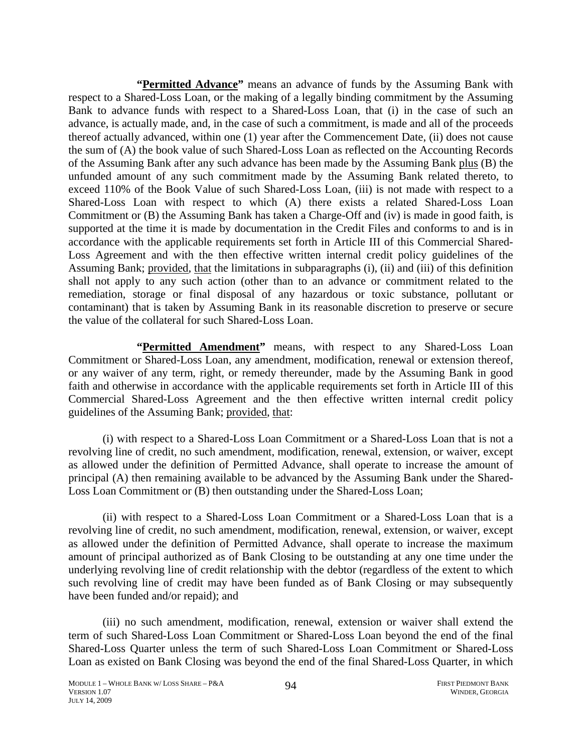**"Permitted Advance"** means an advance of funds by the Assuming Bank with respect to a Shared-Loss Loan, or the making of a legally binding commitment by the Assuming Bank to advance funds with respect to a Shared-Loss Loan, that (i) in the case of such an advance, is actually made, and, in the case of such a commitment, is made and all of the proceeds thereof actually advanced, within one (1) year after the Commencement Date, (ii) does not cause the sum of (A) the book value of such Shared-Loss Loan as reflected on the Accounting Records of the Assuming Bank after any such advance has been made by the Assuming Bank plus (B) the unfunded amount of any such commitment made by the Assuming Bank related thereto, to exceed 110% of the Book Value of such Shared-Loss Loan, (iii) is not made with respect to a Shared-Loss Loan with respect to which (A) there exists a related Shared-Loss Loan Commitment or (B) the Assuming Bank has taken a Charge-Off and (iv) is made in good faith, is supported at the time it is made by documentation in the Credit Files and conforms to and is in accordance with the applicable requirements set forth in Article III of this Commercial Shared-Loss Agreement and with the then effective written internal credit policy guidelines of the Assuming Bank; provided, that the limitations in subparagraphs (i), (ii) and (iii) of this definition shall not apply to any such action (other than to an advance or commitment related to the remediation, storage or final disposal of any hazardous or toxic substance, pollutant or contaminant) that is taken by Assuming Bank in its reasonable discretion to preserve or secure the value of the collateral for such Shared-Loss Loan.

**"Permitted Amendment"** means, with respect to any Shared-Loss Loan Commitment or Shared-Loss Loan, any amendment, modification, renewal or extension thereof, or any waiver of any term, right, or remedy thereunder, made by the Assuming Bank in good faith and otherwise in accordance with the applicable requirements set forth in Article III of this Commercial Shared-Loss Agreement and the then effective written internal credit policy guidelines of the Assuming Bank; provided, that:

(i) with respect to a Shared-Loss Loan Commitment or a Shared-Loss Loan that is not a revolving line of credit, no such amendment, modification, renewal, extension, or waiver, except as allowed under the definition of Permitted Advance, shall operate to increase the amount of principal (A) then remaining available to be advanced by the Assuming Bank under the Shared-Loss Loan Commitment or (B) then outstanding under the Shared-Loss Loan;

(ii) with respect to a Shared-Loss Loan Commitment or a Shared-Loss Loan that is a revolving line of credit, no such amendment, modification, renewal, extension, or waiver, except as allowed under the definition of Permitted Advance, shall operate to increase the maximum amount of principal authorized as of Bank Closing to be outstanding at any one time under the underlying revolving line of credit relationship with the debtor (regardless of the extent to which such revolving line of credit may have been funded as of Bank Closing or may subsequently have been funded and/or repaid); and

(iii) no such amendment, modification, renewal, extension or waiver shall extend the term of such Shared-Loss Loan Commitment or Shared-Loss Loan beyond the end of the final Shared-Loss Quarter unless the term of such Shared-Loss Loan Commitment or Shared-Loss Loan as existed on Bank Closing was beyond the end of the final Shared-Loss Quarter, in which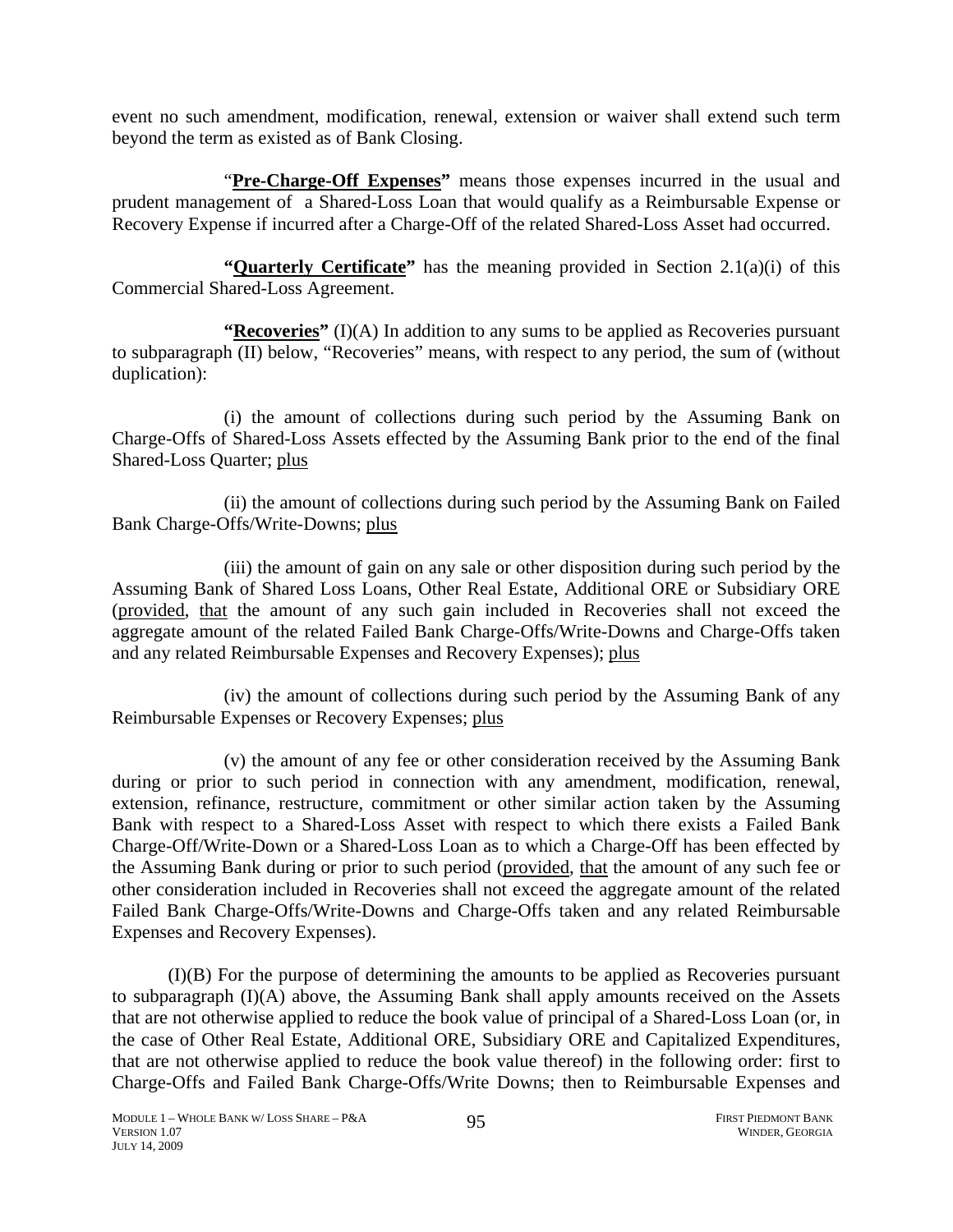event no such amendment, modification, renewal, extension or waiver shall extend such term beyond the term as existed as of Bank Closing.

"**Pre-Charge-Off Expenses"** means those expenses incurred in the usual and prudent management of a Shared-Loss Loan that would qualify as a Reimbursable Expense or Recovery Expense if incurred after a Charge-Off of the related Shared-Loss Asset had occurred.

**"Quarterly Certificate"** has the meaning provided in Section 2.1(a)(i) of this Commercial Shared-Loss Agreement.

**"Recoveries"** (I)(A) In addition to any sums to be applied as Recoveries pursuant to subparagraph (II) below, "Recoveries" means, with respect to any period, the sum of (without duplication):

(i) the amount of collections during such period by the Assuming Bank on Charge-Offs of Shared-Loss Assets effected by the Assuming Bank prior to the end of the final Shared-Loss Quarter; plus

(ii) the amount of collections during such period by the Assuming Bank on Failed Bank Charge-Offs/Write-Downs; plus

(iii) the amount of gain on any sale or other disposition during such period by the Assuming Bank of Shared Loss Loans, Other Real Estate, Additional ORE or Subsidiary ORE (provided, that the amount of any such gain included in Recoveries shall not exceed the aggregate amount of the related Failed Bank Charge-Offs/Write-Downs and Charge-Offs taken and any related Reimbursable Expenses and Recovery Expenses); plus

(iv) the amount of collections during such period by the Assuming Bank of any Reimbursable Expenses or Recovery Expenses; plus

(v) the amount of any fee or other consideration received by the Assuming Bank during or prior to such period in connection with any amendment, modification, renewal, extension, refinance, restructure, commitment or other similar action taken by the Assuming Bank with respect to a Shared-Loss Asset with respect to which there exists a Failed Bank Charge-Off/Write-Down or a Shared-Loss Loan as to which a Charge-Off has been effected by the Assuming Bank during or prior to such period (provided, that the amount of any such fee or other consideration included in Recoveries shall not exceed the aggregate amount of the related Failed Bank Charge-Offs/Write-Downs and Charge-Offs taken and any related Reimbursable Expenses and Recovery Expenses).

(I)(B) For the purpose of determining the amounts to be applied as Recoveries pursuant to subparagraph (I)(A) above, the Assuming Bank shall apply amounts received on the Assets that are not otherwise applied to reduce the book value of principal of a Shared-Loss Loan (or, in the case of Other Real Estate, Additional ORE, Subsidiary ORE and Capitalized Expenditures, that are not otherwise applied to reduce the book value thereof) in the following order: first to Charge-Offs and Failed Bank Charge-Offs/Write Downs; then to Reimbursable Expenses and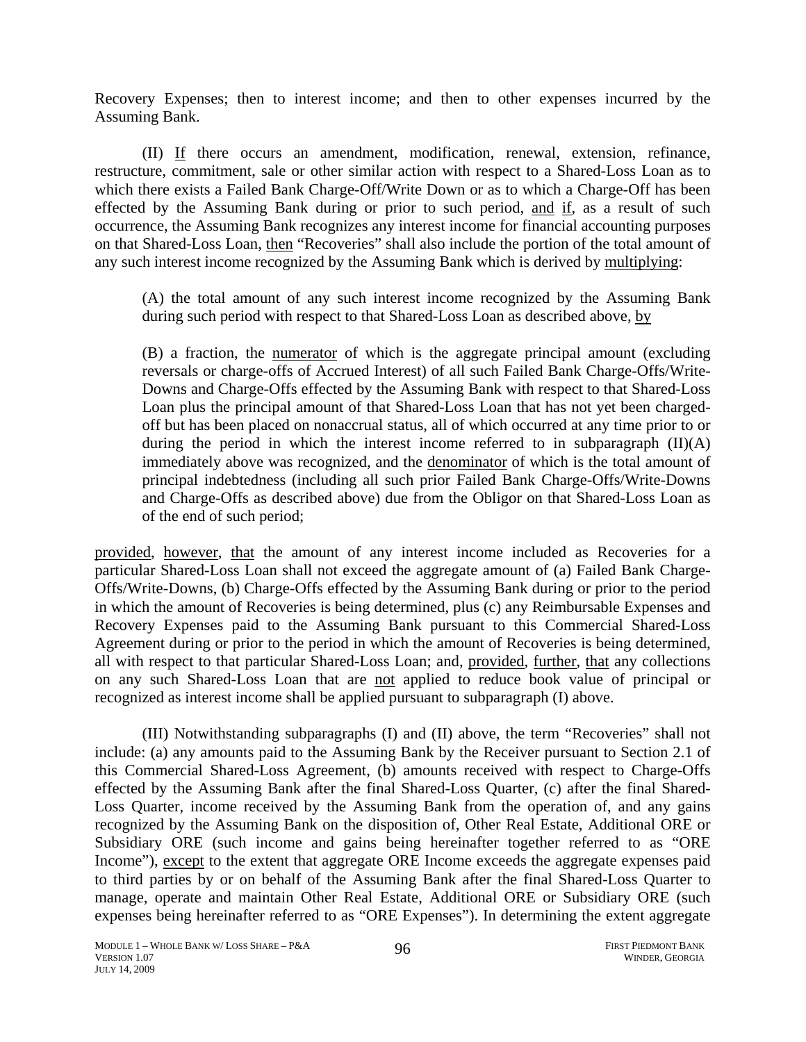Recovery Expenses; then to interest income; and then to other expenses incurred by the Assuming Bank.

(II) If there occurs an amendment, modification, renewal, extension, refinance, restructure, commitment, sale or other similar action with respect to a Shared-Loss Loan as to which there exists a Failed Bank Charge-Off/Write Down or as to which a Charge-Off has been effected by the Assuming Bank during or prior to such period, and if, as a result of such occurrence, the Assuming Bank recognizes any interest income for financial accounting purposes on that Shared-Loss Loan, then "Recoveries" shall also include the portion of the total amount of any such interest income recognized by the Assuming Bank which is derived by multiplying:

> (A) the total amount of any such interest income recognized by the Assuming Bank during such period with respect to that Shared-Loss Loan as described above, by
>
> (B) a fraction, the numerator of which is the aggregate principal amount (excluding reversals or charge-offs of Accrued Interest) of all such Failed Bank Charge-Offs/Write-Downs and Charge-Offs effected by the Assuming Bank with respect to that Shared-Loss Loan plus the principal amount of that Shared-Loss Loan that has not yet been charged-off but has been placed on nonaccrual status, all of which occurred at any time prior to or during the period in which the interest income referred to in subparagraph (II)(A) immediately above was recognized, and the denominator of which is the total amount of principal indebtedness (including all such prior Failed Bank Charge-Offs/Write-Downs and Charge-Offs as described above) due from the Obligor on that Shared-Loss Loan as of the end of such period;

provided, however, that the amount of any interest income included as Recoveries for a particular Shared-Loss Loan shall not exceed the aggregate amount of (a) Failed Bank Charge-Offs/Write-Downs, (b) Charge-Offs effected by the Assuming Bank during or prior to the period in which the amount of Recoveries is being determined, plus (c) any Reimbursable Expenses and Recovery Expenses paid to the Assuming Bank pursuant to this Commercial Shared-Loss Agreement during or prior to the period in which the amount of Recoveries is being determined, all with respect to that particular Shared-Loss Loan; and, provided, further, that any collections on any such Shared-Loss Loan that are not applied to reduce book value of principal or recognized as interest income shall be applied pursuant to subparagraph (I) above.

(III) Notwithstanding subparagraphs (I) and (II) above, the term "Recoveries" shall not include: (a) any amounts paid to the Assuming Bank by the Receiver pursuant to Section 2.1 of this Commercial Shared-Loss Agreement, (b) amounts received with respect to Charge-Offs effected by the Assuming Bank after the final Shared-Loss Quarter, (c) after the final Shared-Loss Quarter, income received by the Assuming Bank from the operation of, and any gains recognized by the Assuming Bank on the disposition of, Other Real Estate, Additional ORE or Subsidiary ORE (such income and gains being hereinafter together referred to as "ORE Income"), except to the extent that aggregate ORE Income exceeds the aggregate expenses paid to third parties by or on behalf of the Assuming Bank after the final Shared-Loss Quarter to manage, operate and maintain Other Real Estate, Additional ORE or Subsidiary ORE (such expenses being hereinafter referred to as "ORE Expenses"). In determining the extent aggregate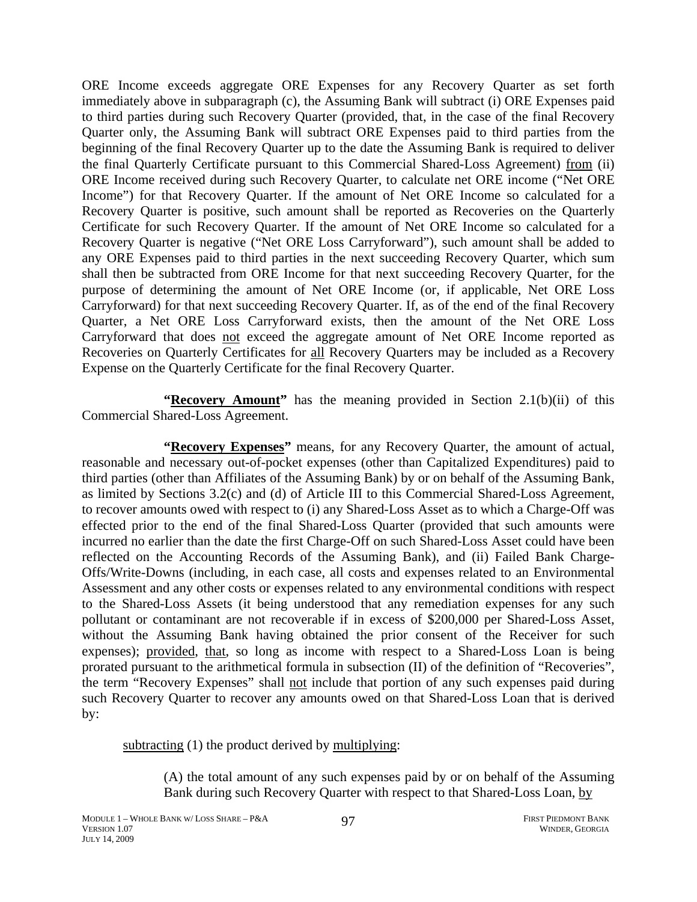ORE Income exceeds aggregate ORE Expenses for any Recovery Quarter as set forth immediately above in subparagraph (c), the Assuming Bank will subtract (i) ORE Expenses paid to third parties during such Recovery Quarter (provided, that, in the case of the final Recovery Quarter only, the Assuming Bank will subtract ORE Expenses paid to third parties from the beginning of the final Recovery Quarter up to the date the Assuming Bank is required to deliver the final Quarterly Certificate pursuant to this Commercial Shared-Loss Agreement) from (ii) ORE Income received during such Recovery Quarter, to calculate net ORE income ("Net ORE Income") for that Recovery Quarter. If the amount of Net ORE Income so calculated for a Recovery Quarter is positive, such amount shall be reported as Recoveries on the Quarterly Certificate for such Recovery Quarter. If the amount of Net ORE Income so calculated for a Recovery Quarter is negative ("Net ORE Loss Carryforward"), such amount shall be added to any ORE Expenses paid to third parties in the next succeeding Recovery Quarter, which sum shall then be subtracted from ORE Income for that next succeeding Recovery Quarter, for the purpose of determining the amount of Net ORE Income (or, if applicable, Net ORE Loss Carryforward) for that next succeeding Recovery Quarter. If, as of the end of the final Recovery Quarter, a Net ORE Loss Carryforward exists, then the amount of the Net ORE Loss Carryforward that does not exceed the aggregate amount of Net ORE Income reported as Recoveries on Quarterly Certificates for all Recovery Quarters may be included as a Recovery Expense on the Quarterly Certificate for the final Recovery Quarter.

**"Recovery Amount"** has the meaning provided in Section 2.1(b)(ii) of this Commercial Shared-Loss Agreement.

**"Recovery Expenses"** means, for any Recovery Quarter, the amount of actual, reasonable and necessary out-of-pocket expenses (other than Capitalized Expenditures) paid to third parties (other than Affiliates of the Assuming Bank) by or on behalf of the Assuming Bank, as limited by Sections 3.2(c) and (d) of Article III to this Commercial Shared-Loss Agreement, to recover amounts owed with respect to (i) any Shared-Loss Asset as to which a Charge-Off was effected prior to the end of the final Shared-Loss Quarter (provided that such amounts were incurred no earlier than the date the first Charge-Off on such Shared-Loss Asset could have been reflected on the Accounting Records of the Assuming Bank), and (ii) Failed Bank Charge-Offs/Write-Downs (including, in each case, all costs and expenses related to an Environmental Assessment and any other costs or expenses related to any environmental conditions with respect to the Shared-Loss Assets (it being understood that any remediation expenses for any such pollutant or contaminant are not recoverable if in excess of $200,000 per Shared-Loss Asset, without the Assuming Bank having obtained the prior consent of the Receiver for such expenses); provided, that, so long as income with respect to a Shared-Loss Loan is being prorated pursuant to the arithmetical formula in subsection (II) of the definition of "Recoveries", the term "Recovery Expenses" shall not include that portion of any such expenses paid during such Recovery Quarter to recover any amounts owed on that Shared-Loss Loan that is derived by:

subtracting (1) the product derived by multiplying:

(A) the total amount of any such expenses paid by or on behalf of the Assuming Bank during such Recovery Quarter with respect to that Shared-Loss Loan, by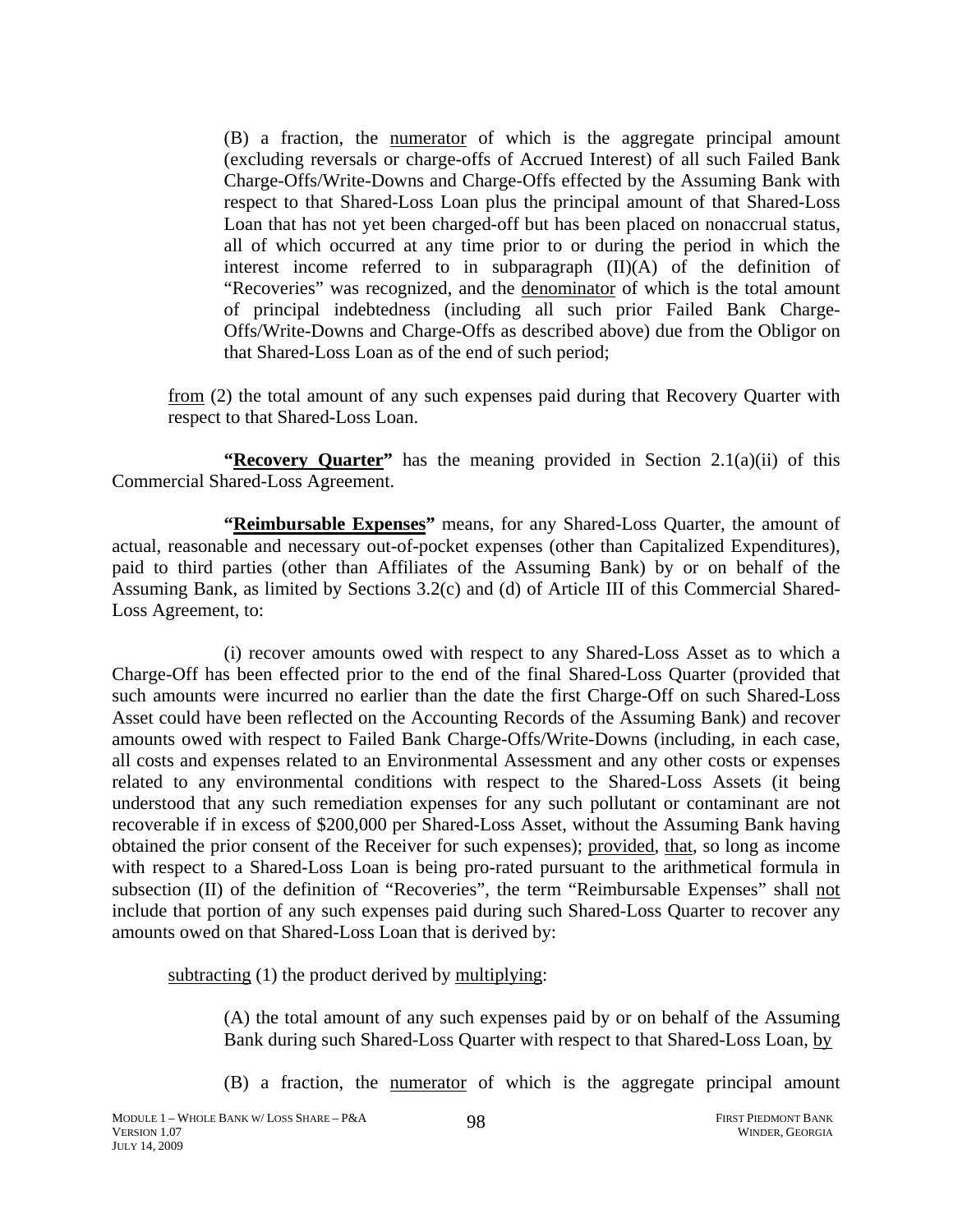(B) a fraction, the numerator of which is the aggregate principal amount (excluding reversals or charge-offs of Accrued Interest) of all such Failed Bank Charge-Offs/Write-Downs and Charge-Offs effected by the Assuming Bank with respect to that Shared-Loss Loan plus the principal amount of that Shared-Loss Loan that has not yet been charged-off but has been placed on nonaccrual status, all of which occurred at any time prior to or during the period in which the interest income referred to in subparagraph (II)(A) of the definition of "Recoveries" was recognized, and the denominator of which is the total amount of principal indebtedness (including all such prior Failed Bank Charge-Offs/Write-Downs and Charge-Offs as described above) due from the Obligor on that Shared-Loss Loan as of the end of such period;

from (2) the total amount of any such expenses paid during that Recovery Quarter with respect to that Shared-Loss Loan.

**"Recovery Quarter"** has the meaning provided in Section 2.1(a)(ii) of this Commercial Shared-Loss Agreement.

**"Reimbursable Expenses"** means, for any Shared-Loss Quarter, the amount of actual, reasonable and necessary out-of-pocket expenses (other than Capitalized Expenditures), paid to third parties (other than Affiliates of the Assuming Bank) by or on behalf of the Assuming Bank, as limited by Sections 3.2(c) and (d) of Article III of this Commercial Shared-Loss Agreement, to:

(i) recover amounts owed with respect to any Shared-Loss Asset as to which a Charge-Off has been effected prior to the end of the final Shared-Loss Quarter (provided that such amounts were incurred no earlier than the date the first Charge-Off on such Shared-Loss Asset could have been reflected on the Accounting Records of the Assuming Bank) and recover amounts owed with respect to Failed Bank Charge-Offs/Write-Downs (including, in each case, all costs and expenses related to an Environmental Assessment and any other costs or expenses related to any environmental conditions with respect to the Shared-Loss Assets (it being understood that any such remediation expenses for any such pollutant or contaminant are not recoverable if in excess of $200,000 per Shared-Loss Asset, without the Assuming Bank having obtained the prior consent of the Receiver for such expenses); provided, that, so long as income with respect to a Shared-Loss Loan is being pro-rated pursuant to the arithmetical formula in subsection (II) of the definition of "Recoveries", the term "Reimbursable Expenses" shall not include that portion of any such expenses paid during such Shared-Loss Quarter to recover any amounts owed on that Shared-Loss Loan that is derived by:

subtracting (1) the product derived by multiplying:

(A) the total amount of any such expenses paid by or on behalf of the Assuming Bank during such Shared-Loss Quarter with respect to that Shared-Loss Loan, by

(B) a fraction, the numerator of which is the aggregate principal amount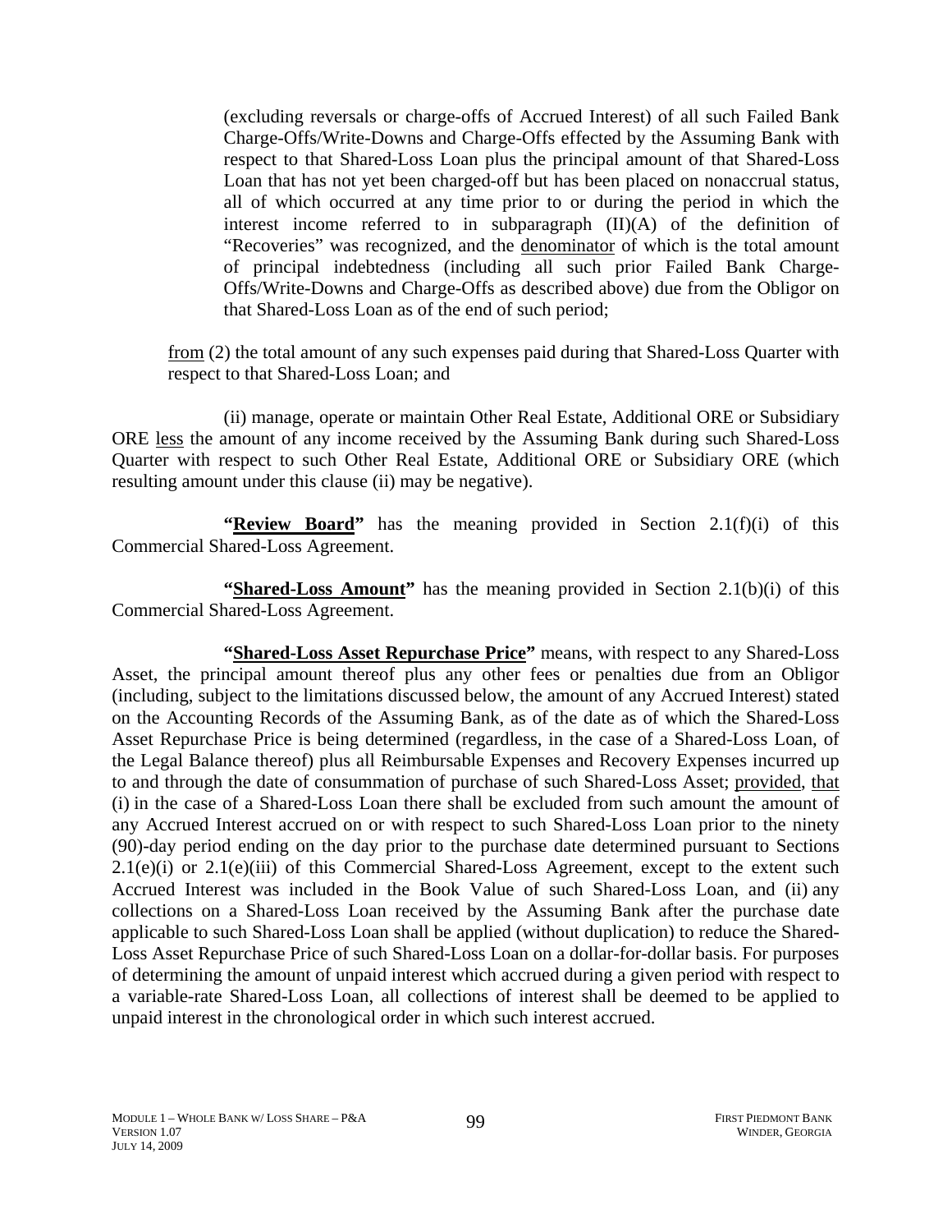(excluding reversals or charge-offs of Accrued Interest) of all such Failed Bank Charge-Offs/Write-Downs and Charge-Offs effected by the Assuming Bank with respect to that Shared-Loss Loan plus the principal amount of that Shared-Loss Loan that has not yet been charged-off but has been placed on nonaccrual status, all of which occurred at any time prior to or during the period in which the interest income referred to in subparagraph (II)(A) of the definition of "Recoveries" was recognized, and the denominator of which is the total amount of principal indebtedness (including all such prior Failed Bank Charge-Offs/Write-Downs and Charge-Offs as described above) due from the Obligor on that Shared-Loss Loan as of the end of such period;

from (2) the total amount of any such expenses paid during that Shared-Loss Quarter with respect to that Shared-Loss Loan; and

(ii) manage, operate or maintain Other Real Estate, Additional ORE or Subsidiary ORE less the amount of any income received by the Assuming Bank during such Shared-Loss Quarter with respect to such Other Real Estate, Additional ORE or Subsidiary ORE (which resulting amount under this clause (ii) may be negative).

**"Review Board"** has the meaning provided in Section 2.1(f)(i) of this Commercial Shared-Loss Agreement.

**"Shared-Loss Amount"** has the meaning provided in Section 2.1(b)(i) of this Commercial Shared-Loss Agreement.

**"Shared-Loss Asset Repurchase Price"** means, with respect to any Shared-Loss Asset, the principal amount thereof plus any other fees or penalties due from an Obligor (including, subject to the limitations discussed below, the amount of any Accrued Interest) stated on the Accounting Records of the Assuming Bank, as of the date as of which the Shared-Loss Asset Repurchase Price is being determined (regardless, in the case of a Shared-Loss Loan, of the Legal Balance thereof) plus all Reimbursable Expenses and Recovery Expenses incurred up to and through the date of consummation of purchase of such Shared-Loss Asset; provided, that (i) in the case of a Shared-Loss Loan there shall be excluded from such amount the amount of any Accrued Interest accrued on or with respect to such Shared-Loss Loan prior to the ninety (90)-day period ending on the day prior to the purchase date determined pursuant to Sections 2.1(e)(i) or 2.1(e)(iii) of this Commercial Shared-Loss Agreement, except to the extent such Accrued Interest was included in the Book Value of such Shared-Loss Loan, and (ii) any collections on a Shared-Loss Loan received by the Assuming Bank after the purchase date applicable to such Shared-Loss Loan shall be applied (without duplication) to reduce the Shared-Loss Asset Repurchase Price of such Shared-Loss Loan on a dollar-for-dollar basis. For purposes of determining the amount of unpaid interest which accrued during a given period with respect to a variable-rate Shared-Loss Loan, all collections of interest shall be deemed to be applied to unpaid interest in the chronological order in which such interest accrued.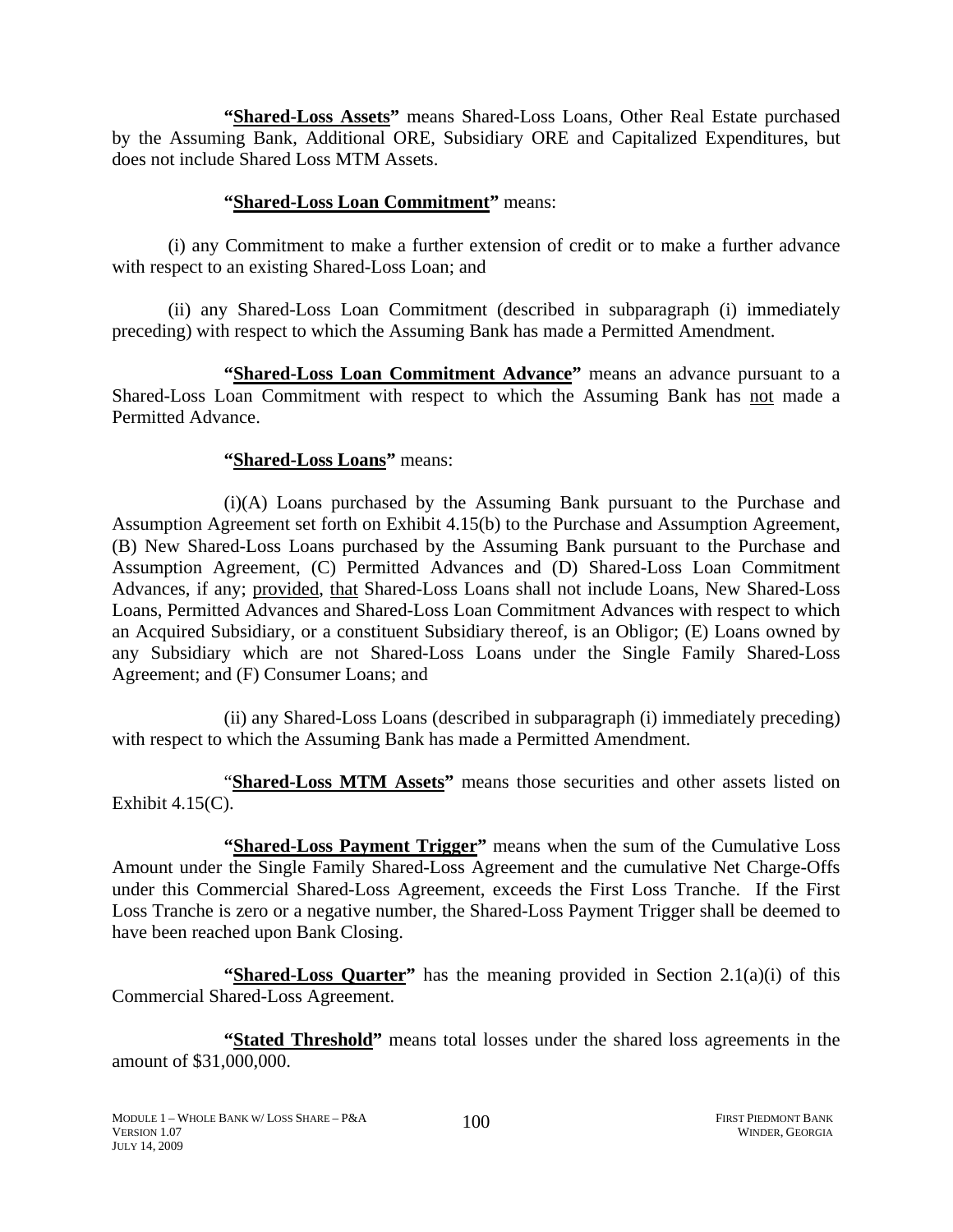**"Shared-Loss Assets"** means Shared-Loss Loans, Other Real Estate purchased by the Assuming Bank, Additional ORE, Subsidiary ORE and Capitalized Expenditures, but does not include Shared Loss MTM Assets.

**"Shared-Loss Loan Commitment"** means:

(i) any Commitment to make a further extension of credit or to make a further advance with respect to an existing Shared-Loss Loan; and

(ii) any Shared-Loss Loan Commitment (described in subparagraph (i) immediately preceding) with respect to which the Assuming Bank has made a Permitted Amendment.

**"Shared-Loss Loan Commitment Advance"** means an advance pursuant to a Shared-Loss Loan Commitment with respect to which the Assuming Bank has not made a Permitted Advance.

**"Shared-Loss Loans"** means:

(i)(A) Loans purchased by the Assuming Bank pursuant to the Purchase and Assumption Agreement set forth on Exhibit 4.15(b) to the Purchase and Assumption Agreement, (B) New Shared-Loss Loans purchased by the Assuming Bank pursuant to the Purchase and Assumption Agreement, (C) Permitted Advances and (D) Shared-Loss Loan Commitment Advances, if any; provided, that Shared-Loss Loans shall not include Loans, New Shared-Loss Loans, Permitted Advances and Shared-Loss Loan Commitment Advances with respect to which an Acquired Subsidiary, or a constituent Subsidiary thereof, is an Obligor; (E) Loans owned by any Subsidiary which are not Shared-Loss Loans under the Single Family Shared-Loss Agreement; and (F) Consumer Loans; and

(ii) any Shared-Loss Loans (described in subparagraph (i) immediately preceding) with respect to which the Assuming Bank has made a Permitted Amendment.

"**Shared-Loss MTM Assets"** means those securities and other assets listed on Exhibit 4.15(C).

**"Shared-Loss Payment Trigger"** means when the sum of the Cumulative Loss Amount under the Single Family Shared-Loss Agreement and the cumulative Net Charge-Offs under this Commercial Shared-Loss Agreement, exceeds the First Loss Tranche. If the First Loss Tranche is zero or a negative number, the Shared-Loss Payment Trigger shall be deemed to have been reached upon Bank Closing.

**"Shared-Loss Quarter"** has the meaning provided in Section 2.1(a)(i) of this Commercial Shared-Loss Agreement.

**"Stated Threshold"** means total losses under the shared loss agreements in the amount of $31,000,000.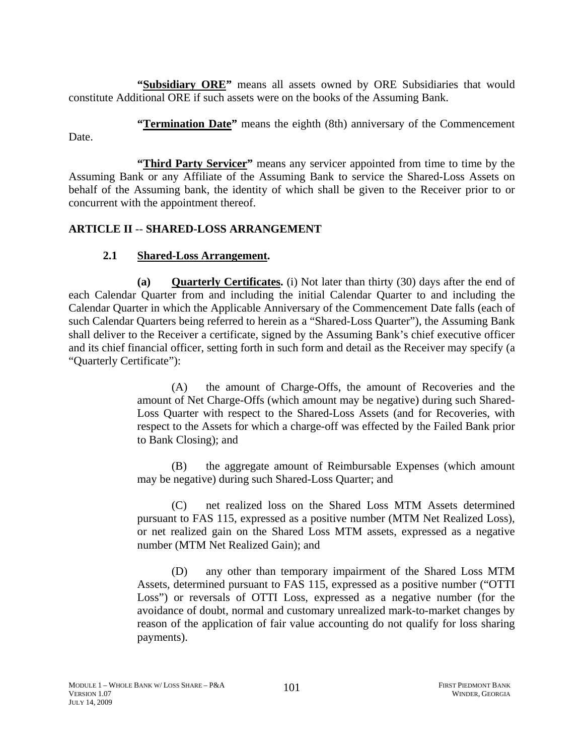**"<u>Subsidiary ORE</u>"** means all assets owned by ORE Subsidiaries that would constitute Additional ORE if such assets were on the books of the Assuming Bank.

**"<u>Termination Date</u>"** means the eighth (8th) anniversary of the Commencement Date.

**"<u>Third Party Servicer</u>"** means any servicer appointed from time to time by the Assuming Bank or any Affiliate of the Assuming Bank to service the Shared-Loss Assets on behalf of the Assuming bank, the identity of which shall be given to the Receiver prior to or concurrent with the appointment thereof.

## ARTICLE II -- SHARED-LOSS ARRANGEMENT

### 2.1 <u>Shared-Loss Arrangement</u>.

**(a) <u>Quarterly Certificates</u>.** (i) Not later than thirty (30) days after the end of each Calendar Quarter from and including the initial Calendar Quarter to and including the Calendar Quarter in which the Applicable Anniversary of the Commencement Date falls (each of such Calendar Quarters being referred to herein as a "Shared-Loss Quarter"), the Assuming Bank shall deliver to the Receiver a certificate, signed by the Assuming Bank's chief executive officer and its chief financial officer, setting forth in such form and detail as the Receiver may specify (a "Quarterly Certificate"):

(A) the amount of Charge-Offs, the amount of Recoveries and the amount of Net Charge-Offs (which amount may be negative) during such Shared-Loss Quarter with respect to the Shared-Loss Assets (and for Recoveries, with respect to the Assets for which a charge-off was effected by the Failed Bank prior to Bank Closing); and

(B) the aggregate amount of Reimbursable Expenses (which amount may be negative) during such Shared-Loss Quarter; and

(C) net realized loss on the Shared Loss MTM Assets determined pursuant to FAS 115, expressed as a positive number (MTM Net Realized Loss), or net realized gain on the Shared Loss MTM assets, expressed as a negative number (MTM Net Realized Gain); and

(D) any other than temporary impairment of the Shared Loss MTM Assets, determined pursuant to FAS 115, expressed as a positive number ("OTTI Loss") or reversals of OTTI Loss, expressed as a negative number (for the avoidance of doubt, normal and customary unrealized mark-to-market changes by reason of the application of fair value accounting do not qualify for loss sharing payments).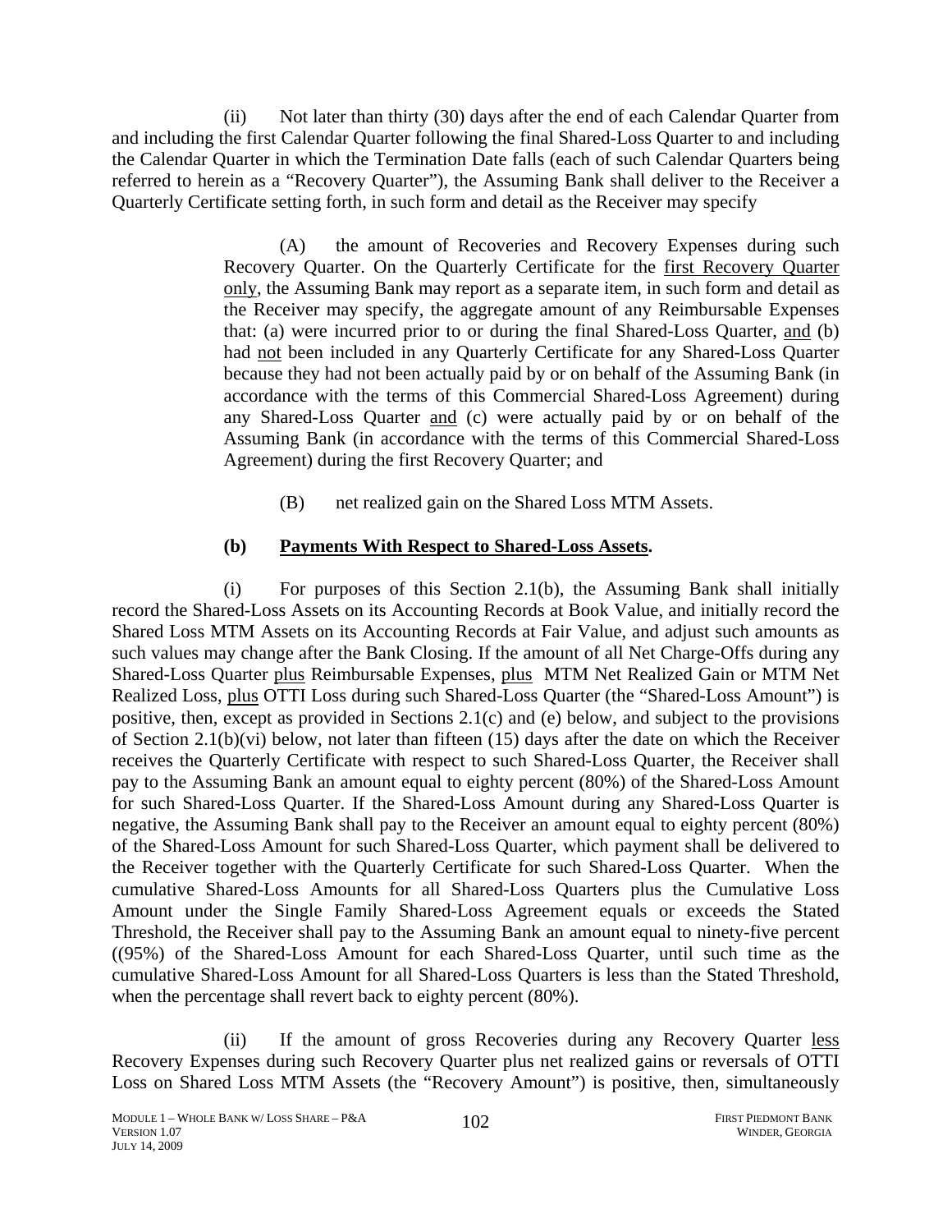(ii) Not later than thirty (30) days after the end of each Calendar Quarter from and including the first Calendar Quarter following the final Shared-Loss Quarter to and including the Calendar Quarter in which the Termination Date falls (each of such Calendar Quarters being referred to herein as a "Recovery Quarter"), the Assuming Bank shall deliver to the Receiver a Quarterly Certificate setting forth, in such form and detail as the Receiver may specify

> (A) the amount of Recoveries and Recovery Expenses during such Recovery Quarter. On the Quarterly Certificate for the first Recovery Quarter only, the Assuming Bank may report as a separate item, in such form and detail as the Receiver may specify, the aggregate amount of any Reimbursable Expenses that: (a) were incurred prior to or during the final Shared-Loss Quarter, and (b) had not been included in any Quarterly Certificate for any Shared-Loss Quarter because they had not been actually paid by or on behalf of the Assuming Bank (in accordance with the terms of this Commercial Shared-Loss Agreement) during any Shared-Loss Quarter and (c) were actually paid by or on behalf of the Assuming Bank (in accordance with the terms of this Commercial Shared-Loss Agreement) during the first Recovery Quarter; and
>
> (B) net realized gain on the Shared Loss MTM Assets.

**(b) Payments With Respect to Shared-Loss Assets.**

(i) For purposes of this Section 2.1(b), the Assuming Bank shall initially record the Shared-Loss Assets on its Accounting Records at Book Value, and initially record the Shared Loss MTM Assets on its Accounting Records at Fair Value, and adjust such amounts as such values may change after the Bank Closing. If the amount of all Net Charge-Offs during any Shared-Loss Quarter plus Reimbursable Expenses, plus MTM Net Realized Gain or MTM Net Realized Loss, plus OTTI Loss during such Shared-Loss Quarter (the "Shared-Loss Amount") is positive, then, except as provided in Sections 2.1(c) and (e) below, and subject to the provisions of Section 2.1(b)(vi) below, not later than fifteen (15) days after the date on which the Receiver receives the Quarterly Certificate with respect to such Shared-Loss Quarter, the Receiver shall pay to the Assuming Bank an amount equal to eighty percent (80%) of the Shared-Loss Amount for such Shared-Loss Quarter. If the Shared-Loss Amount during any Shared-Loss Quarter is negative, the Assuming Bank shall pay to the Receiver an amount equal to eighty percent (80%) of the Shared-Loss Amount for such Shared-Loss Quarter, which payment shall be delivered to the Receiver together with the Quarterly Certificate for such Shared-Loss Quarter. When the cumulative Shared-Loss Amounts for all Shared-Loss Quarters plus the Cumulative Loss Amount under the Single Family Shared-Loss Agreement equals or exceeds the Stated Threshold, the Receiver shall pay to the Assuming Bank an amount equal to ninety-five percent ((95%) of the Shared-Loss Amount for each Shared-Loss Quarter, until such time as the cumulative Shared-Loss Amount for all Shared-Loss Quarters is less than the Stated Threshold, when the percentage shall revert back to eighty percent (80%).

(ii) If the amount of gross Recoveries during any Recovery Quarter less Recovery Expenses during such Recovery Quarter plus net realized gains or reversals of OTTI Loss on Shared Loss MTM Assets (the "Recovery Amount") is positive, then, simultaneously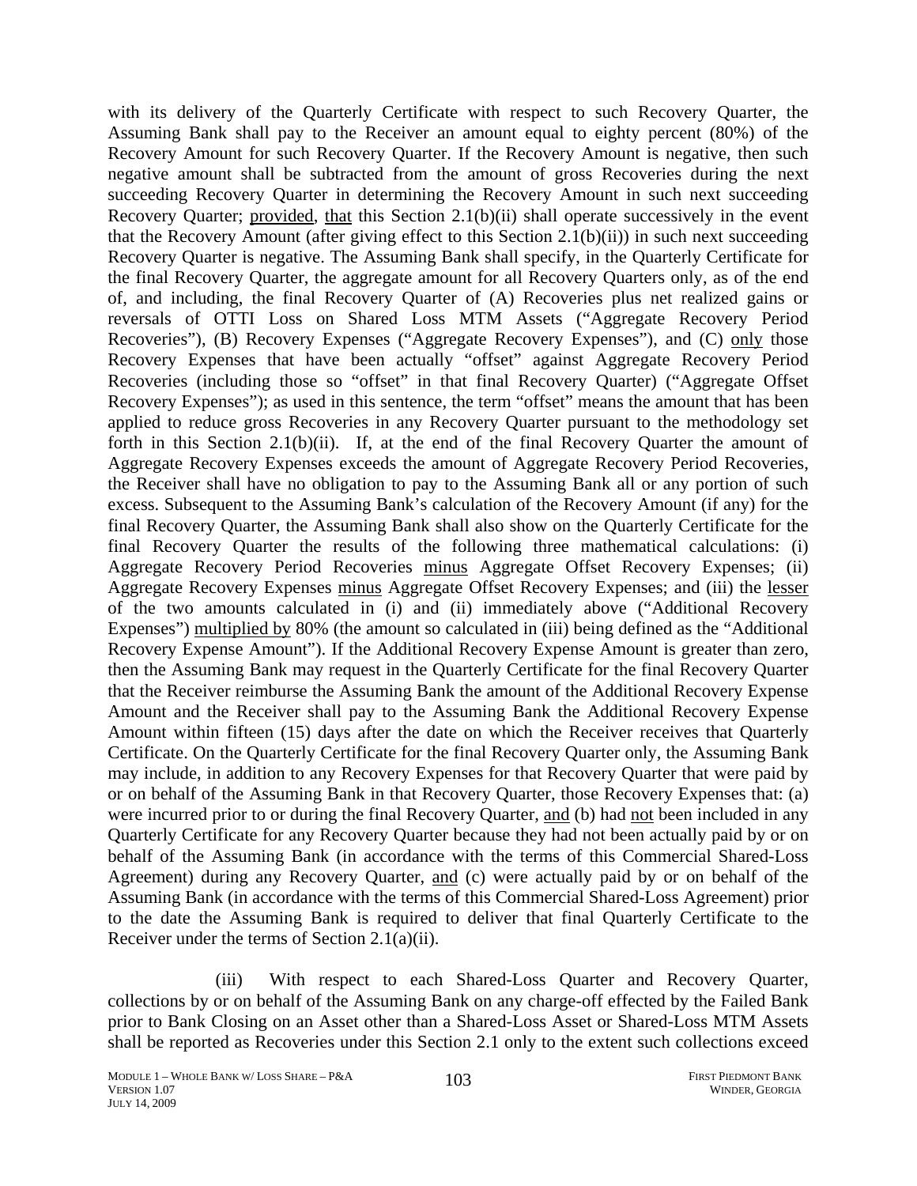with its delivery of the Quarterly Certificate with respect to such Recovery Quarter, the Assuming Bank shall pay to the Receiver an amount equal to eighty percent (80%) of the Recovery Amount for such Recovery Quarter. If the Recovery Amount is negative, then such negative amount shall be subtracted from the amount of gross Recoveries during the next succeeding Recovery Quarter in determining the Recovery Amount in such next succeeding Recovery Quarter; provided, that this Section 2.1(b)(ii) shall operate successively in the event that the Recovery Amount (after giving effect to this Section 2.1(b)(ii)) in such next succeeding Recovery Quarter is negative. The Assuming Bank shall specify, in the Quarterly Certificate for the final Recovery Quarter, the aggregate amount for all Recovery Quarters only, as of the end of, and including, the final Recovery Quarter of (A) Recoveries plus net realized gains or reversals of OTTI Loss on Shared Loss MTM Assets ("Aggregate Recovery Period Recoveries"), (B) Recovery Expenses ("Aggregate Recovery Expenses"), and (C) only those Recovery Expenses that have been actually "offset" against Aggregate Recovery Period Recoveries (including those so "offset" in that final Recovery Quarter) ("Aggregate Offset Recovery Expenses"); as used in this sentence, the term "offset" means the amount that has been applied to reduce gross Recoveries in any Recovery Quarter pursuant to the methodology set forth in this Section 2.1(b)(ii). If, at the end of the final Recovery Quarter the amount of Aggregate Recovery Expenses exceeds the amount of Aggregate Recovery Period Recoveries, the Receiver shall have no obligation to pay to the Assuming Bank all or any portion of such excess. Subsequent to the Assuming Bank's calculation of the Recovery Amount (if any) for the final Recovery Quarter, the Assuming Bank shall also show on the Quarterly Certificate for the final Recovery Quarter the results of the following three mathematical calculations: (i) Aggregate Recovery Period Recoveries minus Aggregate Offset Recovery Expenses; (ii) Aggregate Recovery Expenses minus Aggregate Offset Recovery Expenses; and (iii) the lesser of the two amounts calculated in (i) and (ii) immediately above ("Additional Recovery Expenses") multiplied by 80% (the amount so calculated in (iii) being defined as the "Additional Recovery Expense Amount"). If the Additional Recovery Expense Amount is greater than zero, then the Assuming Bank may request in the Quarterly Certificate for the final Recovery Quarter that the Receiver reimburse the Assuming Bank the amount of the Additional Recovery Expense Amount and the Receiver shall pay to the Assuming Bank the Additional Recovery Expense Amount within fifteen (15) days after the date on which the Receiver receives that Quarterly Certificate. On the Quarterly Certificate for the final Recovery Quarter only, the Assuming Bank may include, in addition to any Recovery Expenses for that Recovery Quarter that were paid by or on behalf of the Assuming Bank in that Recovery Quarter, those Recovery Expenses that: (a) were incurred prior to or during the final Recovery Quarter, and (b) had not been included in any Quarterly Certificate for any Recovery Quarter because they had not been actually paid by or on behalf of the Assuming Bank (in accordance with the terms of this Commercial Shared-Loss Agreement) during any Recovery Quarter, and (c) were actually paid by or on behalf of the Assuming Bank (in accordance with the terms of this Commercial Shared-Loss Agreement) prior to the date the Assuming Bank is required to deliver that final Quarterly Certificate to the Receiver under the terms of Section 2.1(a)(ii).

(iii) With respect to each Shared-Loss Quarter and Recovery Quarter, collections by or on behalf of the Assuming Bank on any charge-off effected by the Failed Bank prior to Bank Closing on an Asset other than a Shared-Loss Asset or Shared-Loss MTM Assets shall be reported as Recoveries under this Section 2.1 only to the extent such collections exceed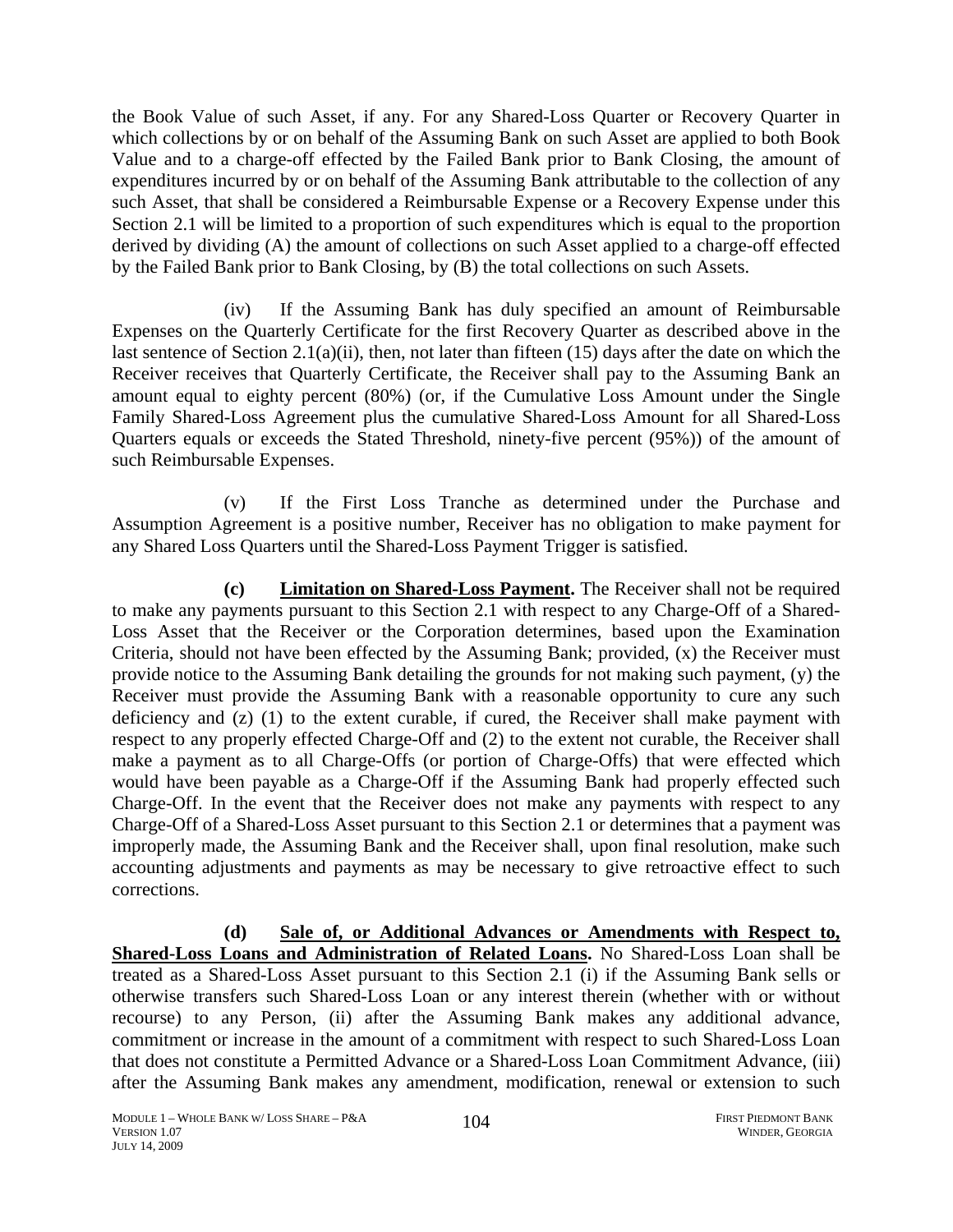the Book Value of such Asset, if any. For any Shared-Loss Quarter or Recovery Quarter in which collections by or on behalf of the Assuming Bank on such Asset are applied to both Book Value and to a charge-off effected by the Failed Bank prior to Bank Closing, the amount of expenditures incurred by or on behalf of the Assuming Bank attributable to the collection of any such Asset, that shall be considered a Reimbursable Expense or a Recovery Expense under this Section 2.1 will be limited to a proportion of such expenditures which is equal to the proportion derived by dividing (A) the amount of collections on such Asset applied to a charge-off effected by the Failed Bank prior to Bank Closing, by (B) the total collections on such Assets.

(iv) If the Assuming Bank has duly specified an amount of Reimbursable Expenses on the Quarterly Certificate for the first Recovery Quarter as described above in the last sentence of Section 2.1(a)(ii), then, not later than fifteen (15) days after the date on which the Receiver receives that Quarterly Certificate, the Receiver shall pay to the Assuming Bank an amount equal to eighty percent (80%) (or, if the Cumulative Loss Amount under the Single Family Shared-Loss Agreement plus the cumulative Shared-Loss Amount for all Shared-Loss Quarters equals or exceeds the Stated Threshold, ninety-five percent (95%)) of the amount of such Reimbursable Expenses.

(v) If the First Loss Tranche as determined under the Purchase and Assumption Agreement is a positive number, Receiver has no obligation to make payment for any Shared Loss Quarters until the Shared-Loss Payment Trigger is satisfied.

**(c) Limitation on Shared-Loss Payment.** The Receiver shall not be required to make any payments pursuant to this Section 2.1 with respect to any Charge-Off of a Shared-Loss Asset that the Receiver or the Corporation determines, based upon the Examination Criteria, should not have been effected by the Assuming Bank; provided, (x) the Receiver must provide notice to the Assuming Bank detailing the grounds for not making such payment, (y) the Receiver must provide the Assuming Bank with a reasonable opportunity to cure any such deficiency and (z) (1) to the extent curable, if cured, the Receiver shall make payment with respect to any properly effected Charge-Off and (2) to the extent not curable, the Receiver shall make a payment as to all Charge-Offs (or portion of Charge-Offs) that were effected which would have been payable as a Charge-Off if the Assuming Bank had properly effected such Charge-Off. In the event that the Receiver does not make any payments with respect to any Charge-Off of a Shared-Loss Asset pursuant to this Section 2.1 or determines that a payment was improperly made, the Assuming Bank and the Receiver shall, upon final resolution, make such accounting adjustments and payments as may be necessary to give retroactive effect to such corrections.

**(d) Sale of, or Additional Advances or Amendments with Respect to, Shared-Loss Loans and Administration of Related Loans.** No Shared-Loss Loan shall be treated as a Shared-Loss Asset pursuant to this Section 2.1 (i) if the Assuming Bank sells or otherwise transfers such Shared-Loss Loan or any interest therein (whether with or without recourse) to any Person, (ii) after the Assuming Bank makes any additional advance, commitment or increase in the amount of a commitment with respect to such Shared-Loss Loan that does not constitute a Permitted Advance or a Shared-Loss Loan Commitment Advance, (iii) after the Assuming Bank makes any amendment, modification, renewal or extension to such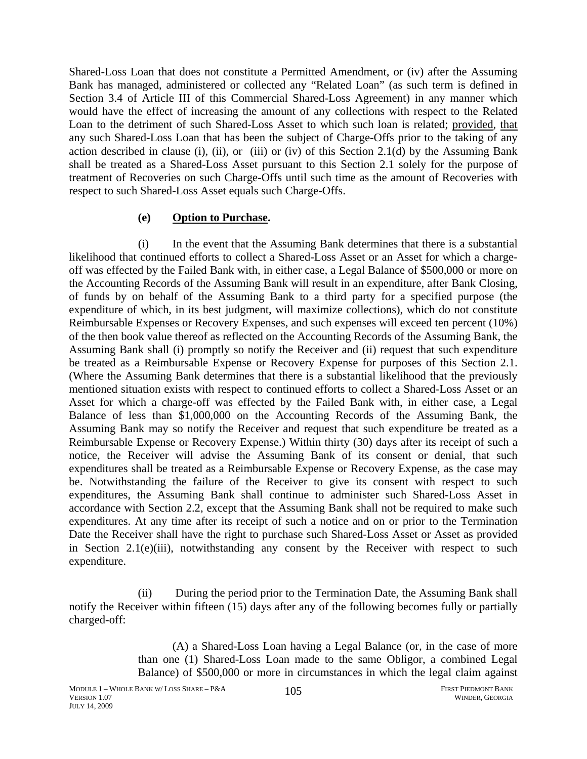Shared-Loss Loan that does not constitute a Permitted Amendment, or (iv) after the Assuming Bank has managed, administered or collected any "Related Loan" (as such term is defined in Section 3.4 of Article III of this Commercial Shared-Loss Agreement) in any manner which would have the effect of increasing the amount of any collections with respect to the Related Loan to the detriment of such Shared-Loss Asset to which such loan is related; provided, that any such Shared-Loss Loan that has been the subject of Charge-Offs prior to the taking of any action described in clause (i), (ii), or (iii) or (iv) of this Section 2.1(d) by the Assuming Bank shall be treated as a Shared-Loss Asset pursuant to this Section 2.1 solely for the purpose of treatment of Recoveries on such Charge-Offs until such time as the amount of Recoveries with respect to such Shared-Loss Asset equals such Charge-Offs.

**(e) Option to Purchase.**

(i) In the event that the Assuming Bank determines that there is a substantial likelihood that continued efforts to collect a Shared-Loss Asset or an Asset for which a charge-off was effected by the Failed Bank with, in either case, a Legal Balance of $500,000 or more on the Accounting Records of the Assuming Bank will result in an expenditure, after Bank Closing, of funds by on behalf of the Assuming Bank to a third party for a specified purpose (the expenditure of which, in its best judgment, will maximize collections), which do not constitute Reimbursable Expenses or Recovery Expenses, and such expenses will exceed ten percent (10%) of the then book value thereof as reflected on the Accounting Records of the Assuming Bank, the Assuming Bank shall (i) promptly so notify the Receiver and (ii) request that such expenditure be treated as a Reimbursable Expense or Recovery Expense for purposes of this Section 2.1. (Where the Assuming Bank determines that there is a substantial likelihood that the previously mentioned situation exists with respect to continued efforts to collect a Shared-Loss Asset or an Asset for which a charge-off was effected by the Failed Bank with, in either case, a Legal Balance of less than $1,000,000 on the Accounting Records of the Assuming Bank, the Assuming Bank may so notify the Receiver and request that such expenditure be treated as a Reimbursable Expense or Recovery Expense.) Within thirty (30) days after its receipt of such a notice, the Receiver will advise the Assuming Bank of its consent or denial, that such expenditures shall be treated as a Reimbursable Expense or Recovery Expense, as the case may be. Notwithstanding the failure of the Receiver to give its consent with respect to such expenditures, the Assuming Bank shall continue to administer such Shared-Loss Asset in accordance with Section 2.2, except that the Assuming Bank shall not be required to make such expenditures. At any time after its receipt of such a notice and on or prior to the Termination Date the Receiver shall have the right to purchase such Shared-Loss Asset or Asset as provided in Section 2.1(e)(iii), notwithstanding any consent by the Receiver with respect to such expenditure.

(ii) During the period prior to the Termination Date, the Assuming Bank shall notify the Receiver within fifteen (15) days after any of the following becomes fully or partially charged-off:

(A) a Shared-Loss Loan having a Legal Balance (or, in the case of more than one (1) Shared-Loss Loan made to the same Obligor, a combined Legal Balance) of $500,000 or more in circumstances in which the legal claim against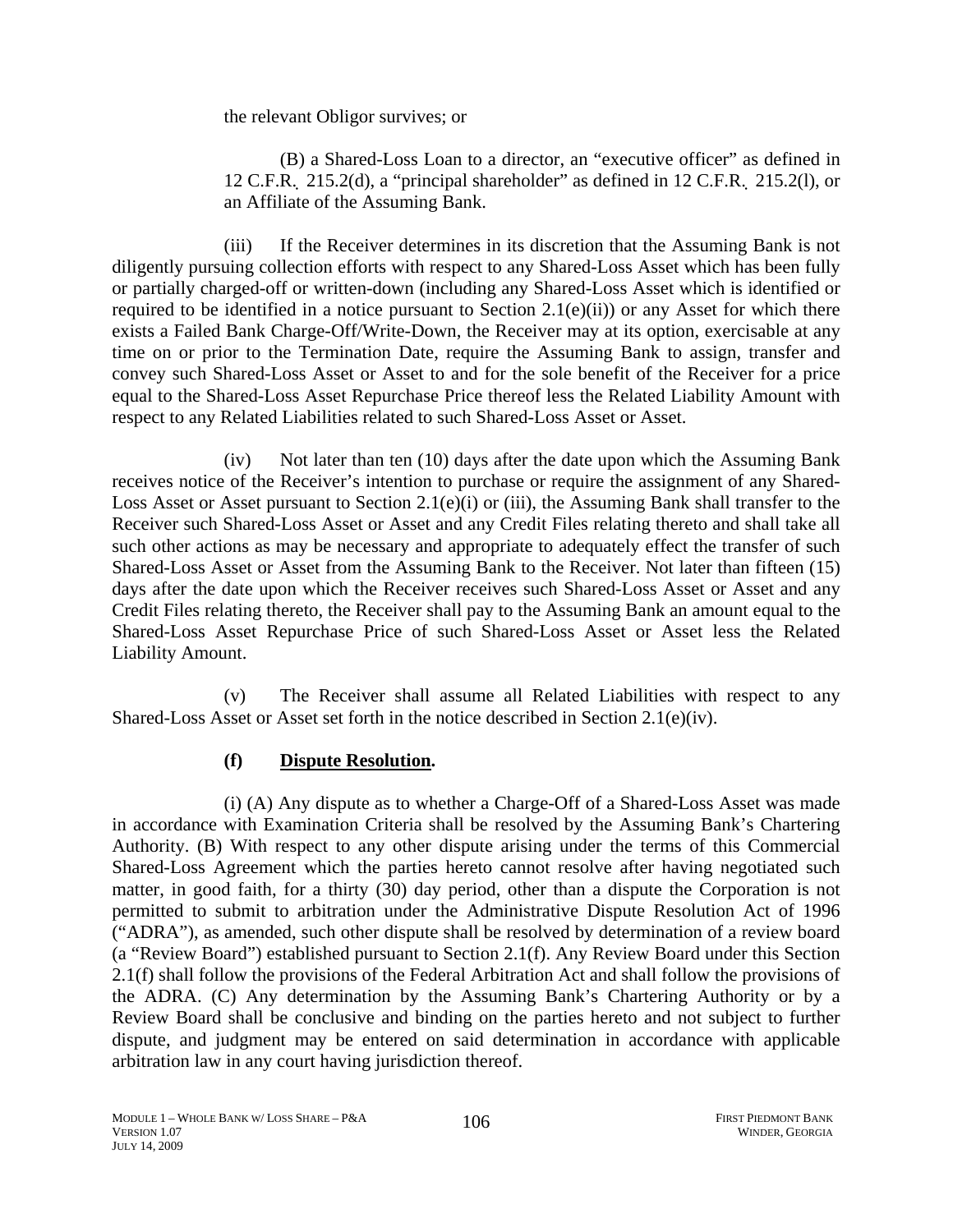the relevant Obligor survives; or

(B) a Shared-Loss Loan to a director, an "executive officer" as defined in 12 C.F.R. 215.2(d), a "principal shareholder" as defined in 12 C.F.R. 215.2(l), or an Affiliate of the Assuming Bank.

(iii) If the Receiver determines in its discretion that the Assuming Bank is not diligently pursuing collection efforts with respect to any Shared-Loss Asset which has been fully or partially charged-off or written-down (including any Shared-Loss Asset which is identified or required to be identified in a notice pursuant to Section 2.1(e)(ii)) or any Asset for which there exists a Failed Bank Charge-Off/Write-Down, the Receiver may at its option, exercisable at any time on or prior to the Termination Date, require the Assuming Bank to assign, transfer and convey such Shared-Loss Asset or Asset to and for the sole benefit of the Receiver for a price equal to the Shared-Loss Asset Repurchase Price thereof less the Related Liability Amount with respect to any Related Liabilities related to such Shared-Loss Asset or Asset.

(iv) Not later than ten (10) days after the date upon which the Assuming Bank receives notice of the Receiver's intention to purchase or require the assignment of any Shared-Loss Asset or Asset pursuant to Section 2.1(e)(i) or (iii), the Assuming Bank shall transfer to the Receiver such Shared-Loss Asset or Asset and any Credit Files relating thereto and shall take all such other actions as may be necessary and appropriate to adequately effect the transfer of such Shared-Loss Asset or Asset from the Assuming Bank to the Receiver. Not later than fifteen (15) days after the date upon which the Receiver receives such Shared-Loss Asset or Asset and any Credit Files relating thereto, the Receiver shall pay to the Assuming Bank an amount equal to the Shared-Loss Asset Repurchase Price of such Shared-Loss Asset or Asset less the Related Liability Amount.

(v) The Receiver shall assume all Related Liabilities with respect to any Shared-Loss Asset or Asset set forth in the notice described in Section 2.1(e)(iv).

**(f) Dispute Resolution.**

(i) (A) Any dispute as to whether a Charge-Off of a Shared-Loss Asset was made in accordance with Examination Criteria shall be resolved by the Assuming Bank's Chartering Authority. (B) With respect to any other dispute arising under the terms of this Commercial Shared-Loss Agreement which the parties hereto cannot resolve after having negotiated such matter, in good faith, for a thirty (30) day period, other than a dispute the Corporation is not permitted to submit to arbitration under the Administrative Dispute Resolution Act of 1996 ("ADRA"), as amended, such other dispute shall be resolved by determination of a review board (a "Review Board") established pursuant to Section 2.1(f). Any Review Board under this Section 2.1(f) shall follow the provisions of the Federal Arbitration Act and shall follow the provisions of the ADRA. (C) Any determination by the Assuming Bank's Chartering Authority or by a Review Board shall be conclusive and binding on the parties hereto and not subject to further dispute, and judgment may be entered on said determination in accordance with applicable arbitration law in any court having jurisdiction thereof.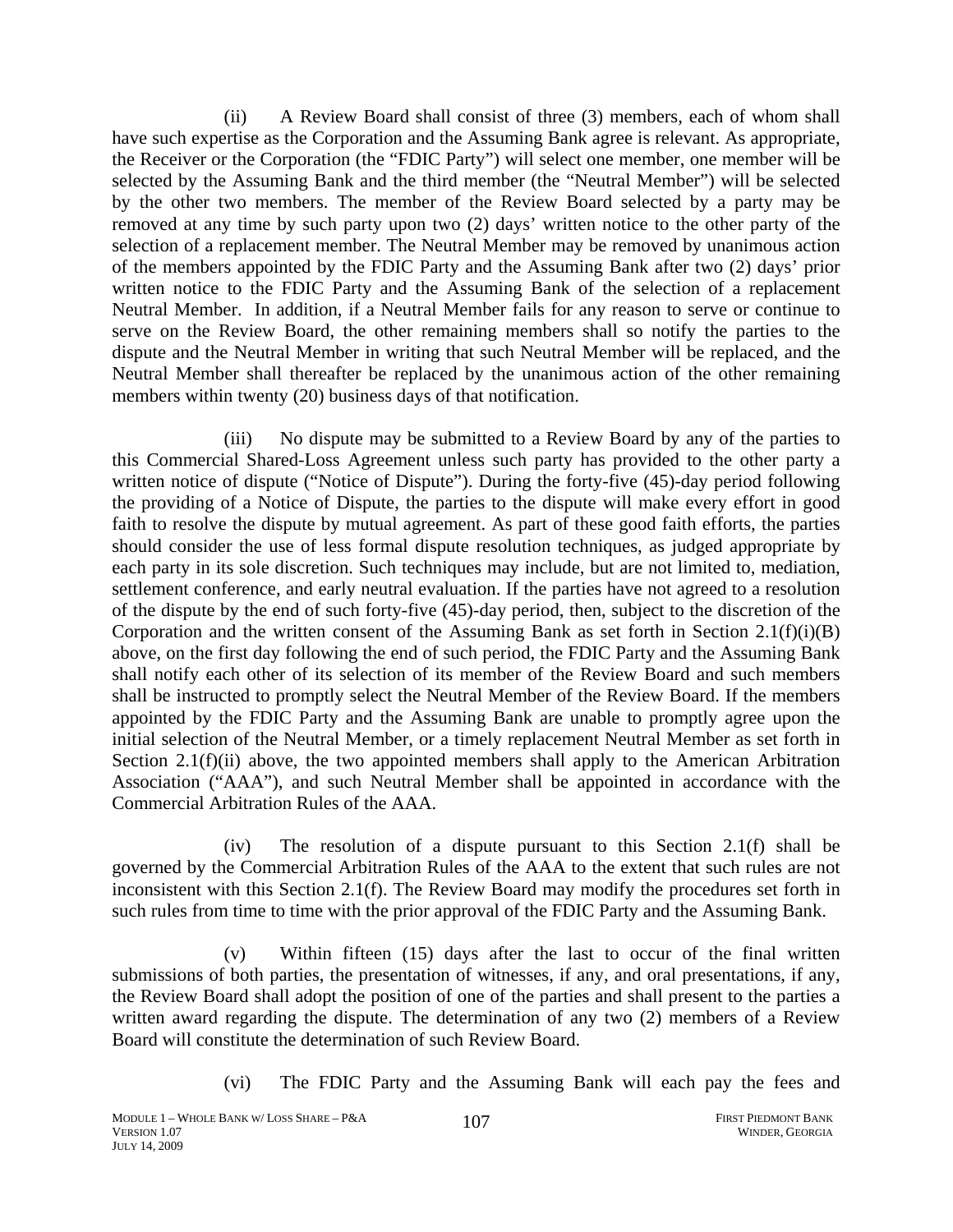(ii) A Review Board shall consist of three (3) members, each of whom shall have such expertise as the Corporation and the Assuming Bank agree is relevant. As appropriate, the Receiver or the Corporation (the "FDIC Party") will select one member, one member will be selected by the Assuming Bank and the third member (the "Neutral Member") will be selected by the other two members. The member of the Review Board selected by a party may be removed at any time by such party upon two (2) days' written notice to the other party of the selection of a replacement member. The Neutral Member may be removed by unanimous action of the members appointed by the FDIC Party and the Assuming Bank after two (2) days' prior written notice to the FDIC Party and the Assuming Bank of the selection of a replacement Neutral Member. In addition, if a Neutral Member fails for any reason to serve or continue to serve on the Review Board, the other remaining members shall so notify the parties to the dispute and the Neutral Member in writing that such Neutral Member will be replaced, and the Neutral Member shall thereafter be replaced by the unanimous action of the other remaining members within twenty (20) business days of that notification.

(iii) No dispute may be submitted to a Review Board by any of the parties to this Commercial Shared-Loss Agreement unless such party has provided to the other party a written notice of dispute ("Notice of Dispute"). During the forty-five (45)-day period following the providing of a Notice of Dispute, the parties to the dispute will make every effort in good faith to resolve the dispute by mutual agreement. As part of these good faith efforts, the parties should consider the use of less formal dispute resolution techniques, as judged appropriate by each party in its sole discretion. Such techniques may include, but are not limited to, mediation, settlement conference, and early neutral evaluation. If the parties have not agreed to a resolution of the dispute by the end of such forty-five (45)-day period, then, subject to the discretion of the Corporation and the written consent of the Assuming Bank as set forth in Section 2.1(f)(i)(B) above, on the first day following the end of such period, the FDIC Party and the Assuming Bank shall notify each other of its selection of its member of the Review Board and such members shall be instructed to promptly select the Neutral Member of the Review Board. If the members appointed by the FDIC Party and the Assuming Bank are unable to promptly agree upon the initial selection of the Neutral Member, or a timely replacement Neutral Member as set forth in Section 2.1(f)(ii) above, the two appointed members shall apply to the American Arbitration Association ("AAA"), and such Neutral Member shall be appointed in accordance with the Commercial Arbitration Rules of the AAA.

(iv) The resolution of a dispute pursuant to this Section 2.1(f) shall be governed by the Commercial Arbitration Rules of the AAA to the extent that such rules are not inconsistent with this Section 2.1(f). The Review Board may modify the procedures set forth in such rules from time to time with the prior approval of the FDIC Party and the Assuming Bank.

(v) Within fifteen (15) days after the last to occur of the final written submissions of both parties, the presentation of witnesses, if any, and oral presentations, if any, the Review Board shall adopt the position of one of the parties and shall present to the parties a written award regarding the dispute. The determination of any two (2) members of a Review Board will constitute the determination of such Review Board.

(vi) The FDIC Party and the Assuming Bank will each pay the fees and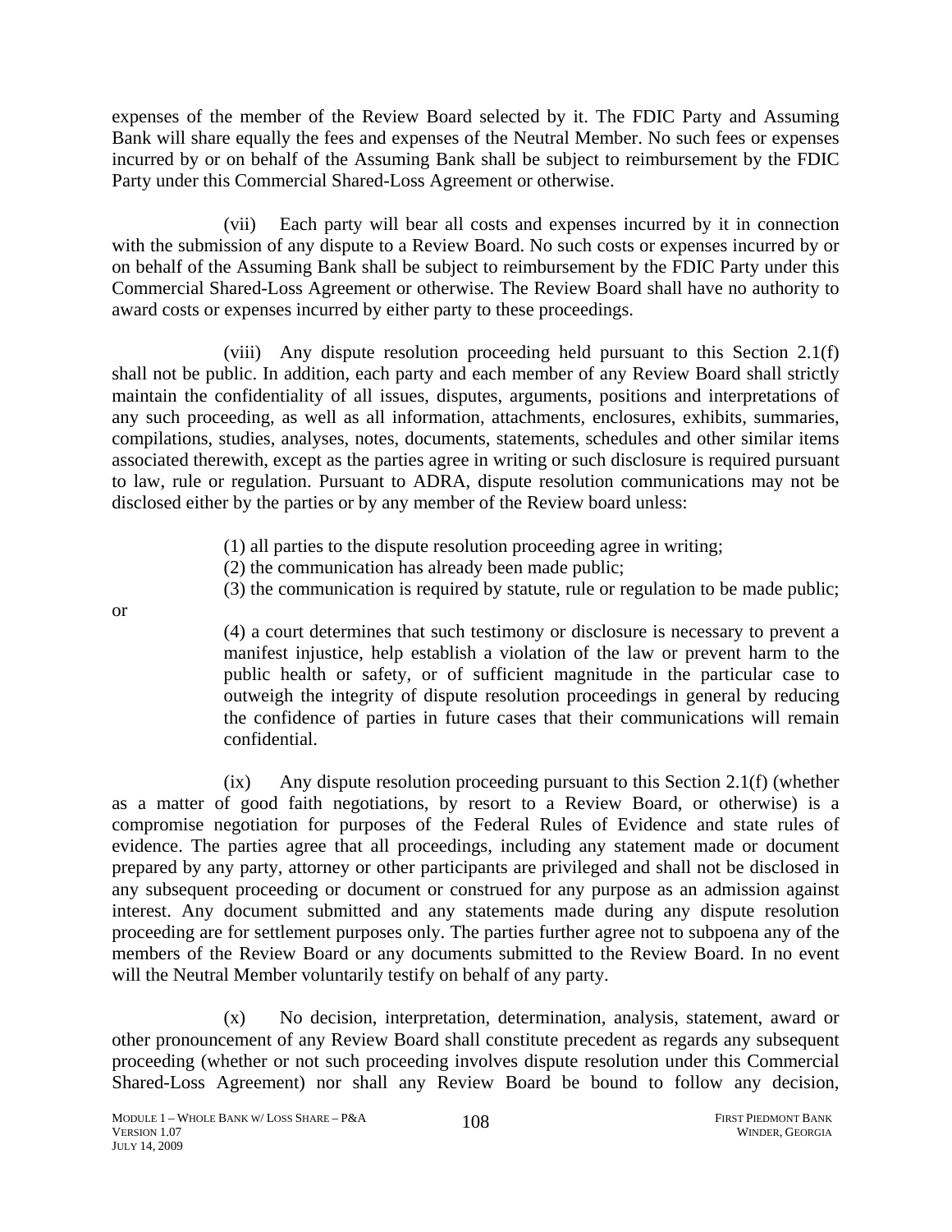expenses of the member of the Review Board selected by it. The FDIC Party and Assuming Bank will share equally the fees and expenses of the Neutral Member. No such fees or expenses incurred by or on behalf of the Assuming Bank shall be subject to reimbursement by the FDIC Party under this Commercial Shared-Loss Agreement or otherwise.

(vii) Each party will bear all costs and expenses incurred by it in connection with the submission of any dispute to a Review Board. No such costs or expenses incurred by or on behalf of the Assuming Bank shall be subject to reimbursement by the FDIC Party under this Commercial Shared-Loss Agreement or otherwise. The Review Board shall have no authority to award costs or expenses incurred by either party to these proceedings.

(viii) Any dispute resolution proceeding held pursuant to this Section 2.1(f) shall not be public. In addition, each party and each member of any Review Board shall strictly maintain the confidentiality of all issues, disputes, arguments, positions and interpretations of any such proceeding, as well as all information, attachments, enclosures, exhibits, summaries, compilations, studies, analyses, notes, documents, statements, schedules and other similar items associated therewith, except as the parties agree in writing or such disclosure is required pursuant to law, rule or regulation. Pursuant to ADRA, dispute resolution communications may not be disclosed either by the parties or by any member of the Review board unless:

(1) all parties to the dispute resolution proceeding agree in writing;
(2) the communication has already been made public;
(3) the communication is required by statute, rule or regulation to be made public;

or

(4) a court determines that such testimony or disclosure is necessary to prevent a manifest injustice, help establish a violation of the law or prevent harm to the public health or safety, or of sufficient magnitude in the particular case to outweigh the integrity of dispute resolution proceedings in general by reducing the confidence of parties in future cases that their communications will remain confidential.

(ix) Any dispute resolution proceeding pursuant to this Section 2.1(f) (whether as a matter of good faith negotiations, by resort to a Review Board, or otherwise) is a compromise negotiation for purposes of the Federal Rules of Evidence and state rules of evidence. The parties agree that all proceedings, including any statement made or document prepared by any party, attorney or other participants are privileged and shall not be disclosed in any subsequent proceeding or document or construed for any purpose as an admission against interest. Any document submitted and any statements made during any dispute resolution proceeding are for settlement purposes only. The parties further agree not to subpoena any of the members of the Review Board or any documents submitted to the Review Board. In no event will the Neutral Member voluntarily testify on behalf of any party.

(x) No decision, interpretation, determination, analysis, statement, award or other pronouncement of any Review Board shall constitute precedent as regards any subsequent proceeding (whether or not such proceeding involves dispute resolution under this Commercial Shared-Loss Agreement) nor shall any Review Board be bound to follow any decision,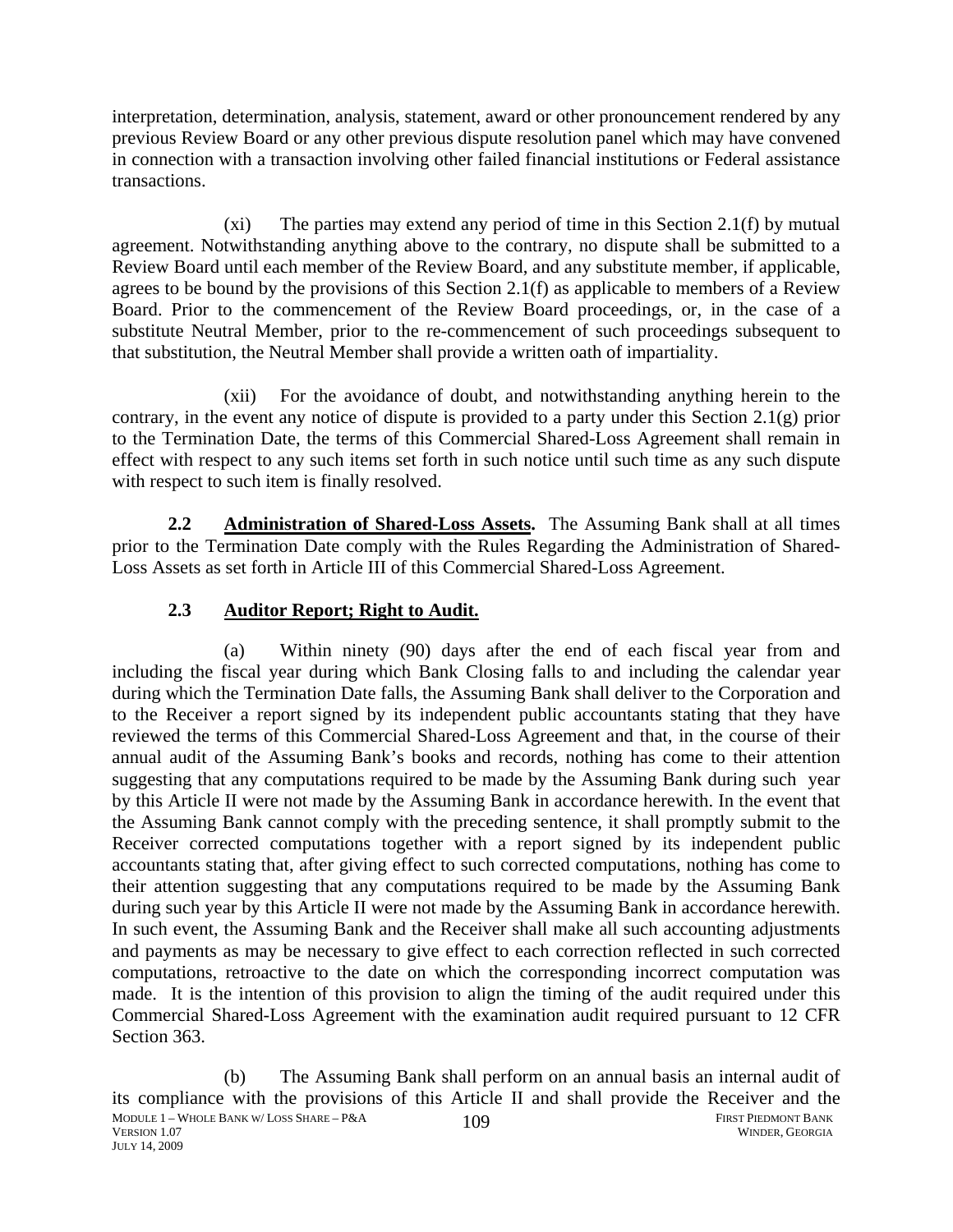interpretation, determination, analysis, statement, award or other pronouncement rendered by any previous Review Board or any other previous dispute resolution panel which may have convened in connection with a transaction involving other failed financial institutions or Federal assistance transactions.

(xi) The parties may extend any period of time in this Section 2.1(f) by mutual agreement. Notwithstanding anything above to the contrary, no dispute shall be submitted to a Review Board until each member of the Review Board, and any substitute member, if applicable, agrees to be bound by the provisions of this Section 2.1(f) as applicable to members of a Review Board. Prior to the commencement of the Review Board proceedings, or, in the case of a substitute Neutral Member, prior to the re-commencement of such proceedings subsequent to that substitution, the Neutral Member shall provide a written oath of impartiality.

(xii) For the avoidance of doubt, and notwithstanding anything herein to the contrary, in the event any notice of dispute is provided to a party under this Section 2.1(g) prior to the Termination Date, the terms of this Commercial Shared-Loss Agreement shall remain in effect with respect to any such items set forth in such notice until such time as any such dispute with respect to such item is finally resolved.

**2.2 Administration of Shared-Loss Assets.** The Assuming Bank shall at all times prior to the Termination Date comply with the Rules Regarding the Administration of Shared-Loss Assets as set forth in Article III of this Commercial Shared-Loss Agreement.

### 2.3 Auditor Report; Right to Audit.

(a) Within ninety (90) days after the end of each fiscal year from and including the fiscal year during which Bank Closing falls to and including the calendar year during which the Termination Date falls, the Assuming Bank shall deliver to the Corporation and to the Receiver a report signed by its independent public accountants stating that they have reviewed the terms of this Commercial Shared-Loss Agreement and that, in the course of their annual audit of the Assuming Bank's books and records, nothing has come to their attention suggesting that any computations required to be made by the Assuming Bank during such year by this Article II were not made by the Assuming Bank in accordance herewith. In the event that the Assuming Bank cannot comply with the preceding sentence, it shall promptly submit to the Receiver corrected computations together with a report signed by its independent public accountants stating that, after giving effect to such corrected computations, nothing has come to their attention suggesting that any computations required to be made by the Assuming Bank during such year by this Article II were not made by the Assuming Bank in accordance herewith. In such event, the Assuming Bank and the Receiver shall make all such accounting adjustments and payments as may be necessary to give effect to each correction reflected in such corrected computations, retroactive to the date on which the corresponding incorrect computation was made. It is the intention of this provision to align the timing of the audit required under this Commercial Shared-Loss Agreement with the examination audit required pursuant to 12 CFR Section 363.

(b) The Assuming Bank shall perform on an annual basis an internal audit of its compliance with the provisions of this Article II and shall provide the Receiver and the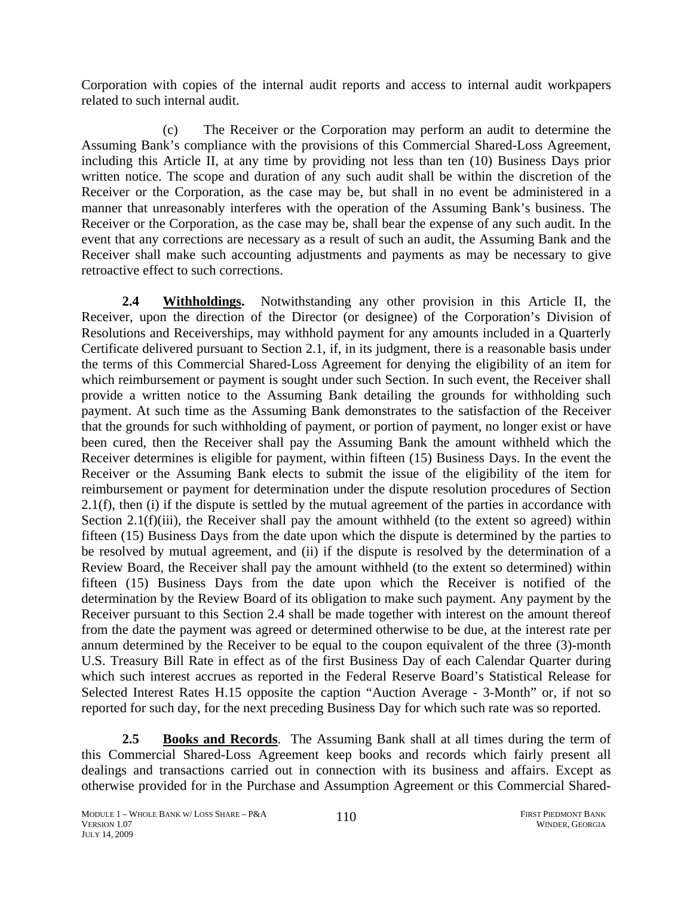Corporation with copies of the internal audit reports and access to internal audit workpapers related to such internal audit.

(c) The Receiver or the Corporation may perform an audit to determine the Assuming Bank's compliance with the provisions of this Commercial Shared-Loss Agreement, including this Article II, at any time by providing not less than ten (10) Business Days prior written notice. The scope and duration of any such audit shall be within the discretion of the Receiver or the Corporation, as the case may be, but shall in no event be administered in a manner that unreasonably interferes with the operation of the Assuming Bank's business. The Receiver or the Corporation, as the case may be, shall bear the expense of any such audit. In the event that any corrections are necessary as a result of such an audit, the Assuming Bank and the Receiver shall make such accounting adjustments and payments as may be necessary to give retroactive effect to such corrections.

**2.4 Withholdings.** Notwithstanding any other provision in this Article II, the Receiver, upon the direction of the Director (or designee) of the Corporation's Division of Resolutions and Receiverships, may withhold payment for any amounts included in a Quarterly Certificate delivered pursuant to Section 2.1, if, in its judgment, there is a reasonable basis under the terms of this Commercial Shared-Loss Agreement for denying the eligibility of an item for which reimbursement or payment is sought under such Section. In such event, the Receiver shall provide a written notice to the Assuming Bank detailing the grounds for withholding such payment. At such time as the Assuming Bank demonstrates to the satisfaction of the Receiver that the grounds for such withholding of payment, or portion of payment, no longer exist or have been cured, then the Receiver shall pay the Assuming Bank the amount withheld which the Receiver determines is eligible for payment, within fifteen (15) Business Days. In the event the Receiver or the Assuming Bank elects to submit the issue of the eligibility of the item for reimbursement or payment for determination under the dispute resolution procedures of Section 2.1(f), then (i) if the dispute is settled by the mutual agreement of the parties in accordance with Section 2.1(f)(iii), the Receiver shall pay the amount withheld (to the extent so agreed) within fifteen (15) Business Days from the date upon which the dispute is determined by the parties to be resolved by mutual agreement, and (ii) if the dispute is resolved by the determination of a Review Board, the Receiver shall pay the amount withheld (to the extent so determined) within fifteen (15) Business Days from the date upon which the Receiver is notified of the determination by the Review Board of its obligation to make such payment. Any payment by the Receiver pursuant to this Section 2.4 shall be made together with interest on the amount thereof from the date the payment was agreed or determined otherwise to be due, at the interest rate per annum determined by the Receiver to be equal to the coupon equivalent of the three (3)-month U.S. Treasury Bill Rate in effect as of the first Business Day of each Calendar Quarter during which such interest accrues as reported in the Federal Reserve Board's Statistical Release for Selected Interest Rates H.15 opposite the caption "Auction Average - 3-Month" or, if not so reported for such day, for the next preceding Business Day for which such rate was so reported.

**2.5 Books and Records**. The Assuming Bank shall at all times during the term of this Commercial Shared-Loss Agreement keep books and records which fairly present all dealings and transactions carried out in connection with its business and affairs. Except as otherwise provided for in the Purchase and Assumption Agreement or this Commercial Shared-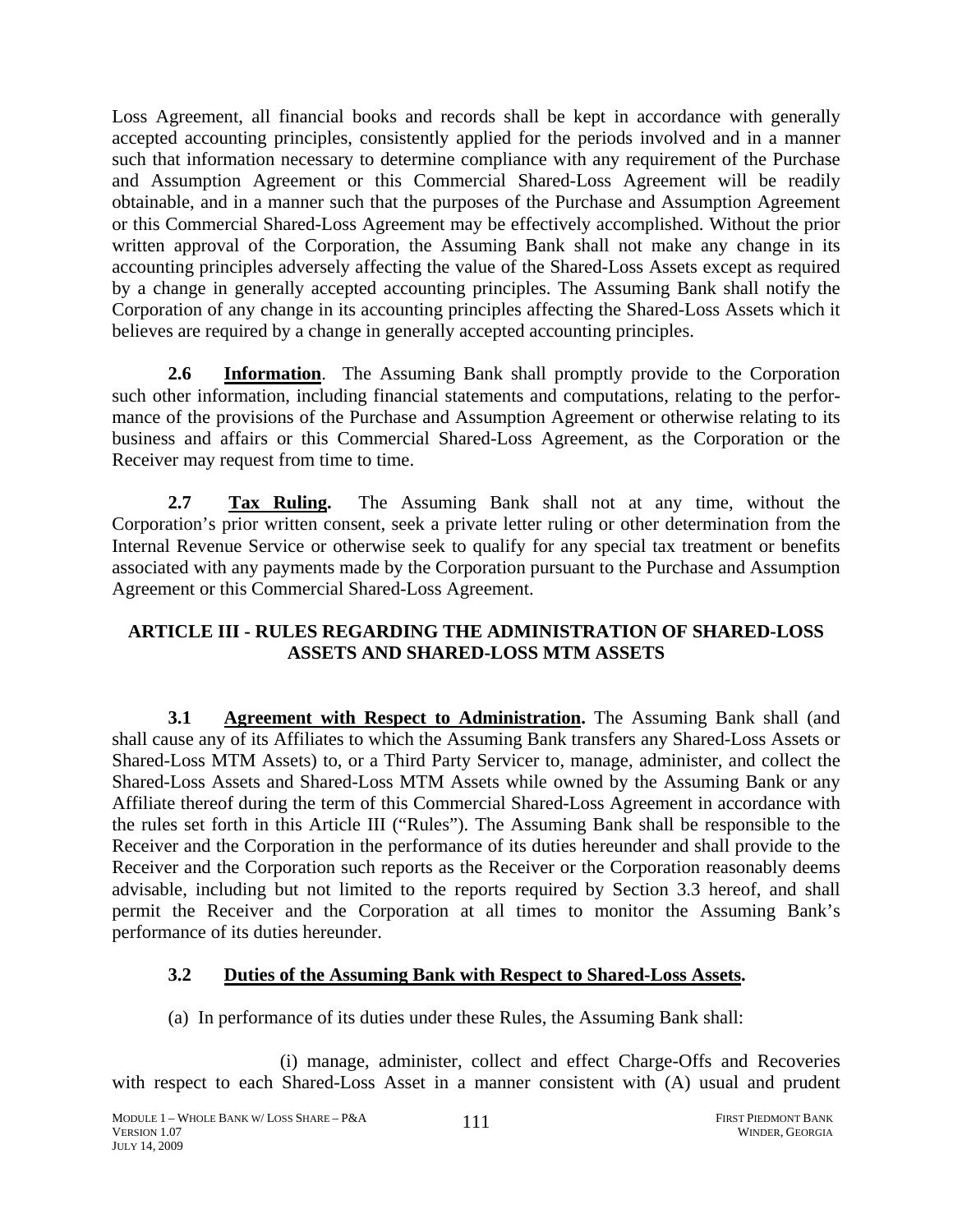Loss Agreement, all financial books and records shall be kept in accordance with generally accepted accounting principles, consistently applied for the periods involved and in a manner such that information necessary to determine compliance with any requirement of the Purchase and Assumption Agreement or this Commercial Shared-Loss Agreement will be readily obtainable, and in a manner such that the purposes of the Purchase and Assumption Agreement or this Commercial Shared-Loss Agreement may be effectively accomplished. Without the prior written approval of the Corporation, the Assuming Bank shall not make any change in its accounting principles adversely affecting the value of the Shared-Loss Assets except as required by a change in generally accepted accounting principles. The Assuming Bank shall notify the Corporation of any change in its accounting principles affecting the Shared-Loss Assets which it believes are required by a change in generally accepted accounting principles.

**2.6 Information**. The Assuming Bank shall promptly provide to the Corporation such other information, including financial statements and computations, relating to the performance of the provisions of the Purchase and Assumption Agreement or otherwise relating to its business and affairs or this Commercial Shared-Loss Agreement, as the Corporation or the Receiver may request from time to time.

**2.7 Tax Ruling.** The Assuming Bank shall not at any time, without the Corporation's prior written consent, seek a private letter ruling or other determination from the Internal Revenue Service or otherwise seek to qualify for any special tax treatment or benefits associated with any payments made by the Corporation pursuant to the Purchase and Assumption Agreement or this Commercial Shared-Loss Agreement.

## ARTICLE III - RULES REGARDING THE ADMINISTRATION OF SHARED-LOSS ASSETS AND SHARED-LOSS MTM ASSETS

**3.1 Agreement with Respect to Administration.** The Assuming Bank shall (and shall cause any of its Affiliates to which the Assuming Bank transfers any Shared-Loss Assets or Shared-Loss MTM Assets) to, or a Third Party Servicer to, manage, administer, and collect the Shared-Loss Assets and Shared-Loss MTM Assets while owned by the Assuming Bank or any Affiliate thereof during the term of this Commercial Shared-Loss Agreement in accordance with the rules set forth in this Article III ("Rules"). The Assuming Bank shall be responsible to the Receiver and the Corporation in the performance of its duties hereunder and shall provide to the Receiver and the Corporation such reports as the Receiver or the Corporation reasonably deems advisable, including but not limited to the reports required by Section 3.3 hereof, and shall permit the Receiver and the Corporation at all times to monitor the Assuming Bank's performance of its duties hereunder.

### 3.2 Duties of the Assuming Bank with Respect to Shared-Loss Assets.

(a) In performance of its duties under these Rules, the Assuming Bank shall:

(i) manage, administer, collect and effect Charge-Offs and Recoveries with respect to each Shared-Loss Asset in a manner consistent with (A) usual and prudent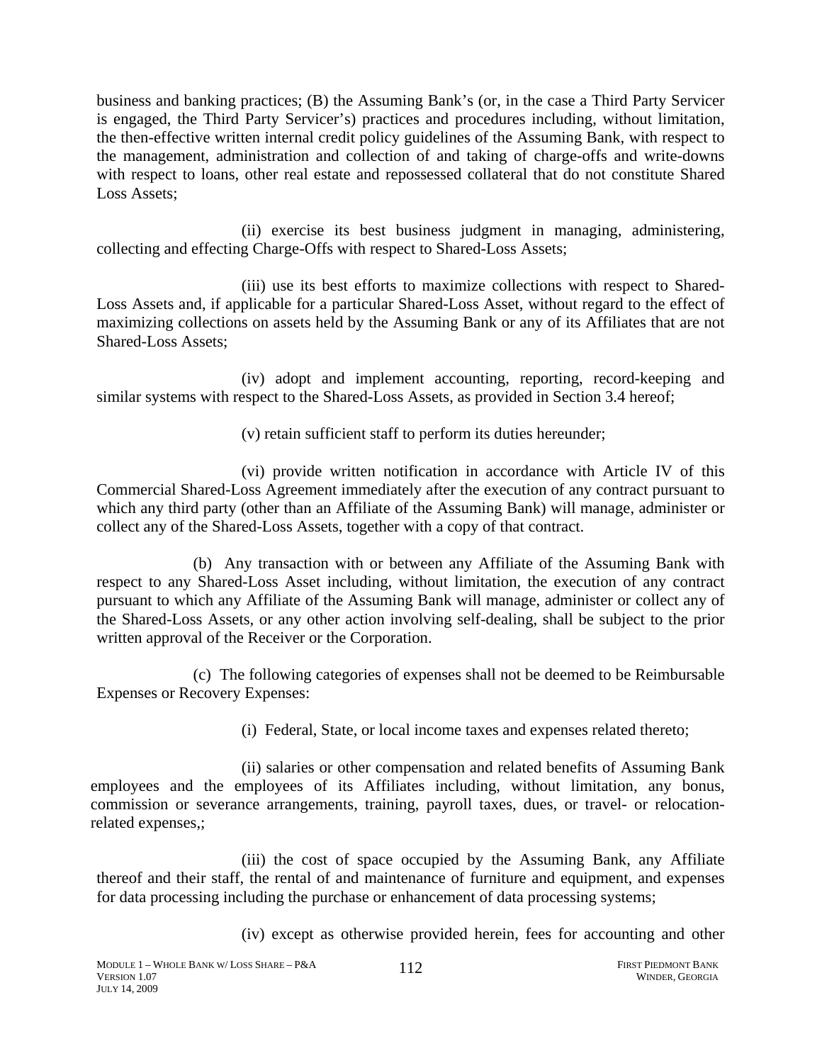business and banking practices; (B) the Assuming Bank's (or, in the case a Third Party Servicer is engaged, the Third Party Servicer's) practices and procedures including, without limitation, the then-effective written internal credit policy guidelines of the Assuming Bank, with respect to the management, administration and collection of and taking of charge-offs and write-downs with respect to loans, other real estate and repossessed collateral that do not constitute Shared Loss Assets;

(ii) exercise its best business judgment in managing, administering, collecting and effecting Charge-Offs with respect to Shared-Loss Assets;

(iii) use its best efforts to maximize collections with respect to Shared-Loss Assets and, if applicable for a particular Shared-Loss Asset, without regard to the effect of maximizing collections on assets held by the Assuming Bank or any of its Affiliates that are not Shared-Loss Assets;

(iv) adopt and implement accounting, reporting, record-keeping and similar systems with respect to the Shared-Loss Assets, as provided in Section 3.4 hereof;

(v) retain sufficient staff to perform its duties hereunder;

(vi) provide written notification in accordance with Article IV of this Commercial Shared-Loss Agreement immediately after the execution of any contract pursuant to which any third party (other than an Affiliate of the Assuming Bank) will manage, administer or collect any of the Shared-Loss Assets, together with a copy of that contract.

(b) Any transaction with or between any Affiliate of the Assuming Bank with respect to any Shared-Loss Asset including, without limitation, the execution of any contract pursuant to which any Affiliate of the Assuming Bank will manage, administer or collect any of the Shared-Loss Assets, or any other action involving self-dealing, shall be subject to the prior written approval of the Receiver or the Corporation.

(c) The following categories of expenses shall not be deemed to be Reimbursable Expenses or Recovery Expenses:

(i) Federal, State, or local income taxes and expenses related thereto;

(ii) salaries or other compensation and related benefits of Assuming Bank employees and the employees of its Affiliates including, without limitation, any bonus, commission or severance arrangements, training, payroll taxes, dues, or travel- or relocation-related expenses,;

(iii) the cost of space occupied by the Assuming Bank, any Affiliate thereof and their staff, the rental of and maintenance of furniture and equipment, and expenses for data processing including the purchase or enhancement of data processing systems;

(iv) except as otherwise provided herein, fees for accounting and other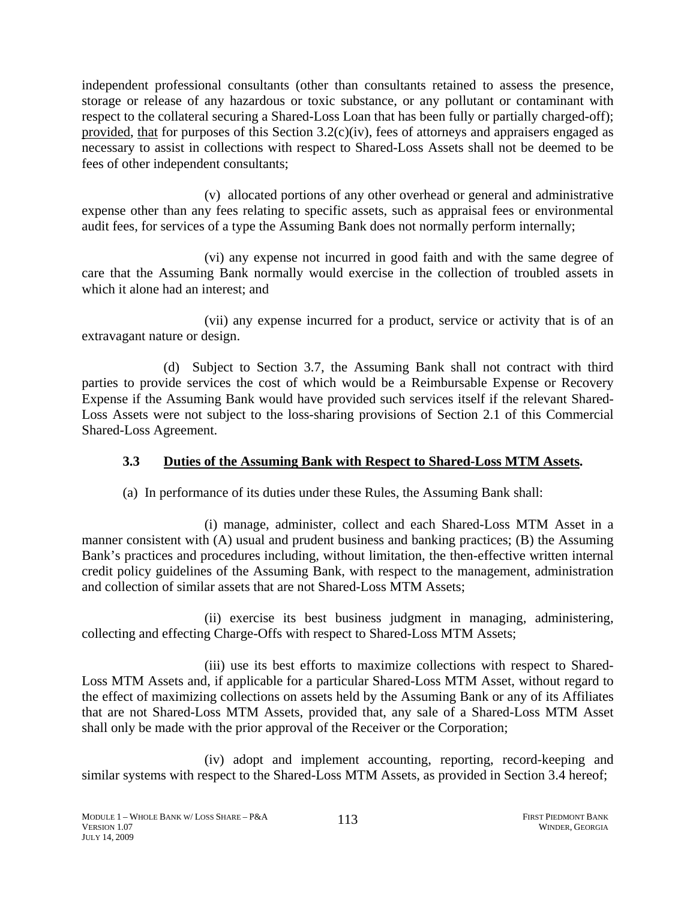independent professional consultants (other than consultants retained to assess the presence, storage or release of any hazardous or toxic substance, or any pollutant or contaminant with respect to the collateral securing a Shared-Loss Loan that has been fully or partially charged-off); provided, that for purposes of this Section 3.2(c)(iv), fees of attorneys and appraisers engaged as necessary to assist in collections with respect to Shared-Loss Assets shall not be deemed to be fees of other independent consultants;

(v) allocated portions of any other overhead or general and administrative expense other than any fees relating to specific assets, such as appraisal fees or environmental audit fees, for services of a type the Assuming Bank does not normally perform internally;

(vi) any expense not incurred in good faith and with the same degree of care that the Assuming Bank normally would exercise in the collection of troubled assets in which it alone had an interest; and

(vii) any expense incurred for a product, service or activity that is of an extravagant nature or design.

(d) Subject to Section 3.7, the Assuming Bank shall not contract with third parties to provide services the cost of which would be a Reimbursable Expense or Recovery Expense if the Assuming Bank would have provided such services itself if the relevant Shared-Loss Assets were not subject to the loss-sharing provisions of Section 2.1 of this Commercial Shared-Loss Agreement.

### 3.3 Duties of the Assuming Bank with Respect to Shared-Loss MTM Assets.

(a) In performance of its duties under these Rules, the Assuming Bank shall:

(i) manage, administer, collect and each Shared-Loss MTM Asset in a manner consistent with (A) usual and prudent business and banking practices; (B) the Assuming Bank's practices and procedures including, without limitation, the then-effective written internal credit policy guidelines of the Assuming Bank, with respect to the management, administration and collection of similar assets that are not Shared-Loss MTM Assets;

(ii) exercise its best business judgment in managing, administering, collecting and effecting Charge-Offs with respect to Shared-Loss MTM Assets;

(iii) use its best efforts to maximize collections with respect to Shared-Loss MTM Assets and, if applicable for a particular Shared-Loss MTM Asset, without regard to the effect of maximizing collections on assets held by the Assuming Bank or any of its Affiliates that are not Shared-Loss MTM Assets, provided that, any sale of a Shared-Loss MTM Asset shall only be made with the prior approval of the Receiver or the Corporation;

(iv) adopt and implement accounting, reporting, record-keeping and similar systems with respect to the Shared-Loss MTM Assets, as provided in Section 3.4 hereof;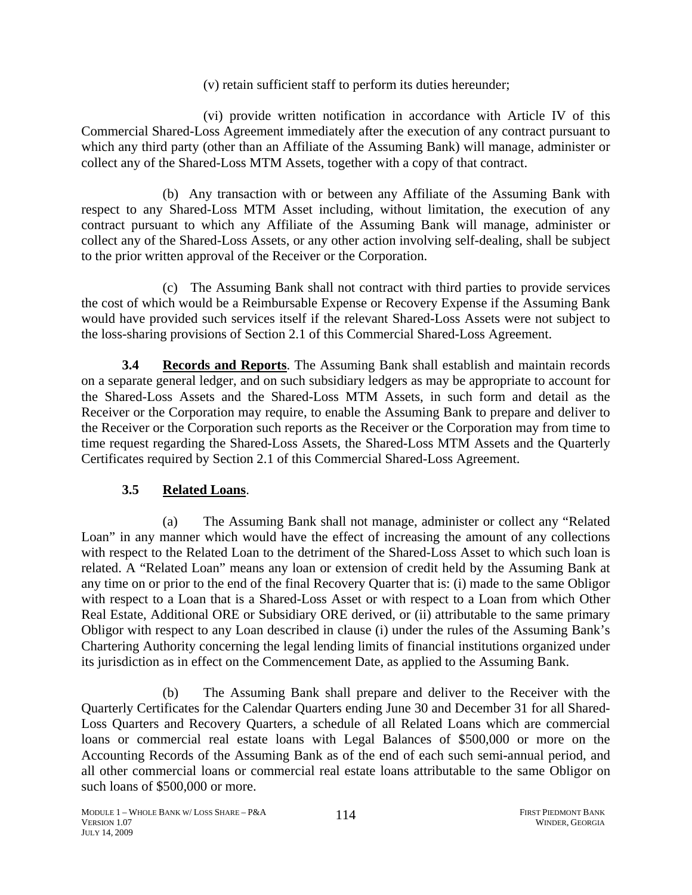(v) retain sufficient staff to perform its duties hereunder;

(vi) provide written notification in accordance with Article IV of this Commercial Shared-Loss Agreement immediately after the execution of any contract pursuant to which any third party (other than an Affiliate of the Assuming Bank) will manage, administer or collect any of the Shared-Loss MTM Assets, together with a copy of that contract.

(b) Any transaction with or between any Affiliate of the Assuming Bank with respect to any Shared-Loss MTM Asset including, without limitation, the execution of any contract pursuant to which any Affiliate of the Assuming Bank will manage, administer or collect any of the Shared-Loss Assets, or any other action involving self-dealing, shall be subject to the prior written approval of the Receiver or the Corporation.

(c) The Assuming Bank shall not contract with third parties to provide services the cost of which would be a Reimbursable Expense or Recovery Expense if the Assuming Bank would have provided such services itself if the relevant Shared-Loss Assets were not subject to the loss-sharing provisions of Section 2.1 of this Commercial Shared-Loss Agreement.

**3.4 Records and Reports**. The Assuming Bank shall establish and maintain records on a separate general ledger, and on such subsidiary ledgers as may be appropriate to account for the Shared-Loss Assets and the Shared-Loss MTM Assets, in such form and detail as the Receiver or the Corporation may require, to enable the Assuming Bank to prepare and deliver to the Receiver or the Corporation such reports as the Receiver or the Corporation may from time to time request regarding the Shared-Loss Assets, the Shared-Loss MTM Assets and the Quarterly Certificates required by Section 2.1 of this Commercial Shared-Loss Agreement.

**3.5 Related Loans**.

(a) The Assuming Bank shall not manage, administer or collect any "Related Loan" in any manner which would have the effect of increasing the amount of any collections with respect to the Related Loan to the detriment of the Shared-Loss Asset to which such loan is related. A "Related Loan" means any loan or extension of credit held by the Assuming Bank at any time on or prior to the end of the final Recovery Quarter that is: (i) made to the same Obligor with respect to a Loan that is a Shared-Loss Asset or with respect to a Loan from which Other Real Estate, Additional ORE or Subsidiary ORE derived, or (ii) attributable to the same primary Obligor with respect to any Loan described in clause (i) under the rules of the Assuming Bank's Chartering Authority concerning the legal lending limits of financial institutions organized under its jurisdiction as in effect on the Commencement Date, as applied to the Assuming Bank.

(b) The Assuming Bank shall prepare and deliver to the Receiver with the Quarterly Certificates for the Calendar Quarters ending June 30 and December 31 for all Shared-Loss Quarters and Recovery Quarters, a schedule of all Related Loans which are commercial loans or commercial real estate loans with Legal Balances of $500,000 or more on the Accounting Records of the Assuming Bank as of the end of each such semi-annual period, and all other commercial loans or commercial real estate loans attributable to the same Obligor on such loans of $500,000 or more.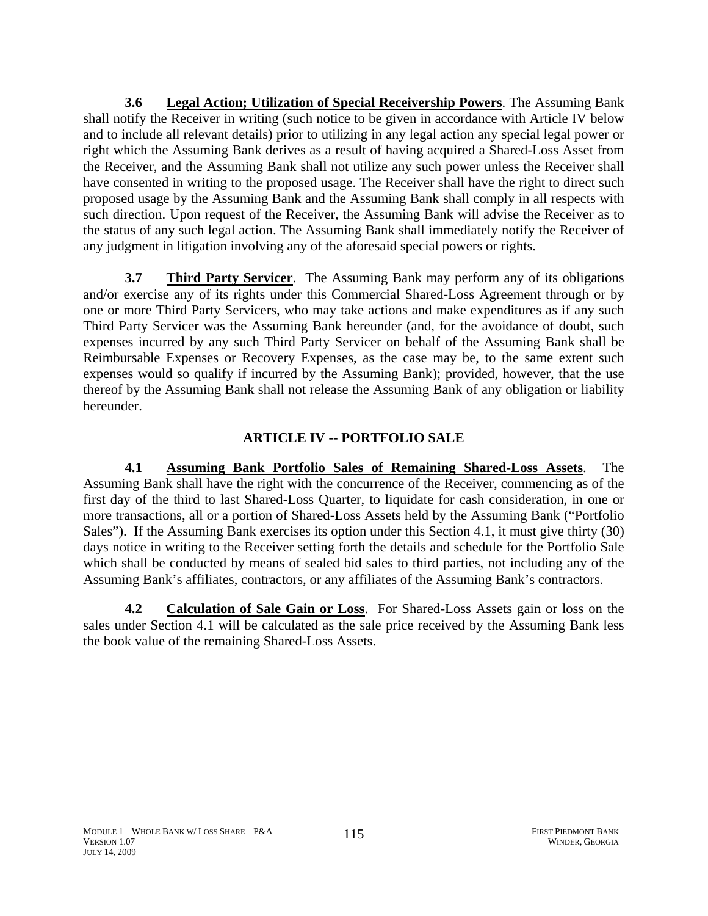**3.6 Legal Action; Utilization of Special Receivership Powers**. The Assuming Bank shall notify the Receiver in writing (such notice to be given in accordance with Article IV below and to include all relevant details) prior to utilizing in any legal action any special legal power or right which the Assuming Bank derives as a result of having acquired a Shared-Loss Asset from the Receiver, and the Assuming Bank shall not utilize any such power unless the Receiver shall have consented in writing to the proposed usage. The Receiver shall have the right to direct such proposed usage by the Assuming Bank and the Assuming Bank shall comply in all respects with such direction. Upon request of the Receiver, the Assuming Bank will advise the Receiver as to the status of any such legal action. The Assuming Bank shall immediately notify the Receiver of any judgment in litigation involving any of the aforesaid special powers or rights.

**3.7 Third Party Servicer**. The Assuming Bank may perform any of its obligations and/or exercise any of its rights under this Commercial Shared-Loss Agreement through or by one or more Third Party Servicers, who may take actions and make expenditures as if any such Third Party Servicer was the Assuming Bank hereunder (and, for the avoidance of doubt, such expenses incurred by any such Third Party Servicer on behalf of the Assuming Bank shall be Reimbursable Expenses or Recovery Expenses, as the case may be, to the same extent such expenses would so qualify if incurred by the Assuming Bank); provided, however, that the use thereof by the Assuming Bank shall not release the Assuming Bank of any obligation or liability hereunder.

## ARTICLE IV -- PORTFOLIO SALE

**4.1 Assuming Bank Portfolio Sales of Remaining Shared-Loss Assets**. The Assuming Bank shall have the right with the concurrence of the Receiver, commencing as of the first day of the third to last Shared-Loss Quarter, to liquidate for cash consideration, in one or more transactions, all or a portion of Shared-Loss Assets held by the Assuming Bank ("Portfolio Sales"). If the Assuming Bank exercises its option under this Section 4.1, it must give thirty (30) days notice in writing to the Receiver setting forth the details and schedule for the Portfolio Sale which shall be conducted by means of sealed bid sales to third parties, not including any of the Assuming Bank's affiliates, contractors, or any affiliates of the Assuming Bank's contractors.

**4.2 Calculation of Sale Gain or Loss**. For Shared-Loss Assets gain or loss on the sales under Section 4.1 will be calculated as the sale price received by the Assuming Bank less the book value of the remaining Shared-Loss Assets.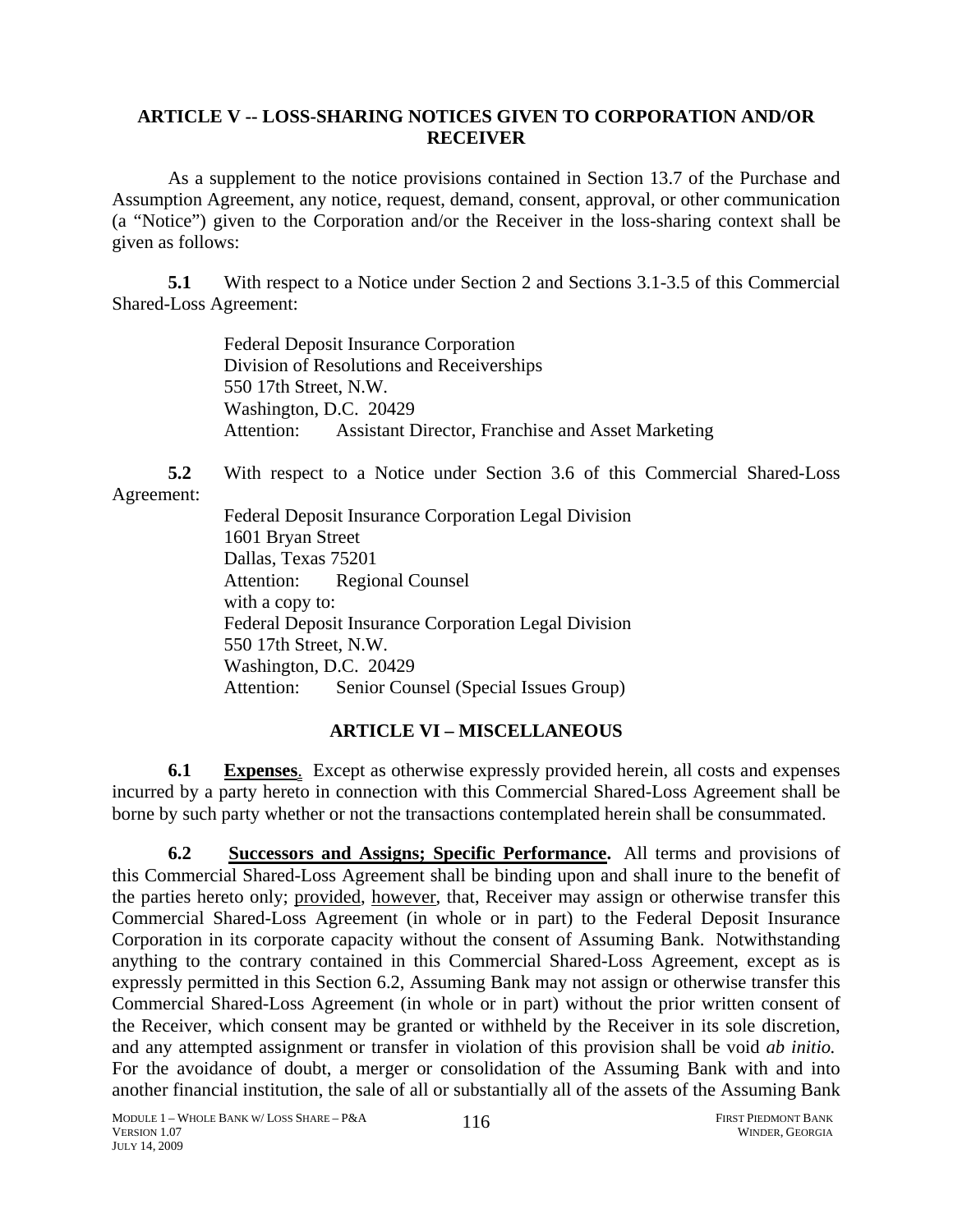## ARTICLE V -- LOSS-SHARING NOTICES GIVEN TO CORPORATION AND/OR RECEIVER

As a supplement to the notice provisions contained in Section 13.7 of the Purchase and Assumption Agreement, any notice, request, demand, consent, approval, or other communication (a "Notice") given to the Corporation and/or the Receiver in the loss-sharing context shall be given as follows:

**5.1** With respect to a Notice under Section 2 and Sections 3.1-3.5 of this Commercial Shared-Loss Agreement:

> Federal Deposit Insurance Corporation
> Division of Resolutions and Receiverships
> 550 17th Street, N.W.
> Washington, D.C. 20429
> Attention: Assistant Director, Franchise and Asset Marketing

**5.2** With respect to a Notice under Section 3.6 of this Commercial Shared-Loss Agreement:

> Federal Deposit Insurance Corporation Legal Division
> 1601 Bryan Street
> Dallas, Texas 75201
> Attention: Regional Counsel
> with a copy to:
> Federal Deposit Insurance Corporation Legal Division
> 550 17th Street, N.W.
> Washington, D.C. 20429
> Attention: Senior Counsel (Special Issues Group)

## ARTICLE VI – MISCELLANEOUS

**6.1** **<u>Expenses</u>**. Except as otherwise expressly provided herein, all costs and expenses incurred by a party hereto in connection with this Commercial Shared-Loss Agreement shall be borne by such party whether or not the transactions contemplated herein shall be consummated.

**6.2** **<u>Successors and Assigns; Specific Performance</u>.** All terms and provisions of this Commercial Shared-Loss Agreement shall be binding upon and shall inure to the benefit of the parties hereto only; <u>provided</u>, <u>however</u>, that, Receiver may assign or otherwise transfer this Commercial Shared-Loss Agreement (in whole or in part) to the Federal Deposit Insurance Corporation in its corporate capacity without the consent of Assuming Bank. Notwithstanding anything to the contrary contained in this Commercial Shared-Loss Agreement, except as is expressly permitted in this Section 6.2, Assuming Bank may not assign or otherwise transfer this Commercial Shared-Loss Agreement (in whole or in part) without the prior written consent of the Receiver, which consent may be granted or withheld by the Receiver in its sole discretion, and any attempted assignment or transfer in violation of this provision shall be void *ab initio.* For the avoidance of doubt, a merger or consolidation of the Assuming Bank with and into another financial institution, the sale of all or substantially all of the assets of the Assuming Bank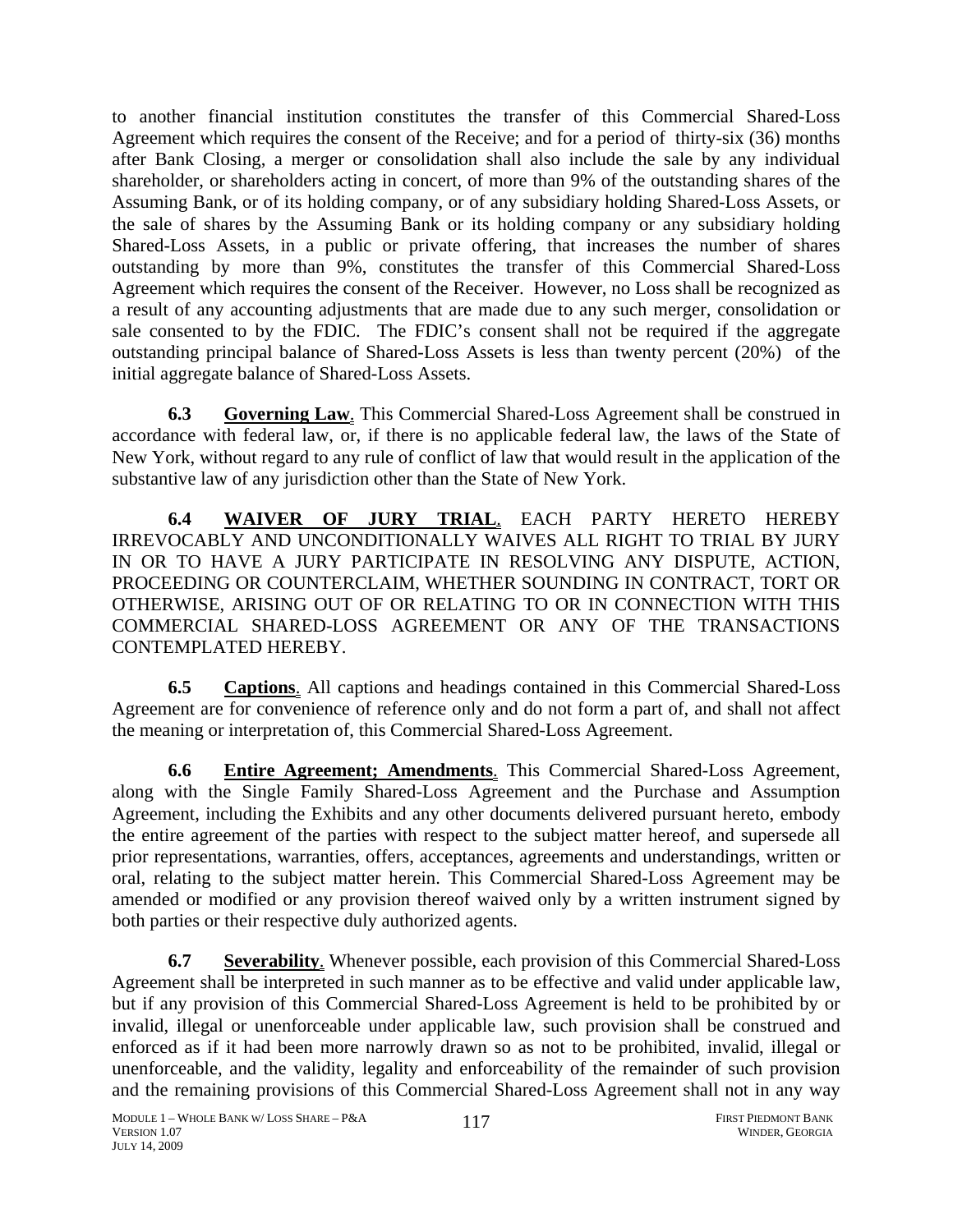to another financial institution constitutes the transfer of this Commercial Shared-Loss Agreement which requires the consent of the Receive; and for a period of thirty-six (36) months after Bank Closing, a merger or consolidation shall also include the sale by any individual shareholder, or shareholders acting in concert, of more than 9% of the outstanding shares of the Assuming Bank, or of its holding company, or of any subsidiary holding Shared-Loss Assets, or the sale of shares by the Assuming Bank or its holding company or any subsidiary holding Shared-Loss Assets, in a public or private offering, that increases the number of shares outstanding by more than 9%, constitutes the transfer of this Commercial Shared-Loss Agreement which requires the consent of the Receiver. However, no Loss shall be recognized as a result of any accounting adjustments that are made due to any such merger, consolidation or sale consented to by the FDIC. The FDIC's consent shall not be required if the aggregate outstanding principal balance of Shared-Loss Assets is less than twenty percent (20%) of the initial aggregate balance of Shared-Loss Assets.

**6.3 Governing Law**. This Commercial Shared-Loss Agreement shall be construed in accordance with federal law, or, if there is no applicable federal law, the laws of the State of New York, without regard to any rule of conflict of law that would result in the application of the substantive law of any jurisdiction other than the State of New York.

**6.4 WAIVER OF JURY TRIAL**. EACH PARTY HERETO HEREBY IRREVOCABLY AND UNCONDITIONALLY WAIVES ALL RIGHT TO TRIAL BY JURY IN OR TO HAVE A JURY PARTICIPATE IN RESOLVING ANY DISPUTE, ACTION, PROCEEDING OR COUNTERCLAIM, WHETHER SOUNDING IN CONTRACT, TORT OR OTHERWISE, ARISING OUT OF OR RELATING TO OR IN CONNECTION WITH THIS COMMERCIAL SHARED-LOSS AGREEMENT OR ANY OF THE TRANSACTIONS CONTEMPLATED HEREBY.

**6.5 Captions**. All captions and headings contained in this Commercial Shared-Loss Agreement are for convenience of reference only and do not form a part of, and shall not affect the meaning or interpretation of, this Commercial Shared-Loss Agreement.

**6.6 Entire Agreement; Amendments**. This Commercial Shared-Loss Agreement, along with the Single Family Shared-Loss Agreement and the Purchase and Assumption Agreement, including the Exhibits and any other documents delivered pursuant hereto, embody the entire agreement of the parties with respect to the subject matter hereof, and supersede all prior representations, warranties, offers, acceptances, agreements and understandings, written or oral, relating to the subject matter herein. This Commercial Shared-Loss Agreement may be amended or modified or any provision thereof waived only by a written instrument signed by both parties or their respective duly authorized agents.

**6.7 Severability**. Whenever possible, each provision of this Commercial Shared-Loss Agreement shall be interpreted in such manner as to be effective and valid under applicable law, but if any provision of this Commercial Shared-Loss Agreement is held to be prohibited by or invalid, illegal or unenforceable under applicable law, such provision shall be construed and enforced as if it had been more narrowly drawn so as not to be prohibited, invalid, illegal or unenforceable, and the validity, legality and enforceability of the remainder of such provision and the remaining provisions of this Commercial Shared-Loss Agreement shall not in any way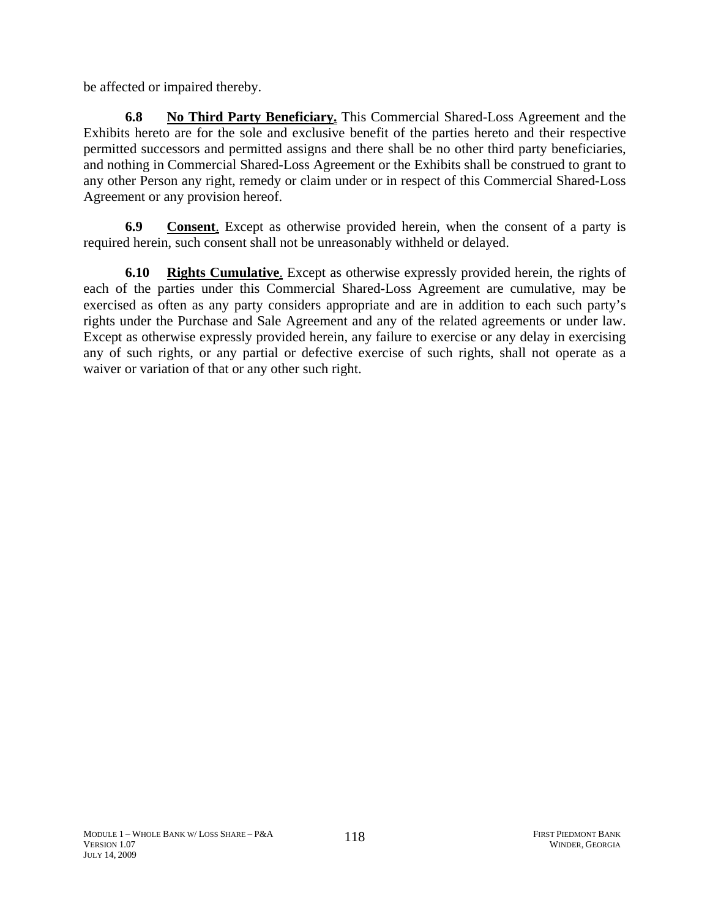be affected or impaired thereby.

**6.8 <u>No Third Party Beneficiary.</u>** This Commercial Shared-Loss Agreement and the Exhibits hereto are for the sole and exclusive benefit of the parties hereto and their respective permitted successors and permitted assigns and there shall be no other third party beneficiaries, and nothing in Commercial Shared-Loss Agreement or the Exhibits shall be construed to grant to any other Person any right, remedy or claim under or in respect of this Commercial Shared-Loss Agreement or any provision hereof.

**6.9 <u>Consent</u>**. Except as otherwise provided herein, when the consent of a party is required herein, such consent shall not be unreasonably withheld or delayed.

**6.10 <u>Rights Cumulative</u>**. Except as otherwise expressly provided herein, the rights of each of the parties under this Commercial Shared-Loss Agreement are cumulative, may be exercised as often as any party considers appropriate and are in addition to each such party's rights under the Purchase and Sale Agreement and any of the related agreements or under law. Except as otherwise expressly provided herein, any failure to exercise or any delay in exercising any of such rights, or any partial or defective exercise of such rights, shall not operate as a waiver or variation of that or any other such right.